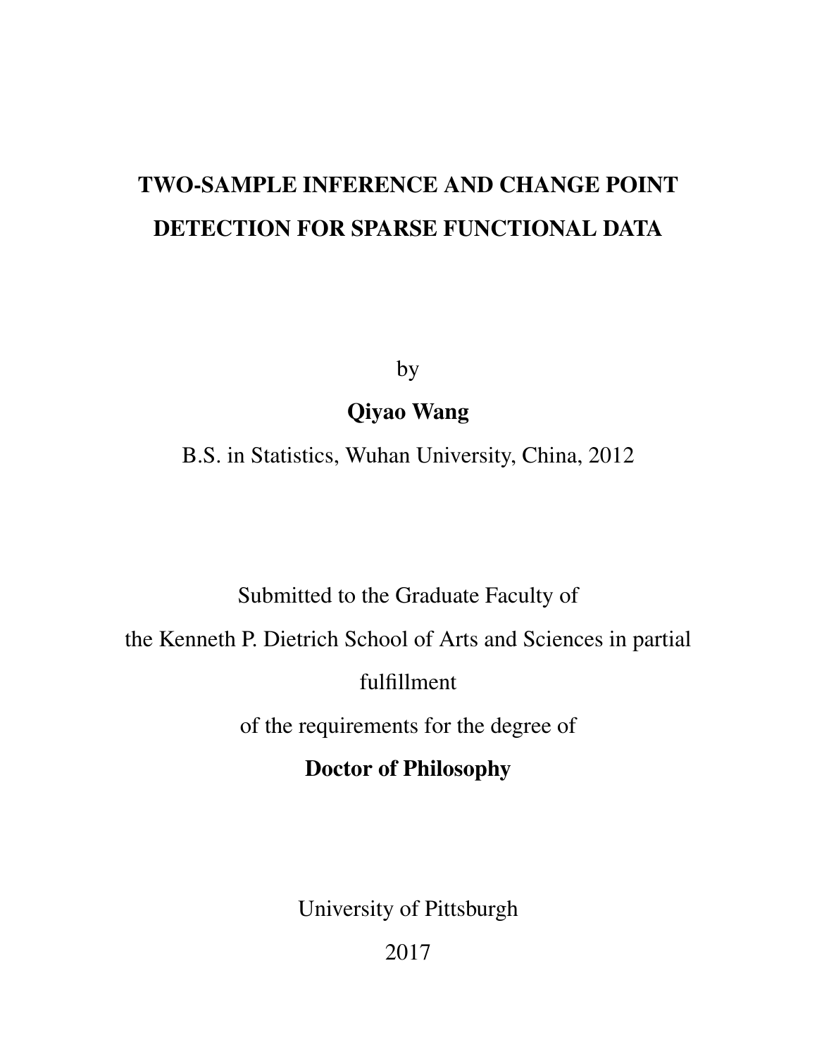# TWO-SAMPLE INFERENCE AND CHANGE POINT DETECTION FOR SPARSE FUNCTIONAL DATA

by

**Qiyao Wang**

B.S. in Statistics, Wuhan University, China, 2012

Submitted to the Graduate Faculty of

the Kenneth P. Dietrich School of Arts and Sciences in partial fulfillment

of the requirements for the degree of

**Doctor of Philosophy**

University of Pittsburgh

2017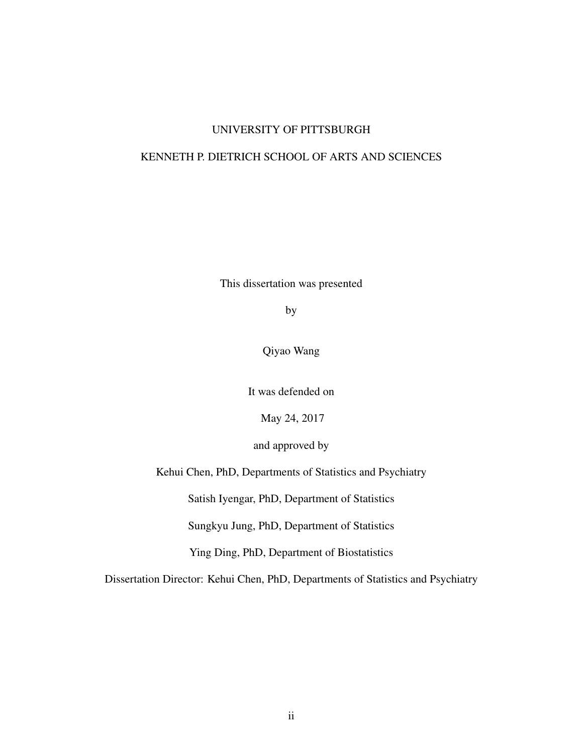UNIVERSITY OF PITTSBURGH

KENNETH P. DIETRICH SCHOOL OF ARTS AND SCIENCES

This dissertation was presented

by

Qiyao Wang

It was defended on

May 24, 2017

and approved by

Kehui Chen, PhD, Departments of Statistics and Psychiatry

Satish Iyengar, PhD, Department of Statistics

Sungkyu Jung, PhD, Department of Statistics

Ying Ding, PhD, Department of Biostatistics

Dissertation Director: Kehui Chen, PhD, Departments of Statistics and Psychiatry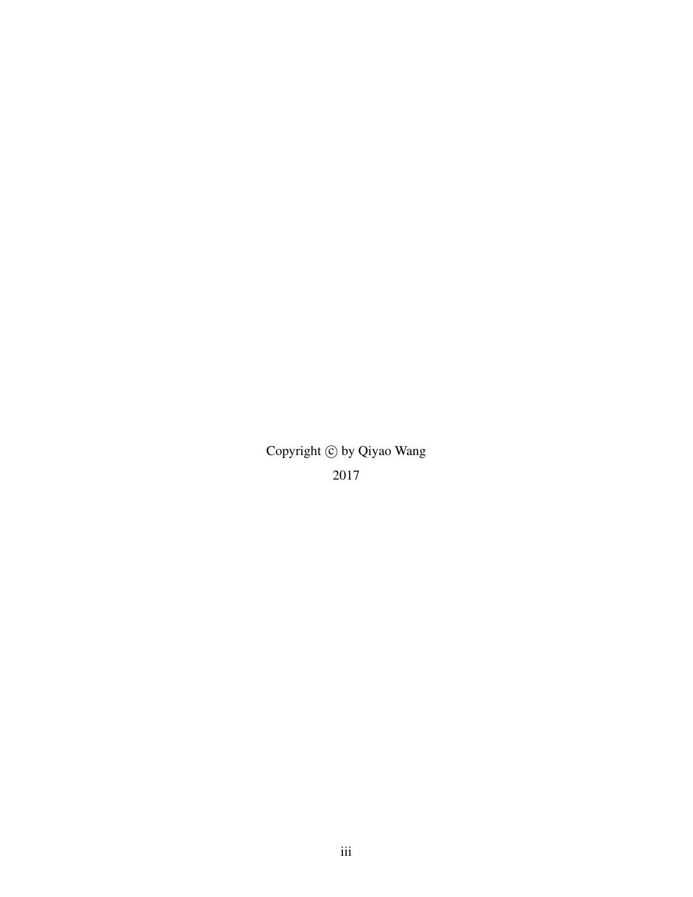Copyright © by Qiyao Wang

2017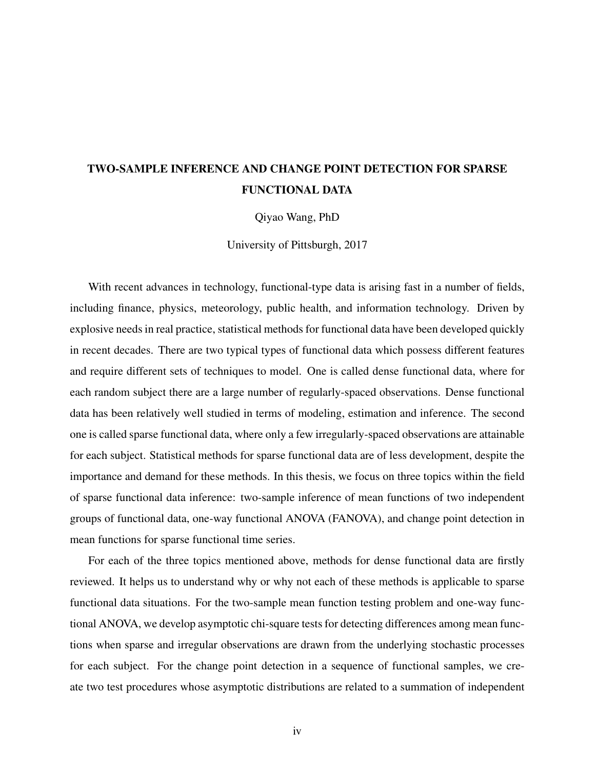**TWO-SAMPLE INFERENCE AND CHANGE POINT DETECTION FOR SPARSE FUNCTIONAL DATA**

Qiyao Wang, PhD

University of Pittsburgh, 2017

With recent advances in technology, functional-type data is arising fast in a number of fields, including finance, physics, meteorology, public health, and information technology. Driven by explosive needs in real practice, statistical methods for functional data have been developed quickly in recent decades. There are two typical types of functional data which possess different features and require different sets of techniques to model. One is called dense functional data, where for each random subject there are a large number of regularly-spaced observations. Dense functional data has been relatively well studied in terms of modeling, estimation and inference. The second one is called sparse functional data, where only a few irregularly-spaced observations are attainable for each subject. Statistical methods for sparse functional data are of less development, despite the importance and demand for these methods. In this thesis, we focus on three topics within the field of sparse functional data inference: two-sample inference of mean functions of two independent groups of functional data, one-way functional ANOVA (FANOVA), and change point detection in mean functions for sparse functional time series.

For each of the three topics mentioned above, methods for dense functional data are firstly reviewed. It helps us to understand why or why not each of these methods is applicable to sparse functional data situations. For the two-sample mean function testing problem and one-way functional ANOVA, we develop asymptotic chi-square tests for detecting differences among mean functions when sparse and irregular observations are drawn from the underlying stochastic processes for each subject. For the change point detection in a sequence of functional samples, we create two test procedures whose asymptotic distributions are related to a summation of independent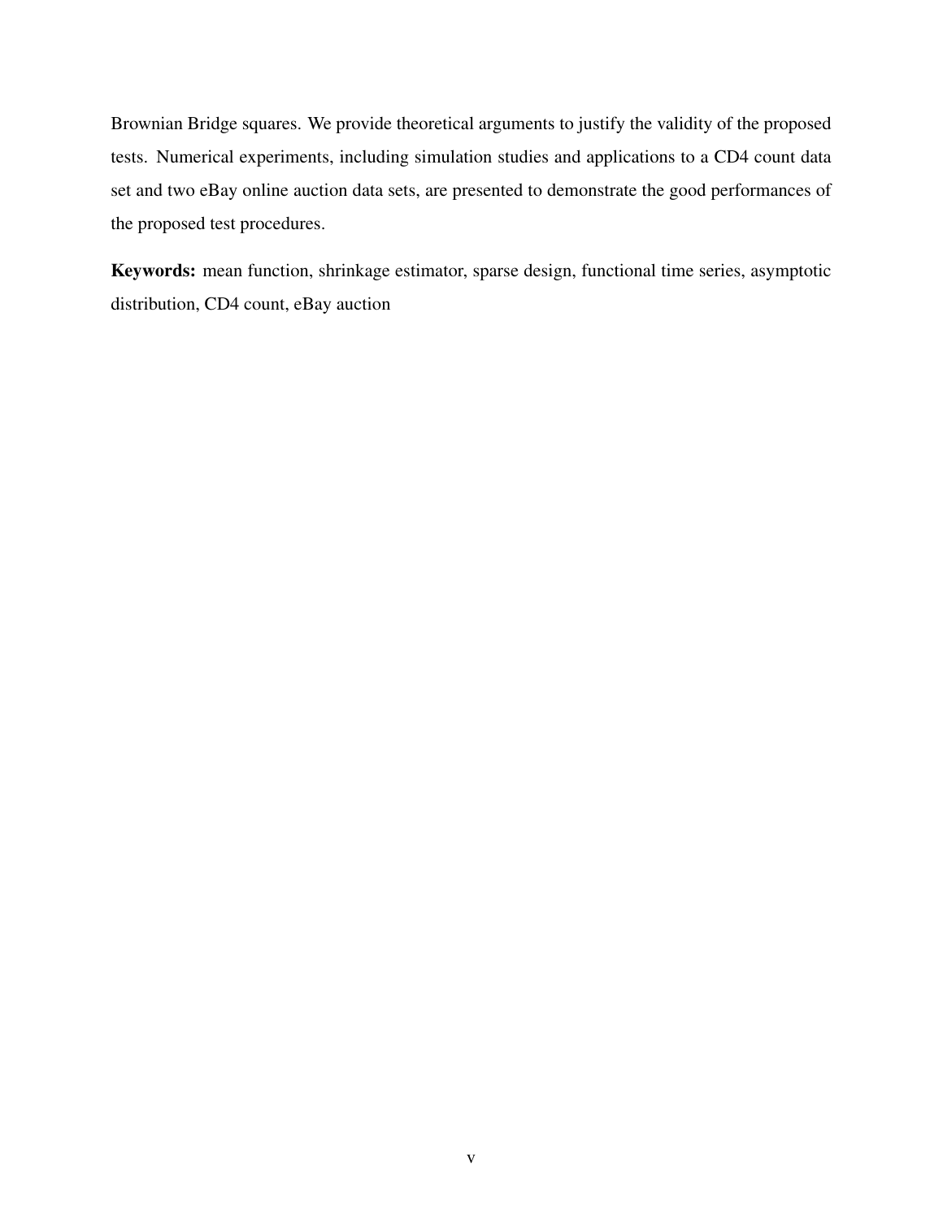Brownian Bridge squares. We provide theoretical arguments to justify the validity of the proposed tests. Numerical experiments, including simulation studies and applications to a CD4 count data set and two eBay online auction data sets, are presented to demonstrate the good performances of the proposed test procedures.

**Keywords:** mean function, shrinkage estimator, sparse design, functional time series, asymptotic distribution, CD4 count, eBay auction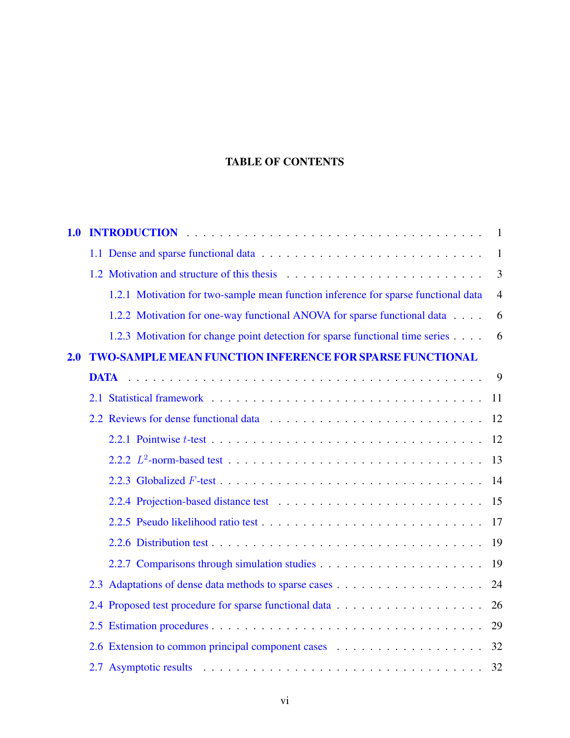## TABLE OF CONTENTS

**1.0 INTRODUCTION** . . . . . . . . . . 1

- 1.1 Dense and sparse functional data . . . . . . . . . . 1
- 1.2 Motivation and structure of this thesis . . . . . . . . . . 3
  - 1.2.1 Motivation for two-sample mean function inference for sparse functional data . . . 4
  - 1.2.2 Motivation for one-way functional ANOVA for sparse functional data . . . . 6
  - 1.2.3 Motivation for change point detection for sparse functional time series . . . . 6

**2.0 TWO-SAMPLE MEAN FUNCTION INFERENCE FOR SPARSE FUNCTIONAL DATA** . . . . . . . . . . 9

- 2.1 Statistical framework . . . . . . . . . . 11
- 2.2 Reviews for dense functional data . . . . . . . . . . 12
  - 2.2.1 Pointwise $t$-test . . . . . . . . . . 12
  - 2.2.2 $L^2$-norm-based test . . . . . . . . . . 13
  - 2.2.3 Globalized $F$-test . . . . . . . . . . 14
  - 2.2.4 Projection-based distance test . . . . . . . . . . 15
  - 2.2.5 Pseudo likelihood ratio test . . . . . . . . . . 17
  - 2.2.6 Distribution test . . . . . . . . . . 19
  - 2.2.7 Comparisons through simulation studies . . . . . . . . . . 19
- 2.3 Adaptations of dense data methods to sparse cases . . . . . . . . . . 24
- 2.4 Proposed test procedure for sparse functional data . . . . . . . . . . 26
- 2.5 Estimation procedures . . . . . . . . . . 29
- 2.6 Extension to common principal component cases . . . . . . . . . . 32
- 2.7 Asymptotic results . . . . . . . . . . 32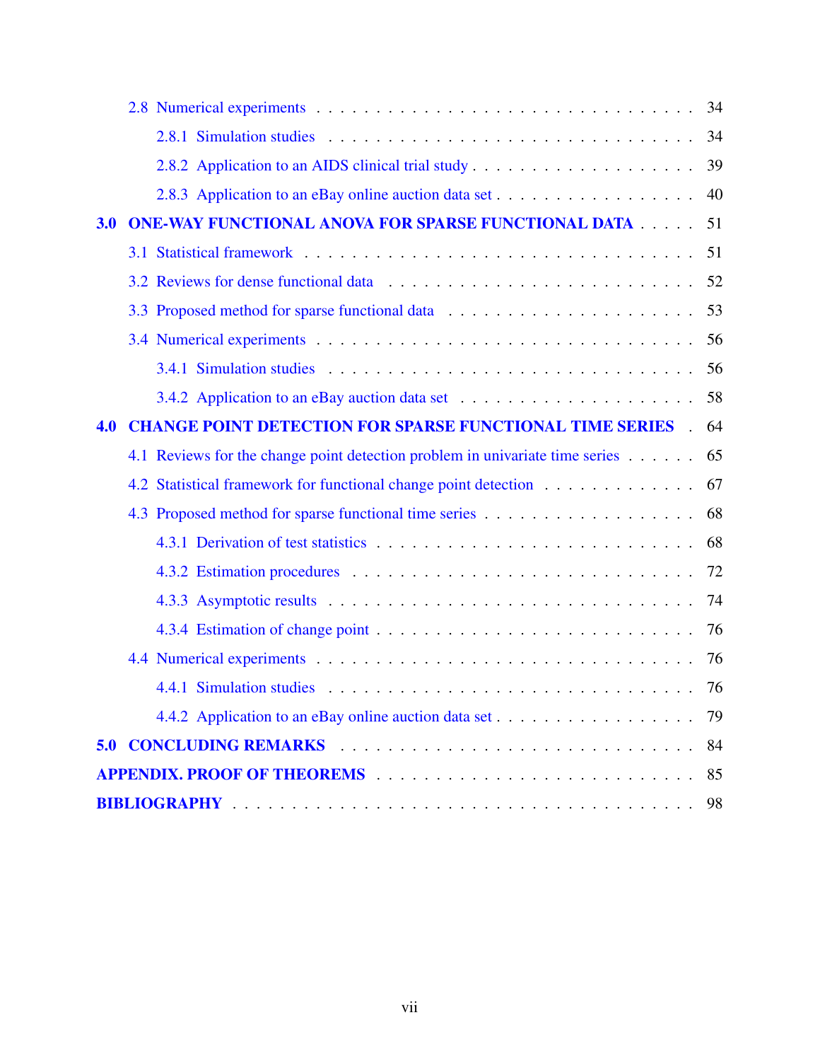- 2.8 Numerical experiments . . . 34
  - 2.8.1 Simulation studies . . . 34
  - 2.8.2 Application to an AIDS clinical trial study . . . 39
  - 2.8.3 Application to an eBay online auction data set . . . 40

**3.0 ONE-WAY FUNCTIONAL ANOVA FOR SPARSE FUNCTIONAL DATA . . . 51**

- 3.1 Statistical framework . . . 51
- 3.2 Reviews for dense functional data . . . 52
- 3.3 Proposed method for sparse functional data . . . 53
- 3.4 Numerical experiments . . . 56
  - 3.4.1 Simulation studies . . . 56
  - 3.4.2 Application to an eBay auction data set . . . 58

**4.0 CHANGE POINT DETECTION FOR SPARSE FUNCTIONAL TIME SERIES . . . 64**

- 4.1 Reviews for the change point detection problem in univariate time series . . . 65
- 4.2 Statistical framework for functional change point detection . . . 67
- 4.3 Proposed method for sparse functional time series . . . 68
  - 4.3.1 Derivation of test statistics . . . 68
  - 4.3.2 Estimation procedures . . . 72
  - 4.3.3 Asymptotic results . . . 74
  - 4.3.4 Estimation of change point . . . 76
- 4.4 Numerical experiments . . . 76
  - 4.4.1 Simulation studies . . . 76
  - 4.4.2 Application to an eBay online auction data set . . . 79

**5.0 CONCLUDING REMARKS . . . 84**

**APPENDIX. PROOF OF THEOREMS . . . 85**

**BIBLIOGRAPHY . . . 98**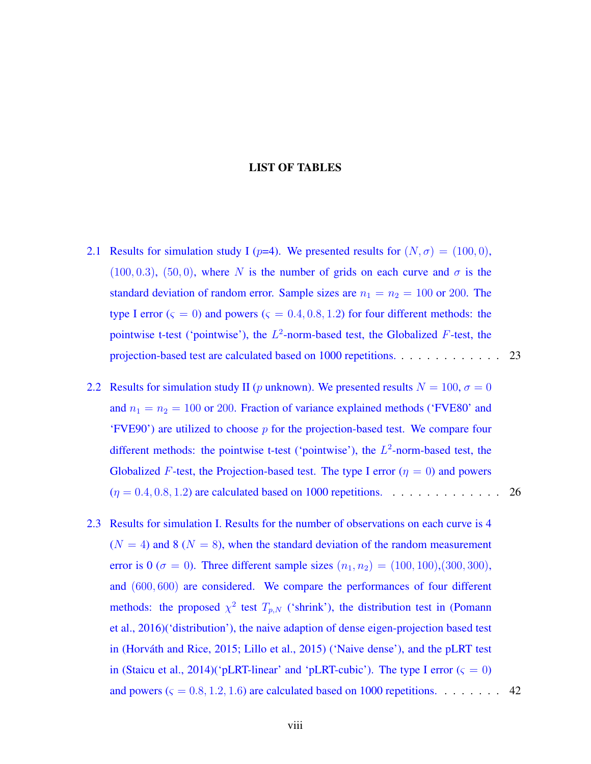# LIST OF TABLES

2.1 Results for simulation study I ($p$=4). We presented results for $(N, \sigma) = (100, 0)$, $(100, 0.3)$, $(50, 0)$, where $N$ is the number of grids on each curve and $\sigma$ is the standard deviation of random error. Sample sizes are $n_1 = n_2 = 100$ or $200$. The type I error ($\varsigma = 0$) and powers ($\varsigma = 0.4, 0.8, 1.2$) for four different methods: the pointwise t-test ('pointwise'), the $L^2$-norm-based test, the Globalized $F$-test, the projection-based test are calculated based on 1000 repetitions. . . . . . . . . . . . . 23

2.2 Results for simulation study II ($p$ unknown). We presented results $N = 100$, $\sigma = 0$ and $n_1 = n_2 = 100$ or $200$. Fraction of variance explained methods ('FVE80' and 'FVE90') are utilized to choose $p$ for the projection-based test. We compare four different methods: the pointwise t-test ('pointwise'), the $L^2$-norm-based test, the Globalized $F$-test, the Projection-based test. The type I error ($\eta = 0$) and powers ($\eta = 0.4, 0.8, 1.2$) are calculated based on 1000 repetitions. . . . . . . . . . . . . . 26

2.3 Results for simulation I. Results for the number of observations on each curve is 4 ($N = 4$) and 8 ($N = 8$), when the standard deviation of the random measurement error is 0 ($\sigma = 0$). Three different sample sizes $(n_1, n_2) = (100, 100)$,$(300, 300)$, and $(600, 600)$ are considered. We compare the performances of four different methods: the proposed $\chi^2$ test $T_{p,N}$ ('shrink'), the distribution test in (Pomann et al., 2016)('distribution'), the naive adaption of dense eigen-projection based test in (Horváth and Rice, 2015; Lillo et al., 2015) ('Naive dense'), and the pLRT test in (Staicu et al., 2014)('pLRT-linear' and 'pLRT-cubic'). The type I error ($\varsigma = 0$) and powers ($\varsigma = 0.8, 1.2, 1.6$) are calculated based on 1000 repetitions. . . . . . . . 42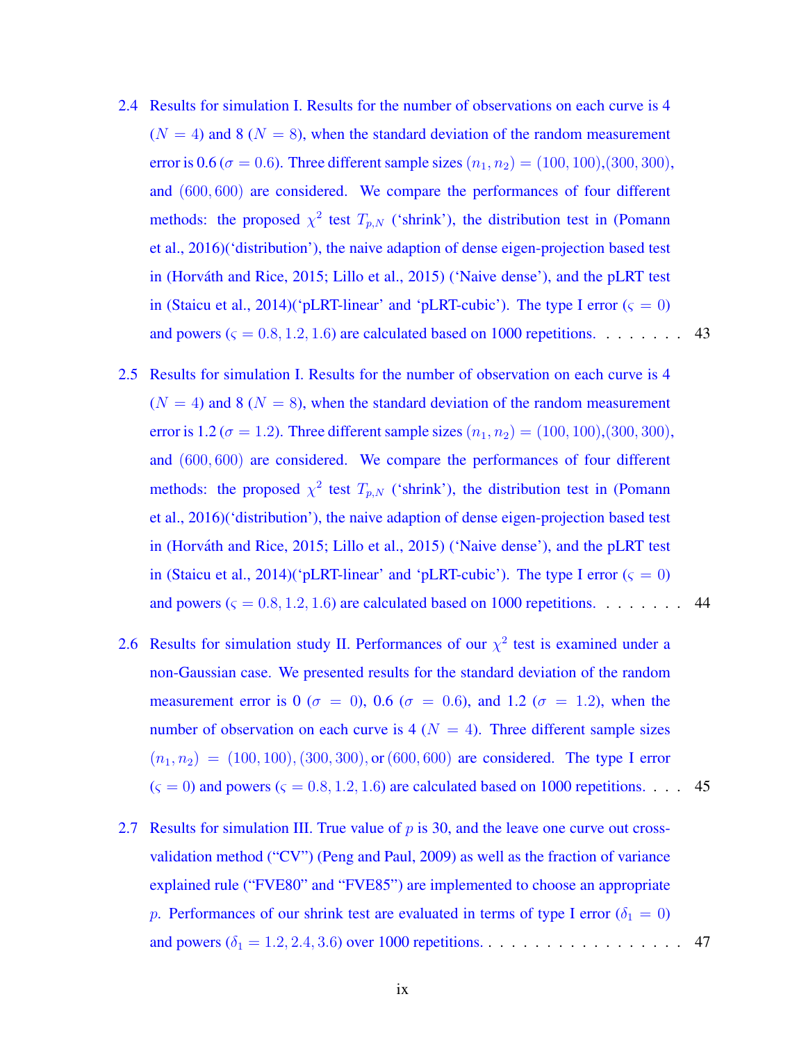2.4 Results for simulation I. Results for the number of observations on each curve is 4 ($N = 4$) and 8 ($N = 8$), when the standard deviation of the random measurement error is 0.6 ($\sigma = 0.6$). Three different sample sizes $(n_1, n_2) = (100, 100)$,$(300, 300)$, and $(600, 600)$ are considered. We compare the performances of four different methods: the proposed $\chi^2$ test $T_{p,N}$ ('shrink'), the distribution test in (Pomann et al., 2016)('distribution'), the naive adaption of dense eigen-projection based test in (Horváth and Rice, 2015; Lillo et al., 2015) ('Naive dense'), and the pLRT test in (Staicu et al., 2014)('pLRT-linear' and 'pLRT-cubic'). The type I error ($\varsigma = 0$) and powers ($\varsigma = 0.8, 1.2, 1.6$) are calculated based on 1000 repetitions. . . . . . . . 43

2.5 Results for simulation I. Results for the number of observation on each curve is 4 ($N = 4$) and 8 ($N = 8$), when the standard deviation of the random measurement error is 1.2 ($\sigma = 1.2$). Three different sample sizes $(n_1, n_2) = (100, 100)$,$(300, 300)$, and $(600, 600)$ are considered. We compare the performances of four different methods: the proposed $\chi^2$ test $T_{p,N}$ ('shrink'), the distribution test in (Pomann et al., 2016)('distribution'), the naive adaption of dense eigen-projection based test in (Horváth and Rice, 2015; Lillo et al., 2015) ('Naive dense'), and the pLRT test in (Staicu et al., 2014)('pLRT-linear' and 'pLRT-cubic'). The type I error ($\varsigma = 0$) and powers ($\varsigma = 0.8, 1.2, 1.6$) are calculated based on 1000 repetitions. . . . . . . . 44

2.6 Results for simulation study II. Performances of our $\chi^2$ test is examined under a non-Gaussian case. We presented results for the standard deviation of the random measurement error is 0 ($\sigma = 0$), 0.6 ($\sigma = 0.6$), and 1.2 ($\sigma = 1.2$), when the number of observation on each curve is 4 ($N = 4$). Three different sample sizes $(n_1, n_2) = (100, 100), (300, 300),$ or $(600, 600)$ are considered. The type I error ($\varsigma = 0$) and powers ($\varsigma = 0.8, 1.2, 1.6$) are calculated based on 1000 repetitions. . . . 45

2.7 Results for simulation III. True value of $p$ is 30, and the leave one curve out cross-validation method ("CV") (Peng and Paul, 2009) as well as the fraction of variance explained rule ("FVE80" and "FVE85") are implemented to choose an appropriate $p$. Performances of our shrink test are evaluated in terms of type I error ($\delta_1 = 0$) and powers ($\delta_1 = 1.2, 2.4, 3.6$) over 1000 repetitions. . . . . . . . . . . . . . . . . . 47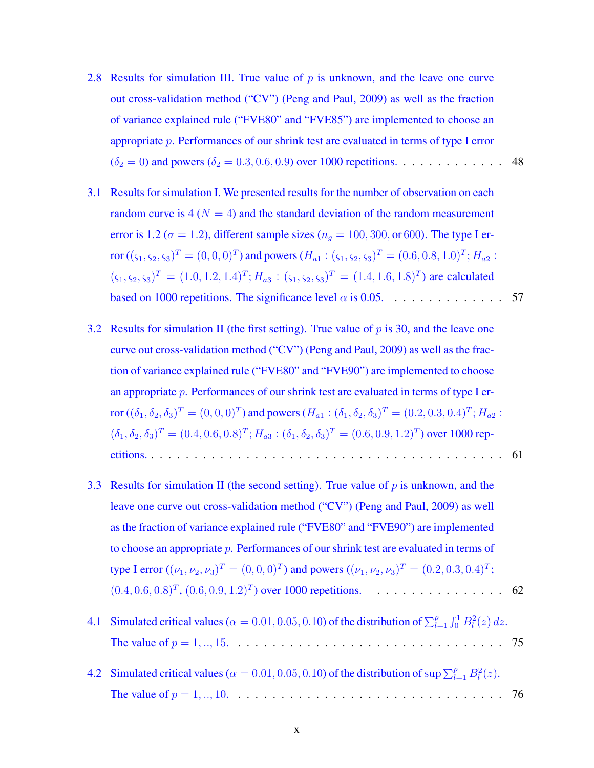2.8 Results for simulation III. True value of $p$ is unknown, and the leave one curve out cross-validation method (“CV”) (Peng and Paul, 2009) as well as the fraction of variance explained rule (“FVE80” and “FVE85”) are implemented to choose an appropriate $p$. Performances of our shrink test are evaluated in terms of type I error ($\delta_2 = 0$) and powers ($\delta_2 = 0.3, 0.6, 0.9$) over 1000 repetitions. . . . . . . . . . . . . 48

3.1 Results for simulation I. We presented results for the number of observation on each random curve is 4 ($N = 4$) and the standard deviation of the random measurement error is 1.2 ($\sigma = 1.2$), different sample sizes ($n_g = 100, 300$, or $600$). The type I error ($(\varsigma_1, \varsigma_2, \varsigma_3)^T = (0, 0, 0)^T$) and powers ($H_{a1} : (\varsigma_1, \varsigma_2, \varsigma_3)^T = (0.6, 0.8, 1.0)^T$; $H_{a2} : (\varsigma_1, \varsigma_2, \varsigma_3)^T = (1.0, 1.2, 1.4)^T$; $H_{a3} : (\varsigma_1, \varsigma_2, \varsigma_3)^T = (1.4, 1.6, 1.8)^T$) are calculated based on 1000 repetitions. The significance level $\alpha$ is 0.05. . . . . . . . . . . . . . 57

3.2 Results for simulation II (the first setting). True value of $p$ is 30, and the leave one curve out cross-validation method (“CV”) (Peng and Paul, 2009) as well as the fraction of variance explained rule (“FVE80” and “FVE90”) are implemented to choose an appropriate $p$. Performances of our shrink test are evaluated in terms of type I error ($(\delta_1, \delta_2, \delta_3)^T = (0, 0, 0)^T$) and powers ($H_{a1} : (\delta_1, \delta_2, \delta_3)^T = (0.2, 0.3, 0.4)^T$; $H_{a2} : (\delta_1, \delta_2, \delta_3)^T = (0.4, 0.6, 0.8)^T$; $H_{a3} : (\delta_1, \delta_2, \delta_3)^T = (0.6, 0.9, 1.2)^T$) over 1000 repetitions. . . . . . . . . . . . . . . . . . . . . . . . . . . . . . . . . . . . . . . 61

3.3 Results for simulation II (the second setting). True value of $p$ is unknown, and the leave one curve out cross-validation method (“CV”) (Peng and Paul, 2009) as well as the fraction of variance explained rule (“FVE80” and “FVE90”) are implemented to choose an appropriate $p$. Performances of our shrink test are evaluated in terms of type I error ($(\nu_1, \nu_2, \nu_3)^T = (0, 0, 0)^T$) and powers ($(\nu_1, \nu_2, \nu_3)^T = (0.2, 0.3, 0.4)^T$; $(0.4, 0.6, 0.8)^T$, $(0.6, 0.9, 1.2)^T$) over 1000 repetitions. . . . . . . . . . . . . . . 62

4.1 Simulated critical values ($\alpha = 0.01, 0.05, 0.10$) of the distribution of $\sum_{l=1}^{p} \int_0^1 B_l^2(z)\, dz$. The value of $p = 1, .., 15$. . . . . . . . . . . . . . . . . . . . . . . . . . . . . . 75

4.2 Simulated critical values ($\alpha = 0.01, 0.05, 0.10$) of the distribution of $\sup \sum_{l=1}^{p} B_l^2(z)$. The value of $p = 1, .., 10$. . . . . . . . . . . . . . . . . . . . . . . . . . . . . . . 76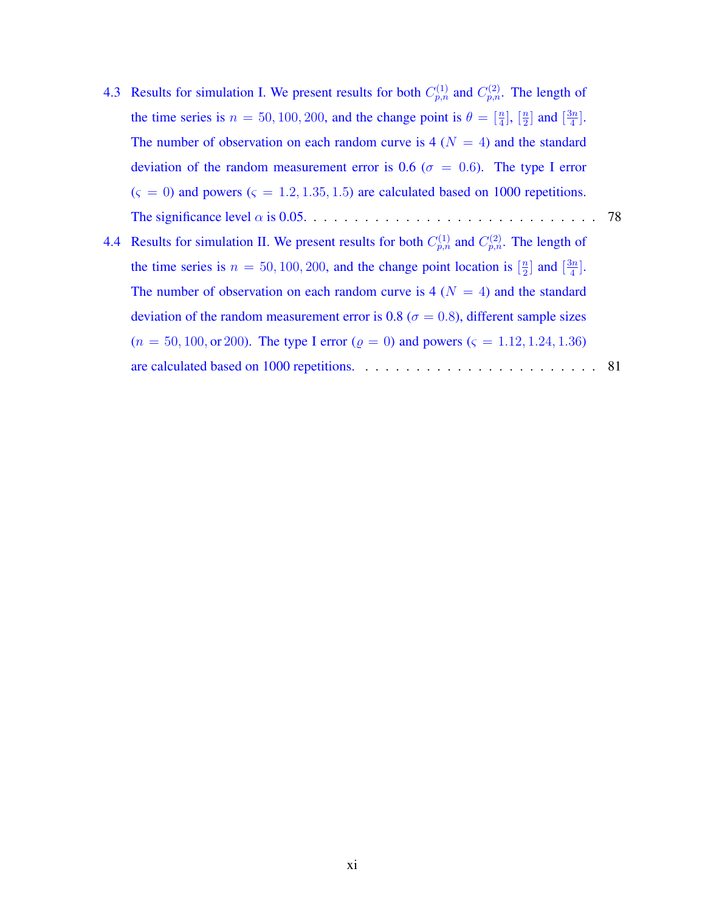4.3 Results for simulation I. We present results for both $C^{(1)}_{p,n}$ and $C^{(2)}_{p,n}$. The length of the time series is $n = 50, 100, 200$, and the change point is $\theta = [\frac{n}{4}]$, $[\frac{n}{2}]$ and $[\frac{3n}{4}]$. The number of observation on each random curve is 4 ($N = 4$) and the standard deviation of the random measurement error is 0.6 ($\sigma = 0.6$). The type I error ($\varsigma = 0$) and powers ($\varsigma = 1.2, 1.35, 1.5$) are calculated based on 1000 repetitions. The significance level $\alpha$ is 0.05. . . . . . . . . . . . . . . . . . . . . . . . . . . . . . . 78

4.4 Results for simulation II. We present results for both $C^{(1)}_{p,n}$ and $C^{(2)}_{p,n}$. The length of the time series is $n = 50, 100, 200$, and the change point location is $[\frac{n}{2}]$ and $[\frac{3n}{4}]$. The number of observation on each random curve is 4 ($N = 4$) and the standard deviation of the random measurement error is 0.8 ($\sigma = 0.8$), different sample sizes ($n = 50, 100, \text{or } 200$). The type I error ($\varrho = 0$) and powers ($\varsigma = 1.12, 1.24, 1.36$) are calculated based on 1000 repetitions. . . . . . . . . . . . . . . . . . . . . . . . . 81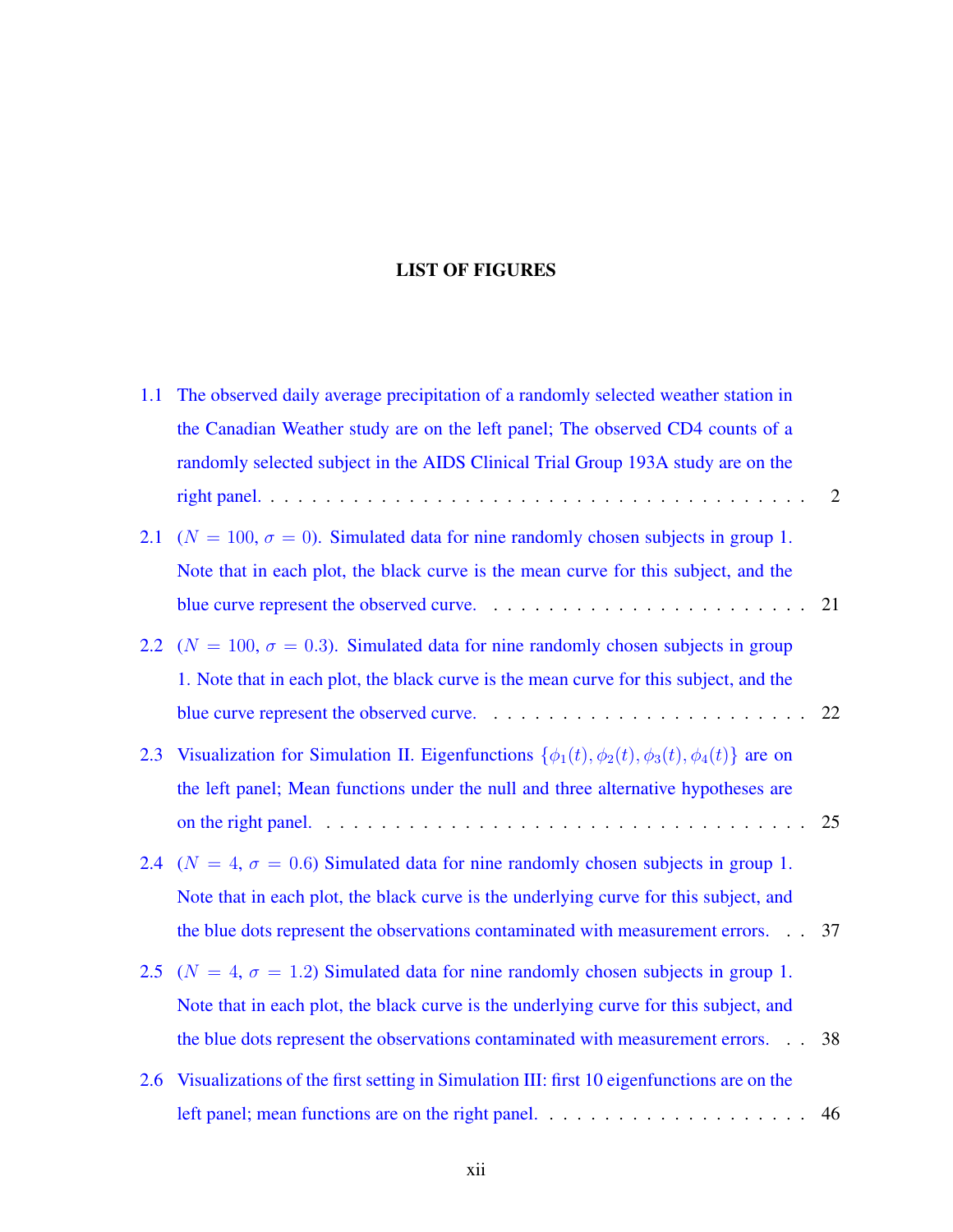# LIST OF FIGURES

1.1 The observed daily average precipitation of a randomly selected weather station in the Canadian Weather study are on the left panel; The observed CD4 counts of a randomly selected subject in the AIDS Clinical Trial Group 193A study are on the right panel. . . . . . . . . . . . . . . . . . . . . . . . . . . . . . . . . . . . . . . . 2

2.1 ($N = 100$, $\sigma = 0$). Simulated data for nine randomly chosen subjects in group 1. Note that in each plot, the black curve is the mean curve for this subject, and the blue curve represent the observed curve. . . . . . . . . . . . . . . . . . . . . . . . 21

2.2 ($N = 100$, $\sigma = 0.3$). Simulated data for nine randomly chosen subjects in group 1. Note that in each plot, the black curve is the mean curve for this subject, and the blue curve represent the observed curve. . . . . . . . . . . . . . . . . . . . . . . . 22

2.3 Visualization for Simulation II. Eigenfunctions $\{\phi_1(t), \phi_2(t), \phi_3(t), \phi_4(t)\}$ are on the left panel; Mean functions under the null and three alternative hypotheses are on the right panel. . . . . . . . . . . . . . . . . . . . . . . . . . . . . . . . . . . . . 25

2.4 ($N = 4$, $\sigma = 0.6$) Simulated data for nine randomly chosen subjects in group 1. Note that in each plot, the black curve is the underlying curve for this subject, and the blue dots represent the observations contaminated with measurement errors. . . 37

2.5 ($N = 4$, $\sigma = 1.2$) Simulated data for nine randomly chosen subjects in group 1. Note that in each plot, the black curve is the underlying curve for this subject, and the blue dots represent the observations contaminated with measurement errors. . . 38

2.6 Visualizations of the first setting in Simulation III: first 10 eigenfunctions are on the left panel; mean functions are on the right panel. . . . . . . . . . . . . . . . . . . . 46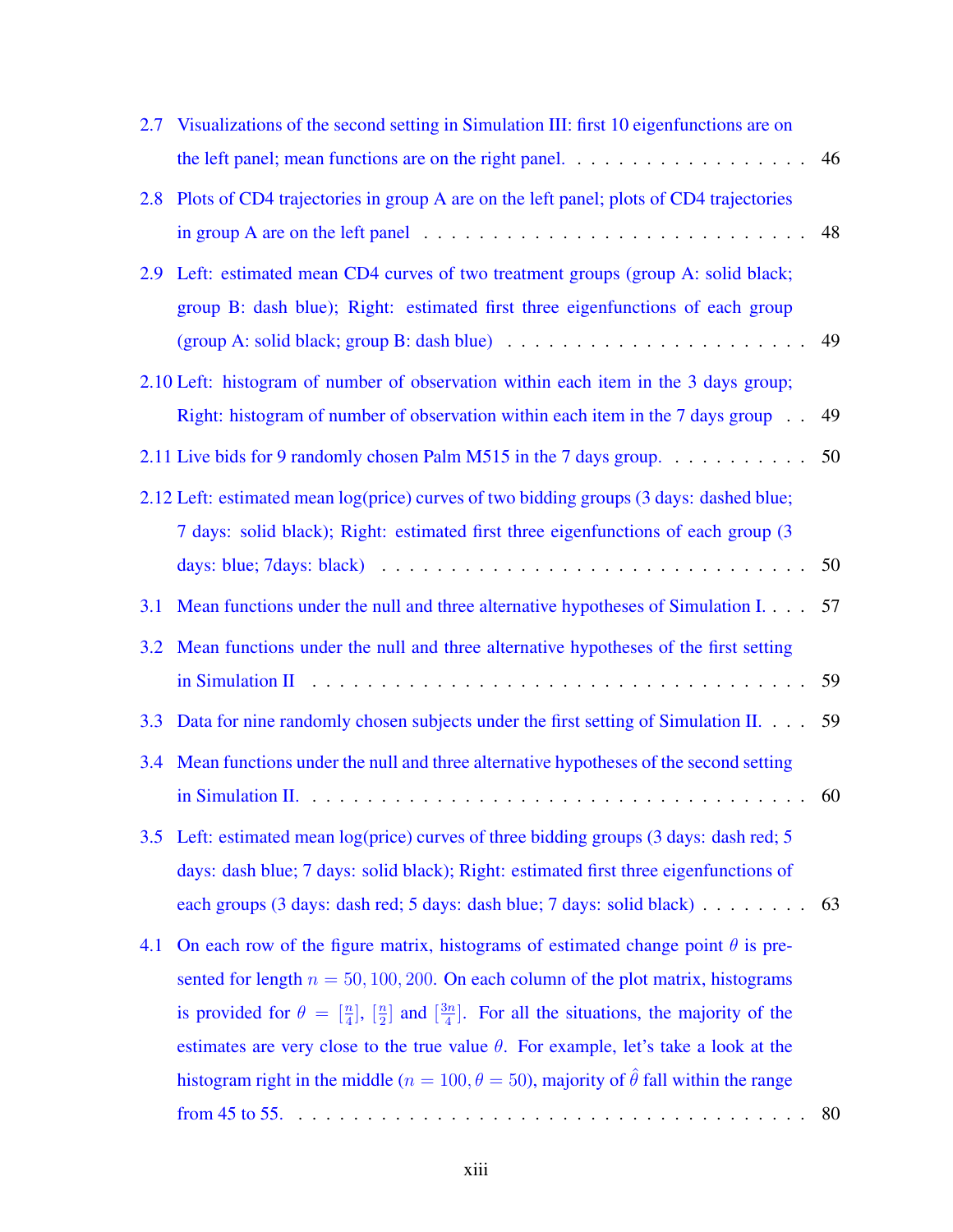2.7 Visualizations of the second setting in Simulation III: first 10 eigenfunctions are on the left panel; mean functions are on the right panel. . . . . . . . . . . . . . . . . . . 46

2.8 Plots of CD4 trajectories in group A are on the left panel; plots of CD4 trajectories in group A are on the left panel . . . . . . . . . . . . . . . . . . . . . . . . . . . . 48

2.9 Left: estimated mean CD4 curves of two treatment groups (group A: solid black; group B: dash blue); Right: estimated first three eigenfunctions of each group (group A: solid black; group B: dash blue) . . . . . . . . . . . . . . . . . . . . . . . 49

2.10 Left: histogram of number of observation within each item in the 3 days group; Right: histogram of number of observation within each item in the 7 days group . . 49

2.11 Live bids for 9 randomly chosen Palm M515 in the 7 days group. . . . . . . . . . . 50

2.12 Left: estimated mean log(price) curves of two bidding groups (3 days: dashed blue; 7 days: solid black); Right: estimated first three eigenfunctions of each group (3 days: blue; 7days: black) . . . . . . . . . . . . . . . . . . . . . . . . . . . . . . 50

3.1 Mean functions under the null and three alternative hypotheses of Simulation I. . . . 57

3.2 Mean functions under the null and three alternative hypotheses of the first setting in Simulation II . . . . . . . . . . . . . . . . . . . . . . . . . . . . . . . . . . . 59

3.3 Data for nine randomly chosen subjects under the first setting of Simulation II. . . . 59

3.4 Mean functions under the null and three alternative hypotheses of the second setting in Simulation II. . . . . . . . . . . . . . . . . . . . . . . . . . . . . . . . . . . 60

3.5 Left: estimated mean log(price) curves of three bidding groups (3 days: dash red; 5 days: dash blue; 7 days: solid black); Right: estimated first three eigenfunctions of each groups (3 days: dash red; 5 days: dash blue; 7 days: solid black) . . . . . . . . 63

4.1 On each row of the figure matrix, histograms of estimated change point $\theta$ is presented for length $n = 50, 100, 200$. On each column of the plot matrix, histograms is provided for $\theta = [\frac{n}{4}]$, $[\frac{n}{2}]$ and $[\frac{3n}{4}]$. For all the situations, the majority of the estimates are very close to the true value $\theta$. For example, let's take a look at the histogram right in the middle ($n = 100, \theta = 50$), majority of $\hat{\theta}$ fall within the range from 45 to 55. . . . . . . . . . . . . . . . . . . . . . . . . . . . . . . . . . . . . 80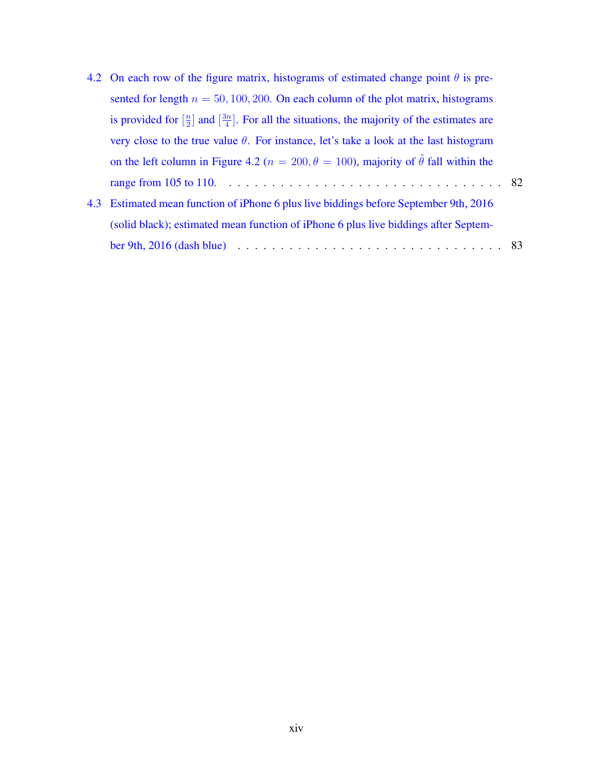4.2 On each row of the figure matrix, histograms of estimated change point $\theta$ is presented for length $n = 50, 100, 200$. On each column of the plot matrix, histograms is provided for $[\frac{n}{2}]$ and $[\frac{3n}{4}]$. For all the situations, the majority of the estimates are very close to the true value $\theta$. For instance, let's take a look at the last histogram on the left column in Figure 4.2 ($n = 200, \theta = 100$), majority of $\hat{\theta}$ fall within the range from 105 to 110. . . . . . . . . . . . . . . . . . . . . . . . . . . . . . . . . . . 82

4.3 Estimated mean function of iPhone 6 plus live biddings before September 9th, 2016 (solid black); estimated mean function of iPhone 6 plus live biddings after September 9th, 2016 (dash blue) . . . . . . . . . . . . . . . . . . . . . . . . . . . . . . . 83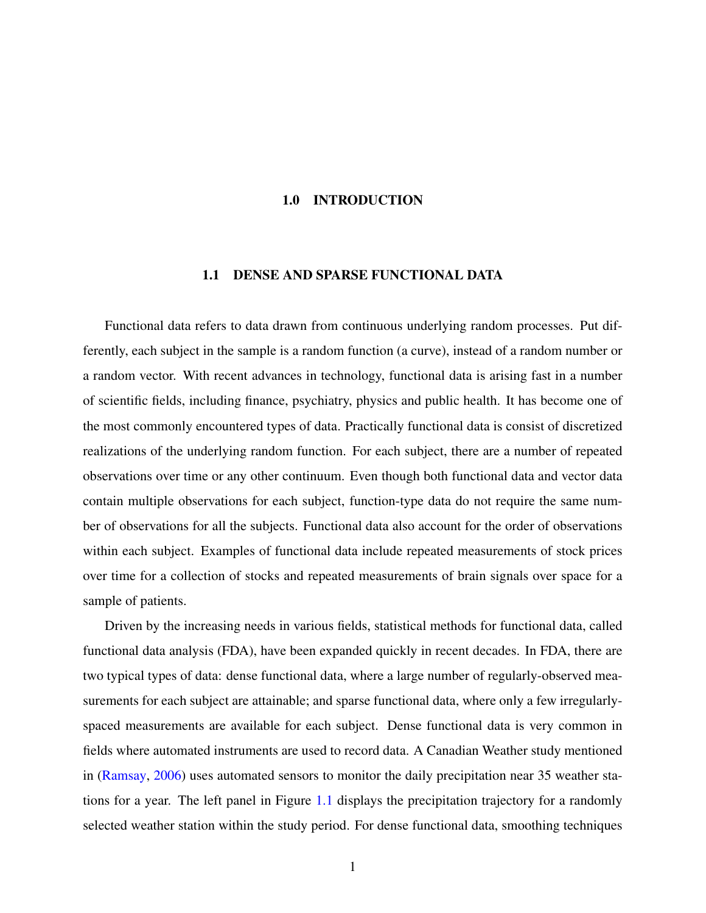# 1.0 INTRODUCTION

## 1.1 DENSE AND SPARSE FUNCTIONAL DATA

Functional data refers to data drawn from continuous underlying random processes. Put differently, each subject in the sample is a random function (a curve), instead of a random number or a random vector. With recent advances in technology, functional data is arising fast in a number of scientific fields, including finance, psychiatry, physics and public health. It has become one of the most commonly encountered types of data. Practically functional data is consist of discretized realizations of the underlying random function. For each subject, there are a number of repeated observations over time or any other continuum. Even though both functional data and vector data contain multiple observations for each subject, function-type data do not require the same number of observations for all the subjects. Functional data also account for the order of observations within each subject. Examples of functional data include repeated measurements of stock prices over time for a collection of stocks and repeated measurements of brain signals over space for a sample of patients.

Driven by the increasing needs in various fields, statistical methods for functional data, called functional data analysis (FDA), have been expanded quickly in recent decades. In FDA, there are two typical types of data: dense functional data, where a large number of regularly-observed measurements for each subject are attainable; and sparse functional data, where only a few irregularly-spaced measurements are available for each subject. Dense functional data is very common in fields where automated instruments are used to record data. A Canadian Weather study mentioned in (Ramsay, 2006) uses automated sensors to monitor the daily precipitation near 35 weather stations for a year. The left panel in Figure 1.1 displays the precipitation trajectory for a randomly selected weather station within the study period. For dense functional data, smoothing techniques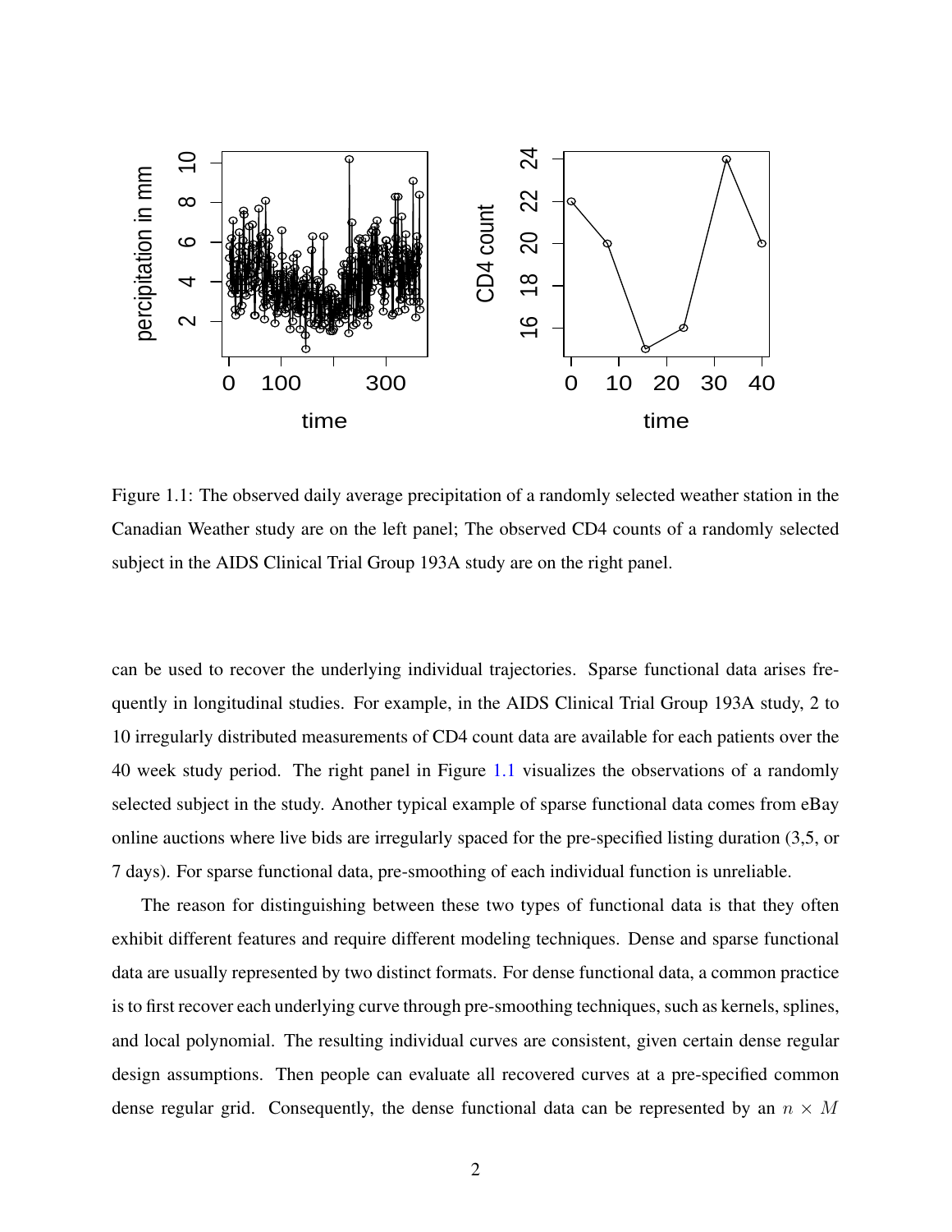Figure 1.1: The observed daily average precipitation of a randomly selected weather station in the Canadian Weather study are on the left panel; The observed CD4 counts of a randomly selected subject in the AIDS Clinical Trial Group 193A study are on the right panel.

can be used to recover the underlying individual trajectories. Sparse functional data arises frequently in longitudinal studies. For example, in the AIDS Clinical Trial Group 193A study, 2 to 10 irregularly distributed measurements of CD4 count data are available for each patients over the 40 week study period. The right panel in Figure 1.1 visualizes the observations of a randomly selected subject in the study. Another typical example of sparse functional data comes from eBay online auctions where live bids are irregularly spaced for the pre-specified listing duration (3,5, or 7 days). For sparse functional data, pre-smoothing of each individual function is unreliable.

The reason for distinguishing between these two types of functional data is that they often exhibit different features and require different modeling techniques. Dense and sparse functional data are usually represented by two distinct formats. For dense functional data, a common practice is to first recover each underlying curve through pre-smoothing techniques, such as kernels, splines, and local polynomial. The resulting individual curves are consistent, given certain dense regular design assumptions. Then people can evaluate all recovered curves at a pre-specified common dense regular grid. Consequently, the dense functional data can be represented by an $n \times M$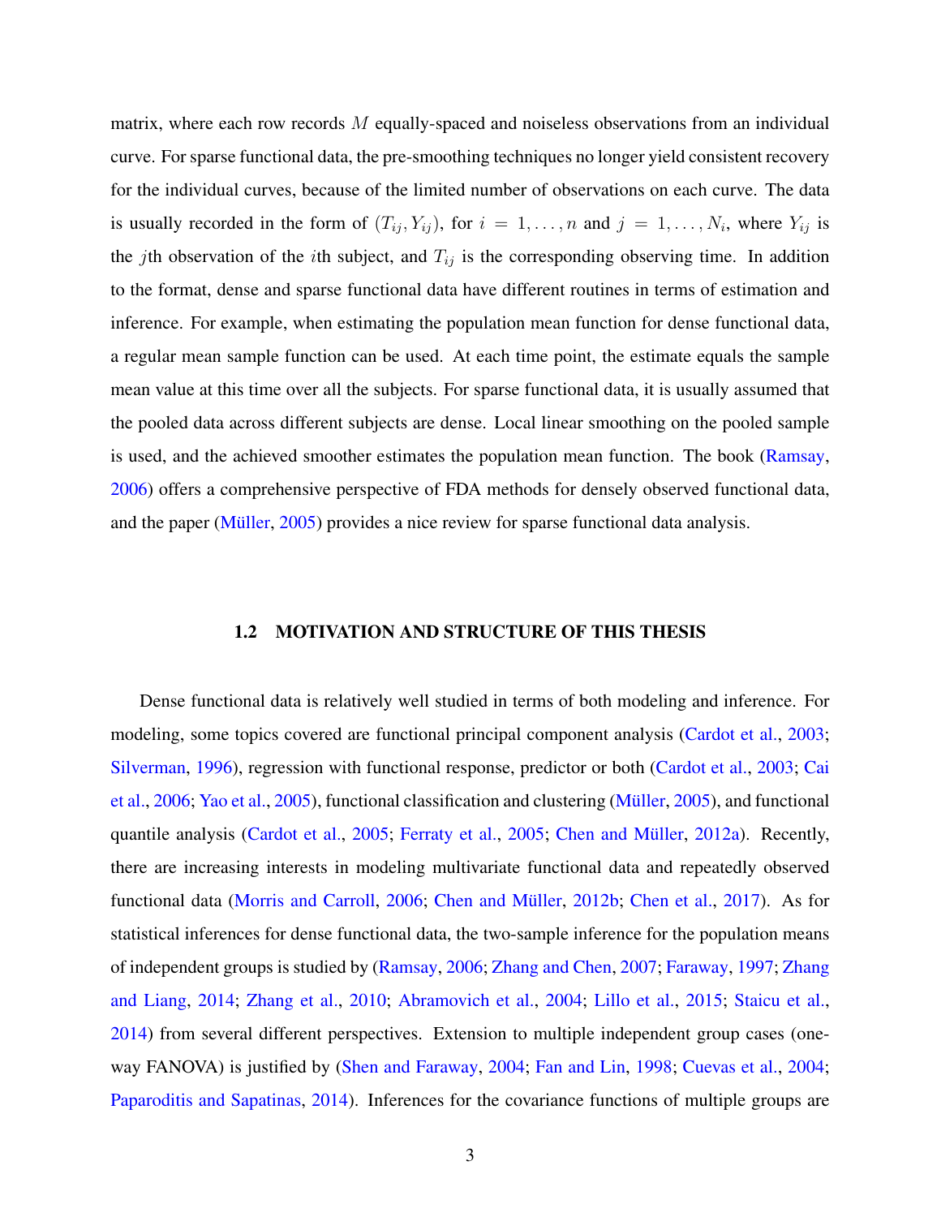matrix, where each row records $M$ equally-spaced and noiseless observations from an individual curve. For sparse functional data, the pre-smoothing techniques no longer yield consistent recovery for the individual curves, because of the limited number of observations on each curve. The data is usually recorded in the form of $(T_{ij}, Y_{ij})$, for $i = 1, \ldots, n$ and $j = 1, \ldots, N_i$, where $Y_{ij}$ is the $j$th observation of the $i$th subject, and $T_{ij}$ is the corresponding observing time. In addition to the format, dense and sparse functional data have different routines in terms of estimation and inference. For example, when estimating the population mean function for dense functional data, a regular mean sample function can be used. At each time point, the estimate equals the sample mean value at this time over all the subjects. For sparse functional data, it is usually assumed that the pooled data across different subjects are dense. Local linear smoothing on the pooled sample is used, and the achieved smoother estimates the population mean function. The book (Ramsay, 2006) offers a comprehensive perspective of FDA methods for densely observed functional data, and the paper (Müller, 2005) provides a nice review for sparse functional data analysis.

## 1.2 MOTIVATION AND STRUCTURE OF THIS THESIS

Dense functional data is relatively well studied in terms of both modeling and inference. For modeling, some topics covered are functional principal component analysis (Cardot et al., 2003; Silverman, 1996), regression with functional response, predictor or both (Cardot et al., 2003; Cai et al., 2006; Yao et al., 2005), functional classification and clustering (Müller, 2005), and functional quantile analysis (Cardot et al., 2005; Ferraty et al., 2005; Chen and Müller, 2012a). Recently, there are increasing interests in modeling multivariate functional data and repeatedly observed functional data (Morris and Carroll, 2006; Chen and Müller, 2012b; Chen et al., 2017). As for statistical inferences for dense functional data, the two-sample inference for the population means of independent groups is studied by (Ramsay, 2006; Zhang and Chen, 2007; Faraway, 1997; Zhang and Liang, 2014; Zhang et al., 2010; Abramovich et al., 2004; Lillo et al., 2015; Staicu et al., 2014) from several different perspectives. Extension to multiple independent group cases (one-way FANOVA) is justified by (Shen and Faraway, 2004; Fan and Lin, 1998; Cuevas et al., 2004; Paparoditis and Sapatinas, 2014). Inferences for the covariance functions of multiple groups are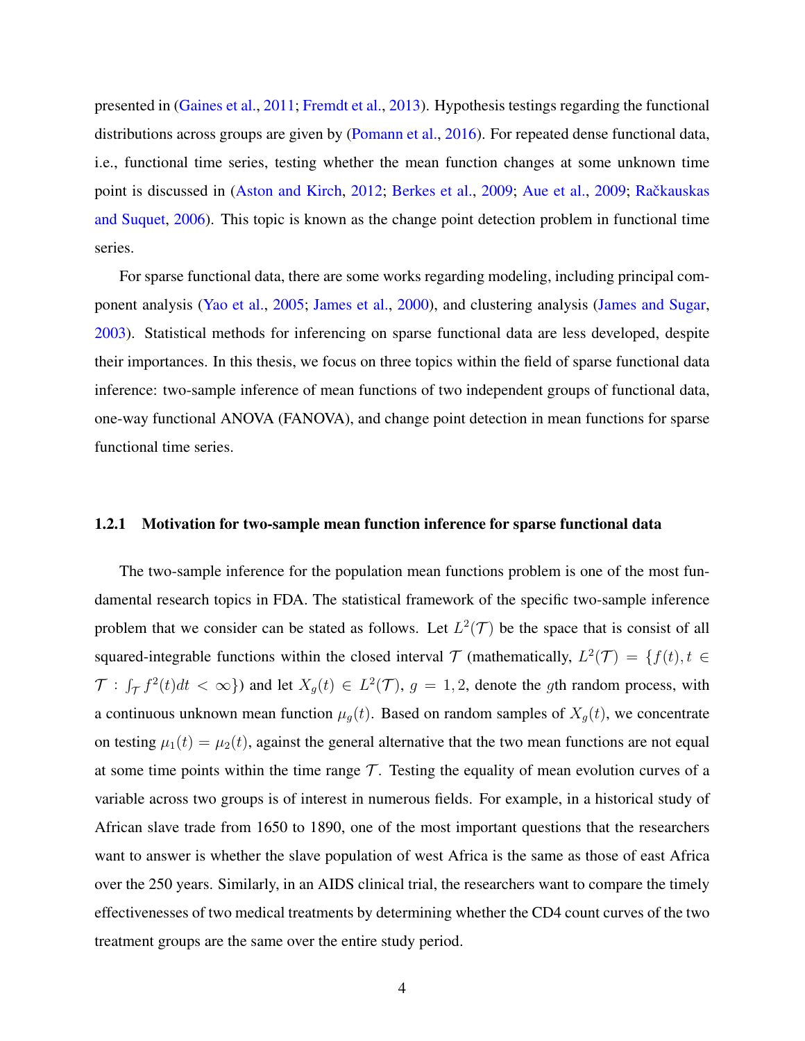presented in (Gaines et al., 2011; Fremdt et al., 2013). Hypothesis testings regarding the functional distributions across groups are given by (Pomann et al., 2016). For repeated dense functional data, i.e., functional time series, testing whether the mean function changes at some unknown time point is discussed in (Aston and Kirch, 2012; Berkes et al., 2009; Aue et al., 2009; Račkauskas and Suquet, 2006). This topic is known as the change point detection problem in functional time series.

For sparse functional data, there are some works regarding modeling, including principal component analysis (Yao et al., 2005; James et al., 2000), and clustering analysis (James and Sugar, 2003). Statistical methods for inferencing on sparse functional data are less developed, despite their importances. In this thesis, we focus on three topics within the field of sparse functional data inference: two-sample inference of mean functions of two independent groups of functional data, one-way functional ANOVA (FANOVA), and change point detection in mean functions for sparse functional time series.

### 1.2.1 Motivation for two-sample mean function inference for sparse functional data

The two-sample inference for the population mean functions problem is one of the most fundamental research topics in FDA. The statistical framework of the specific two-sample inference problem that we consider can be stated as follows. Let $L^2(\mathcal{T})$ be the space that is consist of all squared-integrable functions within the closed interval $\mathcal{T}$ (mathematically, $L^2(\mathcal{T}) = \{f(t), t \in \mathcal{T} : \int_{\mathcal{T}} f^2(t)dt < \infty\}$) and let $X_g(t) \in L^2(\mathcal{T})$, $g = 1, 2$, denote the $g$th random process, with a continuous unknown mean function $\mu_g(t)$. Based on random samples of $X_g(t)$, we concentrate on testing $\mu_1(t) = \mu_2(t)$, against the general alternative that the two mean functions are not equal at some time points within the time range $\mathcal{T}$. Testing the equality of mean evolution curves of a variable across two groups is of interest in numerous fields. For example, in a historical study of African slave trade from 1650 to 1890, one of the most important questions that the researchers want to answer is whether the slave population of west Africa is the same as those of east Africa over the 250 years. Similarly, in an AIDS clinical trial, the researchers want to compare the timely effectivenesses of two medical treatments by determining whether the CD4 count curves of the two treatment groups are the same over the entire study period.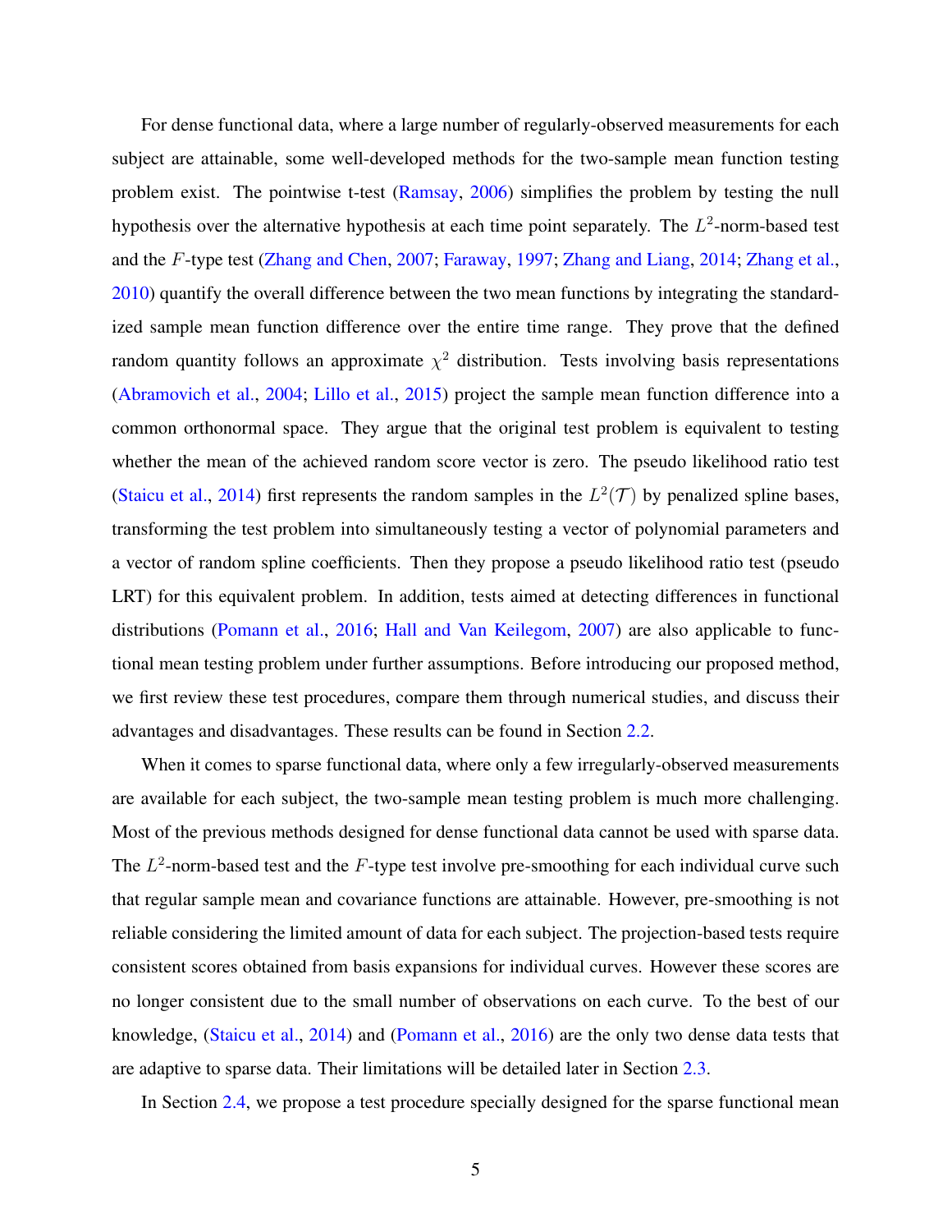For dense functional data, where a large number of regularly-observed measurements for each subject are attainable, some well-developed methods for the two-sample mean function testing problem exist. The pointwise t-test (Ramsay, 2006) simplifies the problem by testing the null hypothesis over the alternative hypothesis at each time point separately. The $L^2$-norm-based test and the $F$-type test (Zhang and Chen, 2007; Faraway, 1997; Zhang and Liang, 2014; Zhang et al., 2010) quantify the overall difference between the two mean functions by integrating the standardized sample mean function difference over the entire time range. They prove that the defined random quantity follows an approximate $\chi^2$ distribution. Tests involving basis representations (Abramovich et al., 2004; Lillo et al., 2015) project the sample mean function difference into a common orthonormal space. They argue that the original test problem is equivalent to testing whether the mean of the achieved random score vector is zero. The pseudo likelihood ratio test (Staicu et al., 2014) first represents the random samples in the $L^2(\mathcal{T})$ by penalized spline bases, transforming the test problem into simultaneously testing a vector of polynomial parameters and a vector of random spline coefficients. Then they propose a pseudo likelihood ratio test (pseudo LRT) for this equivalent problem. In addition, tests aimed at detecting differences in functional distributions (Pomann et al., 2016; Hall and Van Keilegom, 2007) are also applicable to functional mean testing problem under further assumptions. Before introducing our proposed method, we first review these test procedures, compare them through numerical studies, and discuss their advantages and disadvantages. These results can be found in Section 2.2.

When it comes to sparse functional data, where only a few irregularly-observed measurements are available for each subject, the two-sample mean testing problem is much more challenging. Most of the previous methods designed for dense functional data cannot be used with sparse data. The $L^2$-norm-based test and the $F$-type test involve pre-smoothing for each individual curve such that regular sample mean and covariance functions are attainable. However, pre-smoothing is not reliable considering the limited amount of data for each subject. The projection-based tests require consistent scores obtained from basis expansions for individual curves. However these scores are no longer consistent due to the small number of observations on each curve. To the best of our knowledge, (Staicu et al., 2014) and (Pomann et al., 2016) are the only two dense data tests that are adaptive to sparse data. Their limitations will be detailed later in Section 2.3.

In Section 2.4, we propose a test procedure specially designed for the sparse functional mean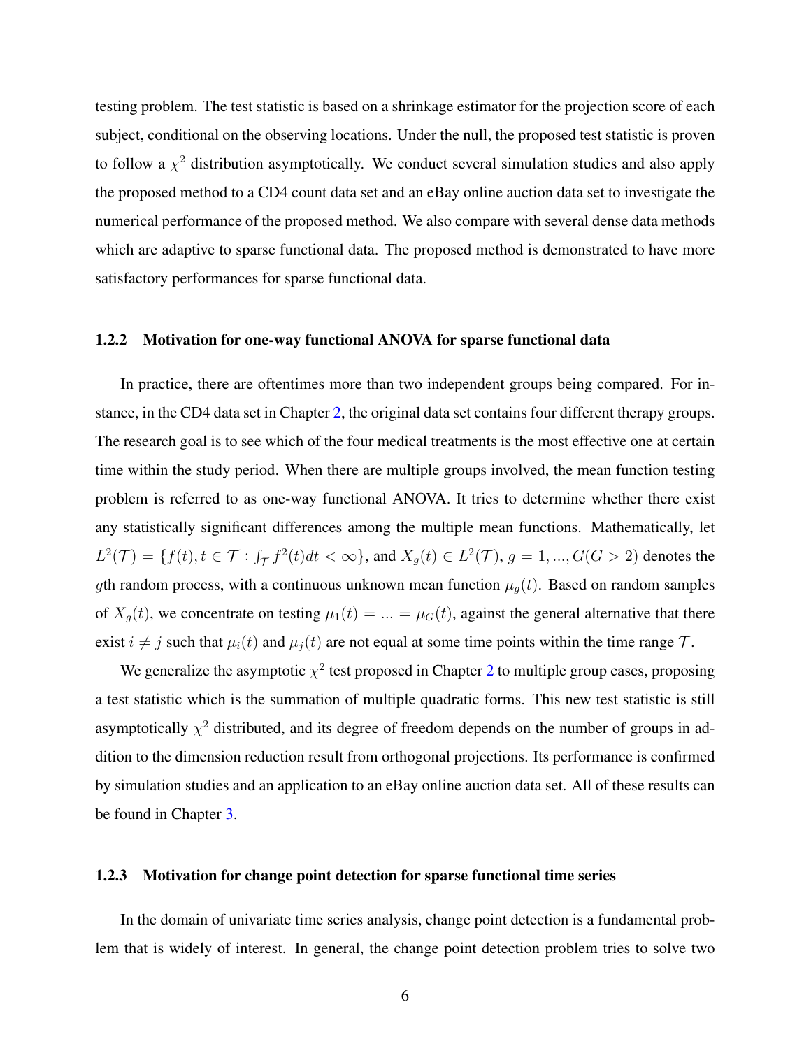testing problem. The test statistic is based on a shrinkage estimator for the projection score of each subject, conditional on the observing locations. Under the null, the proposed test statistic is proven to follow a $\chi^2$ distribution asymptotically. We conduct several simulation studies and also apply the proposed method to a CD4 count data set and an eBay online auction data set to investigate the numerical performance of the proposed method. We also compare with several dense data methods which are adaptive to sparse functional data. The proposed method is demonstrated to have more satisfactory performances for sparse functional data.

### 1.2.2 Motivation for one-way functional ANOVA for sparse functional data

In practice, there are oftentimes more than two independent groups being compared. For instance, in the CD4 data set in Chapter 2, the original data set contains four different therapy groups. The research goal is to see which of the four medical treatments is the most effective one at certain time within the study period. When there are multiple groups involved, the mean function testing problem is referred to as one-way functional ANOVA. It tries to determine whether there exist any statistically significant differences among the multiple mean functions. Mathematically, let $L^2(\mathcal{T}) = \{f(t), t \in \mathcal{T} : \int_{\mathcal{T}} f^2(t)dt < \infty\}$, and $X_g(t) \in L^2(\mathcal{T})$, $g = 1, ..., G(G > 2)$ denotes the $g$th random process, with a continuous unknown mean function $\mu_g(t)$. Based on random samples of $X_g(t)$, we concentrate on testing $\mu_1(t) = ... = \mu_G(t)$, against the general alternative that there exist $i \neq j$ such that $\mu_i(t)$ and $\mu_j(t)$ are not equal at some time points within the time range $\mathcal{T}$.

We generalize the asymptotic $\chi^2$ test proposed in Chapter 2 to multiple group cases, proposing a test statistic which is the summation of multiple quadratic forms. This new test statistic is still asymptotically $\chi^2$ distributed, and its degree of freedom depends on the number of groups in addition to the dimension reduction result from orthogonal projections. Its performance is confirmed by simulation studies and an application to an eBay online auction data set. All of these results can be found in Chapter 3.

### 1.2.3 Motivation for change point detection for sparse functional time series

In the domain of univariate time series analysis, change point detection is a fundamental problem that is widely of interest. In general, the change point detection problem tries to solve two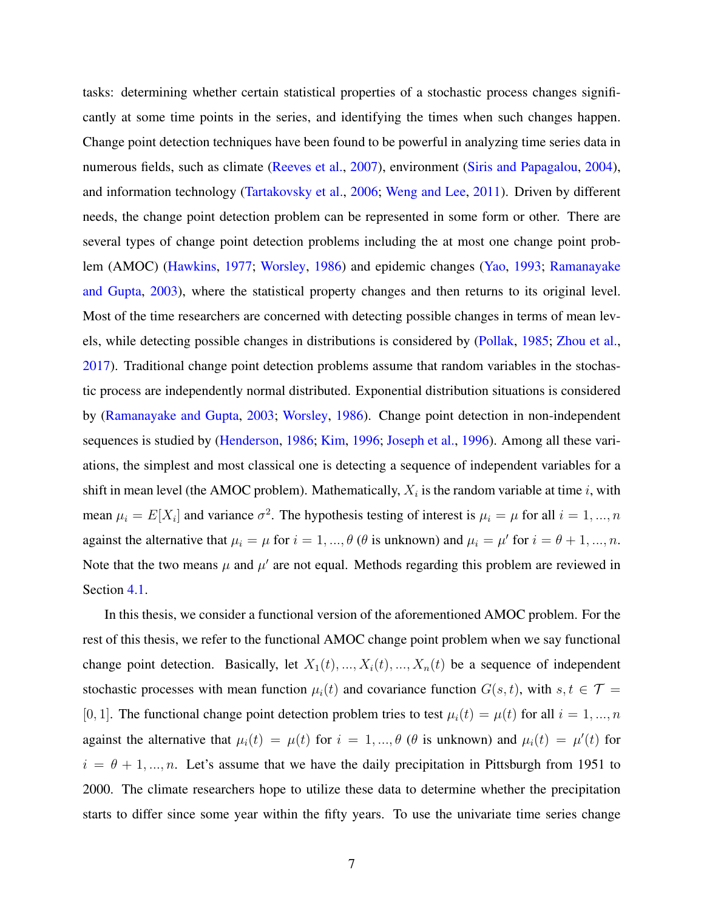tasks: determining whether certain statistical properties of a stochastic process changes significantly at some time points in the series, and identifying the times when such changes happen. Change point detection techniques have been found to be powerful in analyzing time series data in numerous fields, such as climate (Reeves et al., 2007), environment (Siris and Papagalou, 2004), and information technology (Tartakovsky et al., 2006; Weng and Lee, 2011). Driven by different needs, the change point detection problem can be represented in some form or other. There are several types of change point detection problems including the at most one change point problem (AMOC) (Hawkins, 1977; Worsley, 1986) and epidemic changes (Yao, 1993; Ramanayake and Gupta, 2003), where the statistical property changes and then returns to its original level. Most of the time researchers are concerned with detecting possible changes in terms of mean levels, while detecting possible changes in distributions is considered by (Pollak, 1985; Zhou et al., 2017). Traditional change point detection problems assume that random variables in the stochastic process are independently normal distributed. Exponential distribution situations is considered by (Ramanayake and Gupta, 2003; Worsley, 1986). Change point detection in non-independent sequences is studied by (Henderson, 1986; Kim, 1996; Joseph et al., 1996). Among all these variations, the simplest and most classical one is detecting a sequence of independent variables for a shift in mean level (the AMOC problem). Mathematically, $X_i$ is the random variable at time $i$, with mean $\mu_i = E[X_i]$ and variance $\sigma^2$. The hypothesis testing of interest is $\mu_i = \mu$ for all $i = 1, ..., n$ against the alternative that $\mu_i = \mu$ for $i = 1, ..., \theta$ ($\theta$ is unknown) and $\mu_i = \mu'$ for $i = \theta + 1, ..., n$. Note that the two means $\mu$ and $\mu'$ are not equal. Methods regarding this problem are reviewed in Section 4.1.

In this thesis, we consider a functional version of the aforementioned AMOC problem. For the rest of this thesis, we refer to the functional AMOC change point problem when we say functional change point detection. Basically, let $X_1(t), ..., X_i(t), ..., X_n(t)$ be a sequence of independent stochastic processes with mean function $\mu_i(t)$ and covariance function $G(s, t)$, with $s, t \in \mathcal{T} = [0, 1]$. The functional change point detection problem tries to test $\mu_i(t) = \mu(t)$ for all $i = 1, ..., n$ against the alternative that $\mu_i(t) = \mu(t)$ for $i = 1, ..., \theta$ ($\theta$ is unknown) and $\mu_i(t) = \mu'(t)$ for $i = \theta + 1, ..., n$. Let's assume that we have the daily precipitation in Pittsburgh from 1951 to 2000. The climate researchers hope to utilize these data to determine whether the precipitation starts to differ since some year within the fifty years. To use the univariate time series change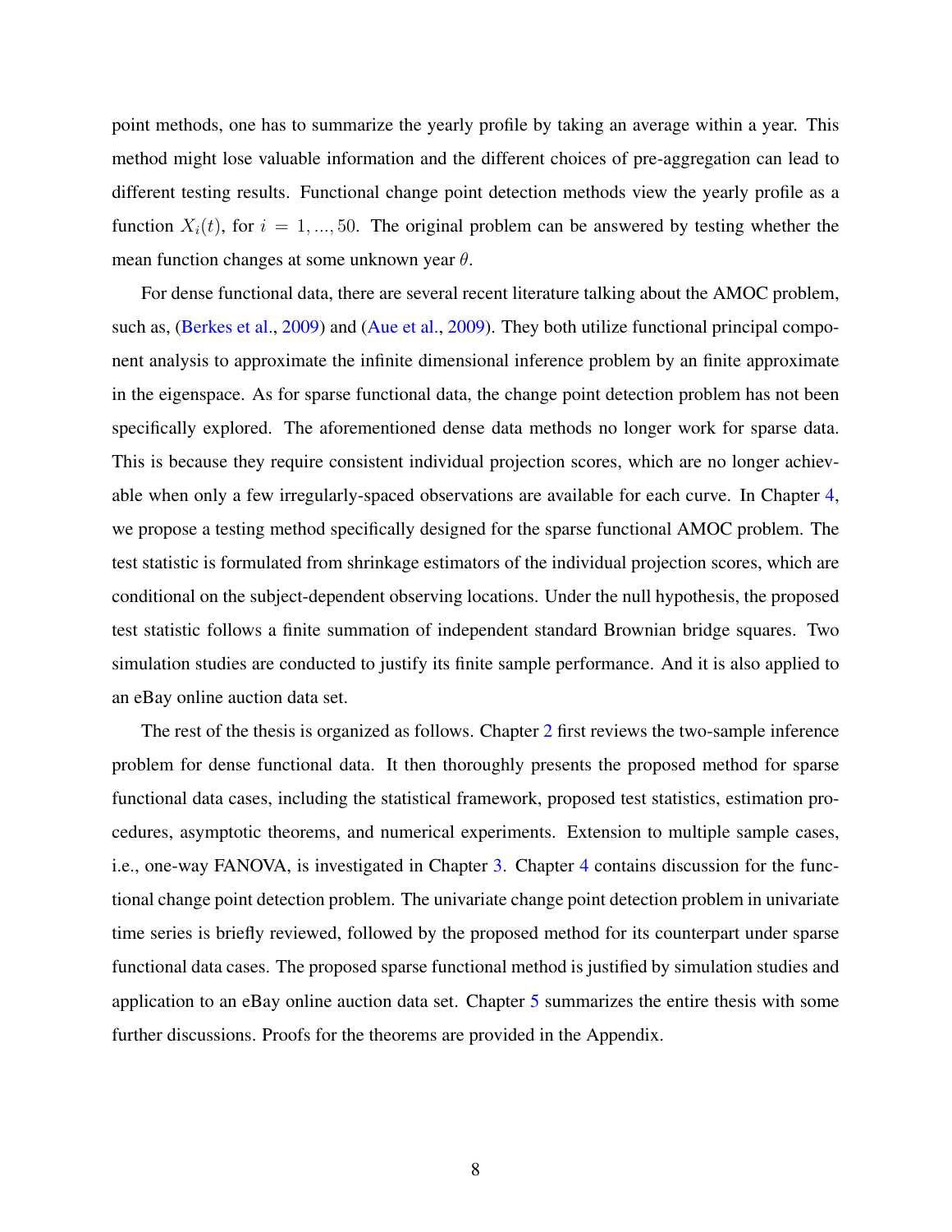point methods, one has to summarize the yearly profile by taking an average within a year. This method might lose valuable information and the different choices of pre-aggregation can lead to different testing results. Functional change point detection methods view the yearly profile as a function $X_i(t)$, for $i = 1, ..., 50$. The original problem can be answered by testing whether the mean function changes at some unknown year $\theta$.

For dense functional data, there are several recent literature talking about the AMOC problem, such as, (Berkes et al., 2009) and (Aue et al., 2009). They both utilize functional principal component analysis to approximate the infinite dimensional inference problem by an finite approximate in the eigenspace. As for sparse functional data, the change point detection problem has not been specifically explored. The aforementioned dense data methods no longer work for sparse data. This is because they require consistent individual projection scores, which are no longer achievable when only a few irregularly-spaced observations are available for each curve. In Chapter 4, we propose a testing method specifically designed for the sparse functional AMOC problem. The test statistic is formulated from shrinkage estimators of the individual projection scores, which are conditional on the subject-dependent observing locations. Under the null hypothesis, the proposed test statistic follows a finite summation of independent standard Brownian bridge squares. Two simulation studies are conducted to justify its finite sample performance. And it is also applied to an eBay online auction data set.

The rest of the thesis is organized as follows. Chapter 2 first reviews the two-sample inference problem for dense functional data. It then thoroughly presents the proposed method for sparse functional data cases, including the statistical framework, proposed test statistics, estimation procedures, asymptotic theorems, and numerical experiments. Extension to multiple sample cases, i.e., one-way FANOVA, is investigated in Chapter 3. Chapter 4 contains discussion for the functional change point detection problem. The univariate change point detection problem in univariate time series is briefly reviewed, followed by the proposed method for its counterpart under sparse functional data cases. The proposed sparse functional method is justified by simulation studies and application to an eBay online auction data set. Chapter 5 summarizes the entire thesis with some further discussions. Proofs for the theorems are provided in the Appendix.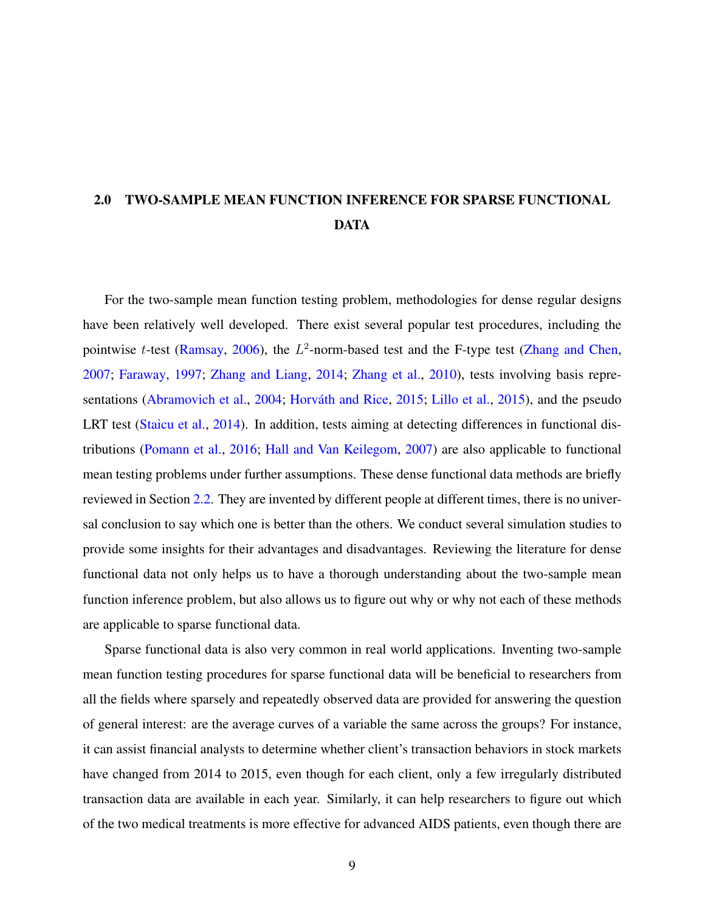# 2.0 TWO-SAMPLE MEAN FUNCTION INFERENCE FOR SPARSE FUNCTIONAL DATA

For the two-sample mean function testing problem, methodologies for dense regular designs have been relatively well developed. There exist several popular test procedures, including the pointwise $t$-test (Ramsay, 2006), the $L^2$-norm-based test and the F-type test (Zhang and Chen, 2007; Faraway, 1997; Zhang and Liang, 2014; Zhang et al., 2010), tests involving basis representations (Abramovich et al., 2004; Horváth and Rice, 2015; Lillo et al., 2015), and the pseudo LRT test (Staicu et al., 2014). In addition, tests aiming at detecting differences in functional distributions (Pomann et al., 2016; Hall and Van Keilegom, 2007) are also applicable to functional mean testing problems under further assumptions. These dense functional data methods are briefly reviewed in Section 2.2. They are invented by different people at different times, there is no universal conclusion to say which one is better than the others. We conduct several simulation studies to provide some insights for their advantages and disadvantages. Reviewing the literature for dense functional data not only helps us to have a thorough understanding about the two-sample mean function inference problem, but also allows us to figure out why or why not each of these methods are applicable to sparse functional data.

Sparse functional data is also very common in real world applications. Inventing two-sample mean function testing procedures for sparse functional data will be beneficial to researchers from all the fields where sparsely and repeatedly observed data are provided for answering the question of general interest: are the average curves of a variable the same across the groups? For instance, it can assist financial analysts to determine whether client's transaction behaviors in stock markets have changed from 2014 to 2015, even though for each client, only a few irregularly distributed transaction data are available in each year. Similarly, it can help researchers to figure out which of the two medical treatments is more effective for advanced AIDS patients, even though there are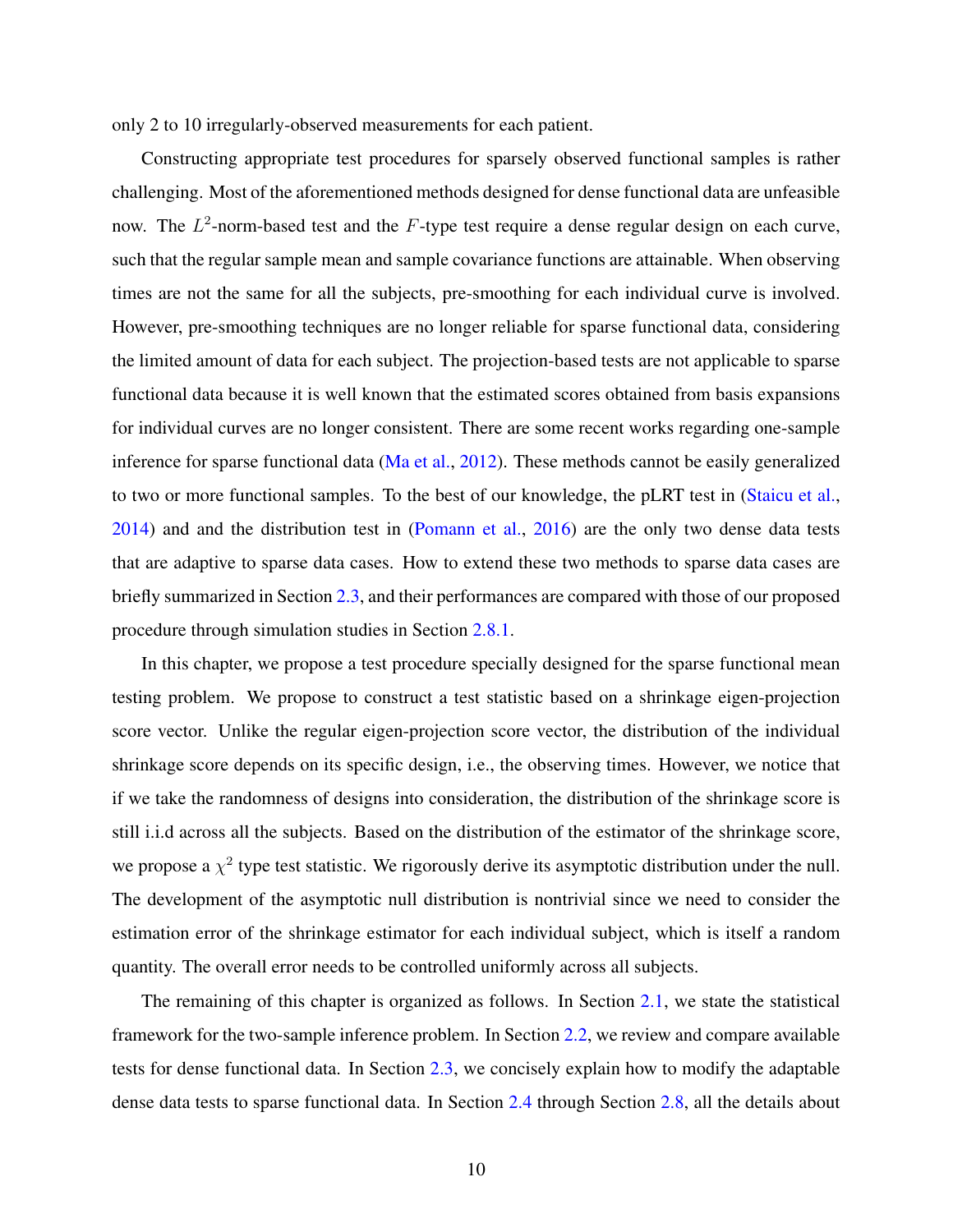only 2 to 10 irregularly-observed measurements for each patient.

Constructing appropriate test procedures for sparsely observed functional samples is rather challenging. Most of the aforementioned methods designed for dense functional data are unfeasible now. The $L^2$-norm-based test and the $F$-type test require a dense regular design on each curve, such that the regular sample mean and sample covariance functions are attainable. When observing times are not the same for all the subjects, pre-smoothing for each individual curve is involved. However, pre-smoothing techniques are no longer reliable for sparse functional data, considering the limited amount of data for each subject. The projection-based tests are not applicable to sparse functional data because it is well known that the estimated scores obtained from basis expansions for individual curves are no longer consistent. There are some recent works regarding one-sample inference for sparse functional data (Ma et al., 2012). These methods cannot be easily generalized to two or more functional samples. To the best of our knowledge, the pLRT test in (Staicu et al., 2014) and and the distribution test in (Pomann et al., 2016) are the only two dense data tests that are adaptive to sparse data cases. How to extend these two methods to sparse data cases are briefly summarized in Section 2.3, and their performances are compared with those of our proposed procedure through simulation studies in Section 2.8.1.

In this chapter, we propose a test procedure specially designed for the sparse functional mean testing problem. We propose to construct a test statistic based on a shrinkage eigen-projection score vector. Unlike the regular eigen-projection score vector, the distribution of the individual shrinkage score depends on its specific design, i.e., the observing times. However, we notice that if we take the randomness of designs into consideration, the distribution of the shrinkage score is still i.i.d across all the subjects. Based on the distribution of the estimator of the shrinkage score, we propose a $\chi^2$ type test statistic. We rigorously derive its asymptotic distribution under the null. The development of the asymptotic null distribution is nontrivial since we need to consider the estimation error of the shrinkage estimator for each individual subject, which is itself a random quantity. The overall error needs to be controlled uniformly across all subjects.

The remaining of this chapter is organized as follows. In Section 2.1, we state the statistical framework for the two-sample inference problem. In Section 2.2, we review and compare available tests for dense functional data. In Section 2.3, we concisely explain how to modify the adaptable dense data tests to sparse functional data. In Section 2.4 through Section 2.8, all the details about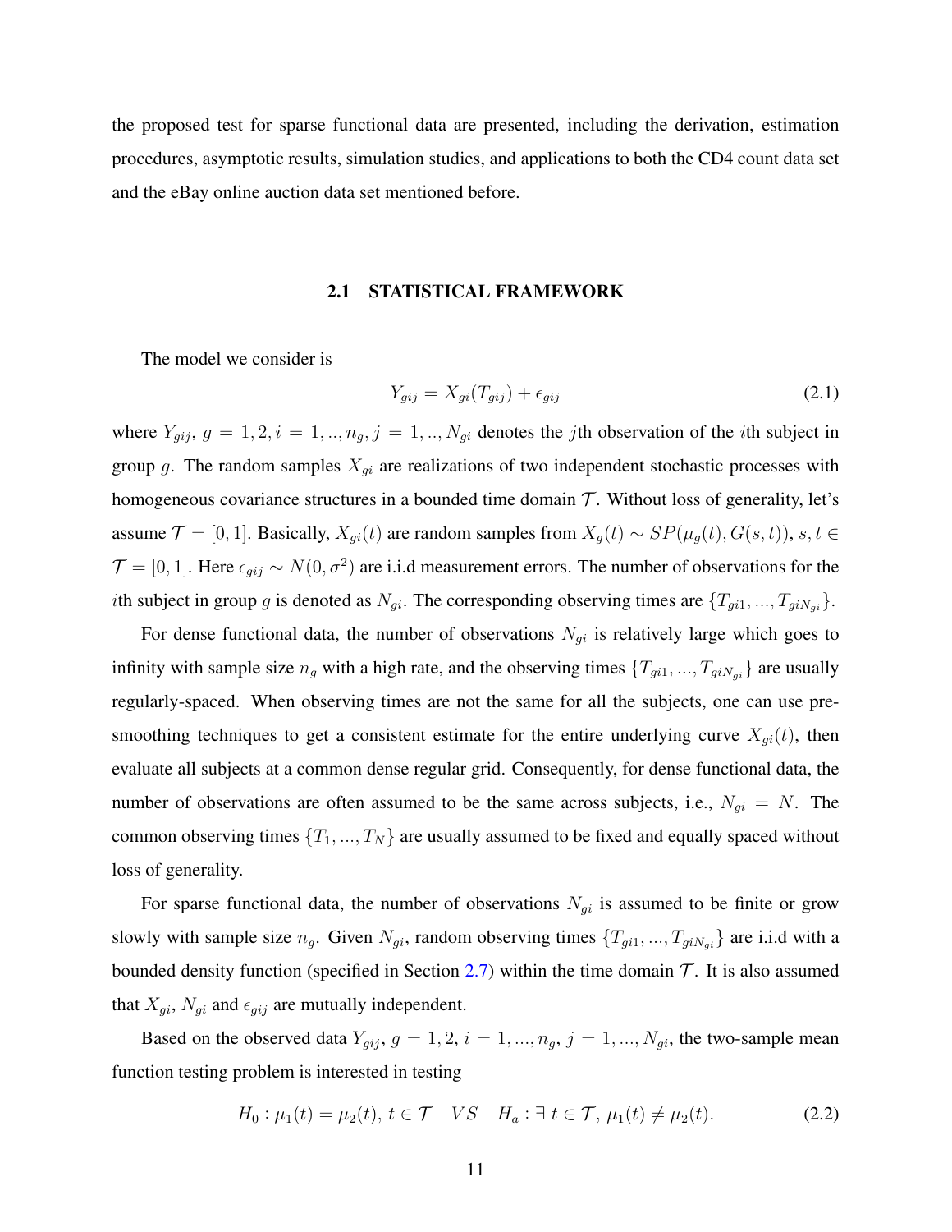the proposed test for sparse functional data are presented, including the derivation, estimation procedures, asymptotic results, simulation studies, and applications to both the CD4 count data set and the eBay online auction data set mentioned before.

## 2.1 STATISTICAL FRAMEWORK

The model we consider is

$$Y_{gij} = X_{gi}(T_{gij}) + \epsilon_{gij} \tag{2.1}$$

where $Y_{gij}$, $g = 1, 2, i = 1, .., n_g, j = 1, .., N_{gi}$ denotes the $j$th observation of the $i$th subject in group $g$. The random samples $X_{gi}$ are realizations of two independent stochastic processes with homogeneous covariance structures in a bounded time domain $\mathcal{T}$. Without loss of generality, let's assume $\mathcal{T} = [0, 1]$. Basically, $X_{gi}(t)$ are random samples from $X_g(t) \sim SP(\mu_g(t), G(s, t))$, $s, t \in \mathcal{T} = [0, 1]$. Here $\epsilon_{gij} \sim N(0, \sigma^2)$ are i.i.d measurement errors. The number of observations for the $i$th subject in group $g$ is denoted as $N_{gi}$. The corresponding observing times are $\{T_{gi1}, ..., T_{giN_{gi}}\}$.

For dense functional data, the number of observations $N_{gi}$ is relatively large which goes to infinity with sample size $n_g$ with a high rate, and the observing times $\{T_{gi1}, ..., T_{giN_{gi}}\}$ are usually regularly-spaced. When observing times are not the same for all the subjects, one can use pre-smoothing techniques to get a consistent estimate for the entire underlying curve $X_{gi}(t)$, then evaluate all subjects at a common dense regular grid. Consequently, for dense functional data, the number of observations are often assumed to be the same across subjects, i.e., $N_{gi} = N$. The common observing times $\{T_1, ..., T_N\}$ are usually assumed to be fixed and equally spaced without loss of generality.

For sparse functional data, the number of observations $N_{gi}$ is assumed to be finite or grow slowly with sample size $n_g$. Given $N_{gi}$, random observing times $\{T_{gi1}, ..., T_{giN_{gi}}\}$ are i.i.d with a bounded density function (specified in Section 2.7) within the time domain $\mathcal{T}$. It is also assumed that $X_{gi}$, $N_{gi}$ and $\epsilon_{gij}$ are mutually independent.

Based on the observed data $Y_{gij}$, $g = 1, 2$, $i = 1, ..., n_g$, $j = 1, ..., N_{gi}$, the two-sample mean function testing problem is interested in testing

$$H_0 : \mu_1(t) = \mu_2(t),\ t \in \mathcal{T} \quad VS \quad H_a : \exists\ t \in \mathcal{T},\ \mu_1(t) \neq \mu_2(t). \tag{2.2}$$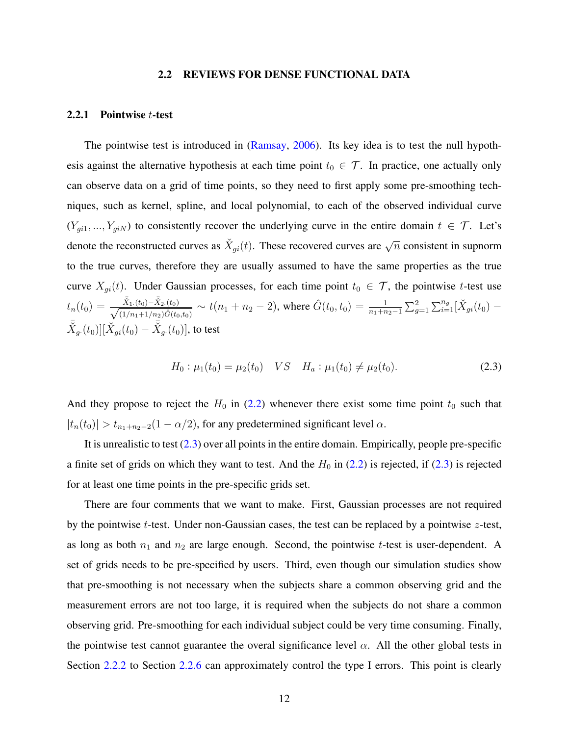## 2.2 REVIEWS FOR DENSE FUNCTIONAL DATA

### 2.2.1 Pointwise $t$-test

The pointwise test is introduced in (Ramsay, 2006). Its key idea is to test the null hypothesis against the alternative hypothesis at each time point $t_0 \in \mathcal{T}$. In practice, one actually only can observe data on a grid of time points, so they need to first apply some pre-smoothing techniques, such as kernel, spline, and local polynomial, to each of the observed individual curve $(Y_{gi1}, ..., Y_{giN})$ to consistently recover the underlying curve in the entire domain $t \in \mathcal{T}$. Let's denote the reconstructed curves as $\check{X}_{gi}(t)$. These recovered curves are $\sqrt{n}$ consistent in supnorm to the true curves, therefore they are usually assumed to have the same properties as the true curve $X_{gi}(t)$. Under Gaussian processes, for each time point $t_0 \in \mathcal{T}$, the pointwise $t$-test use $t_n(t_0) = \frac{\bar{\check{X}}_{1\cdot}(t_0) - \bar{\check{X}}_{2\cdot}(t_0)}{\sqrt{(1/n_1+1/n_2)\hat{G}(t_0,t_0)}} \sim t(n_1+n_2-2)$, where $\hat{G}(t_0, t_0) = \frac{1}{n_1+n_2-1}\sum_{g=1}^{2}\sum_{i=1}^{n_g}[\check{X}_{gi}(t_0) - \bar{\check{X}}_{g\cdot}(t_0)][\check{X}_{gi}(t_0) - \bar{\check{X}}_{g\cdot}(t_0)]$, to test

$$H_0 : \mu_1(t_0) = \mu_2(t_0) \quad VS \quad H_a : \mu_1(t_0) \neq \mu_2(t_0). \tag{2.3}$$

And they propose to reject the $H_0$ in (2.2) whenever there exist some time point $t_0$ such that $|t_n(t_0)| > t_{n_1+n_2-2}(1-\alpha/2)$, for any predetermined significant level $\alpha$.

It is unrealistic to test (2.3) over all points in the entire domain. Empirically, people pre-specific a finite set of grids on which they want to test. And the $H_0$ in (2.2) is rejected, if (2.3) is rejected for at least one time points in the pre-specific grids set.

There are four comments that we want to make. First, Gaussian processes are not required by the pointwise $t$-test. Under non-Gaussian cases, the test can be replaced by a pointwise $z$-test, as long as both $n_1$ and $n_2$ are large enough. Second, the pointwise $t$-test is user-dependent. A set of grids needs to be pre-specified by users. Third, even though our simulation studies show that pre-smoothing is not necessary when the subjects share a common observing grid and the measurement errors are not too large, it is required when the subjects do not share a common observing grid. Pre-smoothing for each individual subject could be very time consuming. Finally, the pointwise test cannot guarantee the overal significance level $\alpha$. All the other global tests in Section 2.2.2 to Section 2.2.6 can approximately control the type I errors. This point is clearly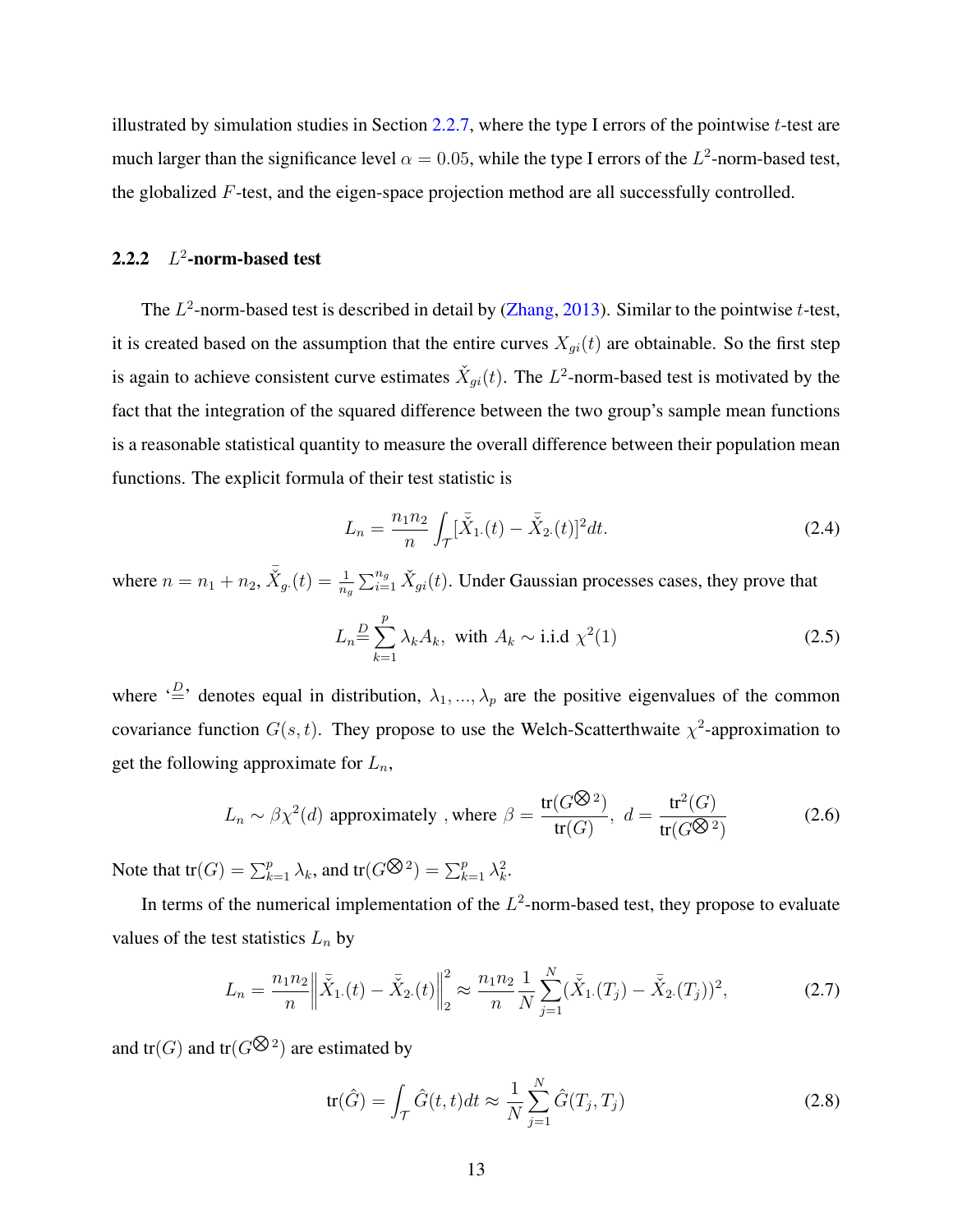illustrated by simulation studies in Section 2.2.7, where the type I errors of the pointwise $t$-test are much larger than the significance level $\alpha = 0.05$, while the type I errors of the $L^2$-norm-based test, the globalized $F$-test, and the eigen-space projection method are all successfully controlled.

### 2.2.2 $L^2$-norm-based test

The $L^2$-norm-based test is described in detail by (Zhang, 2013). Similar to the pointwise $t$-test, it is created based on the assumption that the entire curves $X_{gi}(t)$ are obtainable. So the first step is again to achieve consistent curve estimates $\check{X}_{gi}(t)$. The $L^2$-norm-based test is motivated by the fact that the integration of the squared difference between the two group's sample mean functions is a reasonable statistical quantity to measure the overall difference between their population mean functions. The explicit formula of their test statistic is

$$L_n = \frac{n_1 n_2}{n} \int_{\mathcal{T}} [\bar{\check{X}}_{1\cdot}(t) - \bar{\check{X}}_{2\cdot}(t)]^2 dt. \tag{2.4}$$

where $n = n_1 + n_2$, $\bar{\check{X}}_{g\cdot}(t) = \frac{1}{n_g} \sum_{i=1}^{n_g} \check{X}_{gi}(t)$. Under Gaussian processes cases, they prove that

$$L_n \stackrel{D}{=} \sum_{k=1}^{p} \lambda_k A_k, \text{ with } A_k \sim \text{i.i.d } \chi^2(1) \tag{2.5}$$

where '$\stackrel{D}{=}$' denotes equal in distribution, $\lambda_1, ..., \lambda_p$ are the positive eigenvalues of the common covariance function $G(s,t)$. They propose to use the Welch-Scatterthwaite $\chi^2$-approximation to get the following approximate for $L_n$,

$$L_n \sim \beta \chi^2(d) \text{ approximately , where } \beta = \frac{\text{tr}(G^{\bigotimes 2})}{\text{tr}(G)}, \ d = \frac{\text{tr}^2(G)}{\text{tr}(G^{\bigotimes 2})} \tag{2.6}$$

Note that $\text{tr}(G) = \sum_{k=1}^{p} \lambda_k$, and $\text{tr}(G^{\bigotimes 2}) = \sum_{k=1}^{p} \lambda_k^2$.

In terms of the numerical implementation of the $L^2$-norm-based test, they propose to evaluate values of the test statistics $L_n$ by

$$L_n = \frac{n_1 n_2}{n} \left\| \bar{\check{X}}_{1\cdot}(t) - \bar{\check{X}}_{2\cdot}(t) \right\|_2^2 \approx \frac{n_1 n_2}{n} \frac{1}{N} \sum_{j=1}^{N} (\bar{\check{X}}_{1\cdot}(T_j) - \bar{\check{X}}_{2\cdot}(T_j))^2, \tag{2.7}$$

and $\text{tr}(G)$ and $\text{tr}(G^{\bigotimes 2})$ are estimated by

$$\text{tr}(\hat{G}) = \int_{\mathcal{T}} \hat{G}(t,t) dt \approx \frac{1}{N} \sum_{j=1}^{N} \hat{G}(T_j, T_j) \tag{2.8}$$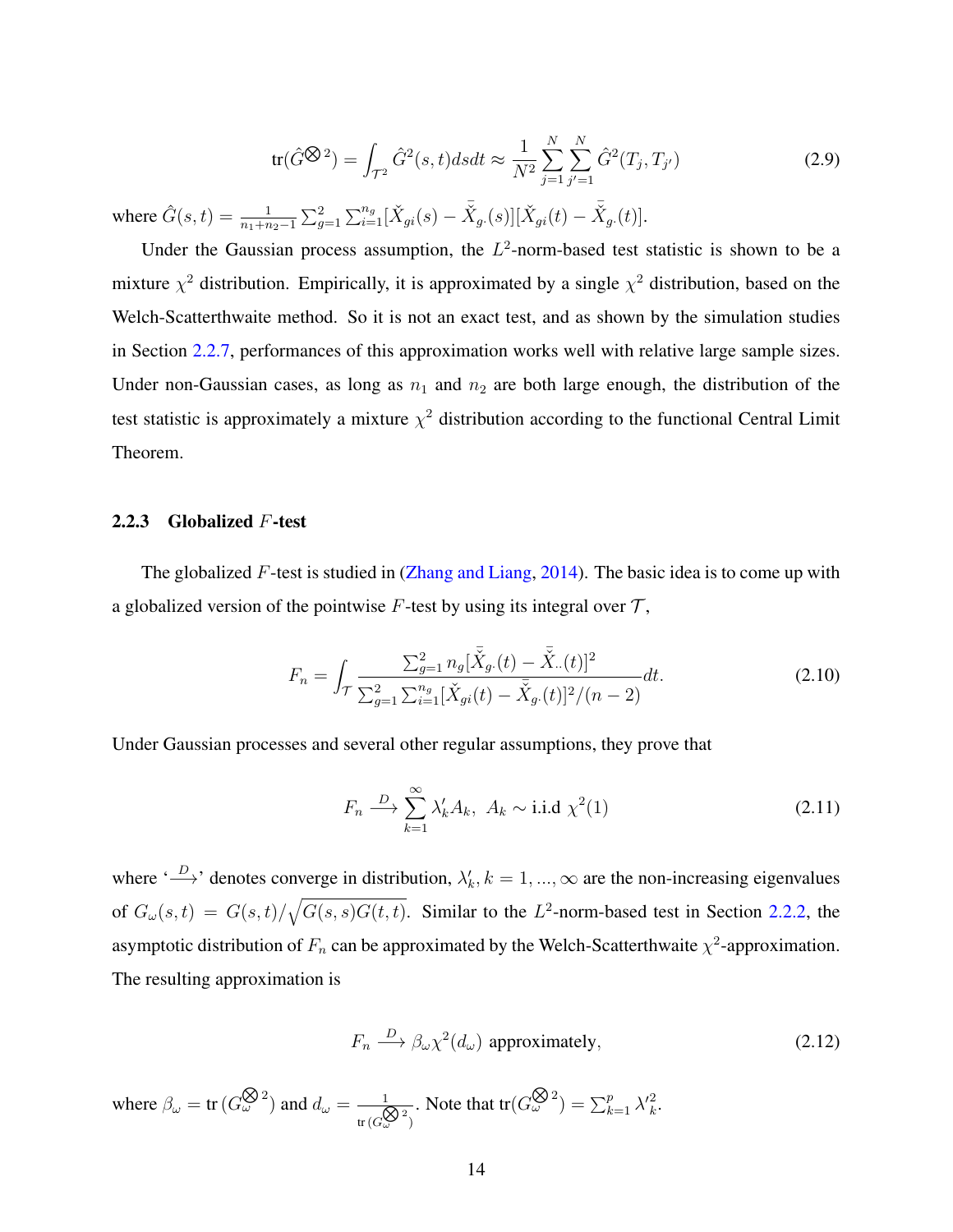$$\text{tr}(\hat{G}^{\bigotimes 2}) = \int_{\mathcal{T}^2} \hat{G}^2(s,t)dsdt \approx \frac{1}{N^2}\sum_{j=1}^{N}\sum_{j'=1}^{N} \hat{G}^2(T_j, T_{j'}) \tag{2.9}$$

where $\hat{G}(s,t) = \frac{1}{n_1+n_2-1}\sum_{g=1}^{2}\sum_{i=1}^{n_g}[\check{X}_{gi}(s) - \bar{\check{X}}_{g\cdot}(s)][\check{X}_{gi}(t) - \bar{\check{X}}_{g\cdot}(t)]$.

Under the Gaussian process assumption, the $L^2$-norm-based test statistic is shown to be a mixture $\chi^2$ distribution. Empirically, it is approximated by a single $\chi^2$ distribution, based on the Welch-Scatterthwaite method. So it is not an exact test, and as shown by the simulation studies in Section 2.2.7, performances of this approximation works well with relative large sample sizes. Under non-Gaussian cases, as long as $n_1$ and $n_2$ are both large enough, the distribution of the test statistic is approximately a mixture $\chi^2$ distribution according to the functional Central Limit Theorem.

### 2.2.3 Globalized $F$-test

The globalized $F$-test is studied in (Zhang and Liang, 2014). The basic idea is to come up with a globalized version of the pointwise $F$-test by using its integral over $\mathcal{T}$,

$$F_n = \int_{\mathcal{T}} \frac{\sum_{g=1}^{2} n_g[\bar{\check{X}}_{g\cdot}(t) - \bar{\check{X}}_{\cdot\cdot}(t)]^2}{\sum_{g=1}^{2}\sum_{i=1}^{n_g}[\check{X}_{gi}(t) - \bar{\check{X}}_{g\cdot}(t)]^2/(n-2)}dt. \tag{2.10}$$

Under Gaussian processes and several other regular assumptions, they prove that

$$F_n \xrightarrow{D} \sum_{k=1}^{\infty} \lambda'_k A_k, \; A_k \sim \text{i.i.d } \chi^2(1) \tag{2.11}$$

where '$\xrightarrow{D}$' denotes converge in distribution, $\lambda'_k, k = 1, ..., \infty$ are the non-increasing eigenvalues of $G_\omega(s,t) = G(s,t)/\sqrt{G(s,s)G(t,t)}$. Similar to the $L^2$-norm-based test in Section 2.2.2, the asymptotic distribution of $F_n$ can be approximated by the Welch-Scatterthwaite $\chi^2$-approximation. The resulting approximation is

$$F_n \xrightarrow{D} \beta_\omega \chi^2(d_\omega) \text{ approximately}, \tag{2.12}$$

where $\beta_\omega = \text{tr}\,(G_\omega^{\bigotimes 2})$ and $d_\omega = \frac{1}{\text{tr}\,(G_\omega^{\bigotimes 2})}$. Note that $\text{tr}(G_\omega^{\bigotimes 2}) = \sum_{k=1}^{p} \lambda'^2_k$.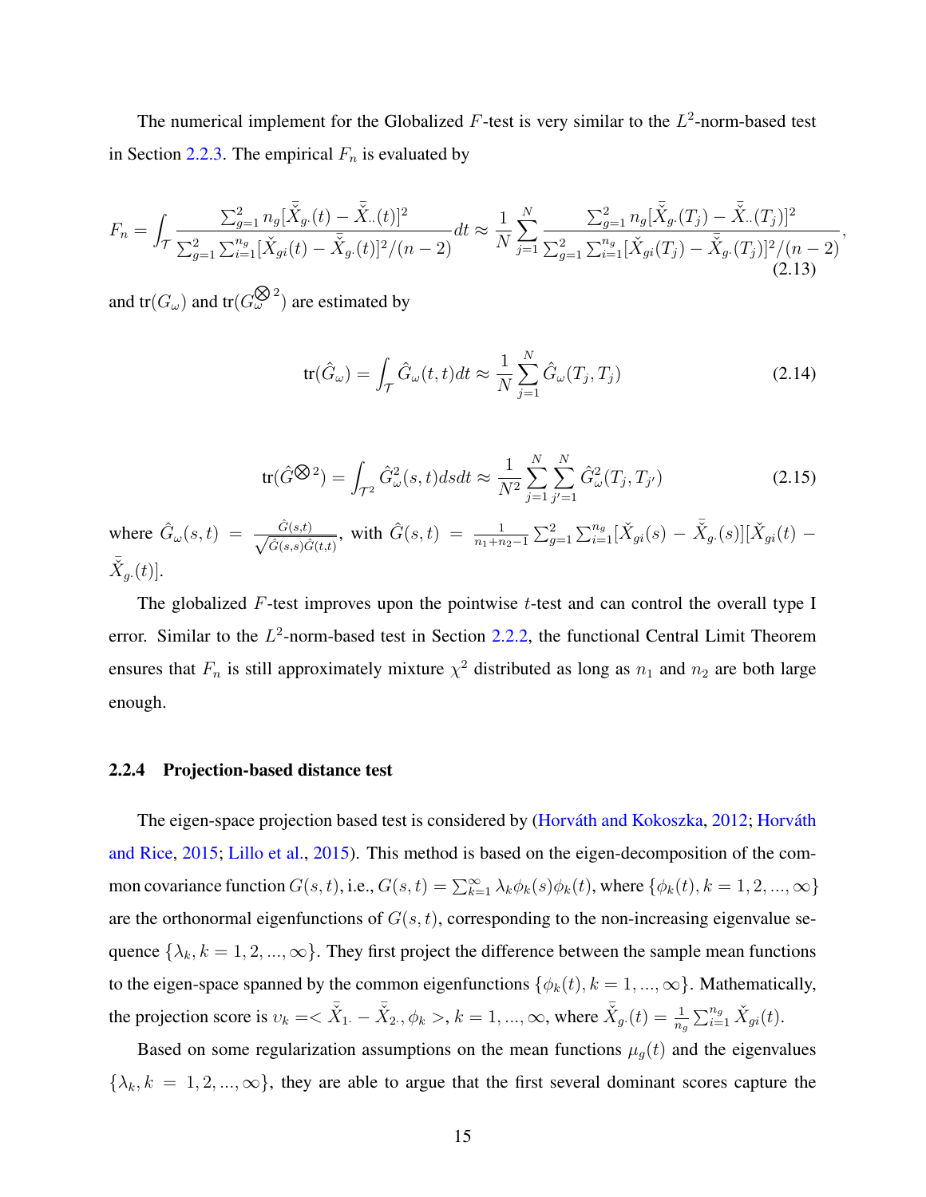The numerical implement for the Globalized $F$-test is very similar to the $L^2$-norm-based test in Section 2.2.3. The empirical $F_n$ is evaluated by

$$F_n = \int_{\mathcal{T}} \frac{\sum_{g=1}^{2} n_g [\bar{\check{X}}_{g\cdot}(t) - \bar{\check{X}}_{\cdot\cdot}(t)]^2}{\sum_{g=1}^{2} \sum_{i=1}^{n_g} [\check{X}_{gi}(t) - \bar{\check{X}}_{g\cdot}(t)]^2/(n-2)} dt \approx \frac{1}{N} \sum_{j=1}^{N} \frac{\sum_{g=1}^{2} n_g [\bar{\check{X}}_{g\cdot}(T_j) - \bar{\check{X}}_{\cdot\cdot}(T_j)]^2}{\sum_{g=1}^{2} \sum_{i=1}^{n_g} [\check{X}_{gi}(T_j) - \bar{\check{X}}_{g\cdot}(T_j)]^2/(n-2)}, \tag{2.13}$$

and $\text{tr}(G_\omega)$ and $\text{tr}(G_\omega^{\bigotimes 2})$ are estimated by

$$\text{tr}(\hat{G}_\omega) = \int_{\mathcal{T}} \hat{G}_\omega(t,t) dt \approx \frac{1}{N} \sum_{j=1}^{N} \hat{G}_\omega(T_j, T_j) \tag{2.14}$$

$$\text{tr}(\hat{G}^{\bigotimes 2}) = \int_{\mathcal{T}^2} \hat{G}_\omega^2(s,t) ds dt \approx \frac{1}{N^2} \sum_{j=1}^{N} \sum_{j'=1}^{N} \hat{G}_\omega^2(T_j, T_{j'}) \tag{2.15}$$

where $\hat{G}_\omega(s,t) = \frac{\hat{G}(s,t)}{\sqrt{\hat{G}(s,s)\hat{G}(t,t)}}$, with $\hat{G}(s,t) = \frac{1}{n_1+n_2-1} \sum_{g=1}^{2} \sum_{i=1}^{n_g} [\check{X}_{gi}(s) - \bar{\check{X}}_{g\cdot}(s)][\check{X}_{gi}(t) - \bar{\check{X}}_{g\cdot}(t)]$.

The globalized $F$-test improves upon the pointwise $t$-test and can control the overall type I error. Similar to the $L^2$-norm-based test in Section 2.2.2, the functional Central Limit Theorem ensures that $F_n$ is still approximately mixture $\chi^2$ distributed as long as $n_1$ and $n_2$ are both large enough.

### 2.2.4 Projection-based distance test

The eigen-space projection based test is considered by (Horváth and Kokoszka, 2012; Horváth and Rice, 2015; Lillo et al., 2015). This method is based on the eigen-decomposition of the common covariance function $G(s,t)$, i.e., $G(s,t) = \sum_{k=1}^{\infty} \lambda_k \phi_k(s) \phi_k(t)$, where $\{\phi_k(t), k = 1, 2, ..., \infty\}$ are the orthonormal eigenfunctions of $G(s,t)$, corresponding to the non-increasing eigenvalue sequence $\{\lambda_k, k = 1, 2, ..., \infty\}$. They first project the difference between the sample mean functions to the eigen-space spanned by the common eigenfunctions $\{\phi_k(t), k = 1, ..., \infty\}$. Mathematically, the projection score is $\upsilon_k = <\bar{\check{X}}_{1\cdot} - \bar{\check{X}}_{2\cdot}, \phi_k>$, $k = 1, ..., \infty$, where $\bar{\check{X}}_{g\cdot}(t) = \frac{1}{n_g} \sum_{i=1}^{n_g} \check{X}_{gi}(t)$.

Based on some regularization assumptions on the mean functions $\mu_g(t)$ and the eigenvalues $\{\lambda_k, k = 1, 2, ..., \infty\}$, they are able to argue that the first several dominant scores capture the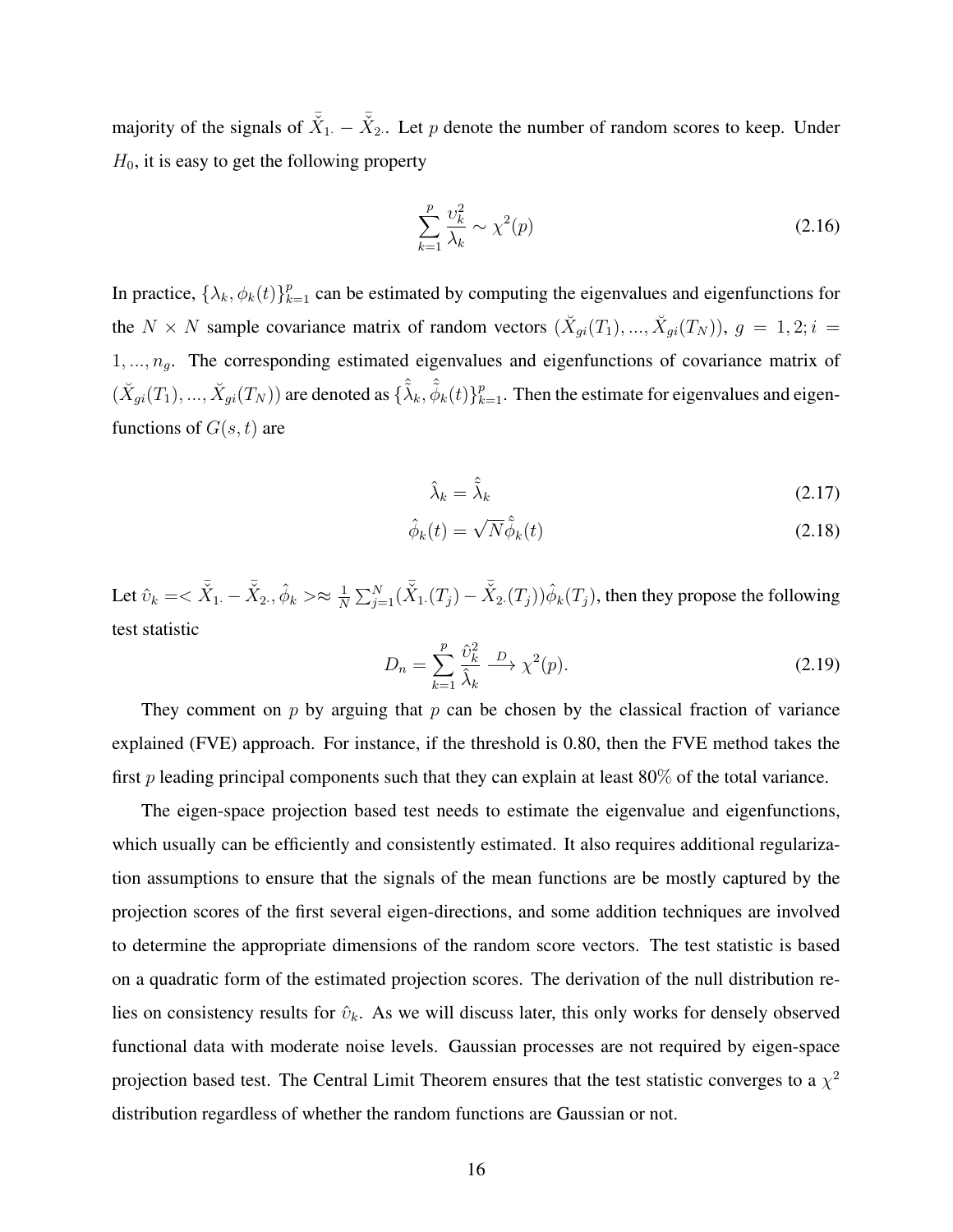majority of the signals of $\bar{\breve{X}}_{1\cdot} - \bar{\breve{X}}_{2\cdot}$. Let $p$ denote the number of random scores to keep. Under $H_0$, it is easy to get the following property

$$\sum_{k=1}^{p} \frac{\upsilon_k^2}{\lambda_k} \sim \chi^2(p) \tag{2.16}$$

In practice, $\{\lambda_k, \phi_k(t)\}_{k=1}^{p}$ can be estimated by computing the eigenvalues and eigenfunctions for the $N \times N$ sample covariance matrix of random vectors $(\breve{X}_{gi}(T_1), ..., \breve{X}_{gi}(T_N))$, $g = 1, 2; i = 1, ..., n_g$. The corresponding estimated eigenvalues and eigenfunctions of covariance matrix of $(\breve{X}_{gi}(T_1), ..., \breve{X}_{gi}(T_N))$ are denoted as $\{\hat{\breve{\lambda}}_k, \hat{\breve{\phi}}_k(t)\}_{k=1}^{p}$. Then the estimate for eigenvalues and eigenfunctions of $G(s,t)$ are

$$\hat{\lambda}_k = \hat{\breve{\lambda}}_k \tag{2.17}$$

$$\hat{\phi}_k(t) = \sqrt{N}\hat{\breve{\phi}}_k(t) \tag{2.18}$$

Let $\hat{\upsilon}_k = < \bar{\breve{X}}_{1\cdot} - \bar{\breve{X}}_{2\cdot}, \hat{\phi}_k > \approx \frac{1}{N}\sum_{j=1}^{N}(\bar{\breve{X}}_{1\cdot}(T_j) - \bar{\breve{X}}_{2\cdot}(T_j))\hat{\phi}_k(T_j)$, then they propose the following test statistic

$$D_n = \sum_{k=1}^{p} \frac{\hat{\upsilon}_k^2}{\hat{\lambda}_k} \xrightarrow{D} \chi^2(p). \tag{2.19}$$

They comment on $p$ by arguing that $p$ can be chosen by the classical fraction of variance explained (FVE) approach. For instance, if the threshold is 0.80, then the FVE method takes the first $p$ leading principal components such that they can explain at least 80% of the total variance.

The eigen-space projection based test needs to estimate the eigenvalue and eigenfunctions, which usually can be efficiently and consistently estimated. It also requires additional regularization assumptions to ensure that the signals of the mean functions are be mostly captured by the projection scores of the first several eigen-directions, and some addition techniques are involved to determine the appropriate dimensions of the random score vectors. The test statistic is based on a quadratic form of the estimated projection scores. The derivation of the null distribution relies on consistency results for $\hat{\upsilon}_k$. As we will discuss later, this only works for densely observed functional data with moderate noise levels. Gaussian processes are not required by eigen-space projection based test. The Central Limit Theorem ensures that the test statistic converges to a $\chi^2$ distribution regardless of whether the random functions are Gaussian or not.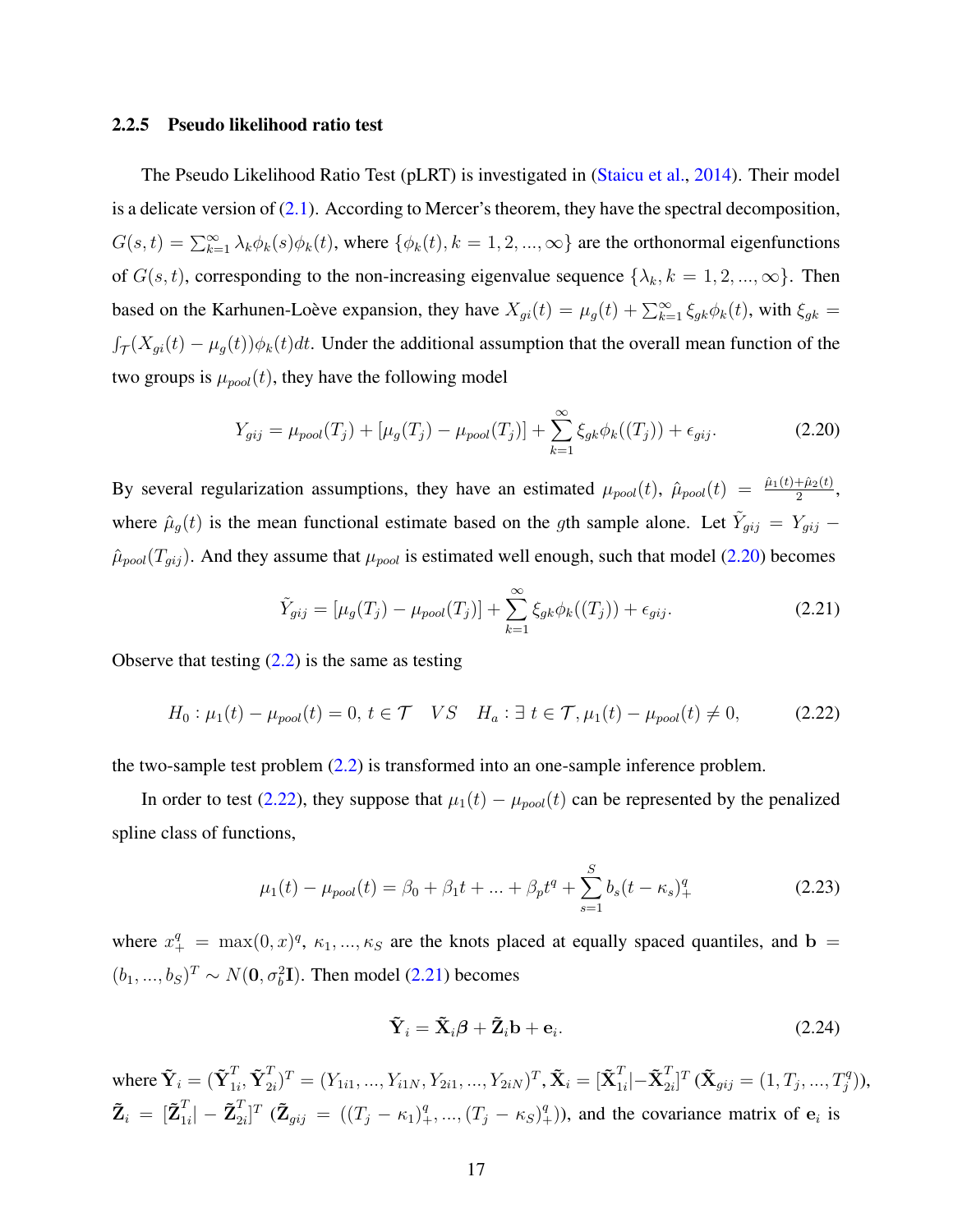### 2.2.5 Pseudo likelihood ratio test

The Pseudo Likelihood Ratio Test (pLRT) is investigated in (Staicu et al., 2014). Their model is a delicate version of (2.1). According to Mercer's theorem, they have the spectral decomposition, $G(s,t) = \sum_{k=1}^{\infty} \lambda_k \phi_k(s)\phi_k(t)$, where $\{\phi_k(t), k = 1, 2, ..., \infty\}$ are the orthonormal eigenfunctions of $G(s,t)$, corresponding to the non-increasing eigenvalue sequence $\{\lambda_k, k = 1, 2, ..., \infty\}$. Then based on the Karhunen-Loève expansion, they have $X_{gi}(t) = \mu_g(t) + \sum_{k=1}^{\infty} \xi_{gk}\phi_k(t)$, with $\xi_{gk} = \int_{\mathcal{T}} (X_{gi}(t) - \mu_g(t))\phi_k(t)dt$. Under the additional assumption that the overall mean function of the two groups is $\mu_{pool}(t)$, they have the following model

$$Y_{gij} = \mu_{pool}(T_j) + [\mu_g(T_j) - \mu_{pool}(T_j)] + \sum_{k=1}^{\infty} \xi_{gk}\phi_k((T_j)) + \epsilon_{gij}. \tag{2.20}$$

By several regularization assumptions, they have an estimated $\mu_{pool}(t)$, $\hat{\mu}_{pool}(t) = \frac{\hat{\mu}_1(t)+\hat{\mu}_2(t)}{2}$, where $\hat{\mu}_g(t)$ is the mean functional estimate based on the $g$th sample alone. Let $\tilde{Y}_{gij} = Y_{gij} - \hat{\mu}_{pool}(T_{gij})$. And they assume that $\mu_{pool}$ is estimated well enough, such that model (2.20) becomes

$$\tilde{Y}_{gij} = [\mu_g(T_j) - \mu_{pool}(T_j)] + \sum_{k=1}^{\infty} \xi_{gk}\phi_k((T_j)) + \epsilon_{gij}. \tag{2.21}$$

Observe that testing (2.2) is the same as testing

$$H_0 : \mu_1(t) - \mu_{pool}(t) = 0,\ t \in \mathcal{T} \quad VS \quad H_a : \exists\ t \in \mathcal{T}, \mu_1(t) - \mu_{pool}(t) \neq 0, \tag{2.22}$$

the two-sample test problem (2.2) is transformed into an one-sample inference problem.

In order to test (2.22), they suppose that $\mu_1(t) - \mu_{pool}(t)$ can be represented by the penalized spline class of functions,

$$\mu_1(t) - \mu_{pool}(t) = \beta_0 + \beta_1 t + ... + \beta_p t^q + \sum_{s=1}^{S} b_s (t - \kappa_s)_+^q \tag{2.23}$$

where $x_+^q = \max(0, x)^q$, $\kappa_1, ..., \kappa_S$ are the knots placed at equally spaced quantiles, and $\mathbf{b} = (b_1, ..., b_S)^T \sim N(\mathbf{0}, \sigma_b^2 \mathbf{I})$. Then model (2.21) becomes

$$\tilde{\mathbf{Y}}_i = \tilde{\mathbf{X}}_i \boldsymbol{\beta} + \tilde{\mathbf{Z}}_i \mathbf{b} + \mathbf{e}_i. \tag{2.24}$$

where $\tilde{\mathbf{Y}}_i = (\tilde{\mathbf{Y}}_{1i}^T, \tilde{\mathbf{Y}}_{2i}^T)^T = (Y_{1i1}, ..., Y_{1iN}, Y_{2i1}, ..., Y_{2iN})^T$, $\tilde{\mathbf{X}}_i = [\tilde{\mathbf{X}}_{1i}^T | -\tilde{\mathbf{X}}_{2i}^T]^T$ ($\tilde{\mathbf{X}}_{gij} = (1, T_j, ..., T_j^q)$), $\tilde{\mathbf{Z}}_i = [\tilde{\mathbf{Z}}_{1i}^T | - \tilde{\mathbf{Z}}_{2i}^T]^T$ ($\tilde{\mathbf{Z}}_{gij} = ((T_j - \kappa_1)_+^q, ..., (T_j - \kappa_S)_+^q)$), and the covariance matrix of $\mathbf{e}_i$ is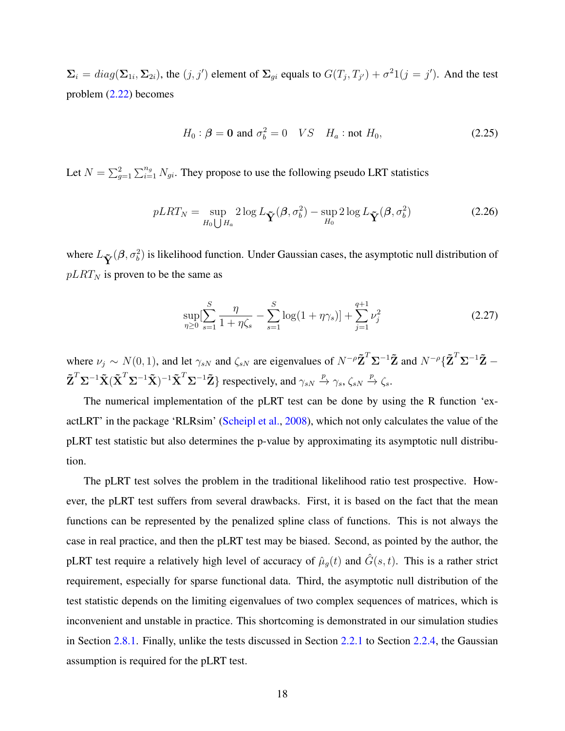$\mathbf{\Sigma}_i = diag(\mathbf{\Sigma}_{1i}, \mathbf{\Sigma}_{2i})$, the $(j, j')$ element of $\mathbf{\Sigma}_{gi}$ equals to $G(T_j, T_{j'}) + \sigma^2 1(j = j')$. And the test problem (2.22) becomes

$$H_0 : \boldsymbol{\beta} = \mathbf{0} \text{ and } \sigma_b^2 = 0 \quad VS \quad H_a : \text{not } H_0, \tag{2.25}$$

Let $N = \sum_{g=1}^{2}\sum_{i=1}^{n_g} N_{gi}$. They propose to use the following pseudo LRT statistics

$$pLRT_N = \sup_{H_0 \bigcup H_a} 2\log L_{\tilde{\mathbf{Y}}}(\boldsymbol{\beta}, \sigma_b^2) - \sup_{H_0} 2\log L_{\tilde{\mathbf{Y}}}(\boldsymbol{\beta}, \sigma_b^2) \tag{2.26}$$

where $L_{\tilde{\mathbf{Y}}}(\boldsymbol{\beta}, \sigma_b^2)$ is likelihood function. Under Gaussian cases, the asymptotic null distribution of $pLRT_N$ is proven to be the same as

$$\sup_{\eta \geq 0}\left[\sum_{s=1}^{S} \frac{\eta}{1 + \eta\zeta_s} - \sum_{s=1}^{S} \log(1 + \eta\gamma_s)\right] + \sum_{j=1}^{q+1} \nu_j^2 \tag{2.27}$$

where $\nu_j \sim N(0, 1)$, and let $\gamma_{sN}$ and $\zeta_{sN}$ are eigenvalues of $N^{-\rho}\tilde{\mathbf{Z}}^T\mathbf{\Sigma}^{-1}\tilde{\mathbf{Z}}$ and $N^{-\rho}\{\tilde{\mathbf{Z}}^T\mathbf{\Sigma}^{-1}\tilde{\mathbf{Z}} - \tilde{\mathbf{Z}}^T\mathbf{\Sigma}^{-1}\tilde{\mathbf{X}}(\tilde{\mathbf{X}}^T\mathbf{\Sigma}^{-1}\tilde{\mathbf{X}})^{-1}\tilde{\mathbf{X}}^T\mathbf{\Sigma}^{-1}\tilde{\mathbf{Z}}\}$ respectively, and $\gamma_{sN} \xrightarrow{p} \gamma_s$, $\zeta_{sN} \xrightarrow{p} \zeta_s$.

The numerical implementation of the pLRT test can be done by using the R function 'exactLRT' in the package 'RLRsim' (Scheipl et al., 2008), which not only calculates the value of the pLRT test statistic but also determines the p-value by approximating its asymptotic null distribution.

The pLRT test solves the problem in the traditional likelihood ratio test prospective. However, the pLRT test suffers from several drawbacks. First, it is based on the fact that the mean functions can be represented by the penalized spline class of functions. This is not always the case in real practice, and then the pLRT test may be biased. Second, as pointed by the author, the pLRT test require a relatively high level of accuracy of $\hat{\mu}_g(t)$ and $\hat{G}(s, t)$. This is a rather strict requirement, especially for sparse functional data. Third, the asymptotic null distribution of the test statistic depends on the limiting eigenvalues of two complex sequences of matrices, which is inconvenient and unstable in practice. This shortcoming is demonstrated in our simulation studies in Section 2.8.1. Finally, unlike the tests discussed in Section 2.2.1 to Section 2.2.4, the Gaussian assumption is required for the pLRT test.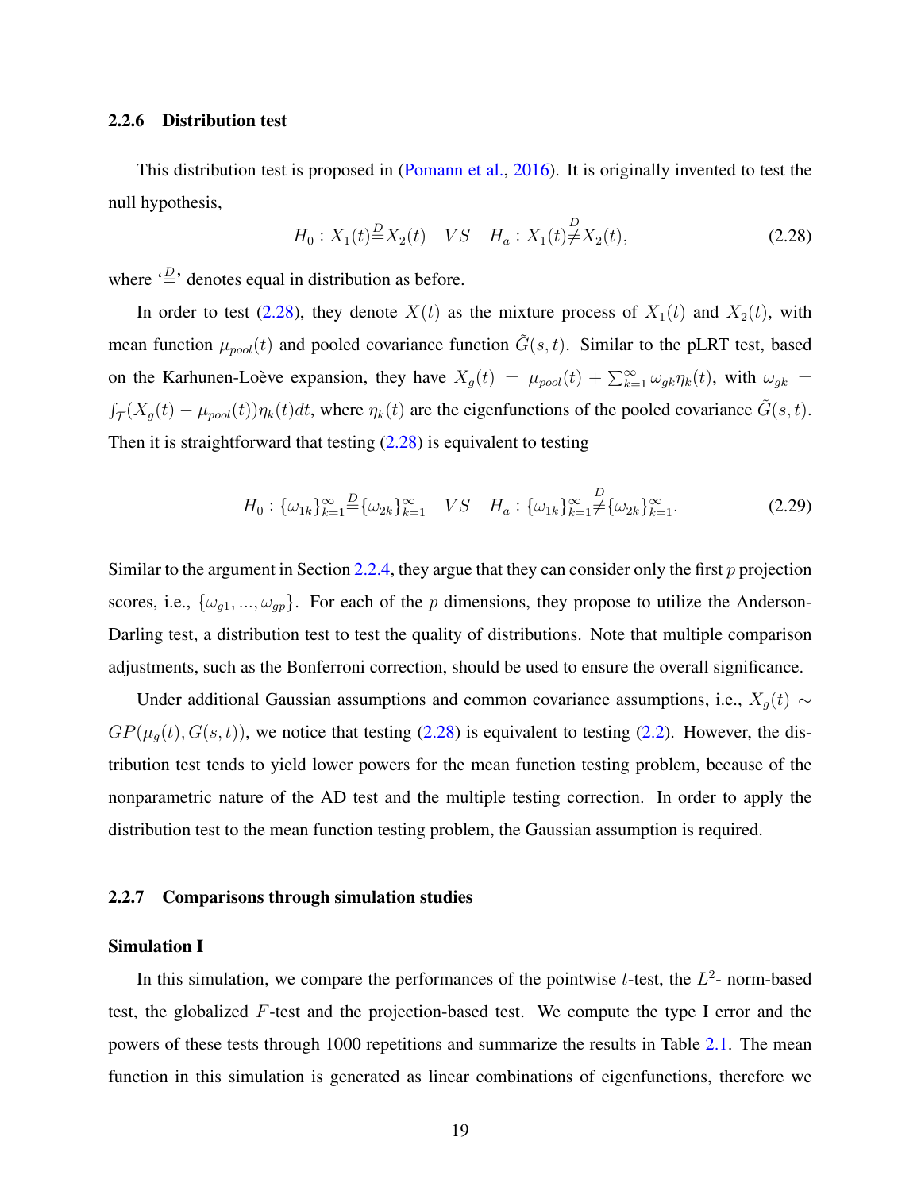### 2.2.6 Distribution test

This distribution test is proposed in (Pomann et al., 2016). It is originally invented to test the null hypothesis,

$$H_0 : X_1(t) \overset{D}{=} X_2(t) \quad VS \quad H_a : X_1(t) \overset{D}{\neq} X_2(t), \tag{2.28}$$

where '$\overset{D}{=}$' denotes equal in distribution as before.

In order to test (2.28), they denote $X(t)$ as the mixture process of $X_1(t)$ and $X_2(t)$, with mean function $\mu_{pool}(t)$ and pooled covariance function $\tilde{G}(s,t)$. Similar to the pLRT test, based on the Karhunen-Loève expansion, they have $X_g(t) = \mu_{pool}(t) + \sum_{k=1}^{\infty} \omega_{gk}\eta_k(t)$, with $\omega_{gk} = \int_{\mathcal{T}} (X_g(t) - \mu_{pool}(t))\eta_k(t)dt$, where $\eta_k(t)$ are the eigenfunctions of the pooled covariance $\tilde{G}(s,t)$. Then it is straightforward that testing (2.28) is equivalent to testing

$$H_0 : \{\omega_{1k}\}_{k=1}^{\infty} \overset{D}{=} \{\omega_{2k}\}_{k=1}^{\infty} \quad VS \quad H_a : \{\omega_{1k}\}_{k=1}^{\infty} \overset{D}{\neq} \{\omega_{2k}\}_{k=1}^{\infty}. \tag{2.29}$$

Similar to the argument in Section 2.2.4, they argue that they can consider only the first $p$ projection scores, i.e., $\{\omega_{g1}, ..., \omega_{gp}\}$. For each of the $p$ dimensions, they propose to utilize the Anderson-Darling test, a distribution test to test the quality of distributions. Note that multiple comparison adjustments, such as the Bonferroni correction, should be used to ensure the overall significance.

Under additional Gaussian assumptions and common covariance assumptions, i.e., $X_g(t) \sim GP(\mu_g(t), G(s,t))$, we notice that testing (2.28) is equivalent to testing (2.2). However, the distribution test tends to yield lower powers for the mean function testing problem, because of the nonparametric nature of the AD test and the multiple testing correction. In order to apply the distribution test to the mean function testing problem, the Gaussian assumption is required.

### 2.2.7 Comparisons through simulation studies

#### Simulation I

In this simulation, we compare the performances of the pointwise $t$-test, the $L^2$- norm-based test, the globalized $F$-test and the projection-based test. We compute the type I error and the powers of these tests through 1000 repetitions and summarize the results in Table 2.1. The mean function in this simulation is generated as linear combinations of eigenfunctions, therefore we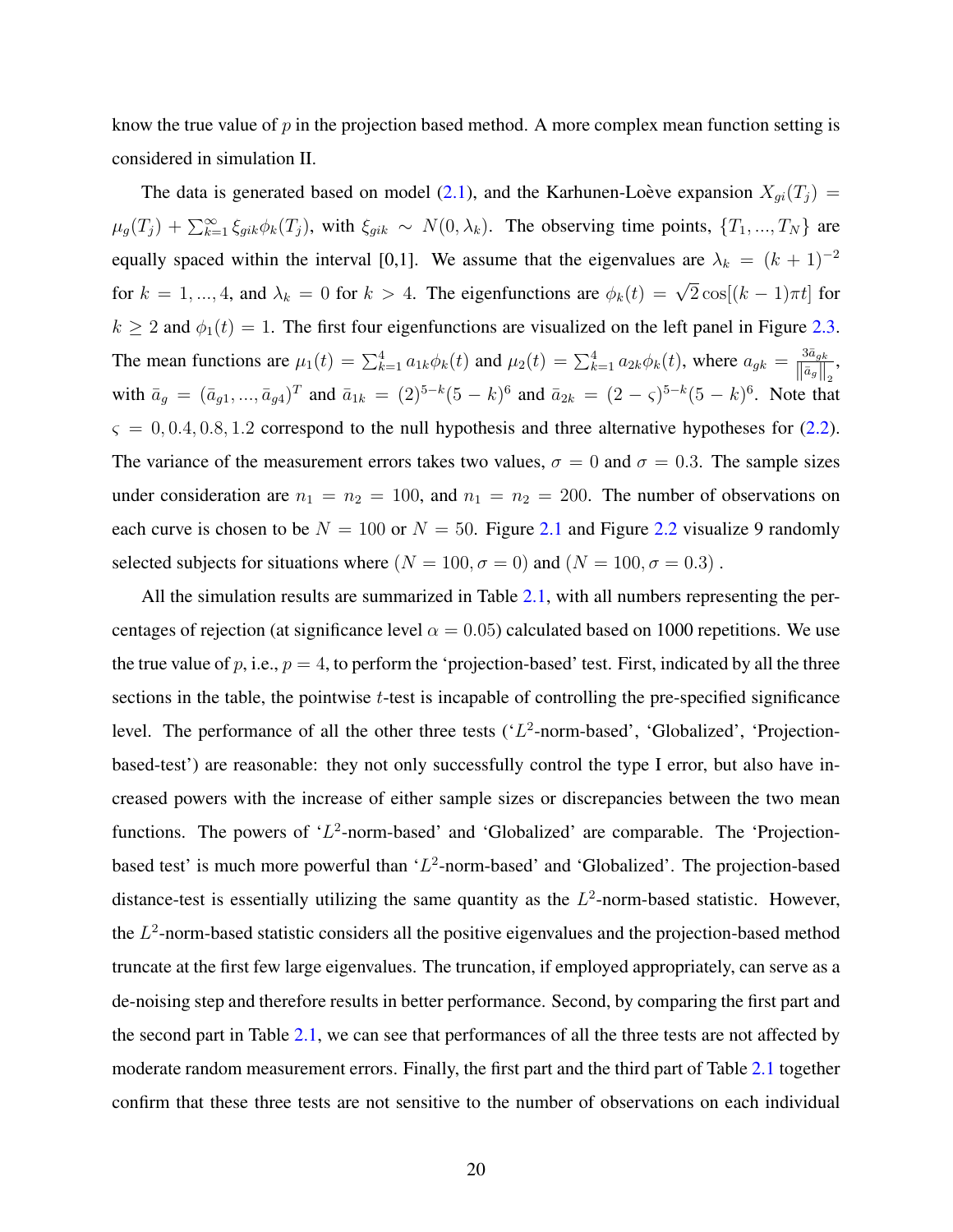know the true value of $p$ in the projection based method. A more complex mean function setting is considered in simulation II.

The data is generated based on model (2.1), and the Karhunen-Loève expansion $X_{gi}(T_j) = \mu_g(T_j) + \sum_{k=1}^{\infty} \xi_{gik}\phi_k(T_j)$, with $\xi_{gik} \sim N(0, \lambda_k)$. The observing time points, $\{T_1, ..., T_N\}$ are equally spaced within the interval [0,1]. We assume that the eigenvalues are $\lambda_k = (k+1)^{-2}$ for $k = 1, ..., 4$, and $\lambda_k = 0$ for $k > 4$. The eigenfunctions are $\phi_k(t) = \sqrt{2}\cos[(k-1)\pi t]$ for $k \geq 2$ and $\phi_1(t) = 1$. The first four eigenfunctions are visualized on the left panel in Figure 2.3. The mean functions are $\mu_1(t) = \sum_{k=1}^{4} a_{1k}\phi_k(t)$ and $\mu_2(t) = \sum_{k=1}^{4} a_{2k}\phi_k(t)$, where $a_{gk} = \frac{3\bar{a}_{gk}}{\|\bar{a}_g\|_2}$, with $\bar{a}_g = (\bar{a}_{g1}, ..., \bar{a}_{g4})^T$ and $\bar{a}_{1k} = (2)^{5-k}(5-k)^6$ and $\bar{a}_{2k} = (2-\varsigma)^{5-k}(5-k)^6$. Note that $\varsigma = 0, 0.4, 0.8, 1.2$ correspond to the null hypothesis and three alternative hypotheses for (2.2). The variance of the measurement errors takes two values, $\sigma = 0$ and $\sigma = 0.3$. The sample sizes under consideration are $n_1 = n_2 = 100$, and $n_1 = n_2 = 200$. The number of observations on each curve is chosen to be $N = 100$ or $N = 50$. Figure 2.1 and Figure 2.2 visualize 9 randomly selected subjects for situations where $(N = 100, \sigma = 0)$ and $(N = 100, \sigma = 0.3)$ .

All the simulation results are summarized in Table 2.1, with all numbers representing the percentages of rejection (at significance level $\alpha = 0.05$) calculated based on 1000 repetitions. We use the true value of $p$, i.e., $p = 4$, to perform the 'projection-based' test. First, indicated by all the three sections in the table, the pointwise $t$-test is incapable of controlling the pre-specified significance level. The performance of all the other three tests ('$L^2$-norm-based', 'Globalized', 'Projection-based-test') are reasonable: they not only successfully control the type I error, but also have increased powers with the increase of either sample sizes or discrepancies between the two mean functions. The powers of '$L^2$-norm-based' and 'Globalized' are comparable. The 'Projection-based test' is much more powerful than '$L^2$-norm-based' and 'Globalized'. The projection-based distance-test is essentially utilizing the same quantity as the $L^2$-norm-based statistic. However, the $L^2$-norm-based statistic considers all the positive eigenvalues and the projection-based method truncate at the first few large eigenvalues. The truncation, if employed appropriately, can serve as a de-noising step and therefore results in better performance. Second, by comparing the first part and the second part in Table 2.1, we can see that performances of all the three tests are not affected by moderate random measurement errors. Finally, the first part and the third part of Table 2.1 together confirm that these three tests are not sensitive to the number of observations on each individual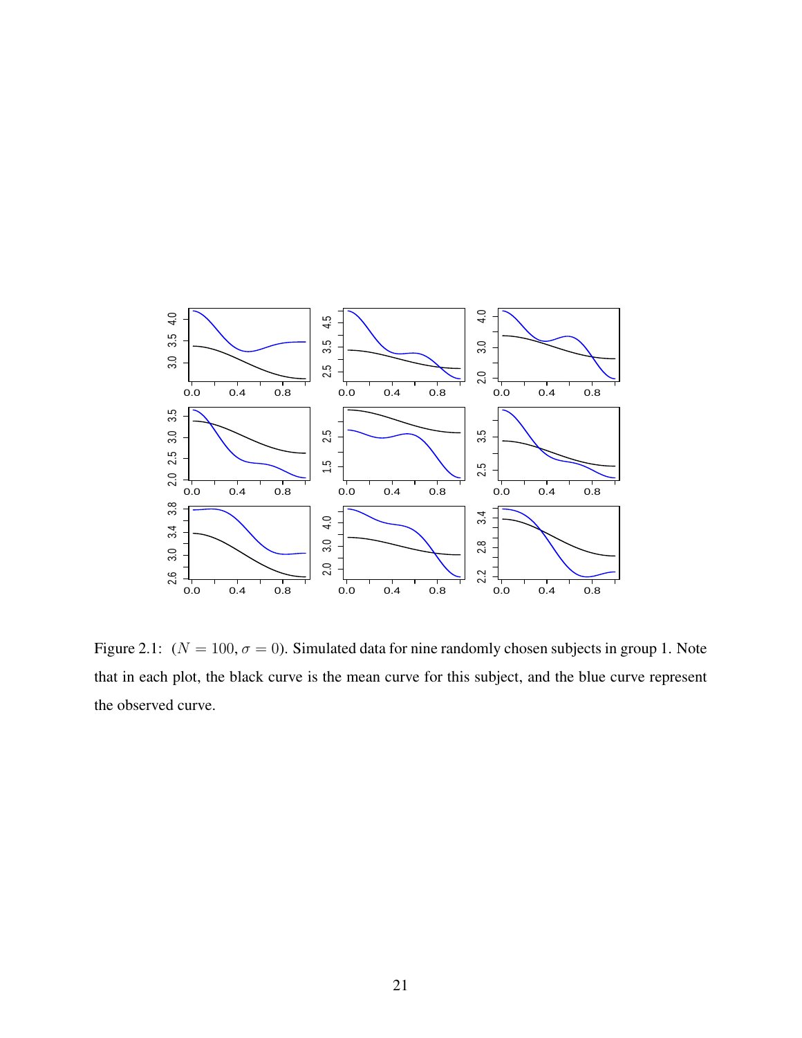Figure 2.1: ($N = 100$, $\sigma = 0$). Simulated data for nine randomly chosen subjects in group 1. Note that in each plot, the black curve is the mean curve for this subject, and the blue curve represent the observed curve.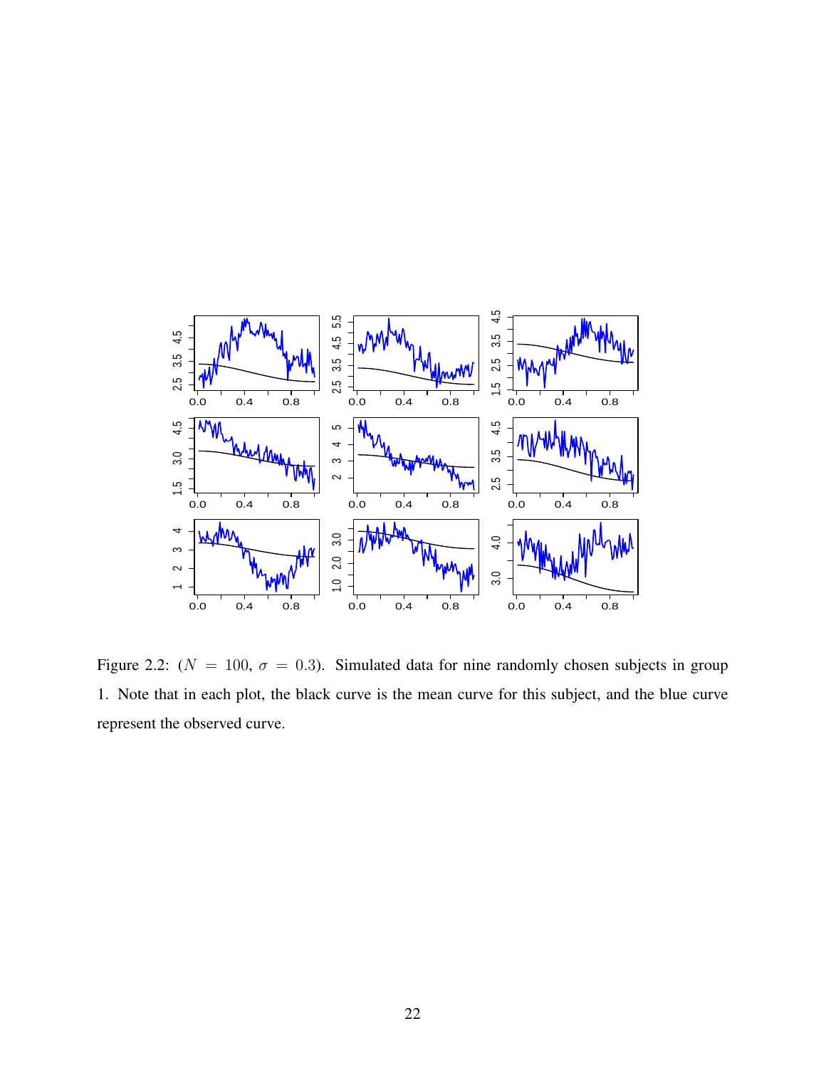Figure 2.2: ($N = 100$, $\sigma = 0.3$). Simulated data for nine randomly chosen subjects in group 1. Note that in each plot, the black curve is the mean curve for this subject, and the blue curve represent the observed curve.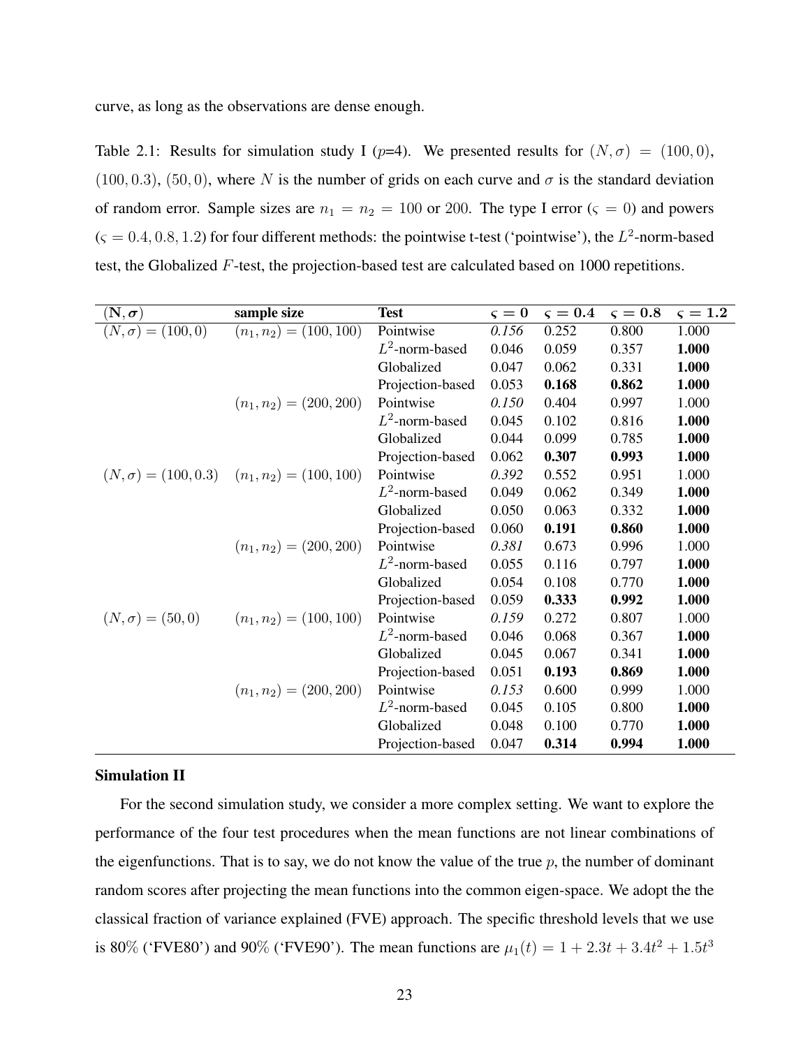curve, as long as the observations are dense enough.

Table 2.1: Results for simulation study I ($p$=4). We presented results for $(N, \sigma) = (100, 0)$, $(100, 0.3)$, $(50, 0)$, where $N$ is the number of grids on each curve and $\sigma$ is the standard deviation of random error. Sample sizes are $n_1 = n_2 = 100$ or $200$. The type I error ($\varsigma = 0$) and powers ($\varsigma = 0.4, 0.8, 1.2$) for four different methods: the pointwise t-test ('pointwise'), the $L^2$-norm-based test, the Globalized $F$-test, the projection-based test are calculated based on 1000 repetitions.

| $(\mathbf{N}, \boldsymbol{\sigma})$ | **sample size** | **Test** | $\varsigma = 0$ | $\varsigma = 0.4$ | $\varsigma = 0.8$ | $\varsigma = 1.2$ |
|---|---|---|---|---|---|---|
| $(N, \sigma) = (100, 0)$ | $(n_1, n_2) = (100, 100)$ | Pointwise | *0.156* | 0.252 | 0.800 | 1.000 |
| | | $L^2$-norm-based | 0.046 | 0.059 | 0.357 | **1.000** |
| | | Globalized | 0.047 | 0.062 | 0.331 | **1.000** |
| | | Projection-based | 0.053 | **0.168** | **0.862** | **1.000** |
| | $(n_1, n_2) = (200, 200)$ | Pointwise | *0.150* | 0.404 | 0.997 | 1.000 |
| | | $L^2$-norm-based | 0.045 | 0.102 | 0.816 | **1.000** |
| | | Globalized | 0.044 | 0.099 | 0.785 | **1.000** |
| | | Projection-based | 0.062 | **0.307** | **0.993** | **1.000** |
| $(N, \sigma) = (100, 0.3)$ | $(n_1, n_2) = (100, 100)$ | Pointwise | *0.392* | 0.552 | 0.951 | 1.000 |
| | | $L^2$-norm-based | 0.049 | 0.062 | 0.349 | **1.000** |
| | | Globalized | 0.050 | 0.063 | 0.332 | **1.000** |
| | | Projection-based | 0.060 | **0.191** | **0.860** | **1.000** |
| | $(n_1, n_2) = (200, 200)$ | Pointwise | *0.381* | 0.673 | 0.996 | 1.000 |
| | | $L^2$-norm-based | 0.055 | 0.116 | 0.797 | **1.000** |
| | | Globalized | 0.054 | 0.108 | 0.770 | **1.000** |
| | | Projection-based | 0.059 | **0.333** | **0.992** | **1.000** |
| $(N, \sigma) = (50, 0)$ | $(n_1, n_2) = (100, 100)$ | Pointwise | *0.159* | 0.272 | 0.807 | 1.000 |
| | | $L^2$-norm-based | 0.046 | 0.068 | 0.367 | **1.000** |
| | | Globalized | 0.045 | 0.067 | 0.341 | **1.000** |
| | | Projection-based | 0.051 | **0.193** | **0.869** | **1.000** |
| | $(n_1, n_2) = (200, 200)$ | Pointwise | *0.153* | 0.600 | 0.999 | 1.000 |
| | | $L^2$-norm-based | 0.045 | 0.105 | 0.800 | **1.000** |
| | | Globalized | 0.048 | 0.100 | 0.770 | **1.000** |
| | | Projection-based | 0.047 | **0.314** | **0.994** | **1.000** |

**Simulation II**

For the second simulation study, we consider a more complex setting. We want to explore the performance of the four test procedures when the mean functions are not linear combinations of the eigenfunctions. That is to say, we do not know the value of the true $p$, the number of dominant random scores after projecting the mean functions into the common eigen-space. We adopt the the classical fraction of variance explained (FVE) approach. The specific threshold levels that we use is 80% ('FVE80') and 90% ('FVE90'). The mean functions are $\mu_1(t) = 1 + 2.3t + 3.4t^2 + 1.5t^3$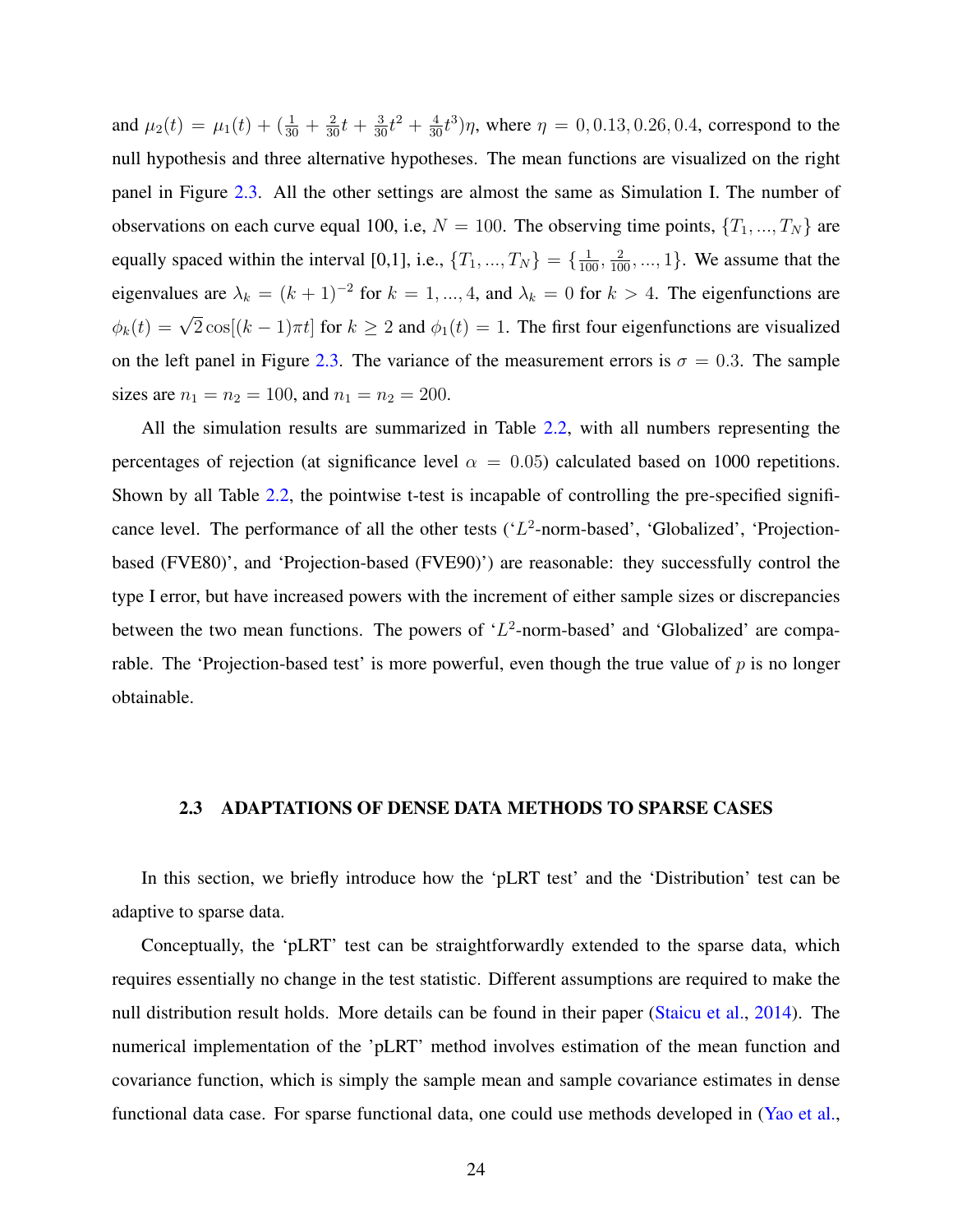and $\mu_2(t) = \mu_1(t) + (\frac{1}{30} + \frac{2}{30}t + \frac{3}{30}t^2 + \frac{4}{30}t^3)\eta$, where $\eta = 0, 0.13, 0.26, 0.4$, correspond to the null hypothesis and three alternative hypotheses. The mean functions are visualized on the right panel in Figure 2.3. All the other settings are almost the same as Simulation I. The number of observations on each curve equal 100, i.e, $N = 100$. The observing time points, $\{T_1, ..., T_N\}$ are equally spaced within the interval [0,1], i.e., $\{T_1, ..., T_N\} = \{\frac{1}{100}, \frac{2}{100}, ..., 1\}$. We assume that the eigenvalues are $\lambda_k = (k+1)^{-2}$ for $k = 1, ..., 4$, and $\lambda_k = 0$ for $k > 4$. The eigenfunctions are $\phi_k(t) = \sqrt{2}\cos[(k-1)\pi t]$ for $k \geq 2$ and $\phi_1(t) = 1$. The first four eigenfunctions are visualized on the left panel in Figure 2.3. The variance of the measurement errors is $\sigma = 0.3$. The sample sizes are $n_1 = n_2 = 100$, and $n_1 = n_2 = 200$.

All the simulation results are summarized in Table 2.2, with all numbers representing the percentages of rejection (at significance level $\alpha = 0.05$) calculated based on 1000 repetitions. Shown by all Table 2.2, the pointwise t-test is incapable of controlling the pre-specified significance level. The performance of all the other tests ('$L^2$-norm-based', 'Globalized', 'Projection-based (FVE80)', and 'Projection-based (FVE90)') are reasonable: they successfully control the type I error, but have increased powers with the increment of either sample sizes or discrepancies between the two mean functions. The powers of '$L^2$-norm-based' and 'Globalized' are comparable. The 'Projection-based test' is more powerful, even though the true value of $p$ is no longer obtainable.

## 2.3 ADAPTATIONS OF DENSE DATA METHODS TO SPARSE CASES

In this section, we briefly introduce how the 'pLRT test' and the 'Distribution' test can be adaptive to sparse data.

Conceptually, the 'pLRT' test can be straightforwardly extended to the sparse data, which requires essentially no change in the test statistic. Different assumptions are required to make the null distribution result holds. More details can be found in their paper (Staicu et al., 2014). The numerical implementation of the 'pLRT' method involves estimation of the mean function and covariance function, which is simply the sample mean and sample covariance estimates in dense functional data case. For sparse functional data, one could use methods developed in (Yao et al.,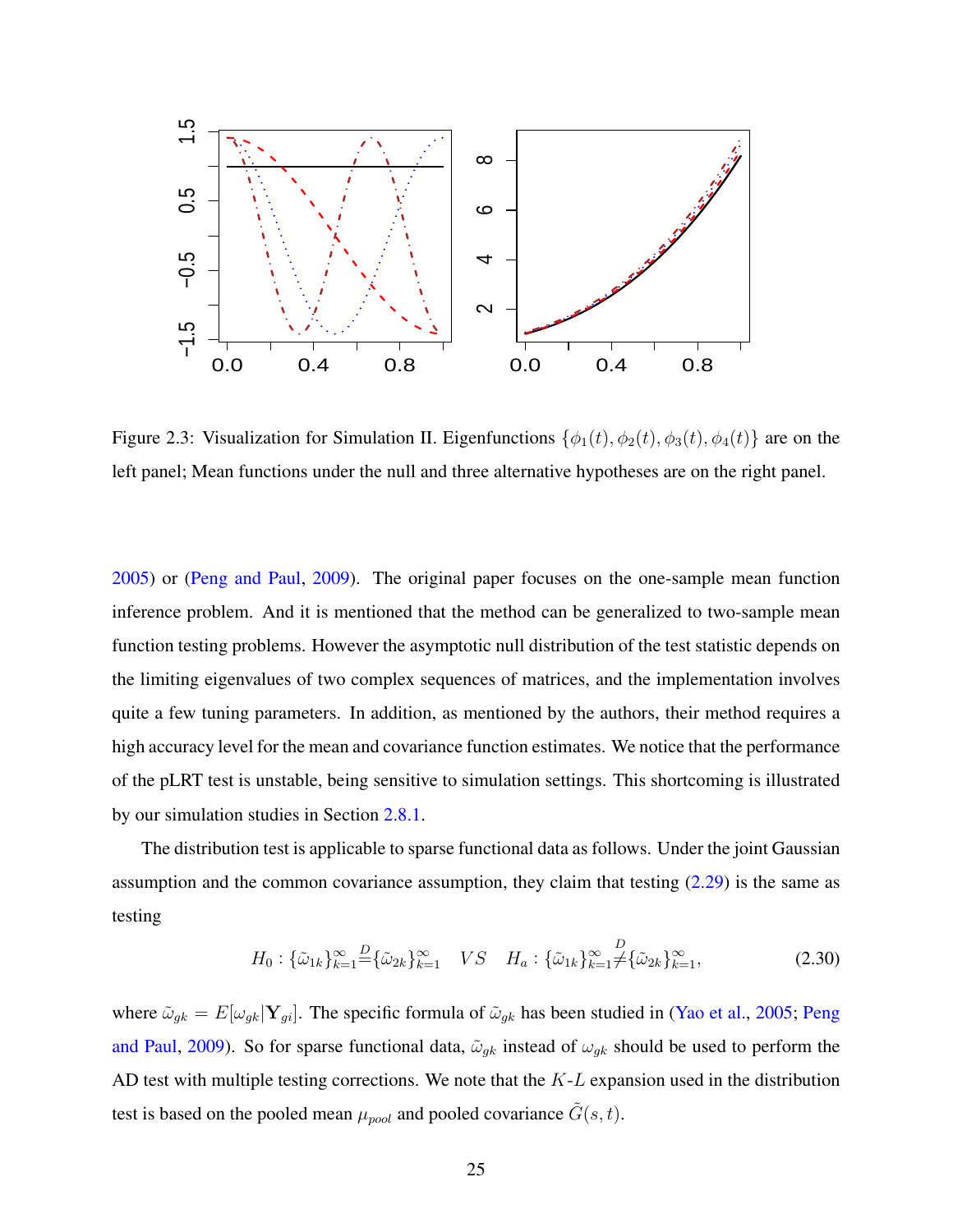Figure 2.3: Visualization for Simulation II. Eigenfunctions $\{\phi_1(t), \phi_2(t), \phi_3(t), \phi_4(t)\}$ are on the left panel; Mean functions under the null and three alternative hypotheses are on the right panel.

2005) or (Peng and Paul, 2009). The original paper focuses on the one-sample mean function inference problem. And it is mentioned that the method can be generalized to two-sample mean function testing problems. However the asymptotic null distribution of the test statistic depends on the limiting eigenvalues of two complex sequences of matrices, and the implementation involves quite a few tuning parameters. In addition, as mentioned by the authors, their method requires a high accuracy level for the mean and covariance function estimates. We notice that the performance of the pLRT test is unstable, being sensitive to simulation settings. This shortcoming is illustrated by our simulation studies in Section 2.8.1.

The distribution test is applicable to sparse functional data as follows. Under the joint Gaussian assumption and the common covariance assumption, they claim that testing (2.29) is the same as testing

$$H_0 : \{\tilde{\omega}_{1k}\}_{k=1}^{\infty} \overset{D}{=} \{\tilde{\omega}_{2k}\}_{k=1}^{\infty} \quad VS \quad H_a : \{\tilde{\omega}_{1k}\}_{k=1}^{\infty} \overset{D}{\neq} \{\tilde{\omega}_{2k}\}_{k=1}^{\infty}, \tag{2.30}$$

where $\tilde{\omega}_{gk} = E[\omega_{gk}|\mathbf{Y}_{gi}]$. The specific formula of $\tilde{\omega}_{gk}$ has been studied in (Yao et al., 2005; Peng and Paul, 2009). So for sparse functional data, $\tilde{\omega}_{gk}$ instead of $\omega_{gk}$ should be used to perform the AD test with multiple testing corrections. We note that the $K$-$L$ expansion used in the distribution test is based on the pooled mean $\mu_{pool}$ and pooled covariance $\tilde{G}(s,t)$.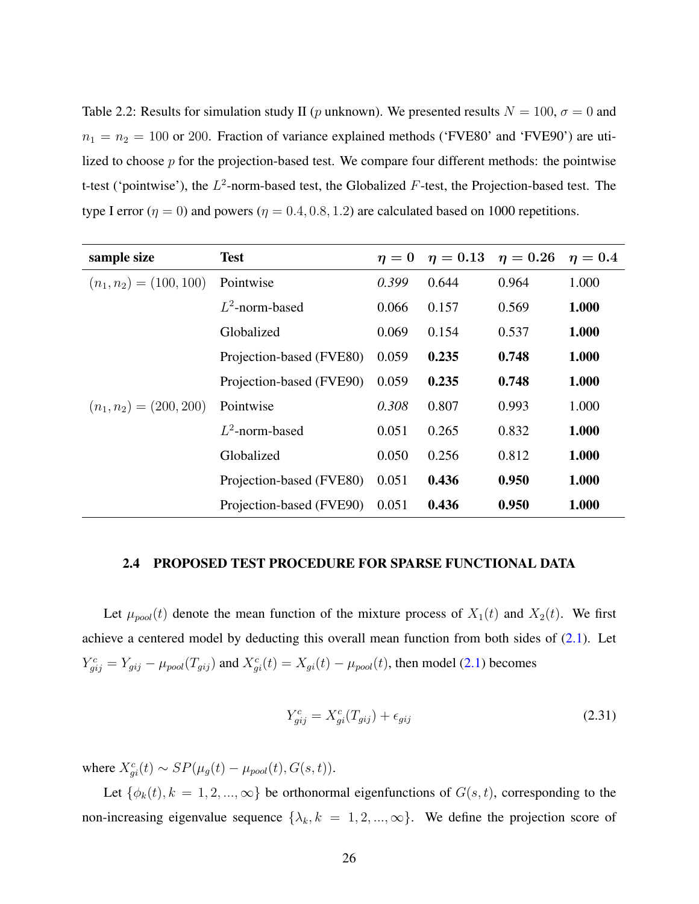Table 2.2: Results for simulation study II ($p$ unknown). We presented results $N = 100$, $\sigma = 0$ and $n_1 = n_2 = 100$ or 200. Fraction of variance explained methods ('FVE80' and 'FVE90') are utilized to choose $p$ for the projection-based test. We compare four different methods: the pointwise t-test ('pointwise'), the $L^2$-norm-based test, the Globalized $F$-test, the Projection-based test. The type I error ($\eta = 0$) and powers ($\eta = 0.4, 0.8, 1.2$) are calculated based on 1000 repetitions.

| **sample size** | **Test** | $\eta = 0$ | $\eta = 0.13$ | $\eta = 0.26$ | $\eta = 0.4$ |
|---|---|---|---|---|---|
| $(n_1, n_2) = (100, 100)$ | Pointwise | *0.399* | 0.644 | 0.964 | 1.000 |
| | $L^2$-norm-based | 0.066 | 0.157 | 0.569 | **1.000** |
| | Globalized | 0.069 | 0.154 | 0.537 | **1.000** |
| | Projection-based (FVE80) | 0.059 | **0.235** | **0.748** | **1.000** |
| | Projection-based (FVE90) | 0.059 | **0.235** | **0.748** | **1.000** |
| $(n_1, n_2) = (200, 200)$ | Pointwise | *0.308* | 0.807 | 0.993 | 1.000 |
| | $L^2$-norm-based | 0.051 | 0.265 | 0.832 | **1.000** |
| | Globalized | 0.050 | 0.256 | 0.812 | **1.000** |
| | Projection-based (FVE80) | 0.051 | **0.436** | **0.950** | **1.000** |
| | Projection-based (FVE90) | 0.051 | **0.436** | **0.950** | **1.000** |

### 2.4 PROPOSED TEST PROCEDURE FOR SPARSE FUNCTIONAL DATA

Let $\mu_{pool}(t)$ denote the mean function of the mixture process of $X_1(t)$ and $X_2(t)$. We first achieve a centered model by deducting this overall mean function from both sides of (2.1). Let $Y^c_{gij} = Y_{gij} - \mu_{pool}(T_{gij})$ and $X^c_{gi}(t) = X_{gi}(t) - \mu_{pool}(t)$, then model (2.1) becomes

$$Y^c_{gij} = X^c_{gi}(T_{gij}) + \epsilon_{gij} \tag{2.31}$$

where $X^c_{gi}(t) \sim SP(\mu_g(t) - \mu_{pool}(t), G(s,t))$.

Let $\{\phi_k(t), k = 1, 2, ..., \infty\}$ be orthonormal eigenfunctions of $G(s,t)$, corresponding to the non-increasing eigenvalue sequence $\{\lambda_k, k = 1, 2, ..., \infty\}$. We define the projection score of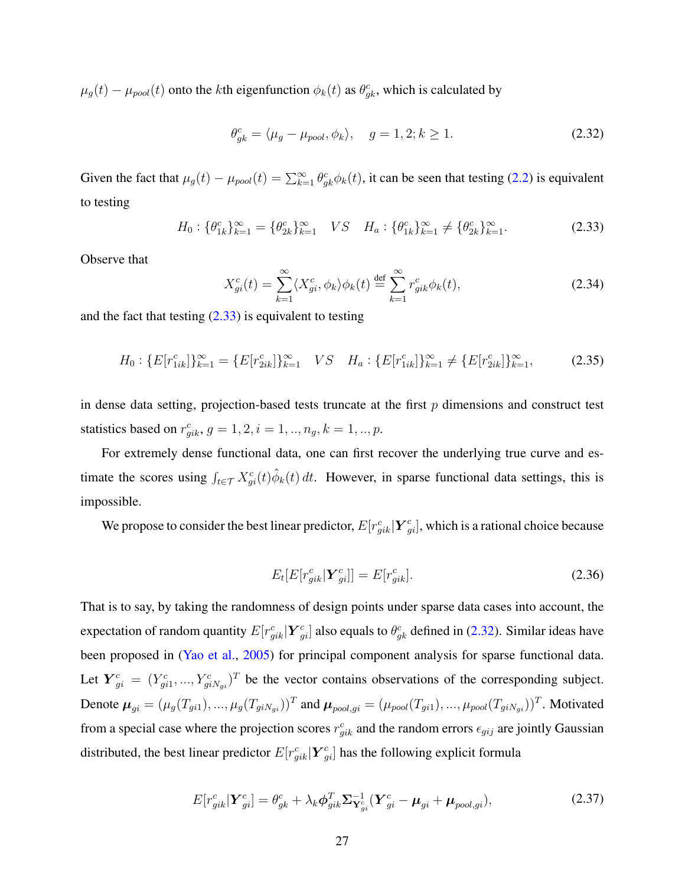$\mu_g(t) - \mu_{pool}(t)$ onto the $k$th eigenfunction $\phi_k(t)$ as $\theta^c_{gk}$, which is calculated by

$$\theta^c_{gk} = \langle \mu_g - \mu_{pool}, \phi_k \rangle, \quad g = 1, 2; k \geq 1. \tag{2.32}$$

Given the fact that $\mu_g(t) - \mu_{pool}(t) = \sum_{k=1}^{\infty} \theta^c_{gk}\phi_k(t)$, it can be seen that testing (2.2) is equivalent to testing

$$H_0 : \{\theta^c_{1k}\}_{k=1}^{\infty} = \{\theta^c_{2k}\}_{k=1}^{\infty} \quad VS \quad H_a : \{\theta^c_{1k}\}_{k=1}^{\infty} \neq \{\theta^c_{2k}\}_{k=1}^{\infty}. \tag{2.33}$$

Observe that

$$X^c_{gi}(t) = \sum_{k=1}^{\infty} \langle X^c_{gi}, \phi_k \rangle \phi_k(t) \stackrel{\text{def}}{=} \sum_{k=1}^{\infty} r^c_{gik}\phi_k(t), \tag{2.34}$$

and the fact that testing (2.33) is equivalent to testing

$$H_0 : \{E[r^c_{1ik}]\}_{k=1}^{\infty} = \{E[r^c_{2ik}]\}_{k=1}^{\infty} \quad VS \quad H_a : \{E[r^c_{1ik}]\}_{k=1}^{\infty} \neq \{E[r^c_{2ik}]\}_{k=1}^{\infty}, \tag{2.35}$$

in dense data setting, projection-based tests truncate at the first $p$ dimensions and construct test statistics based on $r^c_{gik}, g = 1, 2, i = 1, .., n_g, k = 1, .., p$.

For extremely dense functional data, one can first recover the underlying true curve and estimate the scores using $\int_{t \in \mathcal{T}} X^c_{gi}(t)\hat{\phi}_k(t)\, dt$. However, in sparse functional data settings, this is impossible.

We propose to consider the best linear predictor, $E[r^c_{gik}|\boldsymbol{Y}^c_{gi}]$, which is a rational choice because

$$E_t[E[r^c_{gik}|\boldsymbol{Y}^c_{gi}]] = E[r^c_{gik}]. \tag{2.36}$$

That is to say, by taking the randomness of design points under sparse data cases into account, the expectation of random quantity $E[r^c_{gik}|\boldsymbol{Y}^c_{gi}]$ also equals to $\theta^c_{gk}$ defined in (2.32). Similar ideas have been proposed in (Yao et al., 2005) for principal component analysis for sparse functional data. Let $\boldsymbol{Y}^c_{gi} = (Y^c_{gi1}, ..., Y^c_{giN_{gi}})^T$ be the vector contains observations of the corresponding subject. Denote $\boldsymbol{\mu}_{gi} = (\mu_g(T_{gi1}), ..., \mu_g(T_{giN_{gi}}))^T$ and $\boldsymbol{\mu}_{pool,gi} = (\mu_{pool}(T_{gi1}), ..., \mu_{pool}(T_{giN_{gi}}))^T$. Motivated from a special case where the projection scores $r^c_{gik}$ and the random errors $\epsilon_{gij}$ are jointly Gaussian distributed, the best linear predictor $E[r^c_{gik}|\boldsymbol{Y}^c_{gi}]$ has the following explicit formula

$$E[r^c_{gik}|\boldsymbol{Y}^c_{gi}] = \theta^c_{gk} + \lambda_k \boldsymbol{\phi}^T_{gik}\boldsymbol{\Sigma}^{-1}_{\mathbf{Y}^c_{gi}}(\boldsymbol{Y}^c_{gi} - \boldsymbol{\mu}_{gi} + \boldsymbol{\mu}_{pool,gi}), \tag{2.37}$$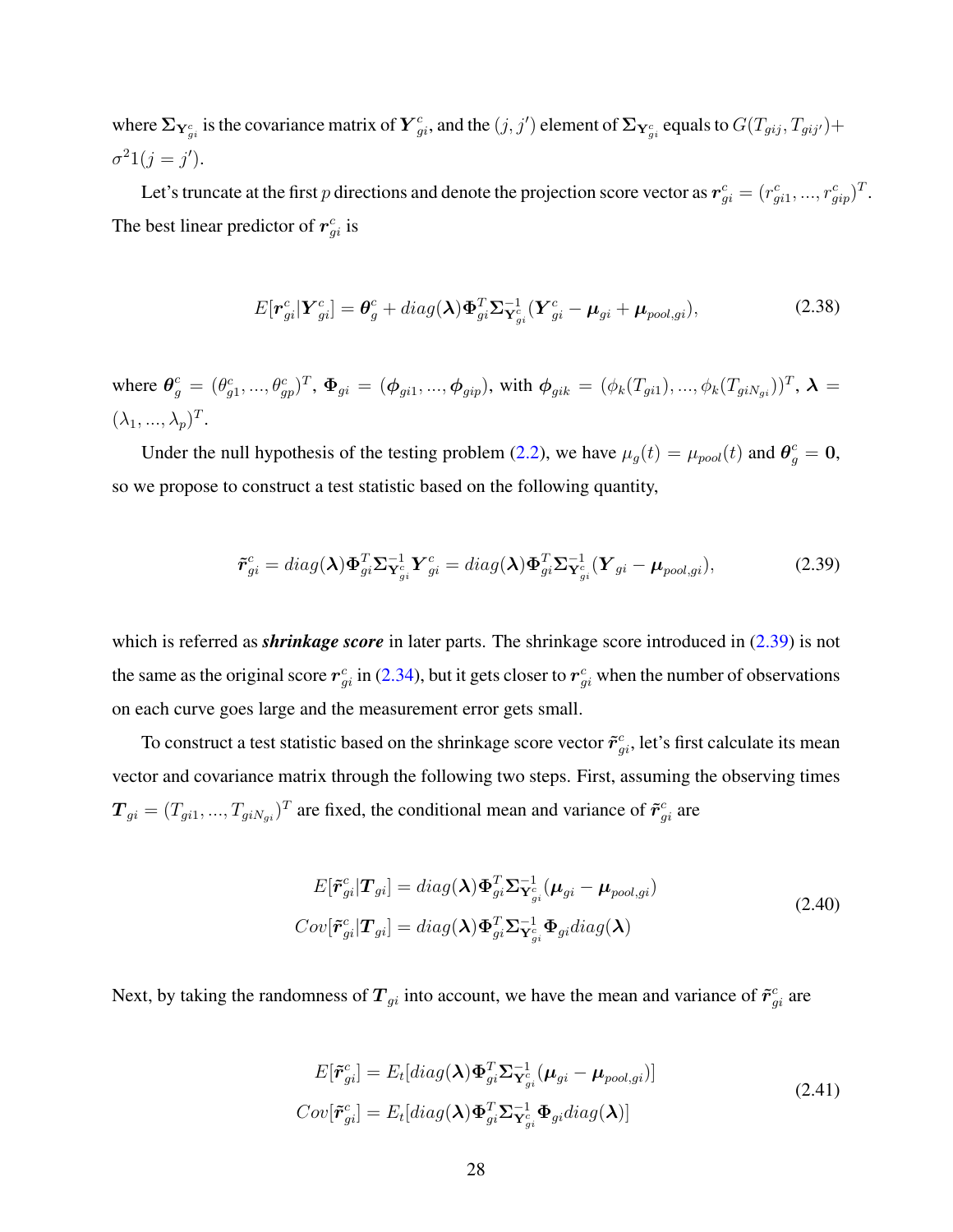where $\boldsymbol{\Sigma}_{\mathbf{Y}_{gi}^c}$ is the covariance matrix of $\boldsymbol{Y}_{gi}^c$, and the $(j, j')$ element of $\boldsymbol{\Sigma}_{\mathbf{Y}_{gi}^c}$ equals to $G(T_{gij}, T_{gij'}) + \sigma^2 1(j = j')$.

Let's truncate at the first $p$ directions and denote the projection score vector as $\boldsymbol{r}_{gi}^c = (r_{gi1}^c, ..., r_{gip}^c)^T$. The best linear predictor of $\boldsymbol{r}_{gi}^c$ is

$$
E[\boldsymbol{r}_{gi}^c | \boldsymbol{Y}_{gi}^c] = \boldsymbol{\theta}_g^c + diag(\boldsymbol{\lambda}) \boldsymbol{\Phi}_{gi}^T \boldsymbol{\Sigma}_{\mathbf{Y}_{gi}^c}^{-1} (\boldsymbol{Y}_{gi}^c - \boldsymbol{\mu}_{gi} + \boldsymbol{\mu}_{pool,gi}), \tag{2.38}
$$

where $\boldsymbol{\theta}_g^c = (\theta_{g1}^c, ..., \theta_{gp}^c)^T$, $\boldsymbol{\Phi}_{gi} = (\boldsymbol{\phi}_{gi1}, ..., \boldsymbol{\phi}_{gip})$, with $\boldsymbol{\phi}_{gik} = (\phi_k(T_{gi1}), ..., \phi_k(T_{giN_{gi}}))^T$, $\boldsymbol{\lambda} = (\lambda_1, ..., \lambda_p)^T$.

Under the null hypothesis of the testing problem (2.2), we have $\mu_g(t) = \mu_{pool}(t)$ and $\boldsymbol{\theta}_g^c = \mathbf{0}$, so we propose to construct a test statistic based on the following quantity,

$$
\tilde{\boldsymbol{r}}_{gi}^c = diag(\boldsymbol{\lambda}) \boldsymbol{\Phi}_{gi}^T \boldsymbol{\Sigma}_{\mathbf{Y}_{gi}^c}^{-1} \boldsymbol{Y}_{gi}^c = diag(\boldsymbol{\lambda}) \boldsymbol{\Phi}_{gi}^T \boldsymbol{\Sigma}_{\mathbf{Y}_{gi}^c}^{-1} (\boldsymbol{Y}_{gi} - \boldsymbol{\mu}_{pool,gi}), \tag{2.39}
$$

which is referred as ***shrinkage score*** in later parts. The shrinkage score introduced in (2.39) is not the same as the original score $\boldsymbol{r}_{gi}^c$ in (2.34), but it gets closer to $\boldsymbol{r}_{gi}^c$ when the number of observations on each curve goes large and the measurement error gets small.

To construct a test statistic based on the shrinkage score vector $\tilde{\boldsymbol{r}}_{gi}^c$, let's first calculate its mean vector and covariance matrix through the following two steps. First, assuming the observing times $\boldsymbol{T}_{gi} = (T_{gi1}, ..., T_{giN_{gi}})^T$ are fixed, the conditional mean and variance of $\tilde{\boldsymbol{r}}_{gi}^c$ are

$$
\begin{aligned}
E[\tilde{\boldsymbol{r}}_{gi}^c | \boldsymbol{T}_{gi}] &= diag(\boldsymbol{\lambda}) \boldsymbol{\Phi}_{gi}^T \boldsymbol{\Sigma}_{\mathbf{Y}_{gi}^c}^{-1} (\boldsymbol{\mu}_{gi} - \boldsymbol{\mu}_{pool,gi}) \\
Cov[\tilde{\boldsymbol{r}}_{gi}^c | \boldsymbol{T}_{gi}] &= diag(\boldsymbol{\lambda}) \boldsymbol{\Phi}_{gi}^T \boldsymbol{\Sigma}_{\mathbf{Y}_{gi}^c}^{-1} \boldsymbol{\Phi}_{gi} diag(\boldsymbol{\lambda})
\end{aligned} \tag{2.40}
$$

Next, by taking the randomness of $\boldsymbol{T}_{gi}$ into account, we have the mean and variance of $\tilde{\boldsymbol{r}}_{gi}^c$ are

$$
\begin{aligned}
E[\tilde{\boldsymbol{r}}_{gi}^c] &= E_t[diag(\boldsymbol{\lambda}) \boldsymbol{\Phi}_{gi}^T \boldsymbol{\Sigma}_{\mathbf{Y}_{gi}^c}^{-1} (\boldsymbol{\mu}_{gi} - \boldsymbol{\mu}_{pool,gi})] \\
Cov[\tilde{\boldsymbol{r}}_{gi}^c] &= E_t[diag(\boldsymbol{\lambda}) \boldsymbol{\Phi}_{gi}^T \boldsymbol{\Sigma}_{\mathbf{Y}_{gi}^c}^{-1} \boldsymbol{\Phi}_{gi} diag(\boldsymbol{\lambda})]
\end{aligned} \tag{2.41}
$$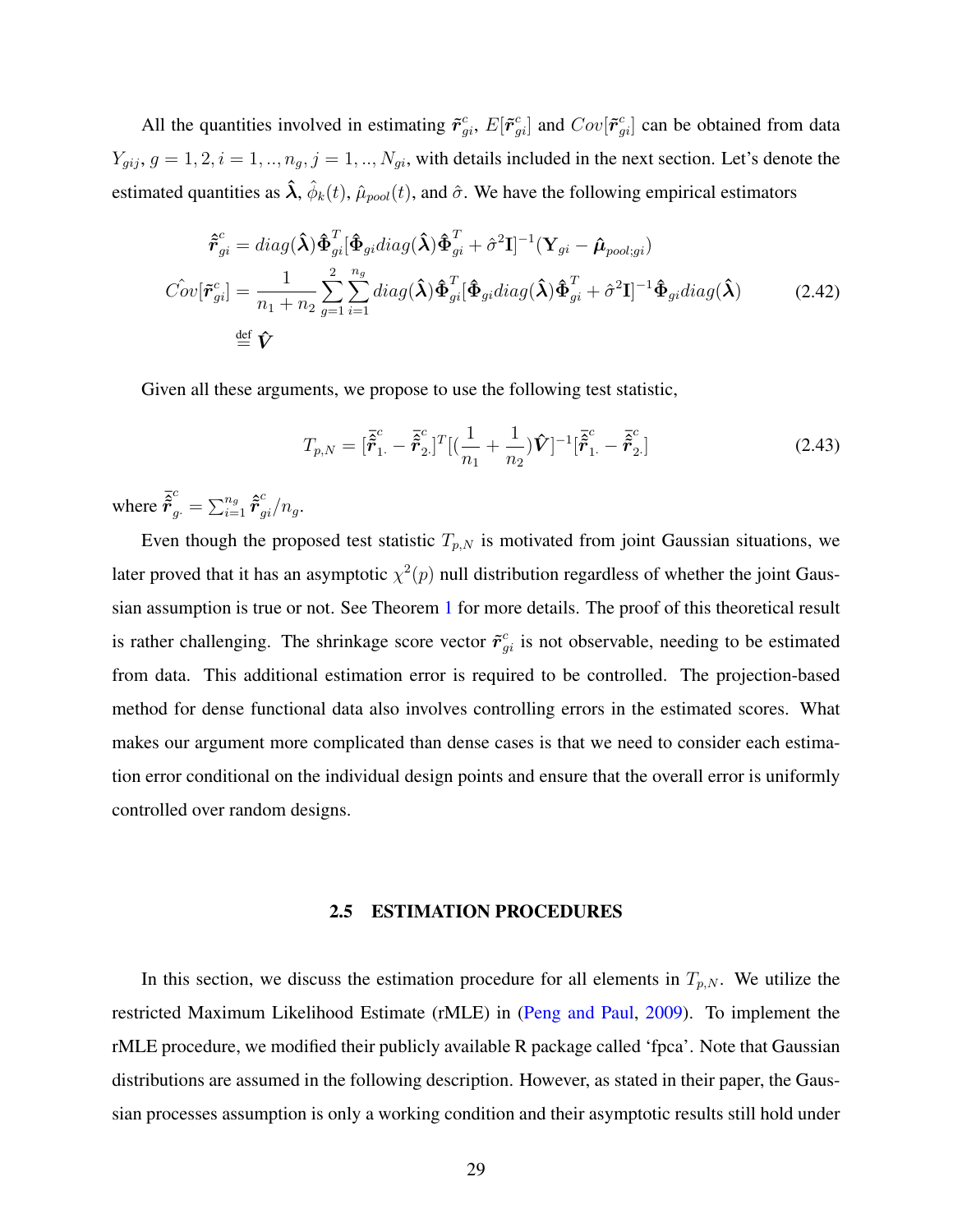All the quantities involved in estimating $\tilde{\boldsymbol{r}}^c_{gi}$, $E[\tilde{\boldsymbol{r}}^c_{gi}]$ and $Cov[\tilde{\boldsymbol{r}}^c_{gi}]$ can be obtained from data $Y_{gij}, g = 1, 2, i = 1, .., n_g, j = 1, .., N_{gi}$, with details included in the next section. Let's denote the estimated quantities as $\hat{\boldsymbol{\lambda}}$, $\hat{\phi}_k(t)$, $\hat{\mu}_{pool}(t)$, and $\hat{\sigma}$. We have the following empirical estimators

$$
\begin{aligned}
\hat{\tilde{\boldsymbol{r}}}^c_{gi} &= diag(\hat{\boldsymbol{\lambda}})\hat{\boldsymbol{\Phi}}^T_{gi}[\hat{\boldsymbol{\Phi}}_{gi}diag(\hat{\boldsymbol{\lambda}})\hat{\boldsymbol{\Phi}}^T_{gi} + \hat{\sigma}^2\mathbf{I}]^{-1}(\mathbf{Y}_{gi} - \hat{\boldsymbol{\mu}}_{pool;gi}) \\
\hat{Cov}[\tilde{\boldsymbol{r}}^c_{gi}] &= \frac{1}{n_1 + n_2}\sum_{g=1}^{2}\sum_{i=1}^{n_g} diag(\hat{\boldsymbol{\lambda}})\hat{\boldsymbol{\Phi}}^T_{gi}[\hat{\boldsymbol{\Phi}}_{gi}diag(\hat{\boldsymbol{\lambda}})\hat{\boldsymbol{\Phi}}^T_{gi} + \hat{\sigma}^2\mathbf{I}]^{-1}\hat{\boldsymbol{\Phi}}_{gi}diag(\hat{\boldsymbol{\lambda}}) \\
&\stackrel{\text{def}}{=} \hat{\boldsymbol{V}}
\end{aligned} \tag{2.42}
$$

Given all these arguments, we propose to use the following test statistic,

$$
T_{p,N} = [\bar{\hat{\tilde{\boldsymbol{r}}}}^c_{1\cdot} - \bar{\hat{\tilde{\boldsymbol{r}}}}^c_{2\cdot}]^T[(\frac{1}{n_1} + \frac{1}{n_2})\hat{\boldsymbol{V}}]^{-1}[\bar{\hat{\tilde{\boldsymbol{r}}}}^c_{1\cdot} - \bar{\hat{\tilde{\boldsymbol{r}}}}^c_{2\cdot}] \tag{2.43}
$$

where $\bar{\hat{\tilde{\boldsymbol{r}}}}^c_{g\cdot} = \sum_{i=1}^{n_g}\hat{\tilde{\boldsymbol{r}}}^c_{gi}/n_g$.

Even though the proposed test statistic $T_{p,N}$ is motivated from joint Gaussian situations, we later proved that it has an asymptotic $\chi^2(p)$ null distribution regardless of whether the joint Gaussian assumption is true or not. See Theorem 1 for more details. The proof of this theoretical result is rather challenging. The shrinkage score vector $\tilde{\boldsymbol{r}}^c_{gi}$ is not observable, needing to be estimated from data. This additional estimation error is required to be controlled. The projection-based method for dense functional data also involves controlling errors in the estimated scores. What makes our argument more complicated than dense cases is that we need to consider each estimation error conditional on the individual design points and ensure that the overall error is uniformly controlled over random designs.

### 2.5 ESTIMATION PROCEDURES

In this section, we discuss the estimation procedure for all elements in $T_{p,N}$. We utilize the restricted Maximum Likelihood Estimate (rMLE) in (Peng and Paul, 2009). To implement the rMLE procedure, we modified their publicly available R package called 'fpca'. Note that Gaussian distributions are assumed in the following description. However, as stated in their paper, the Gaussian processes assumption is only a working condition and their asymptotic results still hold under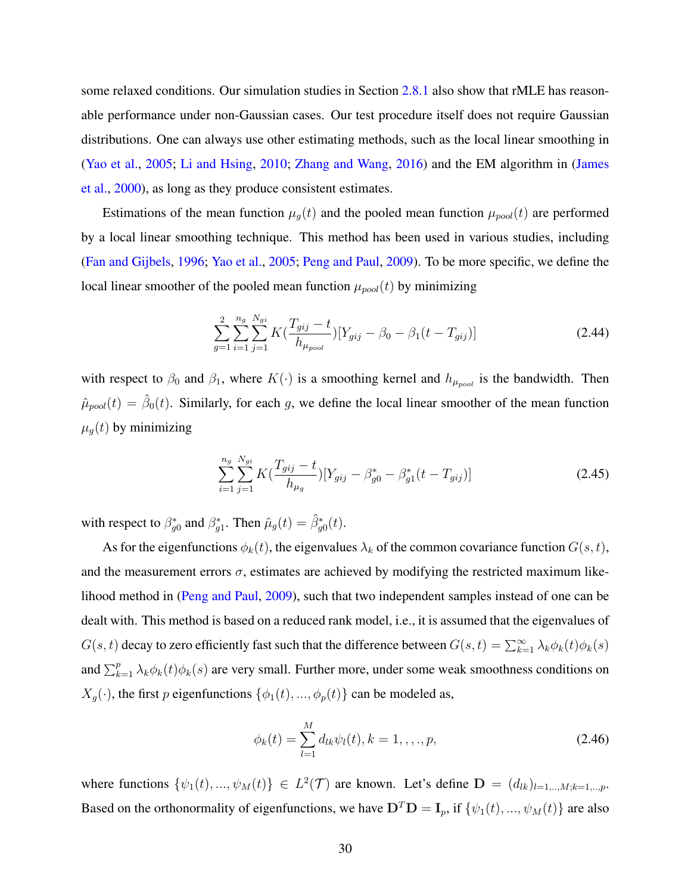some relaxed conditions. Our simulation studies in Section 2.8.1 also show that rMLE has reasonable performance under non-Gaussian cases. Our test procedure itself does not require Gaussian distributions. One can always use other estimating methods, such as the local linear smoothing in (Yao et al., 2005; Li and Hsing, 2010; Zhang and Wang, 2016) and the EM algorithm in (James et al., 2000), as long as they produce consistent estimates.

Estimations of the mean function $\mu_g(t)$ and the pooled mean function $\mu_{pool}(t)$ are performed by a local linear smoothing technique. This method has been used in various studies, including (Fan and Gijbels, 1996; Yao et al., 2005; Peng and Paul, 2009). To be more specific, we define the local linear smoother of the pooled mean function $\mu_{pool}(t)$ by minimizing

$$\sum_{g=1}^{2}\sum_{i=1}^{n_g}\sum_{j=1}^{N_{gi}} K(\frac{T_{gij}-t}{h_{\mu_{pool}}})[Y_{gij}-\beta_0-\beta_1(t-T_{gij})] \tag{2.44}$$

with respect to $\beta_0$ and $\beta_1$, where $K(\cdot)$ is a smoothing kernel and $h_{\mu_{pool}}$ is the bandwidth. Then $\hat{\mu}_{pool}(t) = \hat{\beta}_0(t)$. Similarly, for each $g$, we define the local linear smoother of the mean function $\mu_g(t)$ by minimizing

$$\sum_{i=1}^{n_g}\sum_{j=1}^{N_{gi}} K(\frac{T_{gij}-t}{h_{\mu_g}})[Y_{gij}-\beta^*_{g0}-\beta^*_{g1}(t-T_{gij})] \tag{2.45}$$

with respect to $\beta^*_{g0}$ and $\beta^*_{g1}$. Then $\hat{\mu}_g(t) = \hat{\beta}^*_{g0}(t)$.

As for the eigenfunctions $\phi_k(t)$, the eigenvalues $\lambda_k$ of the common covariance function $G(s,t)$, and the measurement errors $\sigma$, estimates are achieved by modifying the restricted maximum likelihood method in (Peng and Paul, 2009), such that two independent samples instead of one can be dealt with. This method is based on a reduced rank model, i.e., it is assumed that the eigenvalues of $G(s,t)$ decay to zero efficiently fast such that the difference between $G(s,t) = \sum_{k=1}^{\infty}\lambda_k\phi_k(t)\phi_k(s)$ and $\sum_{k=1}^{p}\lambda_k\phi_k(t)\phi_k(s)$ are very small. Further more, under some weak smoothness conditions on $X_g(\cdot)$, the first $p$ eigenfunctions $\{\phi_1(t),...,\phi_p(t)\}$ can be modeled as,

$$\phi_k(t) = \sum_{l=1}^{M} d_{lk}\psi_l(t), k = 1,,,.,p, \tag{2.46}$$

where functions $\{\psi_1(t),...,\psi_M(t)\} \in L^2(\mathcal{T})$ are known. Let's define $\mathbf{D} = (d_{lk})_{l=1,..,M;k=1,..,p}$. Based on the orthonormality of eigenfunctions, we have $\mathbf{D}^T\mathbf{D} = \mathbf{I}_p$, if $\{\psi_1(t),...,\psi_M(t)\}$ are also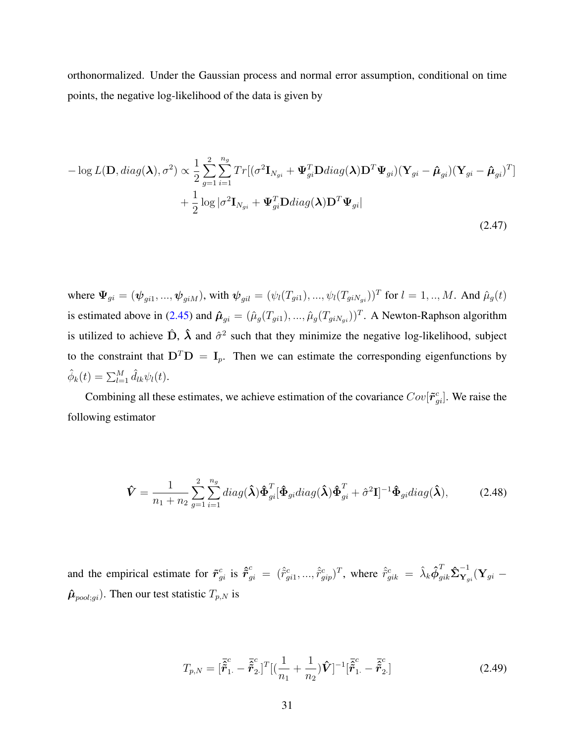orthonormalized. Under the Gaussian process and normal error assumption, conditional on time points, the negative log-likelihood of the data is given by

$$
\begin{aligned}
-\log L(\mathbf{D}, diag(\boldsymbol{\lambda}), \sigma^2) \propto & \frac{1}{2}\sum_{g=1}^{2}\sum_{i=1}^{n_g} Tr[(\sigma^2 \mathbf{I}_{N_{gi}} + \boldsymbol{\Psi}_{gi}^T \mathbf{D} diag(\boldsymbol{\lambda}) \mathbf{D}^T \boldsymbol{\Psi}_{gi})(\mathbf{Y}_{gi} - \hat{\boldsymbol{\mu}}_{gi})(\mathbf{Y}_{gi} - \hat{\boldsymbol{\mu}}_{gi})^T] \\
& + \frac{1}{2}\log|\sigma^2 \mathbf{I}_{N_{gi}} + \boldsymbol{\Psi}_{gi}^T \mathbf{D} diag(\boldsymbol{\lambda}) \mathbf{D}^T \boldsymbol{\Psi}_{gi}|
\end{aligned}
\tag{2.47}
$$

where $\boldsymbol{\Psi}_{gi} = (\boldsymbol{\psi}_{gi1}, ..., \boldsymbol{\psi}_{giM})$, with $\boldsymbol{\psi}_{gil} = (\psi_l(T_{gi1}), ..., \psi_l(T_{giN_{gi}}))^T$ for $l = 1, .., M$. And $\hat{\mu}_g(t)$ is estimated above in (2.45) and $\hat{\boldsymbol{\mu}}_{gi} = (\hat{\mu}_g(T_{gi1}), ..., \hat{\mu}_g(T_{giN_{gi}}))^T$. A Newton-Raphson algorithm is utilized to achieve $\hat{\mathbf{D}}$, $\hat{\boldsymbol{\lambda}}$ and $\hat{\sigma}^2$ such that they minimize the negative log-likelihood, subject to the constraint that $\mathbf{D}^T\mathbf{D} = \mathbf{I}_p$. Then we can estimate the corresponding eigenfunctions by $\hat{\phi}_k(t) = \sum_{l=1}^{M} \hat{d}_{lk}\psi_l(t)$.

Combining all these estimates, we achieve estimation of the covariance $Cov[\tilde{\boldsymbol{r}}_{gi}^c]$. We raise the following estimator

$$
\hat{\boldsymbol{V}} = \frac{1}{n_1 + n_2}\sum_{g=1}^{2}\sum_{i=1}^{n_g} diag(\hat{\boldsymbol{\lambda}})\hat{\boldsymbol{\Phi}}_{gi}^T[\hat{\boldsymbol{\Phi}}_{gi} diag(\hat{\boldsymbol{\lambda}})\hat{\boldsymbol{\Phi}}_{gi}^T + \hat{\sigma}^2\mathbf{I}]^{-1}\hat{\boldsymbol{\Phi}}_{gi} diag(\hat{\boldsymbol{\lambda}}),
\tag{2.48}
$$

and the empirical estimate for $\tilde{\boldsymbol{r}}_{gi}^c$ is $\hat{\tilde{\boldsymbol{r}}}_{gi}^c = (\hat{\tilde{r}}_{gi1}^c, ..., \hat{\tilde{r}}_{gip}^c)^T$, where $\hat{\tilde{r}}_{gik}^c = \hat{\lambda}_k \hat{\boldsymbol{\phi}}_{gik}^T \hat{\boldsymbol{\Sigma}}_{\mathbf{Y}_{gi}}^{-1}(\mathbf{Y}_{gi} - \hat{\boldsymbol{\mu}}_{pool;gi})$. Then our test statistic $T_{p,N}$ is

$$
T_{p,N} = [\bar{\hat{\tilde{\boldsymbol{r}}}}_{1\cdot}^c - \bar{\hat{\tilde{\boldsymbol{r}}}}_{2\cdot}^c]^T[(\frac{1}{n_1} + \frac{1}{n_2})\hat{\boldsymbol{V}}]^{-1}[\bar{\hat{\tilde{\boldsymbol{r}}}}_{1\cdot}^c - \bar{\hat{\tilde{\boldsymbol{r}}}}_{2\cdot}^c]
\tag{2.49}
$$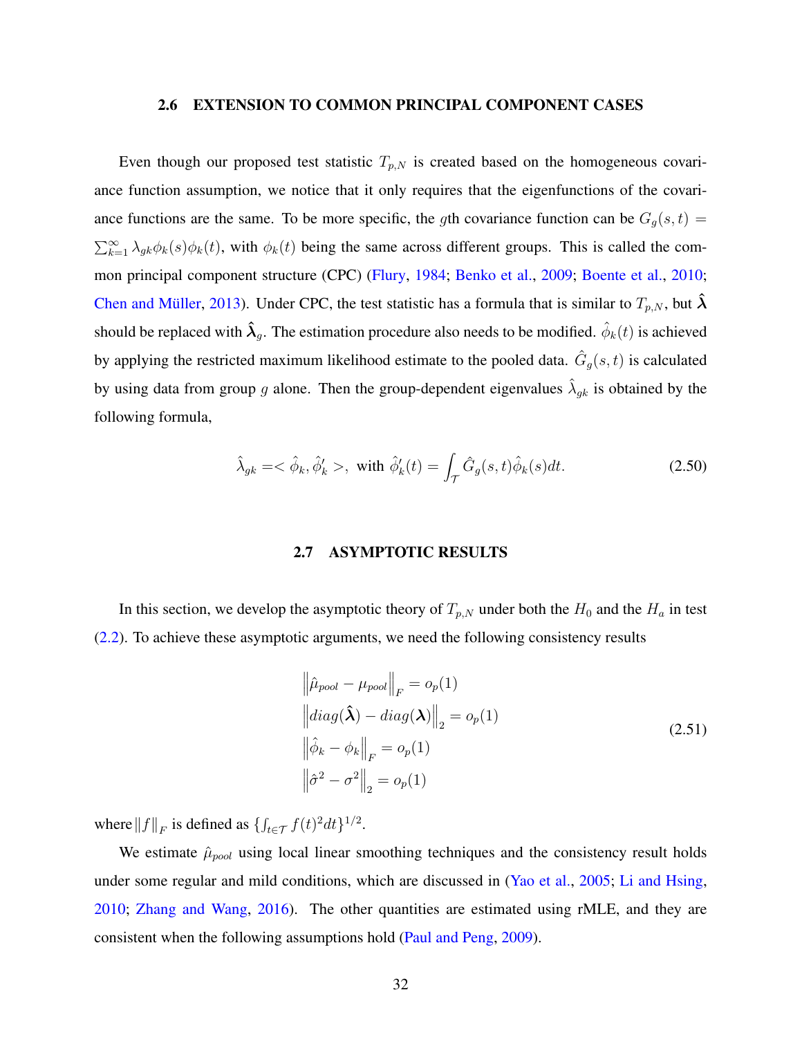### 2.6 EXTENSION TO COMMON PRINCIPAL COMPONENT CASES

Even though our proposed test statistic $T_{p,N}$ is created based on the homogeneous covariance function assumption, we notice that it only requires that the eigenfunctions of the covariance functions are the same. To be more specific, the $g$th covariance function can be $G_g(s,t) = \sum_{k=1}^{\infty} \lambda_{gk}\phi_k(s)\phi_k(t)$, with $\phi_k(t)$ being the same across different groups. This is called the common principal component structure (CPC) (Flury, 1984; Benko et al., 2009; Boente et al., 2010; Chen and Müller, 2013). Under CPC, the test statistic has a formula that is similar to $T_{p,N}$, but $\hat{\boldsymbol{\lambda}}$ should be replaced with $\hat{\boldsymbol{\lambda}}_g$. The estimation procedure also needs to be modified. $\hat{\phi}_k(t)$ is achieved by applying the restricted maximum likelihood estimate to the pooled data. $\hat{G}_g(s,t)$ is calculated by using data from group $g$ alone. Then the group-dependent eigenvalues $\hat{\lambda}_{gk}$ is obtained by the following formula,

$$\hat{\lambda}_{gk} =< \hat{\phi}_k, \hat{\phi}_k' >, \text{ with } \hat{\phi}_k'(t) = \int_{\mathcal{T}} \hat{G}_g(s,t)\hat{\phi}_k(s)dt. \tag{2.50}$$

### 2.7 ASYMPTOTIC RESULTS

In this section, we develop the asymptotic theory of $T_{p,N}$ under both the $H_0$ and the $H_a$ in test (2.2). To achieve these asymptotic arguments, we need the following consistency results

$$\begin{aligned}
&\left\|\hat{\mu}_{pool} - \mu_{pool}\right\|_F = o_p(1) \\
&\left\|diag(\hat{\boldsymbol{\lambda}}) - diag(\boldsymbol{\lambda})\right\|_2 = o_p(1) \\
&\left\|\hat{\phi}_k - \phi_k\right\|_F = o_p(1) \\
&\left\|\hat{\sigma}^2 - \sigma^2\right\|_2 = o_p(1)
\end{aligned} \tag{2.51}$$

where $\|f\|_F$ is defined as $\{\int_{t\in\mathcal{T}} f(t)^2 dt\}^{1/2}$.

We estimate $\hat{\mu}_{pool}$ using local linear smoothing techniques and the consistency result holds under some regular and mild conditions, which are discussed in (Yao et al., 2005; Li and Hsing, 2010; Zhang and Wang, 2016). The other quantities are estimated using rMLE, and they are consistent when the following assumptions hold (Paul and Peng, 2009).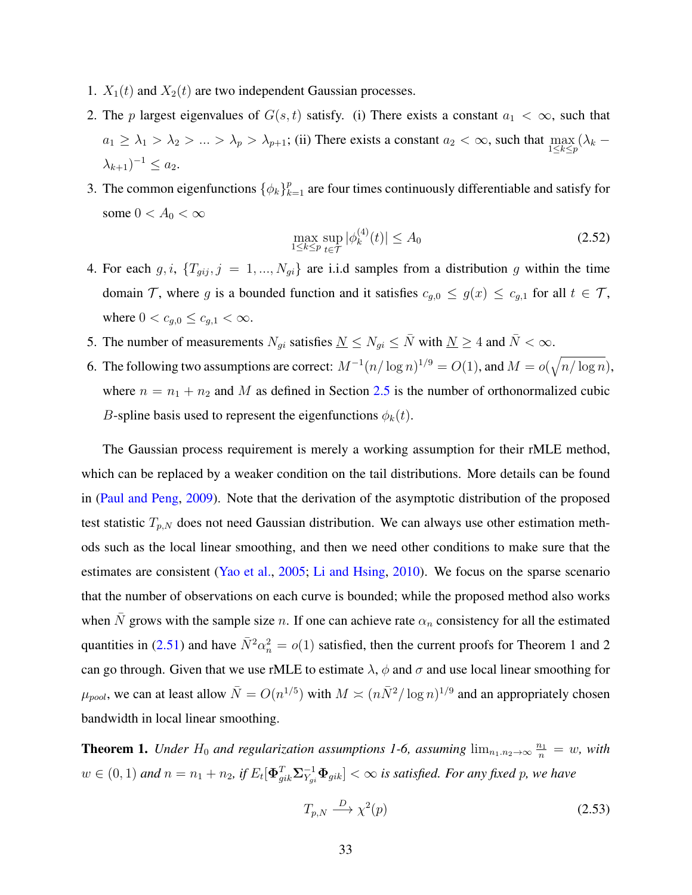1. $X_1(t)$ and $X_2(t)$ are two independent Gaussian processes.
2. The $p$ largest eigenvalues of $G(s,t)$ satisfy. (i) There exists a constant $a_1 < \infty$, such that $a_1 \geq \lambda_1 > \lambda_2 > ... > \lambda_p > \lambda_{p+1}$; (ii) There exists a constant $a_2 < \infty$, such that $\max_{1\leq k \leq p}(\lambda_k - \lambda_{k+1})^{-1} \leq a_2$.
3. The common eigenfunctions $\{\phi_k\}_{k=1}^p$ are four times continuously differentiable and satisfy for some $0 < A_0 < \infty$
$$\max_{1\leq k\leq p} \sup_{t\in\mathcal{T}} |\phi_k^{(4)}(t)| \leq A_0 \tag{2.52}$$
4. For each $g, i$, $\{T_{gij}, j = 1, ..., N_{gi}\}$ are i.i.d samples from a distribution $g$ within the time domain $\mathcal{T}$, where $g$ is a bounded function and it satisfies $c_{g,0} \leq g(x) \leq c_{g,1}$ for all $t \in \mathcal{T}$, where $0 < c_{g,0} \leq c_{g,1} < \infty$.
5. The number of measurements $N_{gi}$ satisfies $\underline{N} \leq N_{gi} \leq \bar{N}$ with $\underline{N} \geq 4$ and $\bar{N} < \infty$.
6. The following two assumptions are correct: $M^{-1}(n/\log n)^{1/9} = O(1)$, and $M = o(\sqrt{n/\log n})$, where $n = n_1 + n_2$ and $M$ as defined in Section 2.5 is the number of orthonormalized cubic $B$-spline basis used to represent the eigenfunctions $\phi_k(t)$.

The Gaussian process requirement is merely a working assumption for their rMLE method, which can be replaced by a weaker condition on the tail distributions. More details can be found in (Paul and Peng, 2009). Note that the derivation of the asymptotic distribution of the proposed test statistic $T_{p,N}$ does not need Gaussian distribution. We can always use other estimation methods such as the local linear smoothing, and then we need other conditions to make sure that the estimates are consistent (Yao et al., 2005; Li and Hsing, 2010). We focus on the sparse scenario that the number of observations on each curve is bounded; while the proposed method also works when $\bar{N}$ grows with the sample size $n$. If one can achieve rate $\alpha_n$ consistency for all the estimated quantities in (2.51) and have $\bar{N}^2\alpha_n^2 = o(1)$ satisfied, then the current proofs for Theorem 1 and 2 can go through. Given that we use rMLE to estimate $\lambda$, $\phi$ and $\sigma$ and use local linear smoothing for $\mu_{pool}$, we can at least allow $\bar{N} = O(n^{1/5})$ with $M \asymp (n\bar{N}^2/\log n)^{1/9}$ and an appropriately chosen bandwidth in local linear smoothing.

**Theorem 1.** *Under $H_0$ and regularization assumptions 1-6, assuming $\lim_{n_1.n_2\to\infty} \frac{n_1}{n} = w$, with $w \in (0,1)$ and $n = n_1 + n_2$, if $E_t[\mathbf{\Phi}_{gik}^T \mathbf{\Sigma}_{Y_{gi}}^{-1} \mathbf{\Phi}_{gik}] < \infty$ is satisfied. For any fixed $p$, we have*
$$T_{p,N} \xrightarrow{D} \chi^2(p) \tag{2.53}$$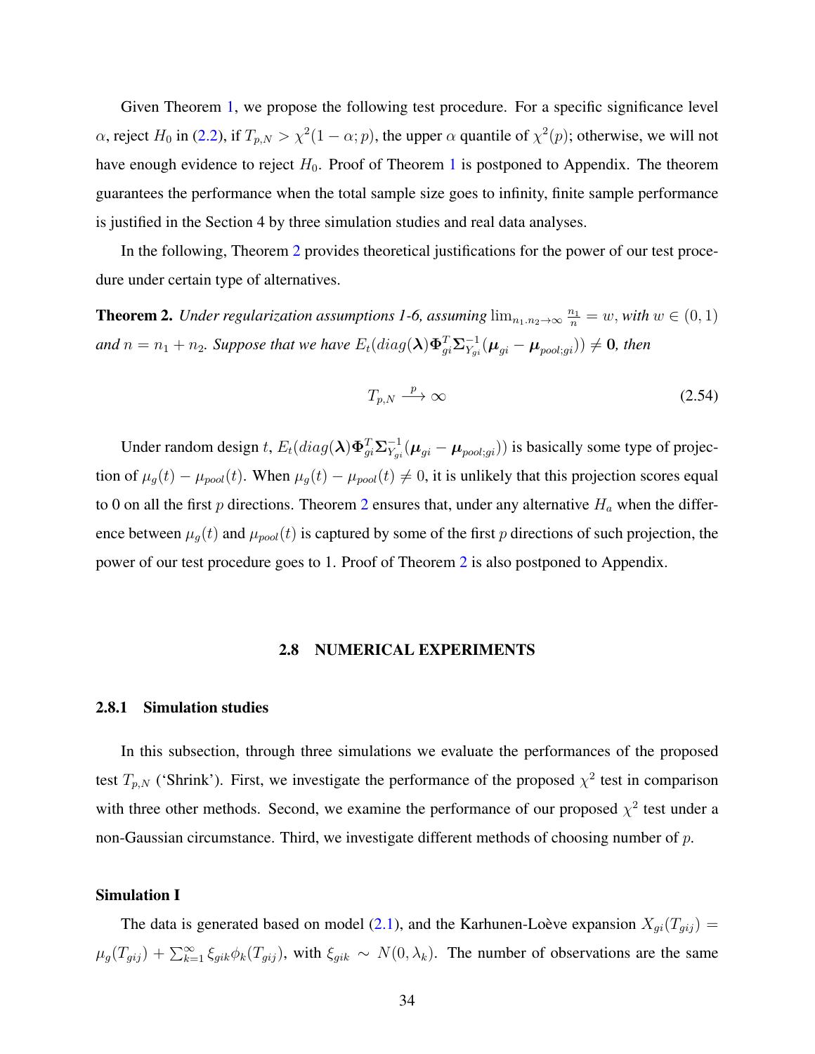Given Theorem 1, we propose the following test procedure. For a specific significance level $\alpha$, reject $H_0$ in (2.2), if $T_{p,N} > \chi^2(1-\alpha; p)$, the upper $\alpha$ quantile of $\chi^2(p)$; otherwise, we will not have enough evidence to reject $H_0$. Proof of Theorem 1 is postponed to Appendix. The theorem guarantees the performance when the total sample size goes to infinity, finite sample performance is justified in the Section 4 by three simulation studies and real data analyses.

In the following, Theorem 2 provides theoretical justifications for the power of our test procedure under certain type of alternatives.

**Theorem 2.** *Under regularization assumptions 1-6, assuming* $\lim_{n_1.n_2\to\infty} \frac{n_1}{n} = w$, *with* $w \in (0, 1)$ *and* $n = n_1 + n_2$. *Suppose that we have* $E_t(diag(\boldsymbol{\lambda})\boldsymbol{\Phi}_{gi}^T \boldsymbol{\Sigma}_{Y_{gi}}^{-1}(\boldsymbol{\mu}_{gi} - \boldsymbol{\mu}_{pool;gi})) \neq \mathbf{0}$, *then*

$$T_{p,N} \xrightarrow{p} \infty \tag{2.54}$$

Under random design $t$, $E_t(diag(\boldsymbol{\lambda})\boldsymbol{\Phi}_{gi}^T \boldsymbol{\Sigma}_{Y_{gi}}^{-1}(\boldsymbol{\mu}_{gi} - \boldsymbol{\mu}_{pool;gi}))$ is basically some type of projection of $\mu_g(t) - \mu_{pool}(t)$. When $\mu_g(t) - \mu_{pool}(t) \neq 0$, it is unlikely that this projection scores equal to 0 on all the first $p$ directions. Theorem 2 ensures that, under any alternative $H_a$ when the difference between $\mu_g(t)$ and $\mu_{pool}(t)$ is captured by some of the first $p$ directions of such projection, the power of our test procedure goes to 1. Proof of Theorem 2 is also postponed to Appendix.

## 2.8 NUMERICAL EXPERIMENTS

### 2.8.1 Simulation studies

In this subsection, through three simulations we evaluate the performances of the proposed test $T_{p,N}$ ('Shrink'). First, we investigate the performance of the proposed $\chi^2$ test in comparison with three other methods. Second, we examine the performance of our proposed $\chi^2$ test under a non-Gaussian circumstance. Third, we investigate different methods of choosing number of $p$.

**Simulation I**

The data is generated based on model (2.1), and the Karhunen-Loève expansion $X_{gi}(T_{gij}) = \mu_g(T_{gij}) + \sum_{k=1}^{\infty} \xi_{gik}\phi_k(T_{gij})$, with $\xi_{gik} \sim N(0, \lambda_k)$. The number of observations are the same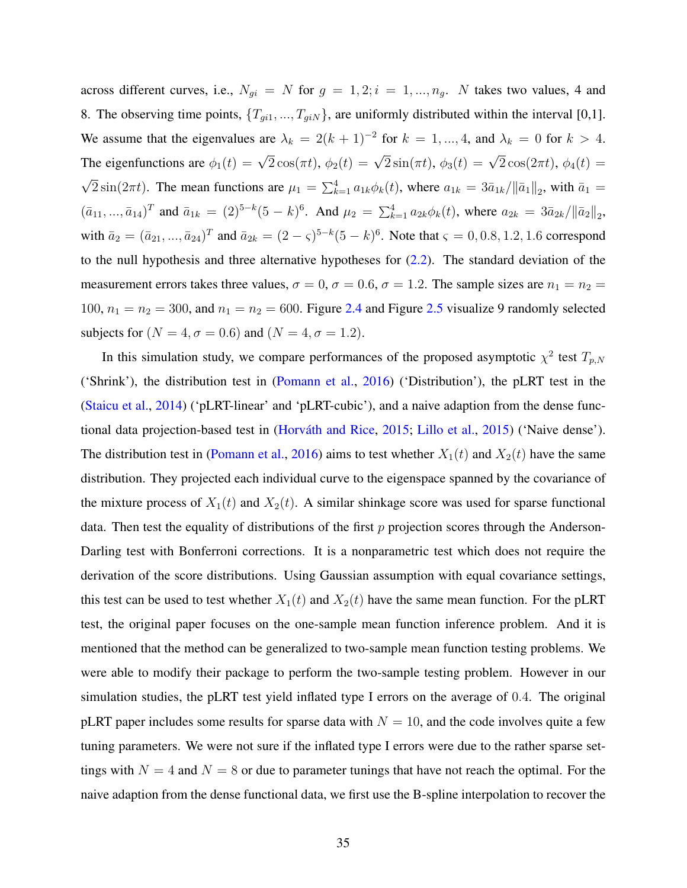across different curves, i.e., $N_{gi} = N$ for $g = 1, 2; i = 1, ..., n_g$. $N$ takes two values, 4 and 8. The observing time points, $\{T_{gi1}, ..., T_{giN}\}$, are uniformly distributed within the interval [0,1]. We assume that the eigenvalues are $\lambda_k = 2(k+1)^{-2}$ for $k = 1, ..., 4$, and $\lambda_k = 0$ for $k > 4$. The eigenfunctions are $\phi_1(t) = \sqrt{2}\cos(\pi t)$, $\phi_2(t) = \sqrt{2}\sin(\pi t)$, $\phi_3(t) = \sqrt{2}\cos(2\pi t)$, $\phi_4(t) = \sqrt{2}\sin(2\pi t)$. The mean functions are $\mu_1 = \sum_{k=1}^{4} a_{1k}\phi_k(t)$, where $a_{1k} = 3\bar{a}_{1k}/\|\bar{a}_1\|_2$, with $\bar{a}_1 = (\bar{a}_{11}, ..., \bar{a}_{14})^T$ and $\bar{a}_{1k} = (2)^{5-k}(5-k)^6$. And $\mu_2 = \sum_{k=1}^{4} a_{2k}\phi_k(t)$, where $a_{2k} = 3\bar{a}_{2k}/\|\bar{a}_2\|_2$, with $\bar{a}_2 = (\bar{a}_{21}, ..., \bar{a}_{24})^T$ and $\bar{a}_{2k} = (2-\varsigma)^{5-k}(5-k)^6$. Note that $\varsigma = 0, 0.8, 1.2, 1.6$ correspond to the null hypothesis and three alternative hypotheses for (2.2). The standard deviation of the measurement errors takes three values, $\sigma = 0$, $\sigma = 0.6$, $\sigma = 1.2$. The sample sizes are $n_1 = n_2 = 100$, $n_1 = n_2 = 300$, and $n_1 = n_2 = 600$. Figure 2.4 and Figure 2.5 visualize 9 randomly selected subjects for $(N = 4, \sigma = 0.6)$ and $(N = 4, \sigma = 1.2)$.

In this simulation study, we compare performances of the proposed asymptotic $\chi^2$ test $T_{p,N}$ ('Shrink'), the distribution test in (Pomann et al., 2016) ('Distribution'), the pLRT test in the (Staicu et al., 2014) ('pLRT-linear' and 'pLRT-cubic'), and a naive adaption from the dense functional data projection-based test in (Horváth and Rice, 2015; Lillo et al., 2015) ('Naive dense'). The distribution test in (Pomann et al., 2016) aims to test whether $X_1(t)$ and $X_2(t)$ have the same distribution. They projected each individual curve to the eigenspace spanned by the covariance of the mixture process of $X_1(t)$ and $X_2(t)$. A similar shinkage score was used for sparse functional data. Then test the equality of distributions of the first $p$ projection scores through the Anderson-Darling test with Bonferroni corrections. It is a nonparametric test which does not require the derivation of the score distributions. Using Gaussian assumption with equal covariance settings, this test can be used to test whether $X_1(t)$ and $X_2(t)$ have the same mean function. For the pLRT test, the original paper focuses on the one-sample mean function inference problem. And it is mentioned that the method can be generalized to two-sample mean function testing problems. We were able to modify their package to perform the two-sample testing problem. However in our simulation studies, the pLRT test yield inflated type I errors on the average of 0.4. The original pLRT paper includes some results for sparse data with $N = 10$, and the code involves quite a few tuning parameters. We were not sure if the inflated type I errors were due to the rather sparse settings with $N = 4$ and $N = 8$ or due to parameter tunings that have not reach the optimal. For the naive adaption from the dense functional data, we first use the B-spline interpolation to recover the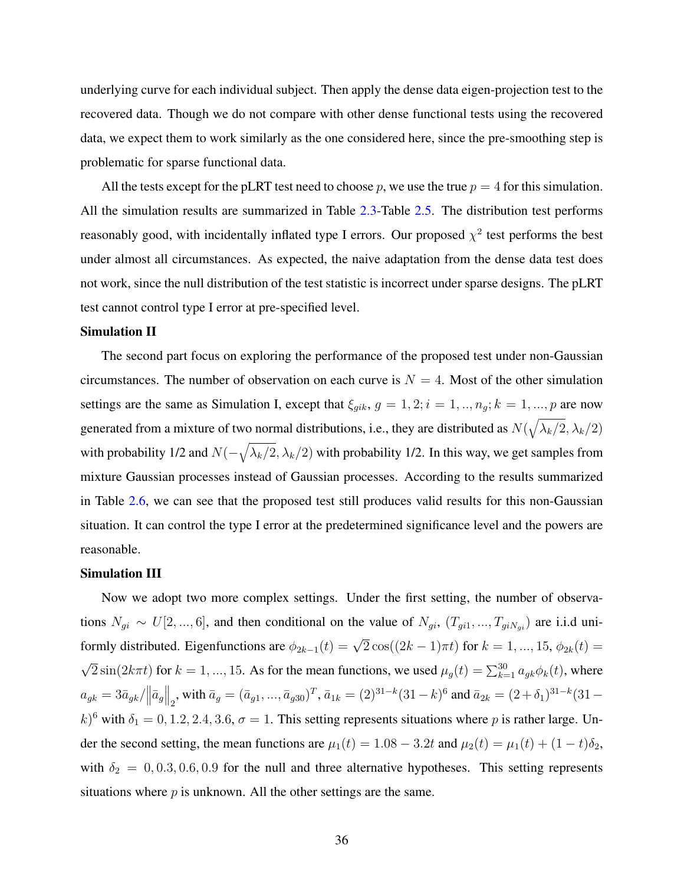underlying curve for each individual subject. Then apply the dense data eigen-projection test to the recovered data. Though we do not compare with other dense functional tests using the recovered data, we expect them to work similarly as the one considered here, since the pre-smoothing step is problematic for sparse functional data.

All the tests except for the pLRT test need to choose $p$, we use the true $p = 4$ for this simulation. All the simulation results are summarized in Table 2.3-Table 2.5. The distribution test performs reasonably good, with incidentally inflated type I errors. Our proposed $\chi^2$ test performs the best under almost all circumstances. As expected, the naive adaptation from the dense data test does not work, since the null distribution of the test statistic is incorrect under sparse designs. The pLRT test cannot control type I error at pre-specified level.

**Simulation II**

The second part focus on exploring the performance of the proposed test under non-Gaussian circumstances. The number of observation on each curve is $N = 4$. Most of the other simulation settings are the same as Simulation I, except that $\xi_{gik}$, $g = 1, 2; i = 1, .., n_g; k = 1, ..., p$ are now generated from a mixture of two normal distributions, i.e., they are distributed as $N(\sqrt{\lambda_k/2}, \lambda_k/2)$ with probability 1/2 and $N(-\sqrt{\lambda_k/2}, \lambda_k/2)$ with probability 1/2. In this way, we get samples from mixture Gaussian processes instead of Gaussian processes. According to the results summarized in Table 2.6, we can see that the proposed test still produces valid results for this non-Gaussian situation. It can control the type I error at the predetermined significance level and the powers are reasonable.

**Simulation III**

Now we adopt two more complex settings. Under the first setting, the number of observations $N_{gi} \sim U[2, ..., 6]$, and then conditional on the value of $N_{gi}$, $(T_{gi1}, ..., T_{giN_{gi}})$ are i.i.d uniformly distributed. Eigenfunctions are $\phi_{2k-1}(t) = \sqrt{2}\cos((2k-1)\pi t)$ for $k = 1, ..., 15$, $\phi_{2k}(t) = \sqrt{2}\sin(2k\pi t)$ for $k = 1, ..., 15$. As for the mean functions, we used $\mu_g(t) = \sum_{k=1}^{30} a_{gk}\phi_k(t)$, where $a_{gk} = 3\bar{a}_{gk}/\left\|\bar{a}_g\right\|_2$, with $\bar{a}_g = (\bar{a}_{g1}, ..., \bar{a}_{g30})^T$, $\bar{a}_{1k} = (2)^{31-k}(31-k)^6$ and $\bar{a}_{2k} = (2+\delta_1)^{31-k}(31-k)^6$ with $\delta_1 = 0, 1.2, 2.4, 3.6$, $\sigma = 1$. This setting represents situations where $p$ is rather large. Under the second setting, the mean functions are $\mu_1(t) = 1.08 - 3.2t$ and $\mu_2(t) = \mu_1(t) + (1-t)\delta_2$, with $\delta_2 = 0, 0.3, 0.6, 0.9$ for the null and three alternative hypotheses. This setting represents situations where $p$ is unknown. All the other settings are the same.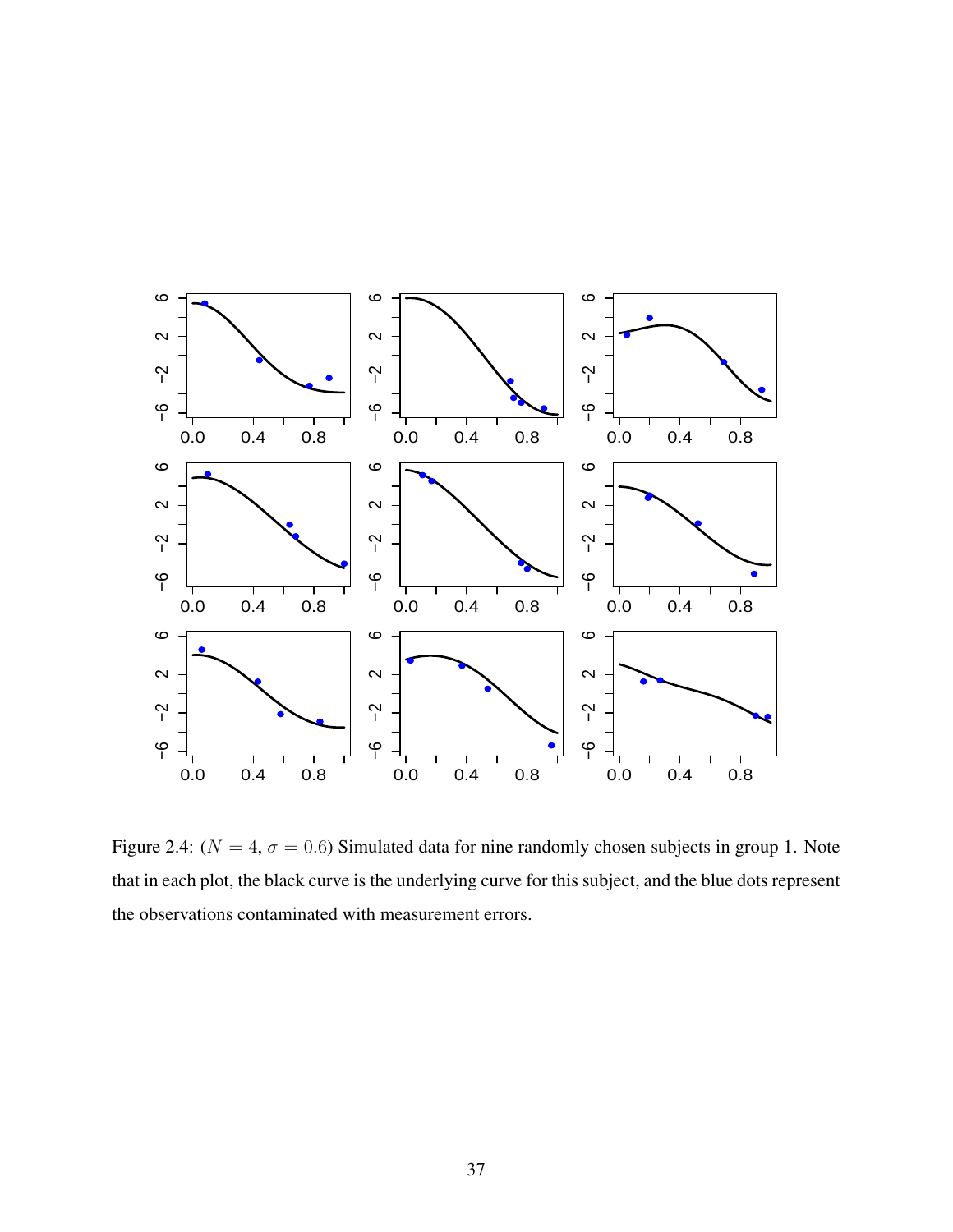Figure 2.4: ($N = 4$, $\sigma = 0.6$) Simulated data for nine randomly chosen subjects in group 1. Note that in each plot, the black curve is the underlying curve for this subject, and the blue dots represent the observations contaminated with measurement errors.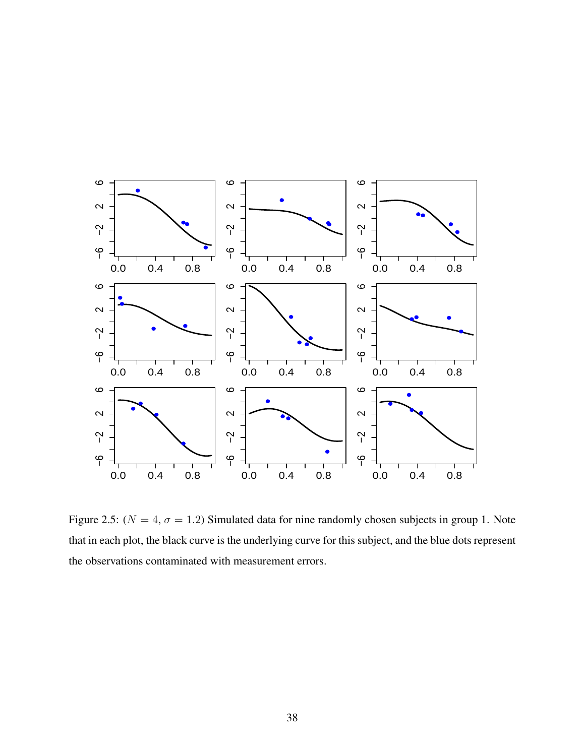Figure 2.5: ($N = 4$, $\sigma = 1.2$) Simulated data for nine randomly chosen subjects in group 1. Note that in each plot, the black curve is the underlying curve for this subject, and the blue dots represent the observations contaminated with measurement errors.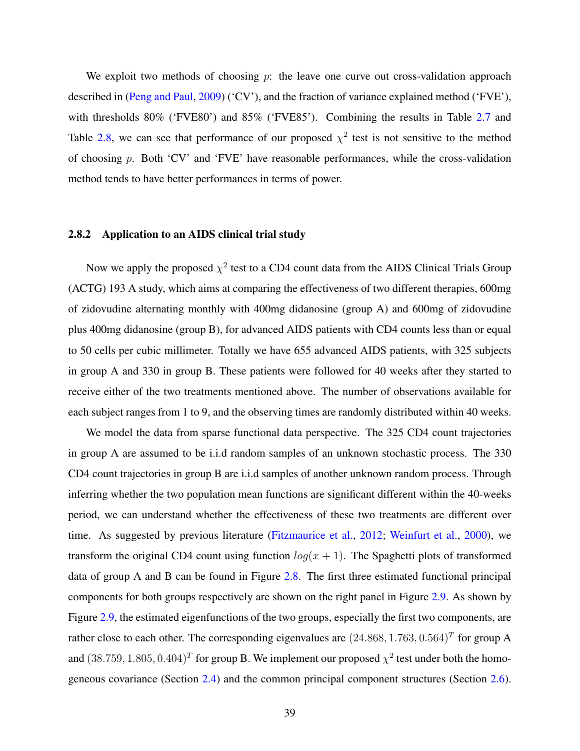We exploit two methods of choosing $p$: the leave one curve out cross-validation approach described in (Peng and Paul, 2009) ('CV'), and the fraction of variance explained method ('FVE'), with thresholds 80% ('FVE80') and 85% ('FVE85'). Combining the results in Table 2.7 and Table 2.8, we can see that performance of our proposed $\chi^2$ test is not sensitive to the method of choosing $p$. Both 'CV' and 'FVE' have reasonable performances, while the cross-validation method tends to have better performances in terms of power.

### 2.8.2 Application to an AIDS clinical trial study

Now we apply the proposed $\chi^2$ test to a CD4 count data from the AIDS Clinical Trials Group (ACTG) 193 A study, which aims at comparing the effectiveness of two different therapies, 600mg of zidovudine alternating monthly with 400mg didanosine (group A) and 600mg of zidovudine plus 400mg didanosine (group B), for advanced AIDS patients with CD4 counts less than or equal to 50 cells per cubic millimeter. Totally we have 655 advanced AIDS patients, with 325 subjects in group A and 330 in group B. These patients were followed for 40 weeks after they started to receive either of the two treatments mentioned above. The number of observations available for each subject ranges from 1 to 9, and the observing times are randomly distributed within 40 weeks.

We model the data from sparse functional data perspective. The 325 CD4 count trajectories in group A are assumed to be i.i.d random samples of an unknown stochastic process. The 330 CD4 count trajectories in group B are i.i.d samples of another unknown random process. Through inferring whether the two population mean functions are significant different within the 40-weeks period, we can understand whether the effectiveness of these two treatments are different over time. As suggested by previous literature (Fitzmaurice et al., 2012; Weinfurt et al., 2000), we transform the original CD4 count using function $log(x + 1)$. The Spaghetti plots of transformed data of group A and B can be found in Figure 2.8. The first three estimated functional principal components for both groups respectively are shown on the right panel in Figure 2.9. As shown by Figure 2.9, the estimated eigenfunctions of the two groups, especially the first two components, are rather close to each other. The corresponding eigenvalues are $(24.868, 1.763, 0.564)^T$ for group A and $(38.759, 1.805, 0.404)^T$ for group B. We implement our proposed $\chi^2$ test under both the homogeneous covariance (Section 2.4) and the common principal component structures (Section 2.6).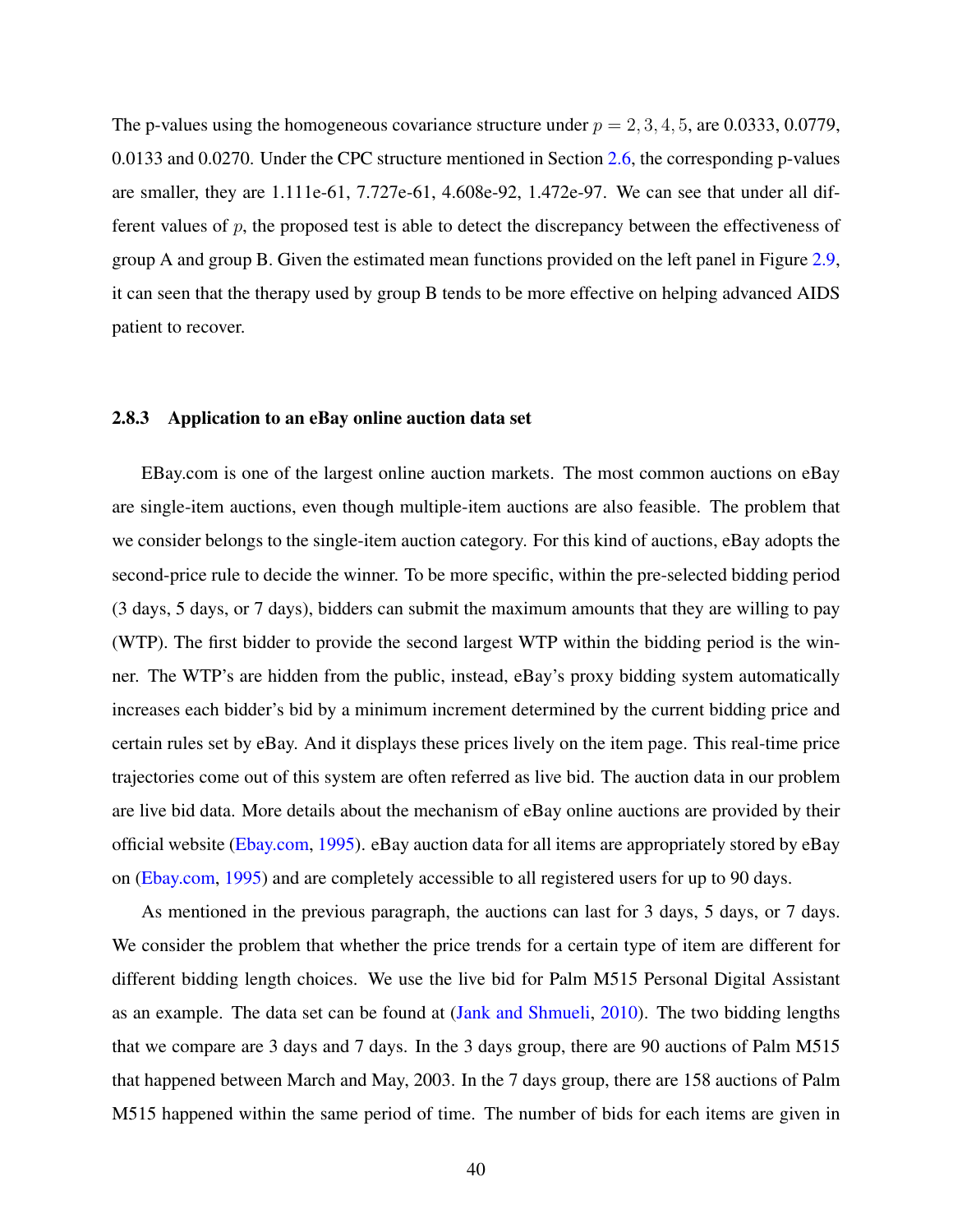The p-values using the homogeneous covariance structure under $p = 2, 3, 4, 5$, are 0.0333, 0.0779, 0.0133 and 0.0270. Under the CPC structure mentioned in Section 2.6, the corresponding p-values are smaller, they are 1.111e-61, 7.727e-61, 4.608e-92, 1.472e-97. We can see that under all different values of $p$, the proposed test is able to detect the discrepancy between the effectiveness of group A and group B. Given the estimated mean functions provided on the left panel in Figure 2.9, it can seen that the therapy used by group B tends to be more effective on helping advanced AIDS patient to recover.

### 2.8.3 Application to an eBay online auction data set

EBay.com is one of the largest online auction markets. The most common auctions on eBay are single-item auctions, even though multiple-item auctions are also feasible. The problem that we consider belongs to the single-item auction category. For this kind of auctions, eBay adopts the second-price rule to decide the winner. To be more specific, within the pre-selected bidding period (3 days, 5 days, or 7 days), bidders can submit the maximum amounts that they are willing to pay (WTP). The first bidder to provide the second largest WTP within the bidding period is the winner. The WTP's are hidden from the public, instead, eBay's proxy bidding system automatically increases each bidder's bid by a minimum increment determined by the current bidding price and certain rules set by eBay. And it displays these prices lively on the item page. This real-time price trajectories come out of this system are often referred as live bid. The auction data in our problem are live bid data. More details about the mechanism of eBay online auctions are provided by their official website (Ebay.com, 1995). eBay auction data for all items are appropriately stored by eBay on (Ebay.com, 1995) and are completely accessible to all registered users for up to 90 days.

As mentioned in the previous paragraph, the auctions can last for 3 days, 5 days, or 7 days. We consider the problem that whether the price trends for a certain type of item are different for different bidding length choices. We use the live bid for Palm M515 Personal Digital Assistant as an example. The data set can be found at (Jank and Shmueli, 2010). The two bidding lengths that we compare are 3 days and 7 days. In the 3 days group, there are 90 auctions of Palm M515 that happened between March and May, 2003. In the 7 days group, there are 158 auctions of Palm M515 happened within the same period of time. The number of bids for each items are given in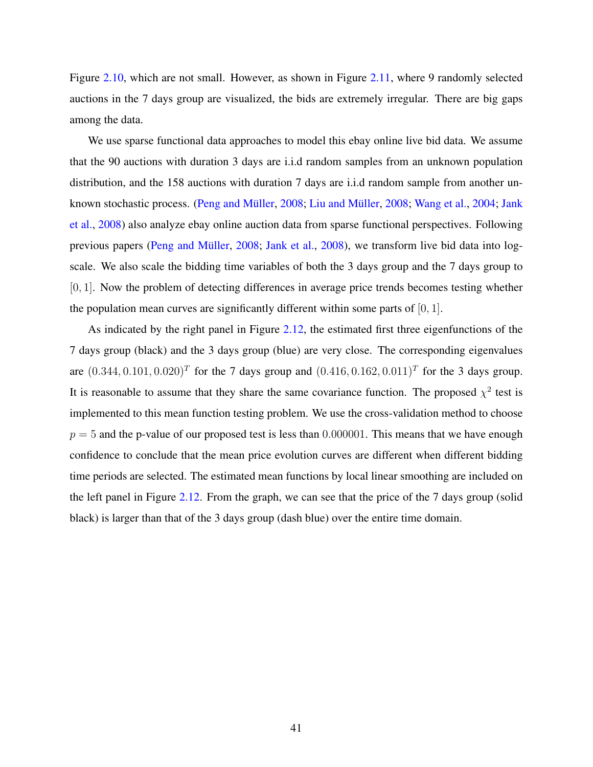Figure 2.10, which are not small. However, as shown in Figure 2.11, where 9 randomly selected auctions in the 7 days group are visualized, the bids are extremely irregular. There are big gaps among the data.

We use sparse functional data approaches to model this ebay online live bid data. We assume that the 90 auctions with duration 3 days are i.i.d random samples from an unknown population distribution, and the 158 auctions with duration 7 days are i.i.d random sample from another unknown stochastic process. (Peng and Müller, 2008; Liu and Müller, 2008; Wang et al., 2004; Jank et al., 2008) also analyze ebay online auction data from sparse functional perspectives. Following previous papers (Peng and Müller, 2008; Jank et al., 2008), we transform live bid data into log-scale. We also scale the bidding time variables of both the 3 days group and the 7 days group to $[0, 1]$. Now the problem of detecting differences in average price trends becomes testing whether the population mean curves are significantly different within some parts of $[0, 1]$.

As indicated by the right panel in Figure 2.12, the estimated first three eigenfunctions of the 7 days group (black) and the 3 days group (blue) are very close. The corresponding eigenvalues are $(0.344, 0.101, 0.020)^T$ for the 7 days group and $(0.416, 0.162, 0.011)^T$ for the 3 days group. It is reasonable to assume that they share the same covariance function. The proposed $\chi^2$ test is implemented to this mean function testing problem. We use the cross-validation method to choose $p = 5$ and the p-value of our proposed test is less than $0.000001$. This means that we have enough confidence to conclude that the mean price evolution curves are different when different bidding time periods are selected. The estimated mean functions by local linear smoothing are included on the left panel in Figure 2.12. From the graph, we can see that the price of the 7 days group (solid black) is larger than that of the 3 days group (dash blue) over the entire time domain.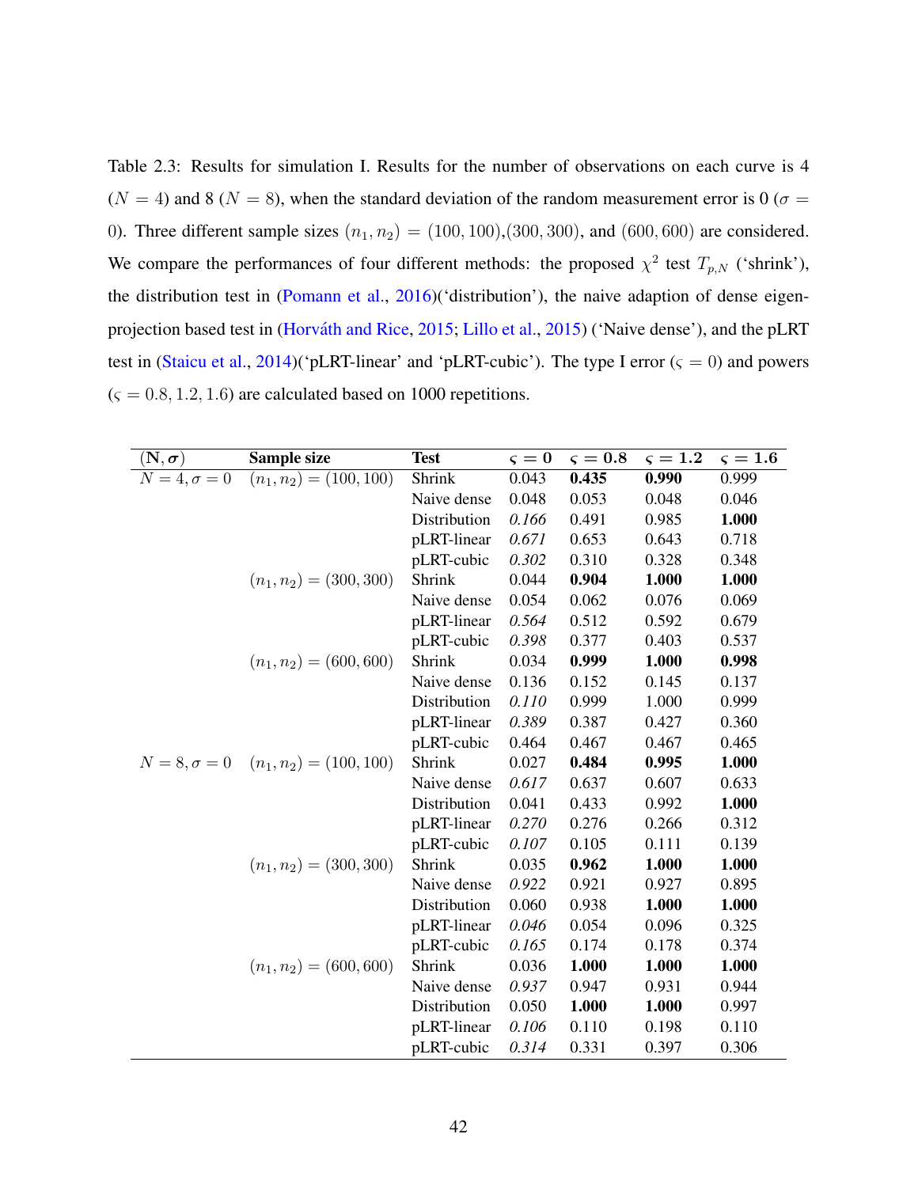Table 2.3: Results for simulation I. Results for the number of observations on each curve is 4 ($N = 4$) and 8 ($N = 8$), when the standard deviation of the random measurement error is 0 ($\sigma = 0$). Three different sample sizes $(n_1, n_2) = (100, 100)$,$(300, 300)$, and $(600, 600)$ are considered. We compare the performances of four different methods: the proposed $\chi^2$ test $T_{p,N}$ ('shrink'), the distribution test in (Pomann et al., 2016)('distribution'), the naive adaption of dense eigen-projection based test in (Horváth and Rice, 2015; Lillo et al., 2015) ('Naive dense'), and the pLRT test in (Staicu et al., 2014)('pLRT-linear' and 'pLRT-cubic'). The type I error ($\varsigma = 0$) and powers ($\varsigma = 0.8, 1.2, 1.6$) are calculated based on 1000 repetitions.

| $(\mathbf{N}, \boldsymbol{\sigma})$ | **Sample size** | **Test** | $\varsigma = \mathbf{0}$ | $\varsigma = \mathbf{0.8}$ | $\varsigma = \mathbf{1.2}$ | $\varsigma = \mathbf{1.6}$ |
|---|---|---|---|---|---|---|
| $N = 4, \sigma = 0$ | $(n_1, n_2) = (100, 100)$ | Shrink | 0.043 | **0.435** | **0.990** | 0.999 |
| | | Naive dense | 0.048 | 0.053 | 0.048 | 0.046 |
| | | Distribution | *0.166* | 0.491 | 0.985 | **1.000** |
| | | pLRT-linear | *0.671* | 0.653 | 0.643 | 0.718 |
| | | pLRT-cubic | *0.302* | 0.310 | 0.328 | 0.348 |
| | $(n_1, n_2) = (300, 300)$ | Shrink | 0.044 | **0.904** | **1.000** | **1.000** |
| | | Naive dense | 0.054 | 0.062 | 0.076 | 0.069 |
| | | pLRT-linear | *0.564* | 0.512 | 0.592 | 0.679 |
| | | pLRT-cubic | *0.398* | 0.377 | 0.403 | 0.537 |
| | $(n_1, n_2) = (600, 600)$ | Shrink | 0.034 | **0.999** | **1.000** | **0.998** |
| | | Naive dense | 0.136 | 0.152 | 0.145 | 0.137 |
| | | Distribution | *0.110* | 0.999 | 1.000 | 0.999 |
| | | pLRT-linear | *0.389* | 0.387 | 0.427 | 0.360 |
| | | pLRT-cubic | 0.464 | 0.467 | 0.467 | 0.465 |
| $N = 8, \sigma = 0$ | $(n_1, n_2) = (100, 100)$ | Shrink | 0.027 | **0.484** | **0.995** | **1.000** |
| | | Naive dense | *0.617* | 0.637 | 0.607 | 0.633 |
| | | Distribution | 0.041 | 0.433 | 0.992 | **1.000** |
| | | pLRT-linear | *0.270* | 0.276 | 0.266 | 0.312 |
| | | pLRT-cubic | *0.107* | 0.105 | 0.111 | 0.139 |
| | $(n_1, n_2) = (300, 300)$ | Shrink | 0.035 | **0.962** | **1.000** | **1.000** |
| | | Naive dense | *0.922* | 0.921 | 0.927 | 0.895 |
| | | Distribution | 0.060 | 0.938 | **1.000** | **1.000** |
| | | pLRT-linear | *0.046* | 0.054 | 0.096 | 0.325 |
| | | pLRT-cubic | *0.165* | 0.174 | 0.178 | 0.374 |
| | $(n_1, n_2) = (600, 600)$ | Shrink | 0.036 | **1.000** | **1.000** | **1.000** |
| | | Naive dense | *0.937* | 0.947 | 0.931 | 0.944 |
| | | Distribution | 0.050 | **1.000** | **1.000** | 0.997 |
| | | pLRT-linear | *0.106* | 0.110 | 0.198 | 0.110 |
| | | pLRT-cubic | *0.314* | 0.331 | 0.397 | 0.306 |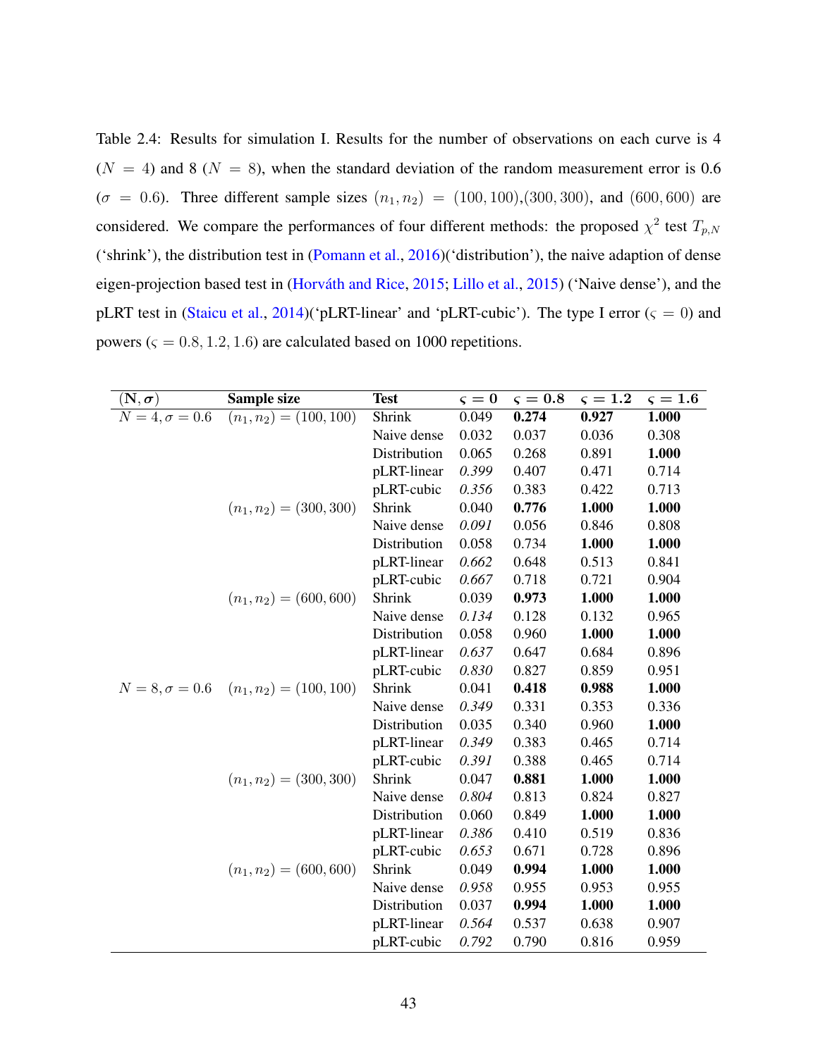Table 2.4: Results for simulation I. Results for the number of observations on each curve is 4 ($N = 4$) and 8 ($N = 8$), when the standard deviation of the random measurement error is 0.6 ($\sigma = 0.6$). Three different sample sizes $(n_1, n_2) = (100, 100)$,$(300, 300)$, and $(600, 600)$ are considered. We compare the performances of four different methods: the proposed $\chi^2$ test $T_{p,N}$ ('shrink'), the distribution test in (Pomann et al., 2016)('distribution'), the naive adaption of dense eigen-projection based test in (Horváth and Rice, 2015; Lillo et al., 2015) ('Naive dense'), and the pLRT test in (Staicu et al., 2014)('pLRT-linear' and 'pLRT-cubic'). The type I error ($\varsigma = 0$) and powers ($\varsigma = 0.8, 1.2, 1.6$) are calculated based on 1000 repetitions.

| $(\mathbf{N}, \boldsymbol{\sigma})$ | **Sample size** | **Test** | $\varsigma = 0$ | $\varsigma = 0.8$ | $\varsigma = 1.2$ | $\varsigma = 1.6$ |
|---|---|---|---|---|---|---|
| $N = 4, \sigma = 0.6$ | $(n_1, n_2) = (100, 100)$ | Shrink | 0.049 | **0.274** | **0.927** | **1.000** |
| | | Naive dense | 0.032 | 0.037 | 0.036 | 0.308 |
| | | Distribution | 0.065 | 0.268 | 0.891 | **1.000** |
| | | pLRT-linear | *0.399* | 0.407 | 0.471 | 0.714 |
| | | pLRT-cubic | *0.356* | 0.383 | 0.422 | 0.713 |
| | $(n_1, n_2) = (300, 300)$ | Shrink | 0.040 | **0.776** | **1.000** | **1.000** |
| | | Naive dense | *0.091* | 0.056 | 0.846 | 0.808 |
| | | Distribution | 0.058 | 0.734 | **1.000** | **1.000** |
| | | pLRT-linear | *0.662* | 0.648 | 0.513 | 0.841 |
| | | pLRT-cubic | *0.667* | 0.718 | 0.721 | 0.904 |
| | $(n_1, n_2) = (600, 600)$ | Shrink | 0.039 | **0.973** | **1.000** | **1.000** |
| | | Naive dense | *0.134* | 0.128 | 0.132 | 0.965 |
| | | Distribution | 0.058 | 0.960 | **1.000** | **1.000** |
| | | pLRT-linear | *0.637* | 0.647 | 0.684 | 0.896 |
| | | pLRT-cubic | *0.830* | 0.827 | 0.859 | 0.951 |
| $N = 8, \sigma = 0.6$ | $(n_1, n_2) = (100, 100)$ | Shrink | 0.041 | **0.418** | **0.988** | **1.000** |
| | | Naive dense | *0.349* | 0.331 | 0.353 | 0.336 |
| | | Distribution | 0.035 | 0.340 | 0.960 | **1.000** |
| | | pLRT-linear | *0.349* | 0.383 | 0.465 | 0.714 |
| | | pLRT-cubic | *0.391* | 0.388 | 0.465 | 0.714 |
| | $(n_1, n_2) = (300, 300)$ | Shrink | 0.047 | **0.881** | **1.000** | **1.000** |
| | | Naive dense | *0.804* | 0.813 | 0.824 | 0.827 |
| | | Distribution | 0.060 | 0.849 | **1.000** | **1.000** |
| | | pLRT-linear | *0.386* | 0.410 | 0.519 | 0.836 |
| | | pLRT-cubic | *0.653* | 0.671 | 0.728 | 0.896 |
| | $(n_1, n_2) = (600, 600)$ | Shrink | 0.049 | **0.994** | **1.000** | **1.000** |
| | | Naive dense | *0.958* | 0.955 | 0.953 | 0.955 |
| | | Distribution | 0.037 | **0.994** | **1.000** | **1.000** |
| | | pLRT-linear | *0.564* | 0.537 | 0.638 | 0.907 |
| | | pLRT-cubic | *0.792* | 0.790 | 0.816 | 0.959 |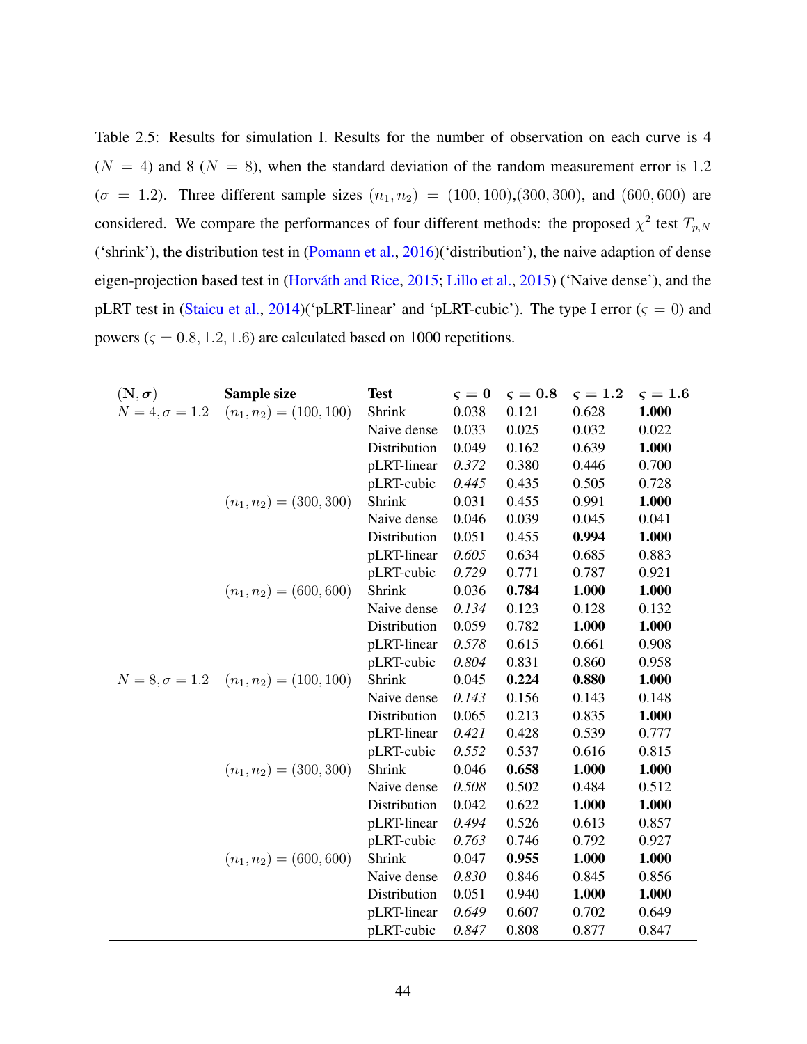Table 2.5: Results for simulation I. Results for the number of observation on each curve is 4 ($N = 4$) and 8 ($N = 8$), when the standard deviation of the random measurement error is 1.2 ($\sigma = 1.2$). Three different sample sizes $(n_1, n_2) = (100, 100)$,$(300, 300)$, and $(600, 600)$ are considered. We compare the performances of four different methods: the proposed $\chi^2$ test $T_{p,N}$ ('shrink'), the distribution test in (Pomann et al., 2016)('distribution'), the naive adaption of dense eigen-projection based test in (Horváth and Rice, 2015; Lillo et al., 2015) ('Naive dense'), and the pLRT test in (Staicu et al., 2014)('pLRT-linear' and 'pLRT-cubic'). The type I error ($\varsigma = 0$) and powers ($\varsigma = 0.8, 1.2, 1.6$) are calculated based on 1000 repetitions.

| $(\mathbf{N}, \boldsymbol{\sigma})$ | **Sample size** | **Test** | $\varsigma = 0$ | $\varsigma = \mathbf{0.8}$ | $\varsigma = \mathbf{1.2}$ | $\varsigma = \mathbf{1.6}$ |
|---|---|---|---|---|---|---|
| $N = 4, \sigma = 1.2$ | $(n_1, n_2) = (100, 100)$ | Shrink | 0.038 | 0.121 | 0.628 | **1.000** |
| | | Naive dense | 0.033 | 0.025 | 0.032 | 0.022 |
| | | Distribution | 0.049 | 0.162 | 0.639 | **1.000** |
| | | pLRT-linear | *0.372* | 0.380 | 0.446 | 0.700 |
| | | pLRT-cubic | *0.445* | 0.435 | 0.505 | 0.728 |
| | $(n_1, n_2) = (300, 300)$ | Shrink | 0.031 | 0.455 | 0.991 | **1.000** |
| | | Naive dense | 0.046 | 0.039 | 0.045 | 0.041 |
| | | Distribution | 0.051 | 0.455 | **0.994** | **1.000** |
| | | pLRT-linear | *0.605* | 0.634 | 0.685 | 0.883 |
| | | pLRT-cubic | *0.729* | 0.771 | 0.787 | 0.921 |
| | $(n_1, n_2) = (600, 600)$ | Shrink | 0.036 | **0.784** | **1.000** | **1.000** |
| | | Naive dense | *0.134* | 0.123 | 0.128 | 0.132 |
| | | Distribution | 0.059 | 0.782 | **1.000** | **1.000** |
| | | pLRT-linear | *0.578* | 0.615 | 0.661 | 0.908 |
| | | pLRT-cubic | *0.804* | 0.831 | 0.860 | 0.958 |
| $N = 8, \sigma = 1.2$ | $(n_1, n_2) = (100, 100)$ | Shrink | 0.045 | **0.224** | **0.880** | **1.000** |
| | | Naive dense | *0.143* | 0.156 | 0.143 | 0.148 |
| | | Distribution | 0.065 | 0.213 | 0.835 | **1.000** |
| | | pLRT-linear | *0.421* | 0.428 | 0.539 | 0.777 |
| | | pLRT-cubic | *0.552* | 0.537 | 0.616 | 0.815 |
| | $(n_1, n_2) = (300, 300)$ | Shrink | 0.046 | **0.658** | **1.000** | **1.000** |
| | | Naive dense | *0.508* | 0.502 | 0.484 | 0.512 |
| | | Distribution | 0.042 | 0.622 | **1.000** | **1.000** |
| | | pLRT-linear | *0.494* | 0.526 | 0.613 | 0.857 |
| | | pLRT-cubic | *0.763* | 0.746 | 0.792 | 0.927 |
| | $(n_1, n_2) = (600, 600)$ | Shrink | 0.047 | **0.955** | **1.000** | **1.000** |
| | | Naive dense | *0.830* | 0.846 | 0.845 | 0.856 |
| | | Distribution | 0.051 | 0.940 | **1.000** | **1.000** |
| | | pLRT-linear | *0.649* | 0.607 | 0.702 | 0.649 |
| | | pLRT-cubic | *0.847* | 0.808 | 0.877 | 0.847 |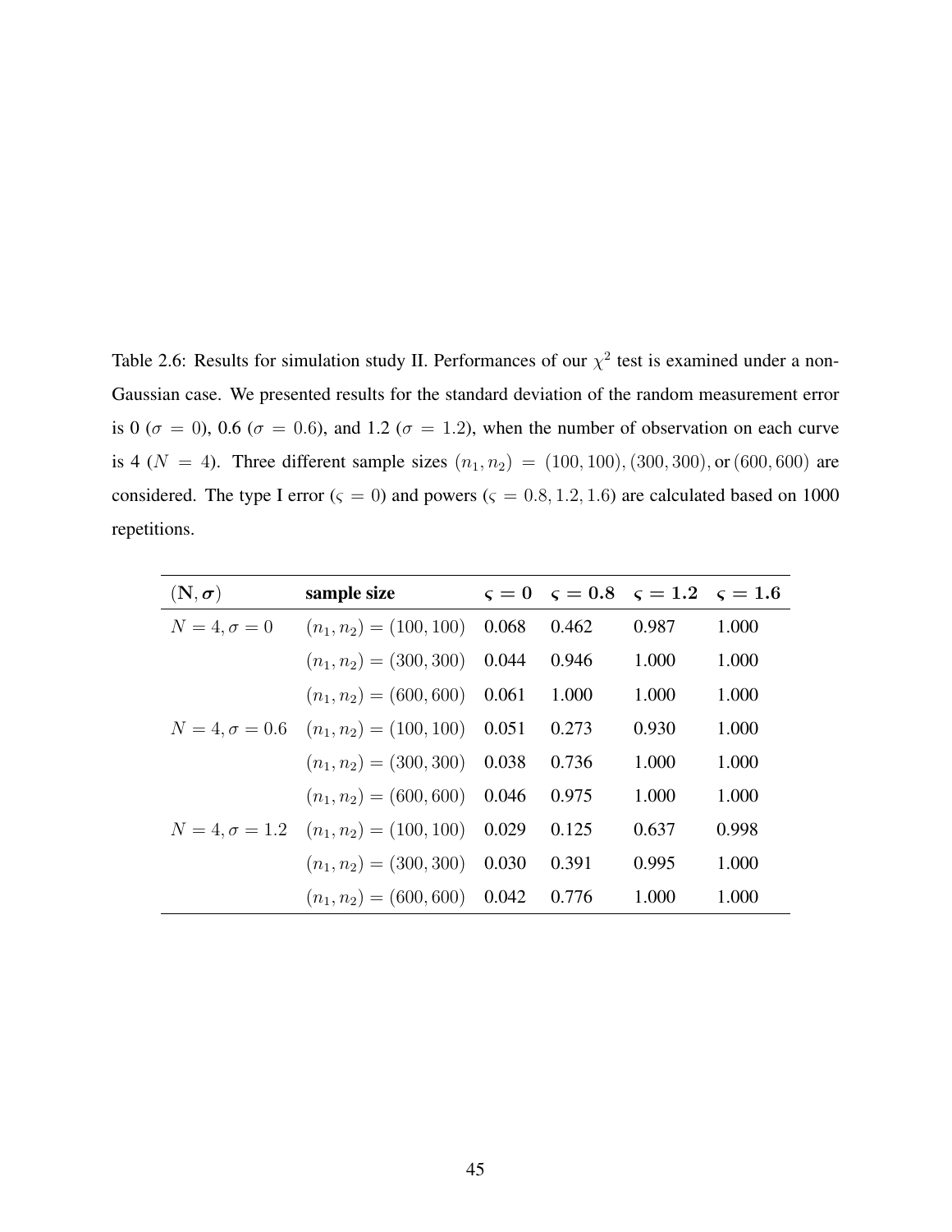Table 2.6: Results for simulation study II. Performances of our $\chi^2$ test is examined under a non-Gaussian case. We presented results for the standard deviation of the random measurement error is 0 ($\sigma = 0$), 0.6 ($\sigma = 0.6$), and 1.2 ($\sigma = 1.2$), when the number of observation on each curve is 4 ($N = 4$). Three different sample sizes $(n_1, n_2) = (100, 100), (300, 300)$, or $(600, 600)$ are considered. The type I error ($\varsigma = 0$) and powers ($\varsigma = 0.8, 1.2, 1.6$) are calculated based on 1000 repetitions.

| $(\mathbf{N}, \boldsymbol{\sigma})$ | **sample size** | $\varsigma = 0$ | $\varsigma = 0.8$ | $\varsigma = 1.2$ | $\varsigma = 1.6$ |
|---|---|---|---|---|---|
| $N = 4, \sigma = 0$ | $(n_1, n_2) = (100, 100)$ | 0.068 | 0.462 | 0.987 | 1.000 |
| | $(n_1, n_2) = (300, 300)$ | 0.044 | 0.946 | 1.000 | 1.000 |
| | $(n_1, n_2) = (600, 600)$ | 0.061 | 1.000 | 1.000 | 1.000 |
| $N = 4, \sigma = 0.6$ | $(n_1, n_2) = (100, 100)$ | 0.051 | 0.273 | 0.930 | 1.000 |
| | $(n_1, n_2) = (300, 300)$ | 0.038 | 0.736 | 1.000 | 1.000 |
| | $(n_1, n_2) = (600, 600)$ | 0.046 | 0.975 | 1.000 | 1.000 |
| $N = 4, \sigma = 1.2$ | $(n_1, n_2) = (100, 100)$ | 0.029 | 0.125 | 0.637 | 0.998 |
| | $(n_1, n_2) = (300, 300)$ | 0.030 | 0.391 | 0.995 | 1.000 |
| | $(n_1, n_2) = (600, 600)$ | 0.042 | 0.776 | 1.000 | 1.000 |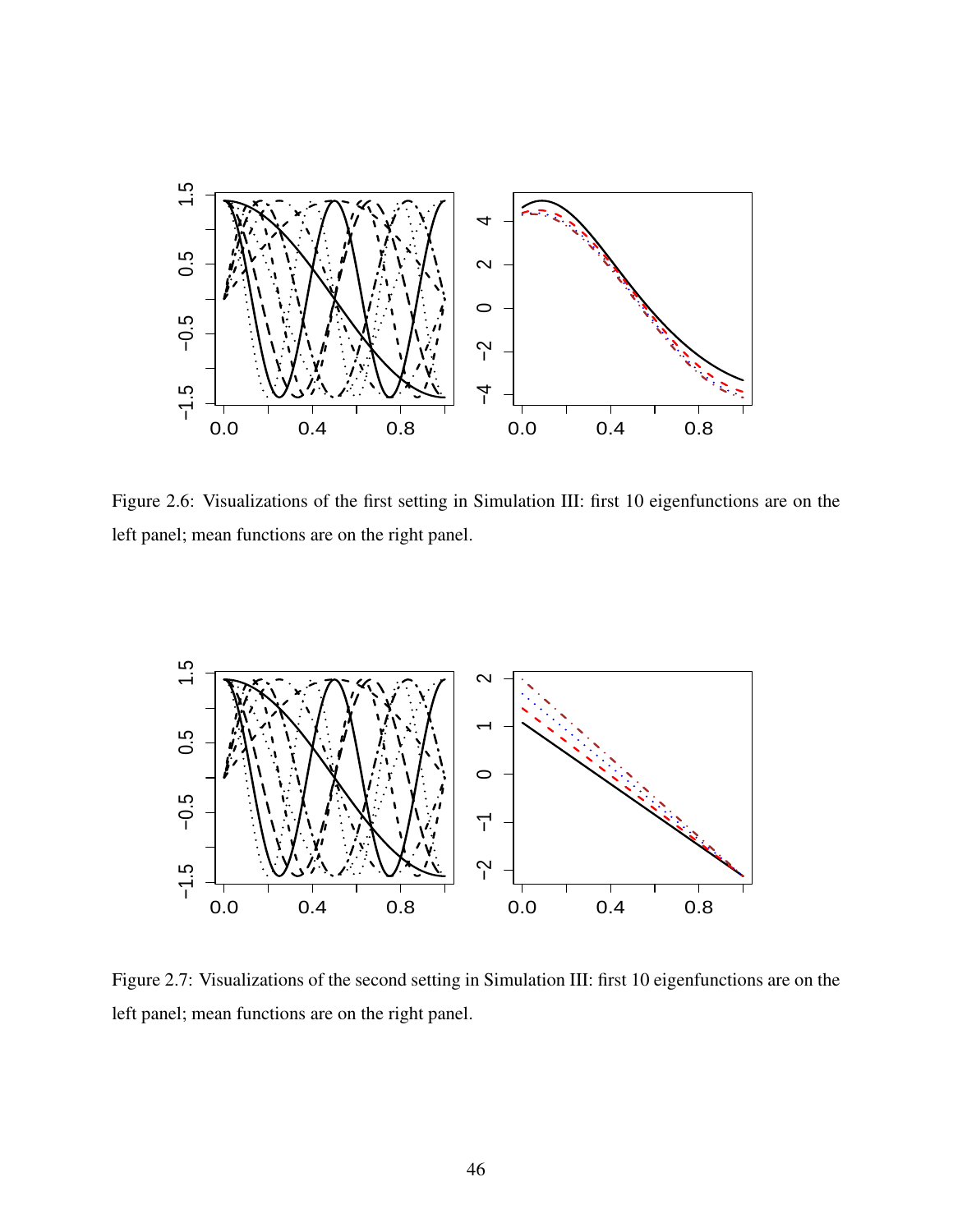Figure 2.6: Visualizations of the first setting in Simulation III: first 10 eigenfunctions are on the left panel; mean functions are on the right panel.

Figure 2.7: Visualizations of the second setting in Simulation III: first 10 eigenfunctions are on the left panel; mean functions are on the right panel.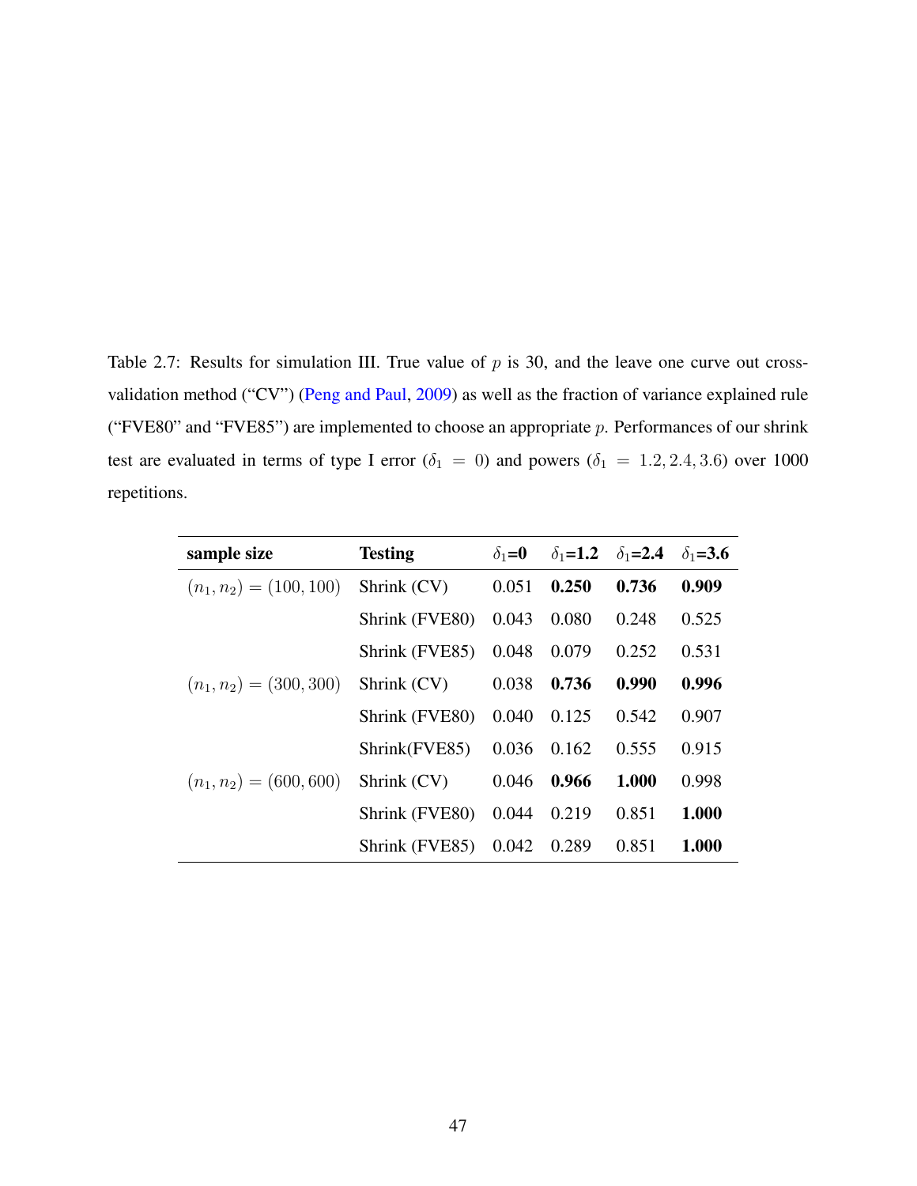Table 2.7: Results for simulation III. True value of $p$ is 30, and the leave one curve out cross-validation method ("CV") (Peng and Paul, 2009) as well as the fraction of variance explained rule ("FVE80" and "FVE85") are implemented to choose an appropriate $p$. Performances of our shrink test are evaluated in terms of type I error ($\delta_1 = 0$) and powers ($\delta_1 = 1.2, 2.4, 3.6$) over 1000 repetitions.

| **sample size** | **Testing** | $\delta_1$**=0** | $\delta_1$**=1.2** | $\delta_1$**=2.4** | $\delta_1$**=3.6** |
|---|---|---|---|---|---|
| $(n_1, n_2) = (100, 100)$ | Shrink (CV) | 0.051 | **0.250** | **0.736** | **0.909** |
| | Shrink (FVE80) | 0.043 | 0.080 | 0.248 | 0.525 |
| | Shrink (FVE85) | 0.048 | 0.079 | 0.252 | 0.531 |
| $(n_1, n_2) = (300, 300)$ | Shrink (CV) | 0.038 | **0.736** | **0.990** | **0.996** |
| | Shrink (FVE80) | 0.040 | 0.125 | 0.542 | 0.907 |
| | Shrink(FVE85) | 0.036 | 0.162 | 0.555 | 0.915 |
| $(n_1, n_2) = (600, 600)$ | Shrink (CV) | 0.046 | **0.966** | **1.000** | 0.998 |
| | Shrink (FVE80) | 0.044 | 0.219 | 0.851 | **1.000** |
| | Shrink (FVE85) | 0.042 | 0.289 | 0.851 | **1.000** |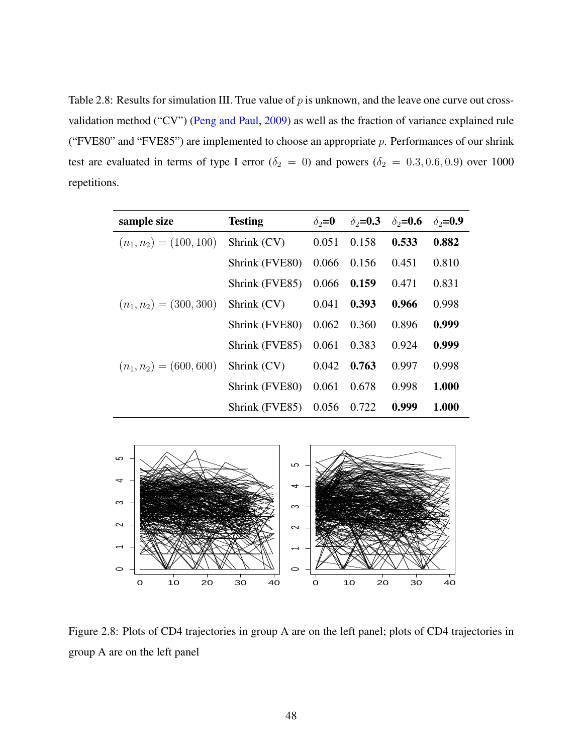Table 2.8: Results for simulation III. True value of $p$ is unknown, and the leave one curve out cross-validation method ("CV") (Peng and Paul, 2009) as well as the fraction of variance explained rule ("FVE80" and "FVE85") are implemented to choose an appropriate $p$. Performances of our shrink test are evaluated in terms of type I error ($\delta_2 = 0$) and powers ($\delta_2 = 0.3, 0.6, 0.9$) over 1000 repetitions.

| **sample size** | **Testing** | $\delta_2$**=0** | $\delta_2$**=0.3** | $\delta_2$**=0.6** | $\delta_2$**=0.9** |
|---|---|---|---|---|---|
| $(n_1, n_2) = (100, 100)$ | Shrink (CV) | 0.051 | 0.158 | **0.533** | **0.882** |
| | Shrink (FVE80) | 0.066 | 0.156 | 0.451 | 0.810 |
| | Shrink (FVE85) | 0.066 | **0.159** | 0.471 | 0.831 |
| $(n_1, n_2) = (300, 300)$ | Shrink (CV) | 0.041 | **0.393** | **0.966** | 0.998 |
| | Shrink (FVE80) | 0.062 | 0.360 | 0.896 | **0.999** |
| | Shrink (FVE85) | 0.061 | 0.383 | 0.924 | **0.999** |
| $(n_1, n_2) = (600, 600)$ | Shrink (CV) | 0.042 | **0.763** | 0.997 | 0.998 |
| | Shrink (FVE80) | 0.061 | 0.678 | 0.998 | **1.000** |
| | Shrink (FVE85) | 0.056 | 0.722 | **0.999** | **1.000** |

Figure 2.8: Plots of CD4 trajectories in group A are on the left panel; plots of CD4 trajectories in group A are on the left panel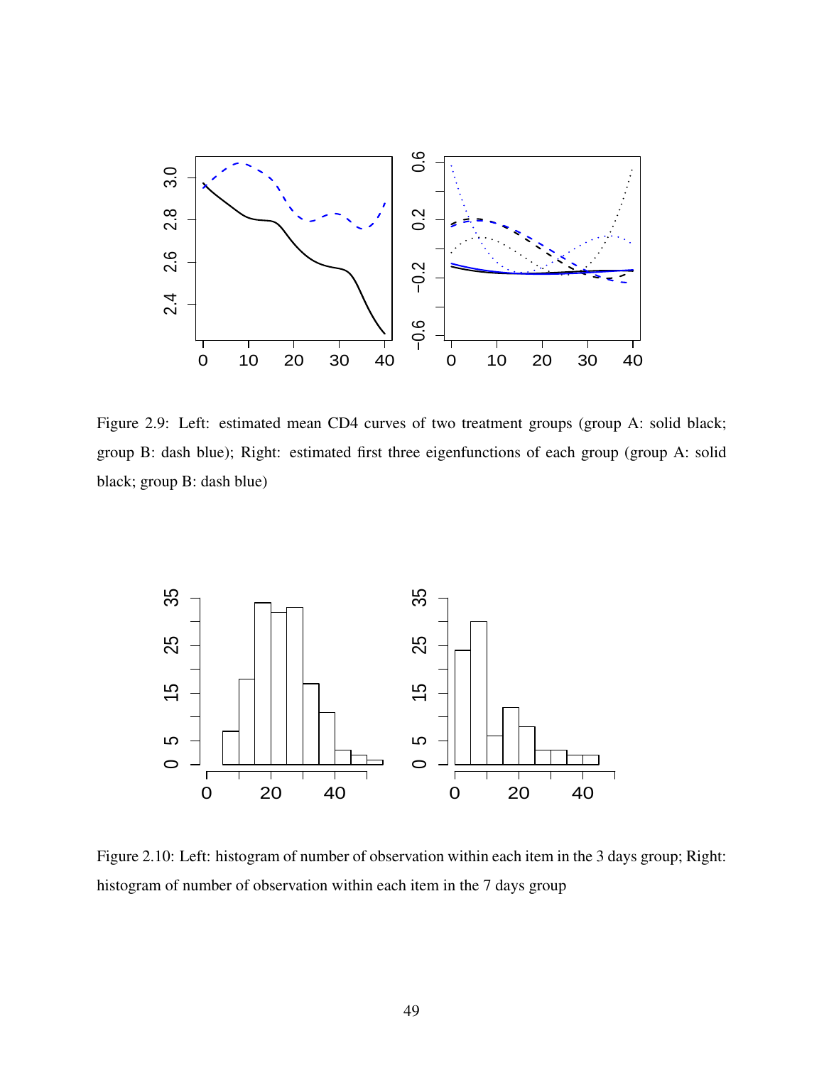Figure 2.9: Left: estimated mean CD4 curves of two treatment groups (group A: solid black; group B: dash blue); Right: estimated first three eigenfunctions of each group (group A: solid black; group B: dash blue)

Figure 2.10: Left: histogram of number of observation within each item in the 3 days group; Right: histogram of number of observation within each item in the 7 days group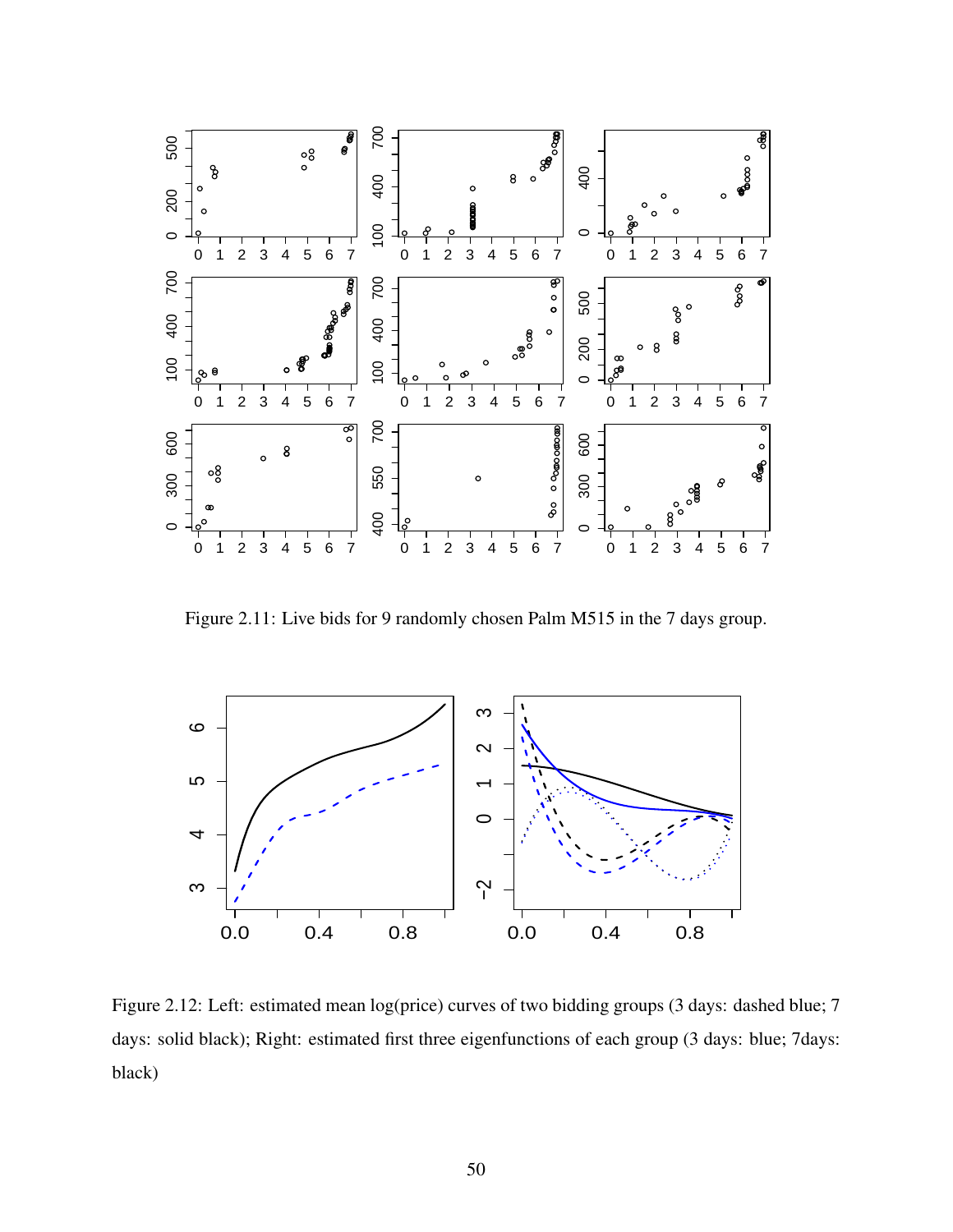Figure 2.11: Live bids for 9 randomly chosen Palm M515 in the 7 days group.

Figure 2.12: Left: estimated mean log(price) curves of two bidding groups (3 days: dashed blue; 7 days: solid black); Right: estimated first three eigenfunctions of each group (3 days: blue; 7days: black)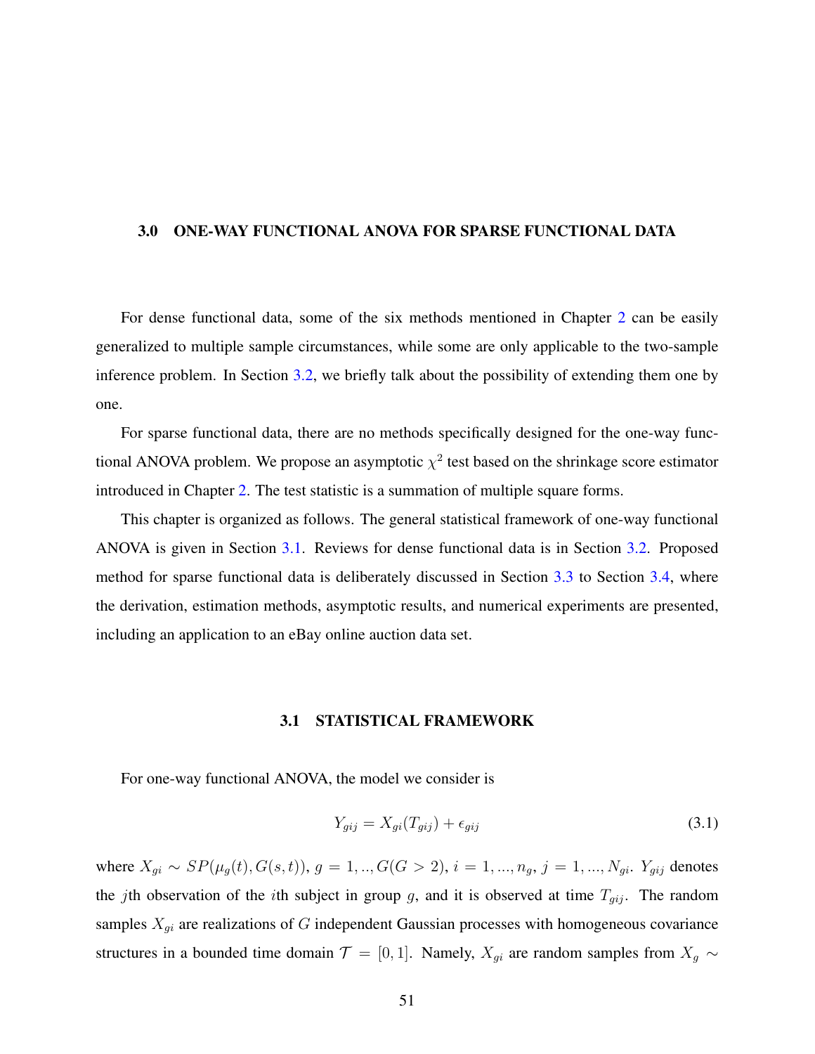# 3.0 ONE-WAY FUNCTIONAL ANOVA FOR SPARSE FUNCTIONAL DATA

For dense functional data, some of the six methods mentioned in Chapter 2 can be easily generalized to multiple sample circumstances, while some are only applicable to the two-sample inference problem. In Section 3.2, we briefly talk about the possibility of extending them one by one.

For sparse functional data, there are no methods specifically designed for the one-way functional ANOVA problem. We propose an asymptotic $\chi^2$ test based on the shrinkage score estimator introduced in Chapter 2. The test statistic is a summation of multiple square forms.

This chapter is organized as follows. The general statistical framework of one-way functional ANOVA is given in Section 3.1. Reviews for dense functional data is in Section 3.2. Proposed method for sparse functional data is deliberately discussed in Section 3.3 to Section 3.4, where the derivation, estimation methods, asymptotic results, and numerical experiments are presented, including an application to an eBay online auction data set.

## 3.1 STATISTICAL FRAMEWORK

For one-way functional ANOVA, the model we consider is

$$Y_{gij} = X_{gi}(T_{gij}) + \epsilon_{gij} \tag{3.1}$$

where $X_{gi} \sim SP(\mu_g(t), G(s,t))$, $g = 1, .., G (G > 2)$, $i = 1, ..., n_g$, $j = 1, ..., N_{gi}$. $Y_{gij}$ denotes the $j$th observation of the $i$th subject in group $g$, and it is observed at time $T_{gij}$. The random samples $X_{gi}$ are realizations of $G$ independent Gaussian processes with homogeneous covariance structures in a bounded time domain $\mathcal{T} = [0, 1]$. Namely, $X_{gi}$ are random samples from $X_g \sim$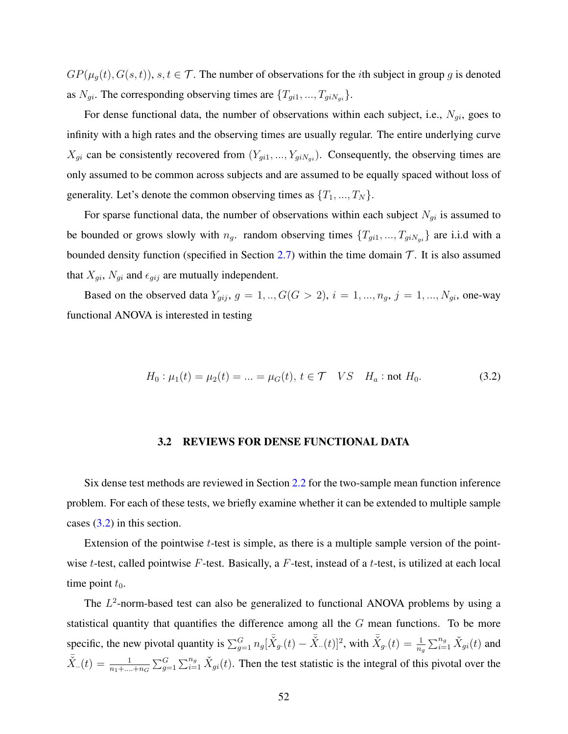$GP(\mu_g(t), G(s,t))$, $s, t \in \mathcal{T}$. The number of observations for the $i$th subject in group $g$ is denoted as $N_{gi}$. The corresponding observing times are $\{T_{gi1}, ..., T_{giN_{gi}}\}$.

For dense functional data, the number of observations within each subject, i.e., $N_{gi}$, goes to infinity with a high rates and the observing times are usually regular. The entire underlying curve $X_{gi}$ can be consistently recovered from $(Y_{gi1}, ..., Y_{giN_{gi}})$. Consequently, the observing times are only assumed to be common across subjects and are assumed to be equally spaced without loss of generality. Let's denote the common observing times as $\{T_1, ..., T_N\}$.

For sparse functional data, the number of observations within each subject $N_{gi}$ is assumed to be bounded or grows slowly with $n_g$. random observing times $\{T_{gi1}, ..., T_{giN_{gi}}\}$ are i.i.d with a bounded density function (specified in Section 2.7) within the time domain $\mathcal{T}$. It is also assumed that $X_{gi}$, $N_{gi}$ and $\epsilon_{gij}$ are mutually independent.

Based on the observed data $Y_{gij}$, $g = 1, .., G (G > 2)$, $i = 1, ..., n_g$, $j = 1, ..., N_{gi}$, one-way functional ANOVA is interested in testing

$$H_0 : \mu_1(t) = \mu_2(t) = ... = \mu_G(t),\, t \in \mathcal{T} \quad VS \quad H_a : \text{not } H_0. \tag{3.2}$$

### 3.2 REVIEWS FOR DENSE FUNCTIONAL DATA

Six dense test methods are reviewed in Section 2.2 for the two-sample mean function inference problem. For each of these tests, we briefly examine whether it can be extended to multiple sample cases (3.2) in this section.

Extension of the pointwise $t$-test is simple, as there is a multiple sample version of the pointwise $t$-test, called pointwise $F$-test. Basically, a $F$-test, instead of a $t$-test, is utilized at each local time point $t_0$.

The $L^2$-norm-based test can also be generalized to functional ANOVA problems by using a statistical quantity that quantifies the difference among all the $G$ mean functions. To be more specific, the new pivotal quantity is $\sum_{g=1}^{G} n_g [\bar{\check{X}}_{g\cdot}(t) - \bar{\check{X}}_{\cdot\cdot}(t)]^2$, with $\bar{\check{X}}_{g\cdot}(t) = \frac{1}{n_g}\sum_{i=1}^{n_g} \check{X}_{gi}(t)$ and $\bar{\check{X}}_{\cdot\cdot}(t) = \frac{1}{n_1 + .... + n_G}\sum_{g=1}^{G}\sum_{i=1}^{n_g} \check{X}_{gi}(t)$. Then the test statistic is the integral of this pivotal over the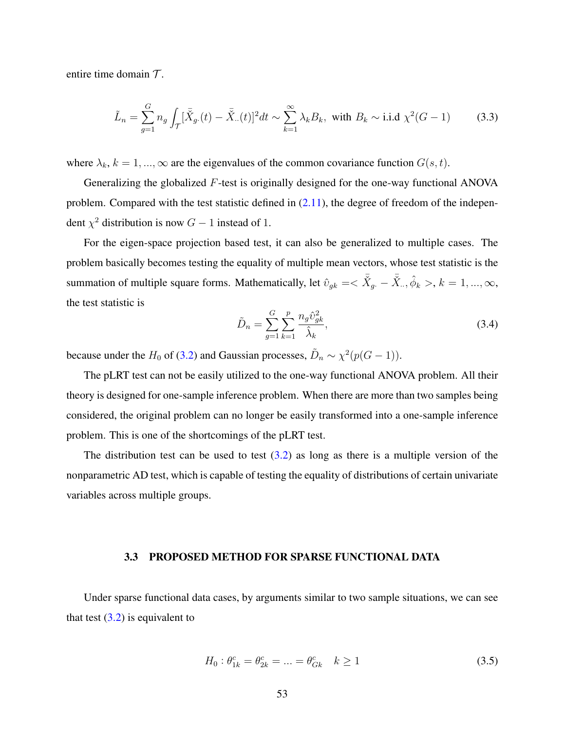entire time domain $\mathcal{T}$.

$$\tilde{L}_n = \sum_{g=1}^{G} n_g \int_{\mathcal{T}} [\bar{\tilde{X}}_{g\cdot}(t) - \bar{\tilde{X}}_{\cdot\cdot}(t)]^2 dt \sim \sum_{k=1}^{\infty} \lambda_k B_k, \text{ with } B_k \sim \text{i.i.d } \chi^2(G-1) \tag{3.3}$$

where $\lambda_k, k = 1, ..., \infty$ are the eigenvalues of the common covariance function $G(s,t)$.

Generalizing the globalized $F$-test is originally designed for the one-way functional ANOVA problem. Compared with the test statistic defined in (2.11), the degree of freedom of the independent $\chi^2$ distribution is now $G-1$ instead of 1.

For the eigen-space projection based test, it can also be generalized to multiple cases. The problem basically becomes testing the equality of multiple mean vectors, whose test statistic is the summation of multiple square forms. Mathematically, let $\hat{\upsilon}_{gk} =< \bar{\tilde{X}}_{g\cdot} - \bar{\tilde{X}}_{\cdot\cdot}, \hat{\phi}_k >, k = 1, ..., \infty$, the test statistic is

$$\tilde{D}_n = \sum_{g=1}^{G} \sum_{k=1}^{p} \frac{n_g \hat{\upsilon}_{gk}^2}{\hat{\lambda}_k}, \tag{3.4}$$

because under the $H_0$ of (3.2) and Gaussian processes, $\tilde{D}_n \sim \chi^2(p(G-1))$.

The pLRT test can not be easily utilized to the one-way functional ANOVA problem. All their theory is designed for one-sample inference problem. When there are more than two samples being considered, the original problem can no longer be easily transformed into a one-sample inference problem. This is one of the shortcomings of the pLRT test.

The distribution test can be used to test (3.2) as long as there is a multiple version of the nonparametric AD test, which is capable of testing the equality of distributions of certain univariate variables across multiple groups.

### 3.3 PROPOSED METHOD FOR SPARSE FUNCTIONAL DATA

Under sparse functional data cases, by arguments similar to two sample situations, we can see that test (3.2) is equivalent to

$$H_0 : \theta_{1k}^c = \theta_{2k}^c = ... = \theta_{Gk}^c \quad k \geq 1 \tag{3.5}$$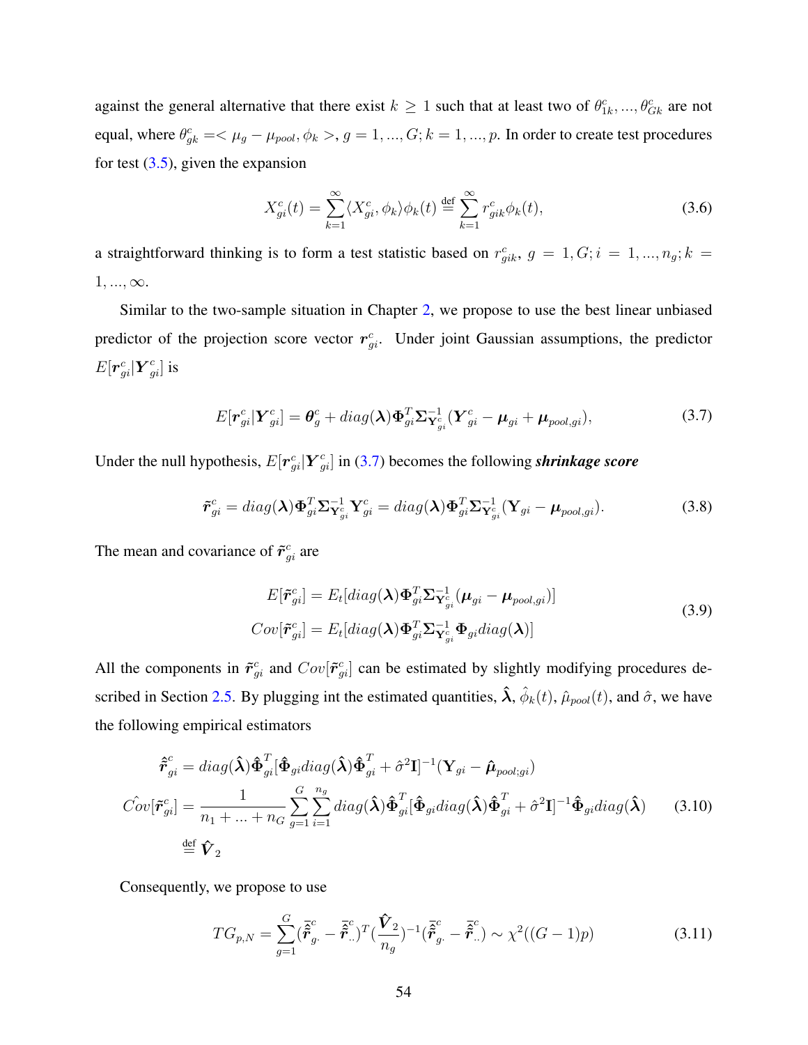against the general alternative that there exist $k \geq 1$ such that at least two of $\theta^c_{1k}, ..., \theta^c_{Gk}$ are not equal, where $\theta^c_{gk} =< \mu_g - \mu_{pool}, \phi_k >, g = 1, ..., G; k = 1, ..., p$. In order to create test procedures for test (3.5), given the expansion

$$X^c_{gi}(t) = \sum_{k=1}^{\infty} \langle X^c_{gi}, \phi_k \rangle \phi_k(t) \overset{\text{def}}{=} \sum_{k=1}^{\infty} r^c_{gik} \phi_k(t), \tag{3.6}$$

a straightforward thinking is to form a test statistic based on $r^c_{gik}$, $g = 1, G; i = 1, ..., n_g; k = 1, ..., \infty$.

Similar to the two-sample situation in Chapter 2, we propose to use the best linear unbiased predictor of the projection score vector $\boldsymbol{r}^c_{gi}$. Under joint Gaussian assumptions, the predictor $E[\boldsymbol{r}^c_{gi}|\boldsymbol{Y}^c_{gi}]$ is

$$E[\boldsymbol{r}^c_{gi}|\boldsymbol{Y}^c_{gi}] = \boldsymbol{\theta}^c_g + diag(\boldsymbol{\lambda})\boldsymbol{\Phi}^T_{gi}\boldsymbol{\Sigma}^{-1}_{\mathbf{Y}^c_{gi}}(\boldsymbol{Y}^c_{gi} - \boldsymbol{\mu}_{gi} + \boldsymbol{\mu}_{pool,gi}), \tag{3.7}$$

Under the null hypothesis, $E[\boldsymbol{r}^c_{gi}|\boldsymbol{Y}^c_{gi}]$ in (3.7) becomes the following ***shrinkage score***

$$\tilde{\boldsymbol{r}}^c_{gi} = diag(\boldsymbol{\lambda})\boldsymbol{\Phi}^T_{gi}\boldsymbol{\Sigma}^{-1}_{\mathbf{Y}^c_{gi}}\mathbf{Y}^c_{gi} = diag(\boldsymbol{\lambda})\boldsymbol{\Phi}^T_{gi}\boldsymbol{\Sigma}^{-1}_{\mathbf{Y}^c_{gi}}(\mathbf{Y}_{gi} - \boldsymbol{\mu}_{pool,gi}). \tag{3.8}$$

The mean and covariance of $\tilde{\boldsymbol{r}}^c_{gi}$ are

$$\begin{aligned} E[\tilde{\boldsymbol{r}}^c_{gi}] &= E_t[diag(\boldsymbol{\lambda})\boldsymbol{\Phi}^T_{gi}\boldsymbol{\Sigma}^{-1}_{\mathbf{Y}^c_{gi}}(\boldsymbol{\mu}_{gi} - \boldsymbol{\mu}_{pool,gi})] \\ Cov[\tilde{\boldsymbol{r}}^c_{gi}] &= E_t[diag(\boldsymbol{\lambda})\boldsymbol{\Phi}^T_{gi}\boldsymbol{\Sigma}^{-1}_{\mathbf{Y}^c_{gi}}\boldsymbol{\Phi}_{gi}diag(\boldsymbol{\lambda})] \end{aligned} \tag{3.9}$$

All the components in $\tilde{\boldsymbol{r}}^c_{gi}$ and $Cov[\tilde{\boldsymbol{r}}^c_{gi}]$ can be estimated by slightly modifying procedures described in Section 2.5. By plugging int the estimated quantities, $\hat{\boldsymbol{\lambda}}$, $\hat{\phi}_k(t)$, $\hat{\mu}_{pool}(t)$, and $\hat{\sigma}$, we have the following empirical estimators

$$\begin{aligned} \hat{\tilde{\boldsymbol{r}}}^c_{gi} &= diag(\hat{\boldsymbol{\lambda}})\hat{\boldsymbol{\Phi}}^T_{gi}[\hat{\boldsymbol{\Phi}}_{gi}diag(\hat{\boldsymbol{\lambda}})\hat{\boldsymbol{\Phi}}^T_{gi} + \hat{\sigma}^2\mathbf{I}]^{-1}(\mathbf{Y}_{gi} - \hat{\boldsymbol{\mu}}_{pool;gi}) \\ \hat{Cov}[\tilde{\boldsymbol{r}}^c_{gi}] &= \frac{1}{n_1 + ... + n_G}\sum_{g=1}^{G}\sum_{i=1}^{n_g} diag(\hat{\boldsymbol{\lambda}})\hat{\boldsymbol{\Phi}}^T_{gi}[\hat{\boldsymbol{\Phi}}_{gi}diag(\hat{\boldsymbol{\lambda}})\hat{\boldsymbol{\Phi}}^T_{gi} + \hat{\sigma}^2\mathbf{I}]^{-1}\hat{\boldsymbol{\Phi}}_{gi}diag(\hat{\boldsymbol{\lambda}}) \\ &\overset{\text{def}}{=} \hat{\boldsymbol{V}}_2 \end{aligned} \tag{3.10}$$

Consequently, we propose to use

$$TG_{p,N} = \sum_{g=1}^{G}(\bar{\hat{\tilde{\boldsymbol{r}}}}^c_{g\cdot} - \bar{\hat{\tilde{\boldsymbol{r}}}}^c_{\cdot\cdot})^T(\frac{\hat{\boldsymbol{V}}_2}{n_g})^{-1}(\bar{\hat{\tilde{\boldsymbol{r}}}}^c_{g\cdot} - \bar{\hat{\tilde{\boldsymbol{r}}}}^c_{\cdot\cdot}) \sim \chi^2((G-1)p) \tag{3.11}$$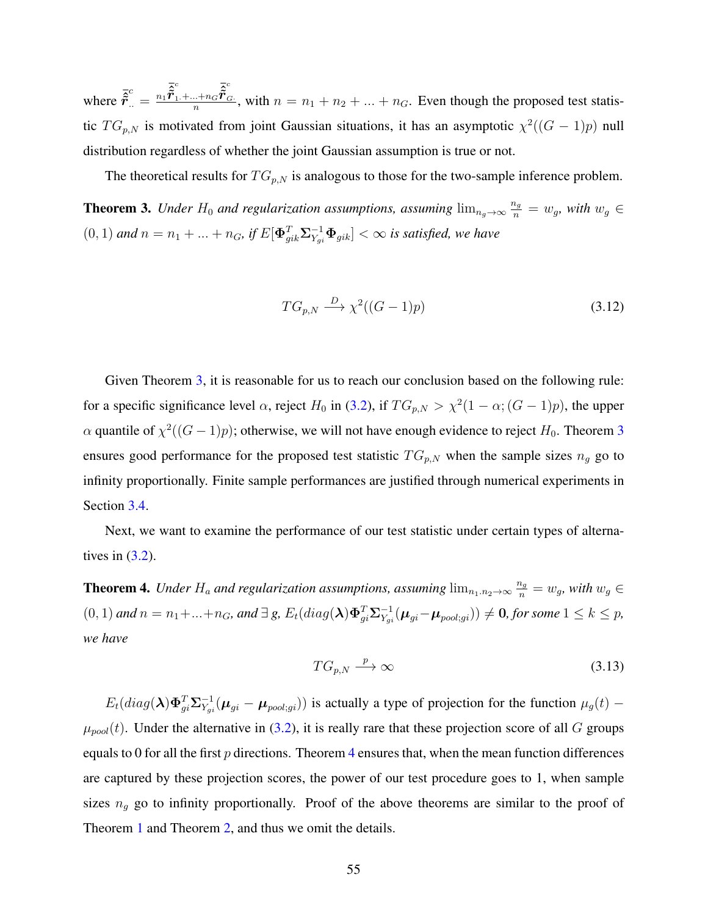where $\bar{\hat{\tilde{\boldsymbol{r}}}}^c_{\cdot\cdot} = \frac{n_1\bar{\hat{\tilde{\boldsymbol{r}}}}^c_{1\cdot}+...+n_G\bar{\hat{\tilde{\boldsymbol{r}}}}^c_{G\cdot}}{n}$, with $n = n_1 + n_2 + ... + n_G$. Even though the proposed test statistic $TG_{p,N}$ is motivated from joint Gaussian situations, it has an asymptotic $\chi^2((G-1)p)$ null distribution regardless of whether the joint Gaussian assumption is true or not.

The theoretical results for $TG_{p,N}$ is analogous to those for the two-sample inference problem.

**Theorem 3.** *Under $H_0$ and regularization assumptions, assuming $\lim_{n_g\to\infty}\frac{n_g}{n} = w_g$, with $w_g \in (0,1)$ and $n = n_1 + ... + n_G$, if $E[\boldsymbol{\Phi}^T_{gik}\boldsymbol{\Sigma}^{-1}_{Y_{gi}}\boldsymbol{\Phi}_{gik}] < \infty$ is satisfied, we have*

$$TG_{p,N} \xrightarrow{D} \chi^2((G-1)p) \tag{3.12}$$

Given Theorem 3, it is reasonable for us to reach our conclusion based on the following rule: for a specific significance level $\alpha$, reject $H_0$ in (3.2), if $TG_{p,N} > \chi^2(1-\alpha;(G-1)p)$, the upper $\alpha$ quantile of $\chi^2((G-1)p)$; otherwise, we will not have enough evidence to reject $H_0$. Theorem 3 ensures good performance for the proposed test statistic $TG_{p,N}$ when the sample sizes $n_g$ go to infinity proportionally. Finite sample performances are justified through numerical experiments in Section 3.4.

Next, we want to examine the performance of our test statistic under certain types of alternatives in (3.2).

**Theorem 4.** *Under $H_a$ and regularization assumptions, assuming $\lim_{n_1,n_2\to\infty}\frac{n_g}{n} = w_g$, with $w_g \in (0,1)$ and $n = n_1+...+n_G$, and $\exists\, g$, $E_t(diag(\boldsymbol{\lambda})\boldsymbol{\Phi}^T_{gi}\boldsymbol{\Sigma}^{-1}_{Y_{gi}}(\boldsymbol{\mu}_{gi}-\boldsymbol{\mu}_{pool;gi})) \neq \mathbf{0}$, for some $1 \leq k \leq p$, we have*

$$TG_{p,N} \xrightarrow{p} \infty \tag{3.13}$$

$E_t(diag(\boldsymbol{\lambda})\boldsymbol{\Phi}^T_{gi}\boldsymbol{\Sigma}^{-1}_{Y_{gi}}(\boldsymbol{\mu}_{gi}-\boldsymbol{\mu}_{pool;gi}))$ is actually a type of projection for the function $\mu_g(t) - \mu_{pool}(t)$. Under the alternative in (3.2), it is really rare that these projection score of all $G$ groups equals to 0 for all the first $p$ directions. Theorem 4 ensures that, when the mean function differences are captured by these projection scores, the power of our test procedure goes to 1, when sample sizes $n_g$ go to infinity proportionally. Proof of the above theorems are similar to the proof of Theorem 1 and Theorem 2, and thus we omit the details.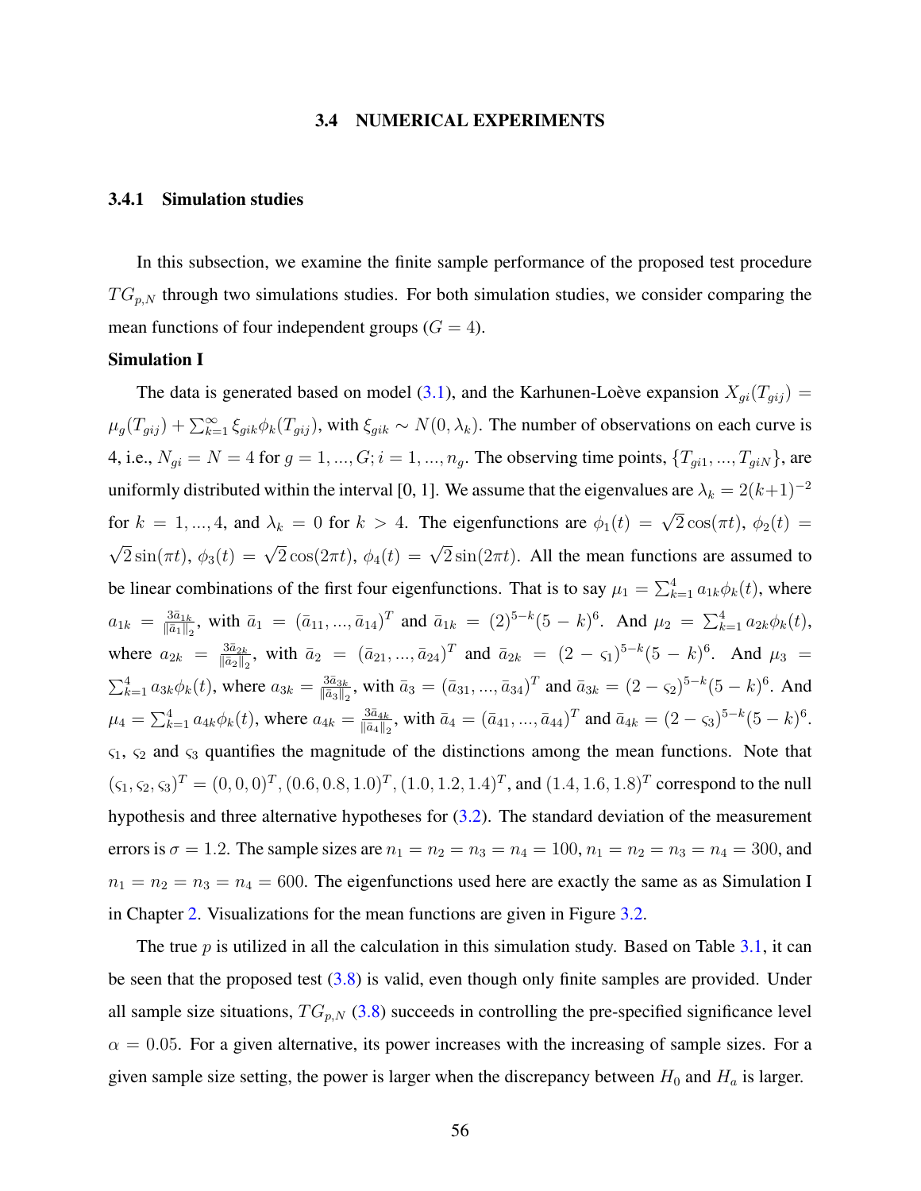## 3.4 NUMERICAL EXPERIMENTS

### 3.4.1 Simulation studies

In this subsection, we examine the finite sample performance of the proposed test procedure $TG_{p,N}$ through two simulations studies. For both simulation studies, we consider comparing the mean functions of four independent groups ($G = 4$).

**Simulation I**

The data is generated based on model (3.1), and the Karhunen-Loève expansion $X_{gi}(T_{gij}) = \mu_g(T_{gij}) + \sum_{k=1}^{\infty} \xi_{gik}\phi_k(T_{gij})$, with $\xi_{gik} \sim N(0, \lambda_k)$. The number of observations on each curve is 4, i.e., $N_{gi} = N = 4$ for $g = 1, ..., G; i = 1, ..., n_g$. The observing time points, $\{T_{gi1}, ..., T_{giN}\}$, are uniformly distributed within the interval [0, 1]. We assume that the eigenvalues are $\lambda_k = 2(k+1)^{-2}$ for $k = 1, ..., 4$, and $\lambda_k = 0$ for $k > 4$. The eigenfunctions are $\phi_1(t) = \sqrt{2}\cos(\pi t)$, $\phi_2(t) = \sqrt{2}\sin(\pi t)$, $\phi_3(t) = \sqrt{2}\cos(2\pi t)$, $\phi_4(t) = \sqrt{2}\sin(2\pi t)$. All the mean functions are assumed to be linear combinations of the first four eigenfunctions. That is to say $\mu_1 = \sum_{k=1}^{4} a_{1k}\phi_k(t)$, where $a_{1k} = \frac{3\bar{a}_{1k}}{\|\bar{a}_1\|_2}$, with $\bar{a}_1 = (\bar{a}_{11}, ..., \bar{a}_{14})^T$ and $\bar{a}_{1k} = (2)^{5-k}(5-k)^6$. And $\mu_2 = \sum_{k=1}^{4} a_{2k}\phi_k(t)$, where $a_{2k} = \frac{3\bar{a}_{2k}}{\|\bar{a}_2\|_2}$, with $\bar{a}_2 = (\bar{a}_{21}, ..., \bar{a}_{24})^T$ and $\bar{a}_{2k} = (2-\varsigma_1)^{5-k}(5-k)^6$. And $\mu_3 = \sum_{k=1}^{4} a_{3k}\phi_k(t)$, where $a_{3k} = \frac{3\bar{a}_{3k}}{\|\bar{a}_3\|_2}$, with $\bar{a}_3 = (\bar{a}_{31}, ..., \bar{a}_{34})^T$ and $\bar{a}_{3k} = (2-\varsigma_2)^{5-k}(5-k)^6$. And $\mu_4 = \sum_{k=1}^{4} a_{4k}\phi_k(t)$, where $a_{4k} = \frac{3\bar{a}_{4k}}{\|\bar{a}_4\|_2}$, with $\bar{a}_4 = (\bar{a}_{41}, ..., \bar{a}_{44})^T$ and $\bar{a}_{4k} = (2-\varsigma_3)^{5-k}(5-k)^6$. $\varsigma_1$, $\varsigma_2$ and $\varsigma_3$ quantifies the magnitude of the distinctions among the mean functions. Note that $(\varsigma_1, \varsigma_2, \varsigma_3)^T = (0, 0, 0)^T, (0.6, 0.8, 1.0)^T, (1.0, 1.2, 1.4)^T$, and $(1.4, 1.6, 1.8)^T$ correspond to the null hypothesis and three alternative hypotheses for (3.2). The standard deviation of the measurement errors is $\sigma = 1.2$. The sample sizes are $n_1 = n_2 = n_3 = n_4 = 100$, $n_1 = n_2 = n_3 = n_4 = 300$, and $n_1 = n_2 = n_3 = n_4 = 600$. The eigenfunctions used here are exactly the same as as Simulation I in Chapter 2. Visualizations for the mean functions are given in Figure 3.2.

The true $p$ is utilized in all the calculation in this simulation study. Based on Table 3.1, it can be seen that the proposed test (3.8) is valid, even though only finite samples are provided. Under all sample size situations, $TG_{p,N}$ (3.8) succeeds in controlling the pre-specified significance level $\alpha = 0.05$. For a given alternative, its power increases with the increasing of sample sizes. For a given sample size setting, the power is larger when the discrepancy between $H_0$ and $H_a$ is larger.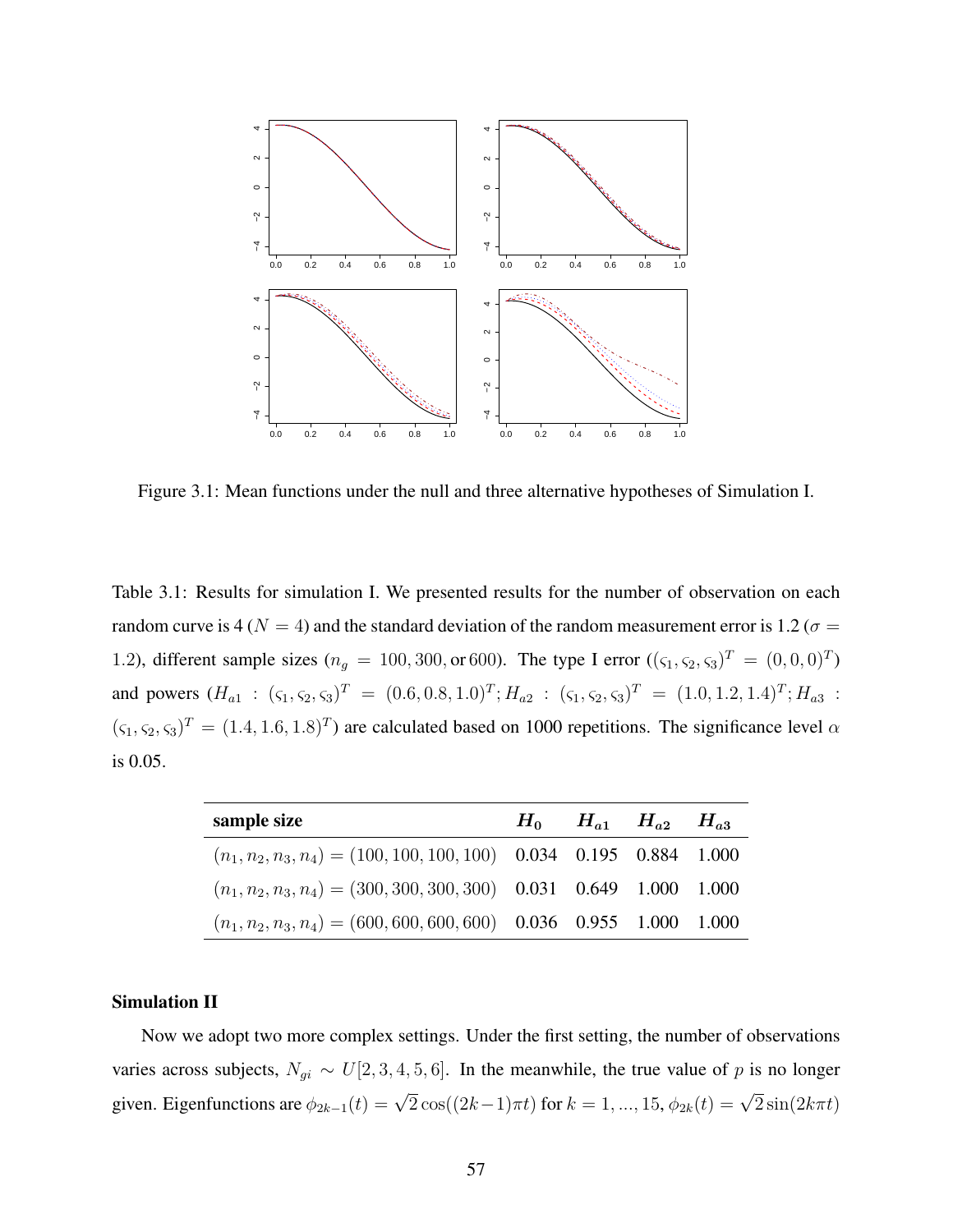Figure 3.1: Mean functions under the null and three alternative hypotheses of Simulation I.

Table 3.1: Results for simulation I. We presented results for the number of observation on each random curve is 4 ($N = 4$) and the standard deviation of the random measurement error is 1.2 ($\sigma = 1.2$), different sample sizes ($n_g = 100, 300$, or $600$). The type I error ($(\varsigma_1, \varsigma_2, \varsigma_3)^T = (0, 0, 0)^T$) and powers ($H_{a1} : (\varsigma_1, \varsigma_2, \varsigma_3)^T = (0.6, 0.8, 1.0)^T; H_{a2} : (\varsigma_1, \varsigma_2, \varsigma_3)^T = (1.0, 1.2, 1.4)^T; H_{a3} : (\varsigma_1, \varsigma_2, \varsigma_3)^T = (1.4, 1.6, 1.8)^T$) are calculated based on 1000 repetitions. The significance level $\alpha$ is 0.05.

| sample size | $H_0$ | $H_{a1}$ | $H_{a2}$ | $H_{a3}$ |
|---|---|---|---|---|
| $(n_1, n_2, n_3, n_4) = (100, 100, 100, 100)$ | 0.034 | 0.195 | 0.884 | 1.000 |
| $(n_1, n_2, n_3, n_4) = (300, 300, 300, 300)$ | 0.031 | 0.649 | 1.000 | 1.000 |
| $(n_1, n_2, n_3, n_4) = (600, 600, 600, 600)$ | 0.036 | 0.955 | 1.000 | 1.000 |

**Simulation II**

Now we adopt two more complex settings. Under the first setting, the number of observations varies across subjects, $N_{gi} \sim U[2, 3, 4, 5, 6]$. In the meanwhile, the true value of $p$ is no longer given. Eigenfunctions are $\phi_{2k-1}(t) = \sqrt{2}\cos((2k-1)\pi t)$ for $k = 1, ..., 15$, $\phi_{2k}(t) = \sqrt{2}\sin(2k\pi t)$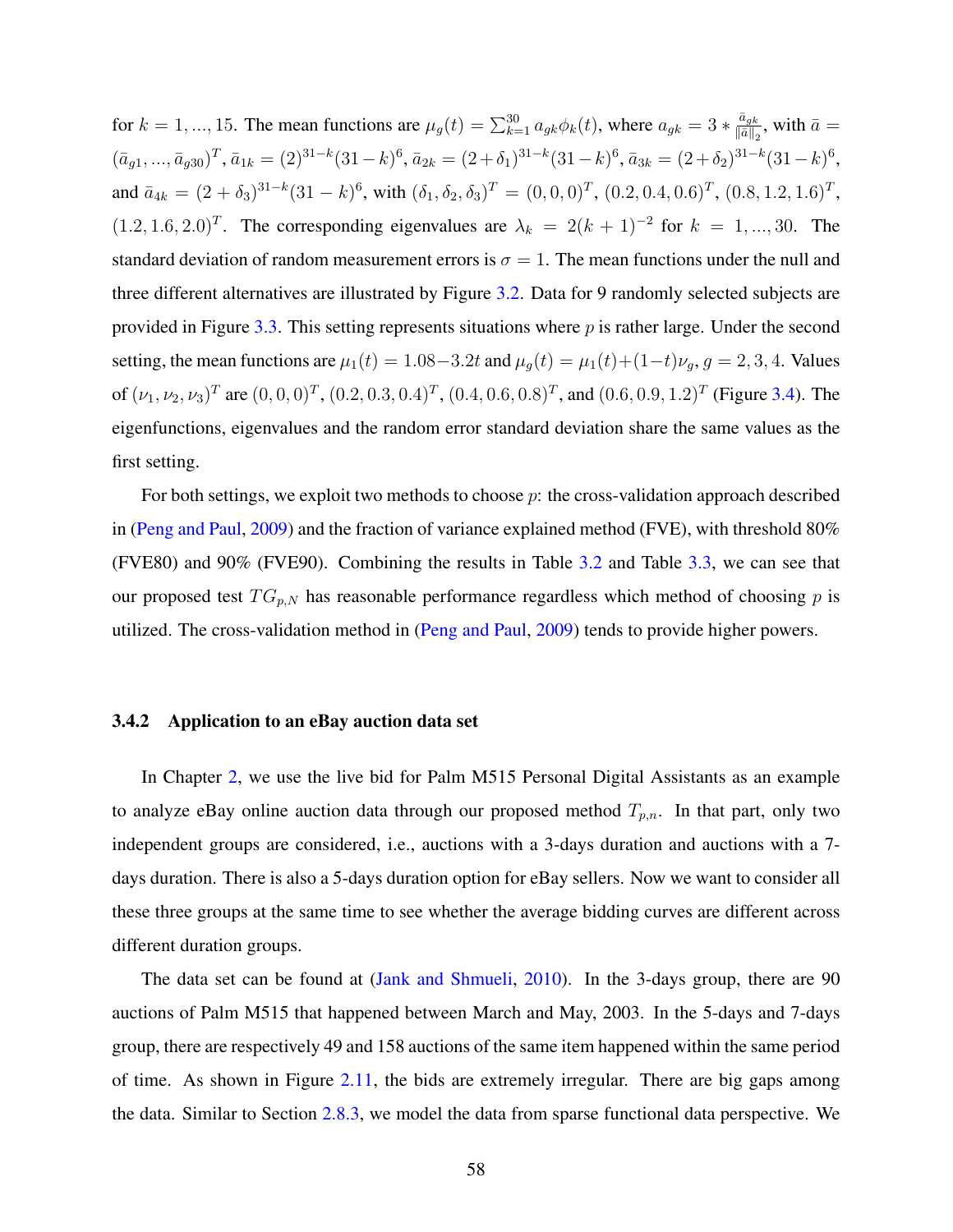for $k = 1, ..., 15$. The mean functions are $\mu_g(t) = \sum_{k=1}^{30} a_{gk}\phi_k(t)$, where $a_{gk} = 3 * \frac{\bar{a}_{gk}}{\|\bar{a}\|_2}$, with $\bar{a} = (\bar{a}_{g1}, ..., \bar{a}_{g30})^T$, $\bar{a}_{1k} = (2)^{31-k}(31-k)^6$, $\bar{a}_{2k} = (2+\delta_1)^{31-k}(31-k)^6$, $\bar{a}_{3k} = (2+\delta_2)^{31-k}(31-k)^6$, and $\bar{a}_{4k} = (2+\delta_3)^{31-k}(31-k)^6$, with $(\delta_1, \delta_2, \delta_3)^T = (0, 0, 0)^T$, $(0.2, 0.4, 0.6)^T$, $(0.8, 1.2, 1.6)^T$, $(1.2, 1.6, 2.0)^T$. The corresponding eigenvalues are $\lambda_k = 2(k+1)^{-2}$ for $k = 1, ..., 30$. The standard deviation of random measurement errors is $\sigma = 1$. The mean functions under the null and three different alternatives are illustrated by Figure 3.2. Data for 9 randomly selected subjects are provided in Figure 3.3. This setting represents situations where $p$ is rather large. Under the second setting, the mean functions are $\mu_1(t) = 1.08 - 3.2t$ and $\mu_g(t) = \mu_1(t) + (1-t)\nu_g$, $g = 2, 3, 4$. Values of $(\nu_1, \nu_2, \nu_3)^T$ are $(0, 0, 0)^T$, $(0.2, 0.3, 0.4)^T$, $(0.4, 0.6, 0.8)^T$, and $(0.6, 0.9, 1.2)^T$ (Figure 3.4). The eigenfunctions, eigenvalues and the random error standard deviation share the same values as the first setting.

For both settings, we exploit two methods to choose $p$: the cross-validation approach described in (Peng and Paul, 2009) and the fraction of variance explained method (FVE), with threshold 80% (FVE80) and 90% (FVE90). Combining the results in Table 3.2 and Table 3.3, we can see that our proposed test $TG_{p,N}$ has reasonable performance regardless which method of choosing $p$ is utilized. The cross-validation method in (Peng and Paul, 2009) tends to provide higher powers.

### 3.4.2 Application to an eBay auction data set

In Chapter 2, we use the live bid for Palm M515 Personal Digital Assistants as an example to analyze eBay online auction data through our proposed method $T_{p,n}$. In that part, only two independent groups are considered, i.e., auctions with a 3-days duration and auctions with a 7-days duration. There is also a 5-days duration option for eBay sellers. Now we want to consider all these three groups at the same time to see whether the average bidding curves are different across different duration groups.

The data set can be found at (Jank and Shmueli, 2010). In the 3-days group, there are 90 auctions of Palm M515 that happened between March and May, 2003. In the 5-days and 7-days group, there are respectively 49 and 158 auctions of the same item happened within the same period of time. As shown in Figure 2.11, the bids are extremely irregular. There are big gaps among the data. Similar to Section 2.8.3, we model the data from sparse functional data perspective. We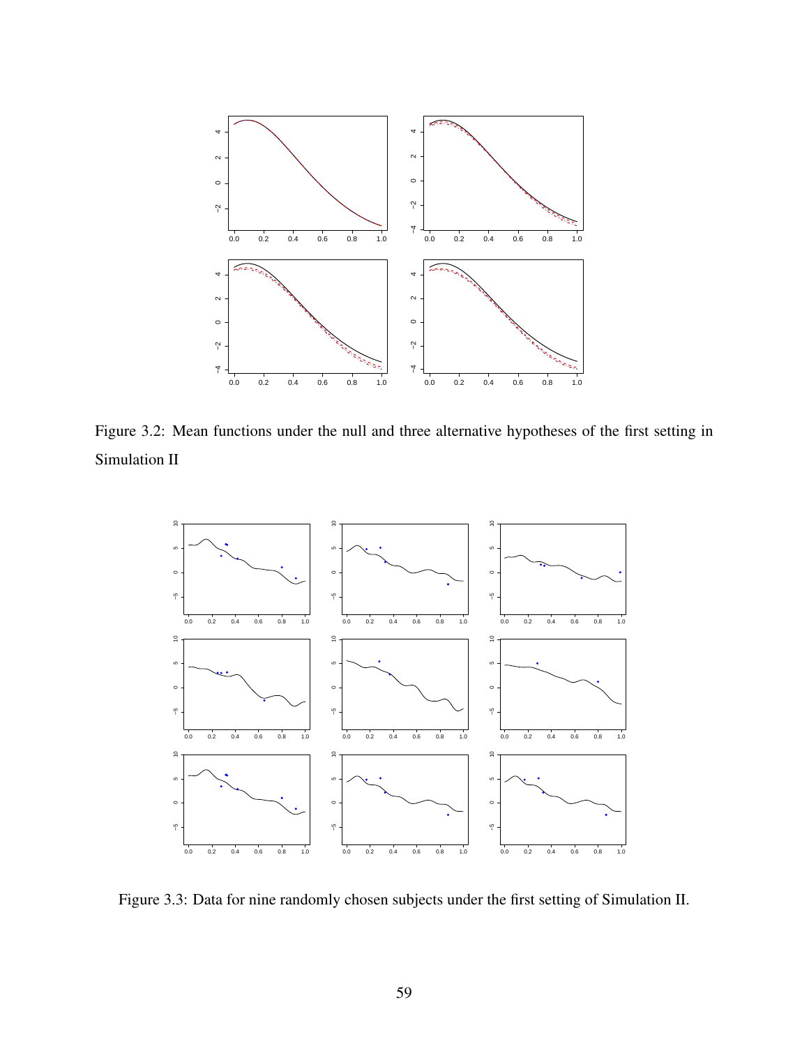Figure 3.2: Mean functions under the null and three alternative hypotheses of the first setting in Simulation II

Figure 3.3: Data for nine randomly chosen subjects under the first setting of Simulation II.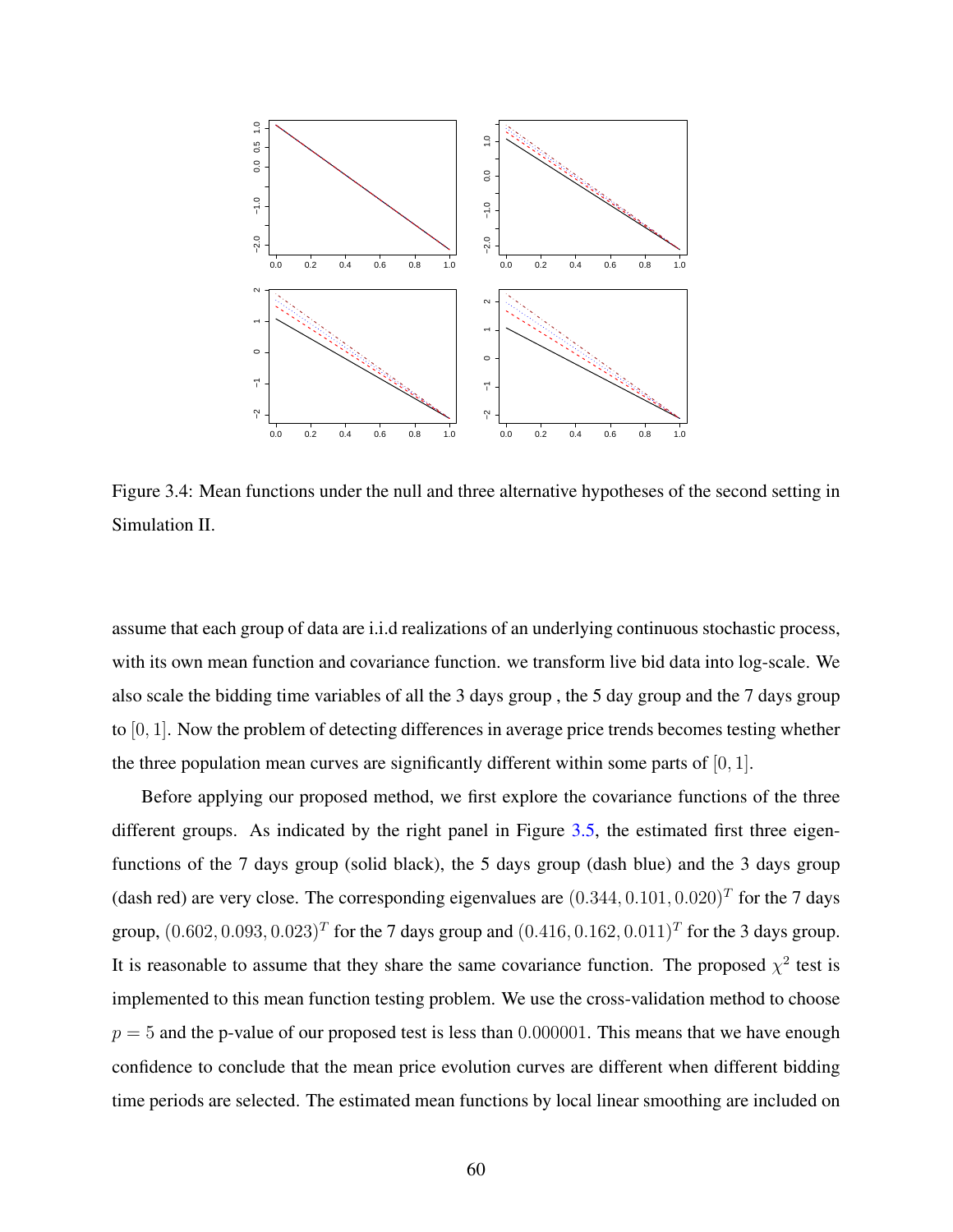Figure 3.4: Mean functions under the null and three alternative hypotheses of the second setting in Simulation II.

assume that each group of data are i.i.d realizations of an underlying continuous stochastic process, with its own mean function and covariance function. we transform live bid data into log-scale. We also scale the bidding time variables of all the 3 days group , the 5 day group and the 7 days group to $[0, 1]$. Now the problem of detecting differences in average price trends becomes testing whether the three population mean curves are significantly different within some parts of $[0, 1]$.

Before applying our proposed method, we first explore the covariance functions of the three different groups. As indicated by the right panel in Figure 3.5, the estimated first three eigenfunctions of the 7 days group (solid black), the 5 days group (dash blue) and the 3 days group (dash red) are very close. The corresponding eigenvalues are $(0.344, 0.101, 0.020)^T$ for the 7 days group, $(0.602, 0.093, 0.023)^T$ for the 7 days group and $(0.416, 0.162, 0.011)^T$ for the 3 days group. It is reasonable to assume that they share the same covariance function. The proposed $\chi^2$ test is implemented to this mean function testing problem. We use the cross-validation method to choose $p = 5$ and the p-value of our proposed test is less than $0.000001$. This means that we have enough confidence to conclude that the mean price evolution curves are different when different bidding time periods are selected. The estimated mean functions by local linear smoothing are included on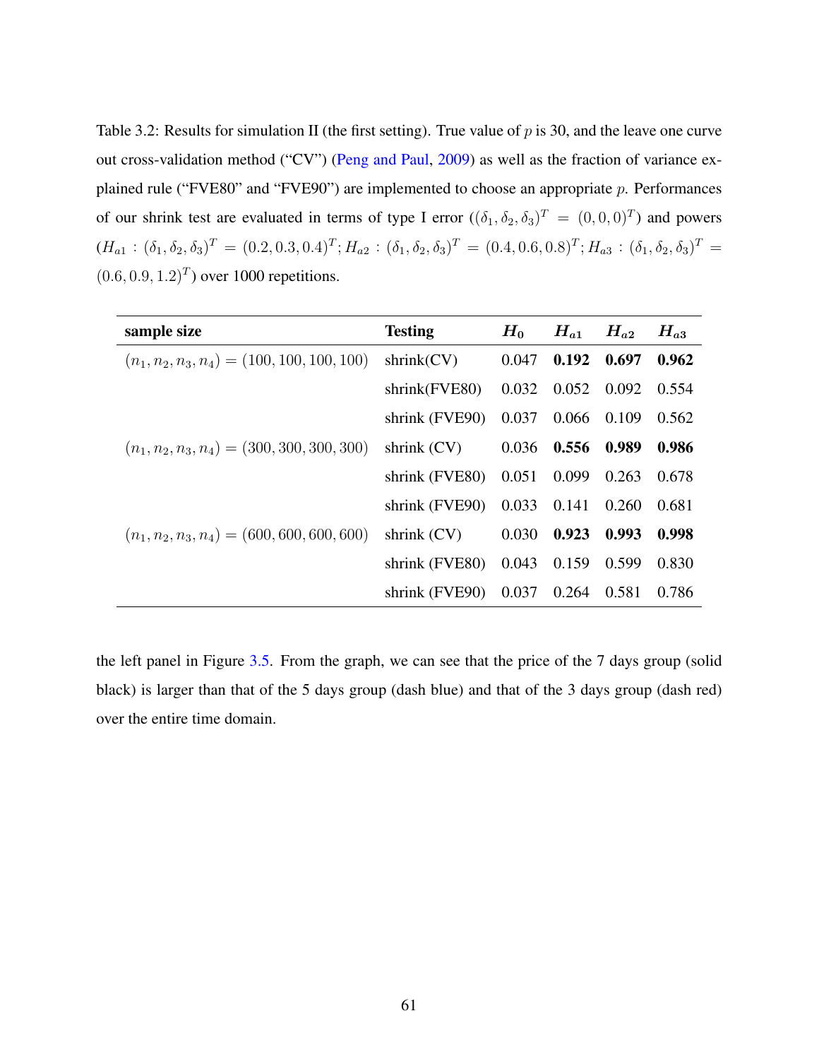Table 3.2: Results for simulation II (the first setting). True value of $p$ is 30, and the leave one curve out cross-validation method ("CV") (Peng and Paul, 2009) as well as the fraction of variance explained rule ("FVE80" and "FVE90") are implemented to choose an appropriate $p$. Performances of our shrink test are evaluated in terms of type I error ($(\delta_1, \delta_2, \delta_3)^T = (0, 0, 0)^T$) and powers ($H_{a1} : (\delta_1, \delta_2, \delta_3)^T = (0.2, 0.3, 0.4)^T; H_{a2} : (\delta_1, \delta_2, \delta_3)^T = (0.4, 0.6, 0.8)^T; H_{a3} : (\delta_1, \delta_2, \delta_3)^T = (0.6, 0.9, 1.2)^T$) over 1000 repetitions.

| **sample size** | **Testing** | $H_0$ | $H_{a1}$ | $H_{a2}$ | $H_{a3}$ |
|---|---|---|---|---|---|
| $(n_1, n_2, n_3, n_4) = (100, 100, 100, 100)$ | shrink(CV) | 0.047 | **0.192** | **0.697** | **0.962** |
| | shrink(FVE80) | 0.032 | 0.052 | 0.092 | 0.554 |
| | shrink (FVE90) | 0.037 | 0.066 | 0.109 | 0.562 |
| $(n_1, n_2, n_3, n_4) = (300, 300, 300, 300)$ | shrink (CV) | 0.036 | **0.556** | **0.989** | **0.986** |
| | shrink (FVE80) | 0.051 | 0.099 | 0.263 | 0.678 |
| | shrink (FVE90) | 0.033 | 0.141 | 0.260 | 0.681 |
| $(n_1, n_2, n_3, n_4) = (600, 600, 600, 600)$ | shrink (CV) | 0.030 | **0.923** | **0.993** | **0.998** |
| | shrink (FVE80) | 0.043 | 0.159 | 0.599 | 0.830 |
| | shrink (FVE90) | 0.037 | 0.264 | 0.581 | 0.786 |

the left panel in Figure 3.5. From the graph, we can see that the price of the 7 days group (solid black) is larger than that of the 5 days group (dash blue) and that of the 3 days group (dash red) over the entire time domain.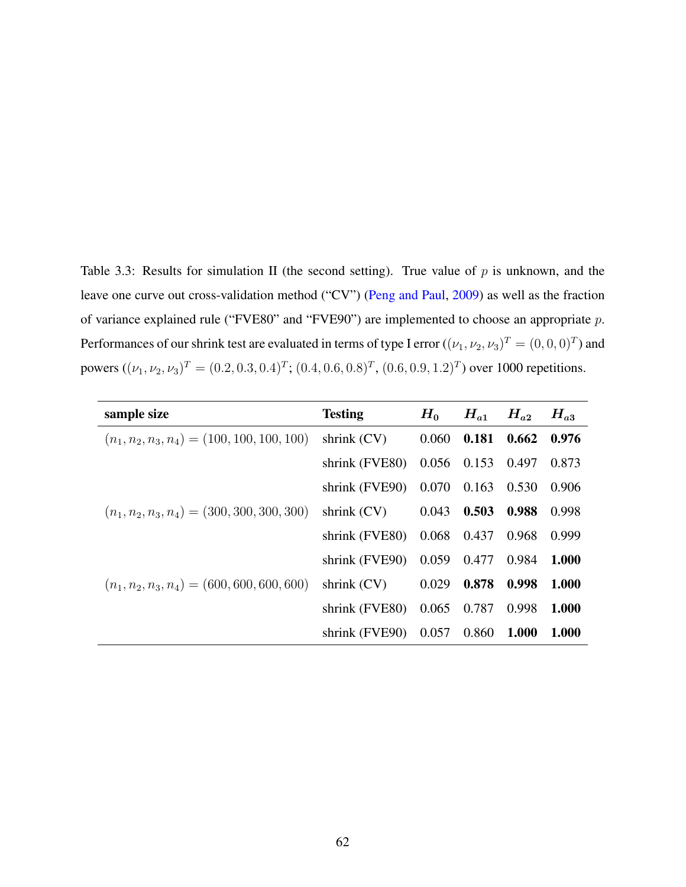Table 3.3: Results for simulation II (the second setting). True value of $p$ is unknown, and the leave one curve out cross-validation method ("CV") (Peng and Paul, 2009) as well as the fraction of variance explained rule ("FVE80" and "FVE90") are implemented to choose an appropriate $p$. Performances of our shrink test are evaluated in terms of type I error ($(\nu_1, \nu_2, \nu_3)^T = (0, 0, 0)^T$) and powers ($(\nu_1, \nu_2, \nu_3)^T = (0.2, 0.3, 0.4)^T$; $(0.4, 0.6, 0.8)^T$, $(0.6, 0.9, 1.2)^T$) over 1000 repetitions.

| **sample size** | **Testing** | $H_0$ | $H_{a1}$ | $H_{a2}$ | $H_{a3}$ |
|---|---|---|---|---|---|
| $(n_1, n_2, n_3, n_4) = (100, 100, 100, 100)$ | shrink (CV) | 0.060 | **0.181** | **0.662** | **0.976** |
| | shrink (FVE80) | 0.056 | 0.153 | 0.497 | 0.873 |
| | shrink (FVE90) | 0.070 | 0.163 | 0.530 | 0.906 |
| $(n_1, n_2, n_3, n_4) = (300, 300, 300, 300)$ | shrink (CV) | 0.043 | **0.503** | **0.988** | 0.998 |
| | shrink (FVE80) | 0.068 | 0.437 | 0.968 | 0.999 |
| | shrink (FVE90) | 0.059 | 0.477 | 0.984 | **1.000** |
| $(n_1, n_2, n_3, n_4) = (600, 600, 600, 600)$ | shrink (CV) | 0.029 | **0.878** | **0.998** | **1.000** |
| | shrink (FVE80) | 0.065 | 0.787 | 0.998 | **1.000** |
| | shrink (FVE90) | 0.057 | 0.860 | **1.000** | **1.000** |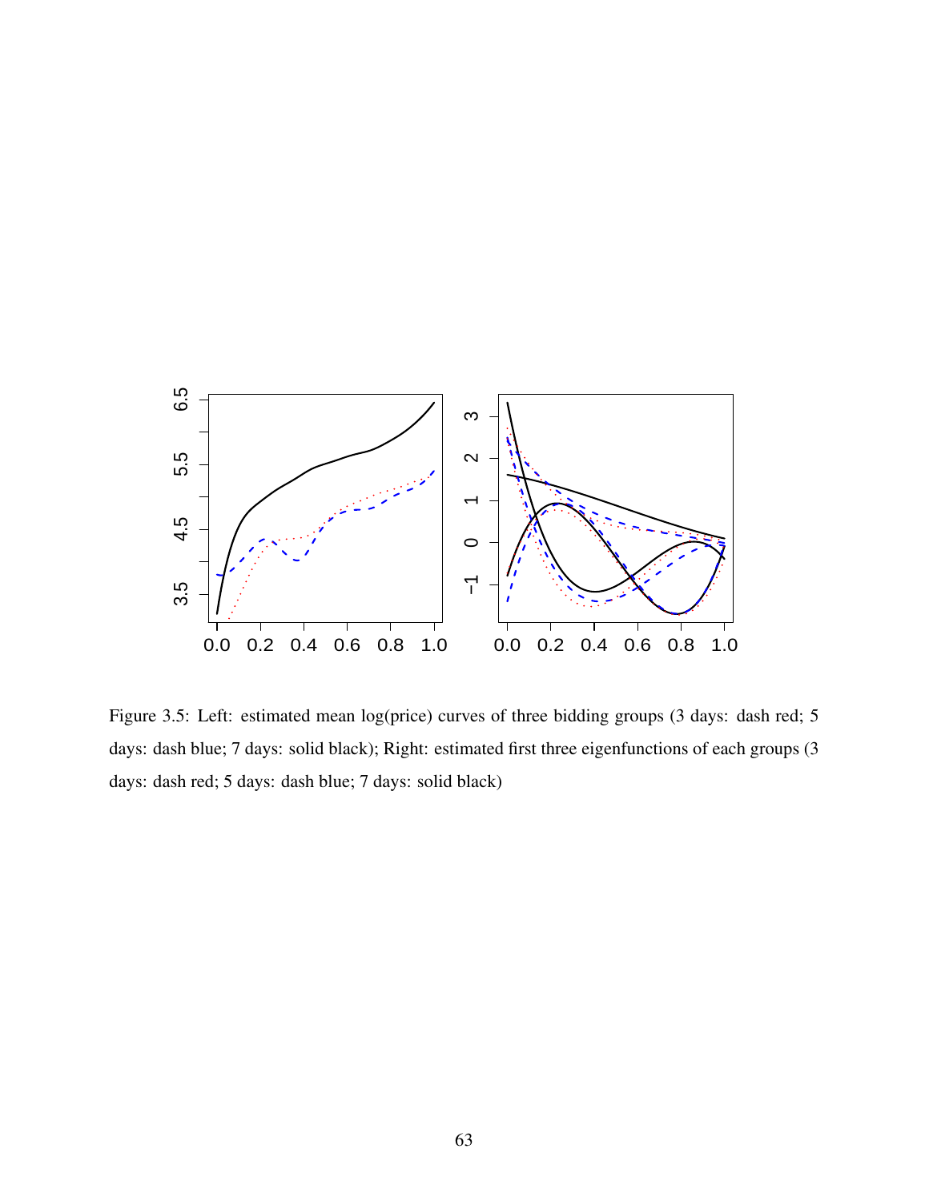Figure 3.5: Left: estimated mean log(price) curves of three bidding groups (3 days: dash red; 5 days: dash blue; 7 days: solid black); Right: estimated first three eigenfunctions of each groups (3 days: dash red; 5 days: dash blue; 7 days: solid black)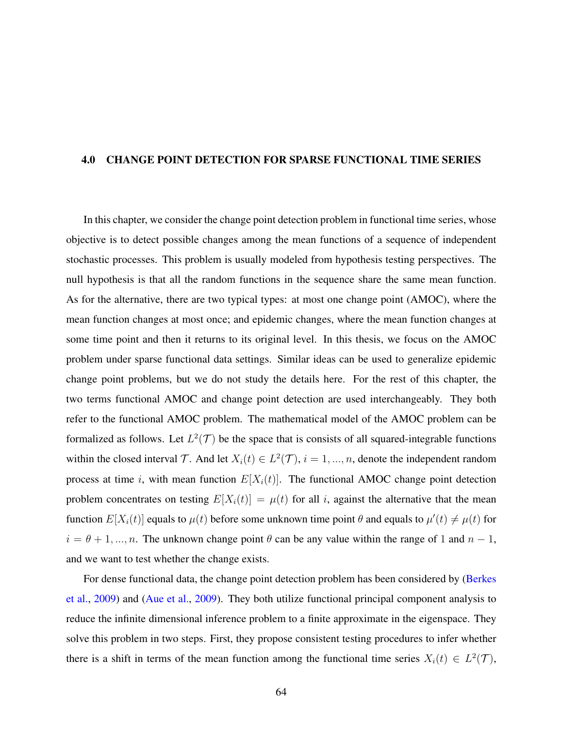# 4.0 CHANGE POINT DETECTION FOR SPARSE FUNCTIONAL TIME SERIES

In this chapter, we consider the change point detection problem in functional time series, whose objective is to detect possible changes among the mean functions of a sequence of independent stochastic processes. This problem is usually modeled from hypothesis testing perspectives. The null hypothesis is that all the random functions in the sequence share the same mean function. As for the alternative, there are two typical types: at most one change point (AMOC), where the mean function changes at most once; and epidemic changes, where the mean function changes at some time point and then it returns to its original level. In this thesis, we focus on the AMOC problem under sparse functional data settings. Similar ideas can be used to generalize epidemic change point problems, but we do not study the details here. For the rest of this chapter, the two terms functional AMOC and change point detection are used interchangeably. They both refer to the functional AMOC problem. The mathematical model of the AMOC problem can be formalized as follows. Let $L^2(\mathcal{T})$ be the space that is consists of all squared-integrable functions within the closed interval $\mathcal{T}$. And let $X_i(t) \in L^2(\mathcal{T})$, $i = 1, ..., n$, denote the independent random process at time $i$, with mean function $E[X_i(t)]$. The functional AMOC change point detection problem concentrates on testing $E[X_i(t)] = \mu(t)$ for all $i$, against the alternative that the mean function $E[X_i(t)]$ equals to $\mu(t)$ before some unknown time point $\theta$ and equals to $\mu'(t) \neq \mu(t)$ for $i = \theta + 1, ..., n$. The unknown change point $\theta$ can be any value within the range of 1 and $n - 1$, and we want to test whether the change exists.

For dense functional data, the change point detection problem has been considered by (Berkes et al., 2009) and (Aue et al., 2009). They both utilize functional principal component analysis to reduce the infinite dimensional inference problem to a finite approximate in the eigenspace. They solve this problem in two steps. First, they propose consistent testing procedures to infer whether there is a shift in terms of the mean function among the functional time series $X_i(t) \in L^2(\mathcal{T})$,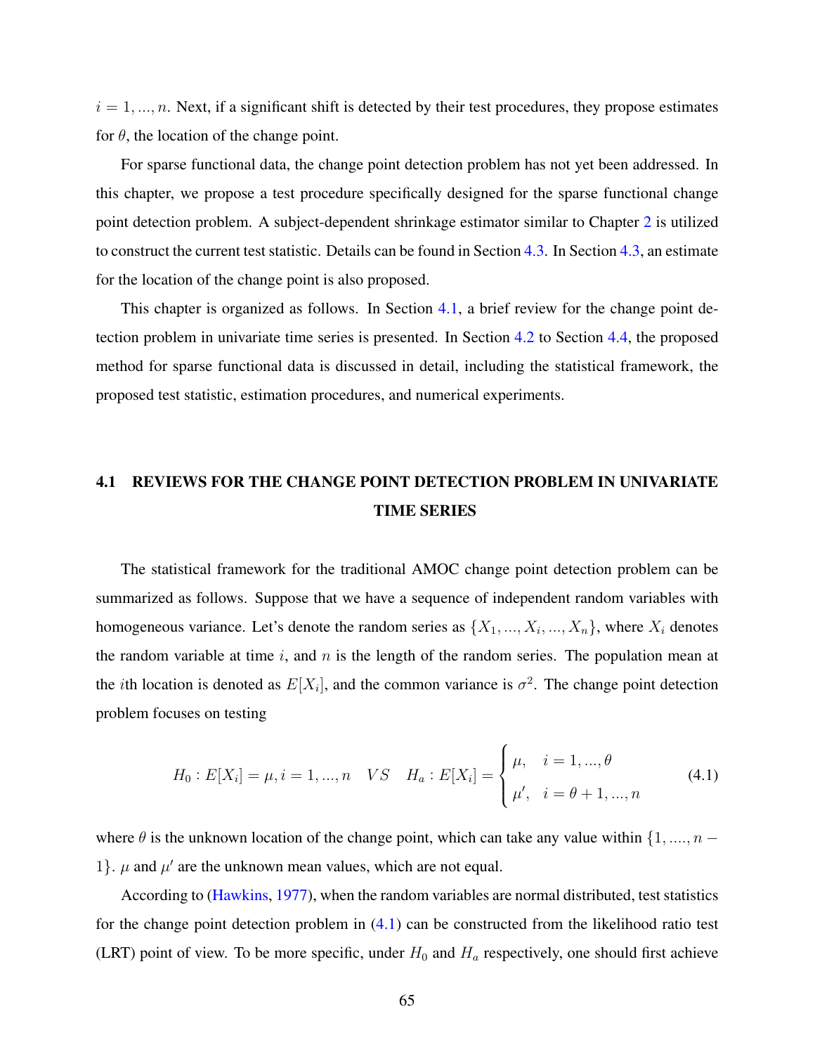$i = 1, ..., n$. Next, if a significant shift is detected by their test procedures, they propose estimates for $\theta$, the location of the change point.

For sparse functional data, the change point detection problem has not yet been addressed. In this chapter, we propose a test procedure specifically designed for the sparse functional change point detection problem. A subject-dependent shrinkage estimator similar to Chapter 2 is utilized to construct the current test statistic. Details can be found in Section 4.3. In Section 4.3, an estimate for the location of the change point is also proposed.

This chapter is organized as follows. In Section 4.1, a brief review for the change point detection problem in univariate time series is presented. In Section 4.2 to Section 4.4, the proposed method for sparse functional data is discussed in detail, including the statistical framework, the proposed test statistic, estimation procedures, and numerical experiments.

## 4.1 REVIEWS FOR THE CHANGE POINT DETECTION PROBLEM IN UNIVARIATE TIME SERIES

The statistical framework for the traditional AMOC change point detection problem can be summarized as follows. Suppose that we have a sequence of independent random variables with homogeneous variance. Let's denote the random series as $\{X_1, ..., X_i, ..., X_n\}$, where $X_i$ denotes the random variable at time $i$, and $n$ is the length of the random series. The population mean at the $i$th location is denoted as $E[X_i]$, and the common variance is $\sigma^2$. The change point detection problem focuses on testing

$$H_0 : E[X_i] = \mu, i = 1, ..., n \quad VS \quad H_a : E[X_i] = \begin{cases} \mu, & i = 1, ..., \theta \\ \mu', & i = \theta + 1, ..., n \end{cases} \tag{4.1}$$

where $\theta$ is the unknown location of the change point, which can take any value within $\{1, ...., n - 1\}$. $\mu$ and $\mu'$ are the unknown mean values, which are not equal.

According to (Hawkins, 1977), when the random variables are normal distributed, test statistics for the change point detection problem in (4.1) can be constructed from the likelihood ratio test (LRT) point of view. To be more specific, under $H_0$ and $H_a$ respectively, one should first achieve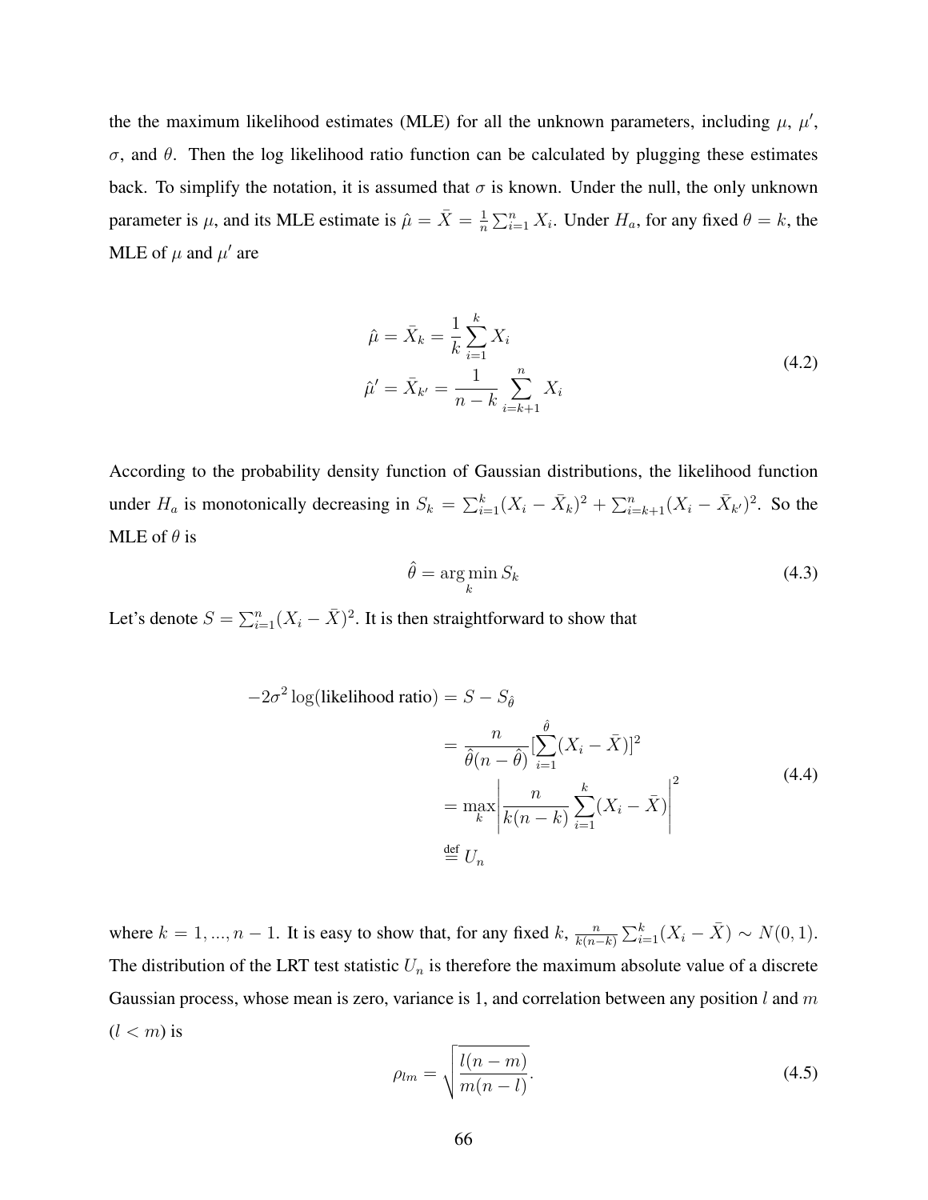the the maximum likelihood estimates (MLE) for all the unknown parameters, including $\mu$, $\mu'$, $\sigma$, and $\theta$. Then the log likelihood ratio function can be calculated by plugging these estimates back. To simplify the notation, it is assumed that $\sigma$ is known. Under the null, the only unknown parameter is $\mu$, and its MLE estimate is $\hat{\mu} = \bar{X} = \frac{1}{n}\sum_{i=1}^{n} X_i$. Under $H_a$, for any fixed $\theta = k$, the MLE of $\mu$ and $\mu'$ are

$$
\begin{aligned}
\hat{\mu} &= \bar{X}_k = \frac{1}{k}\sum_{i=1}^{k} X_i \\
\hat{\mu}' &= \bar{X}_{k'} = \frac{1}{n-k}\sum_{i=k+1}^{n} X_i
\end{aligned}
\tag{4.2}
$$

According to the probability density function of Gaussian distributions, the likelihood function under $H_a$ is monotonically decreasing in $S_k = \sum_{i=1}^{k}(X_i - \bar{X}_k)^2 + \sum_{i=k+1}^{n}(X_i - \bar{X}_{k'})^2$. So the MLE of $\theta$ is

$$
\hat{\theta} = \arg\min_{k} S_k \tag{4.3}
$$

Let's denote $S = \sum_{i=1}^{n}(X_i - \bar{X})^2$. It is then straightforward to show that

$$
\begin{aligned}
-2\sigma^2 \log(\text{likelihood ratio}) &= S - S_{\hat{\theta}} \\
&= \frac{n}{\hat{\theta}(n-\hat{\theta})}\left[\sum_{i=1}^{\hat{\theta}}(X_i - \bar{X})\right]^2 \\
&= \max_{k}\left|\frac{n}{k(n-k)}\sum_{i=1}^{k}(X_i - \bar{X})\right|^2 \\
&\stackrel{\text{def}}{=} U_n
\end{aligned}
\tag{4.4}
$$

where $k = 1, ..., n-1$. It is easy to show that, for any fixed $k$, $\frac{n}{k(n-k)}\sum_{i=1}^{k}(X_i - \bar{X}) \sim N(0, 1)$. The distribution of the LRT test statistic $U_n$ is therefore the maximum absolute value of a discrete Gaussian process, whose mean is zero, variance is 1, and correlation between any position $l$ and $m$ ($l < m$) is

$$
\rho_{lm} = \sqrt{\frac{l(n-m)}{m(n-l)}}. \tag{4.5}
$$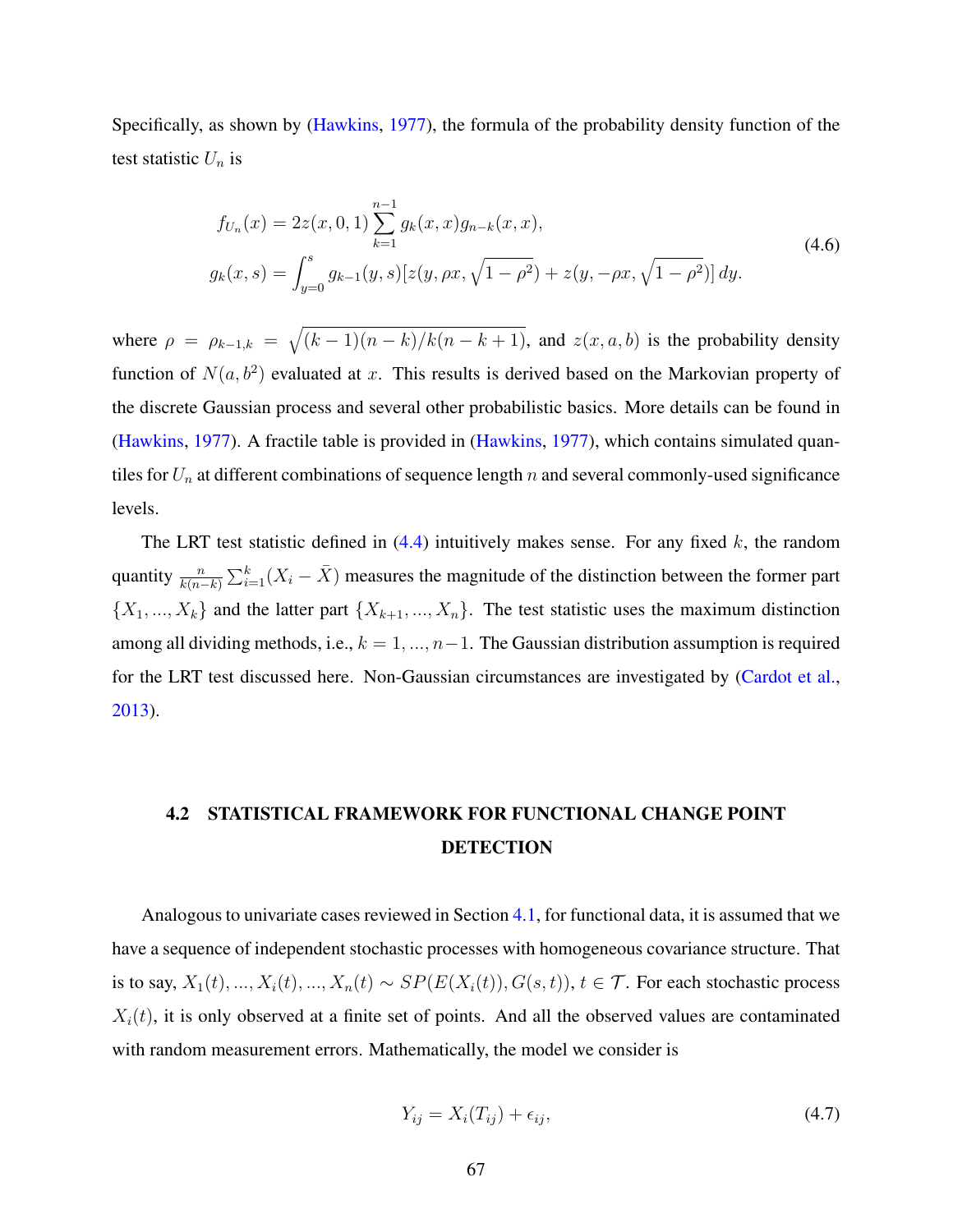Specifically, as shown by (Hawkins, 1977), the formula of the probability density function of the test statistic $U_n$ is

$$
\begin{aligned}
f_{U_n}(x) &= 2z(x,0,1)\sum_{k=1}^{n-1} g_k(x,x)g_{n-k}(x,x), \\
g_k(x,s) &= \int_{y=0}^{s} g_{k-1}(y,s)[z(y,\rho x,\sqrt{1-\rho^2}) + z(y,-\rho x,\sqrt{1-\rho^2})]\,dy.
\end{aligned}
\tag{4.6}
$$

where $\rho = \rho_{k-1,k} = \sqrt{(k-1)(n-k)/k(n-k+1)}$, and $z(x,a,b)$ is the probability density function of $N(a,b^2)$ evaluated at $x$. This results is derived based on the Markovian property of the discrete Gaussian process and several other probabilistic basics. More details can be found in (Hawkins, 1977). A fractile table is provided in (Hawkins, 1977), which contains simulated quantiles for $U_n$ at different combinations of sequence length $n$ and several commonly-used significance levels.

The LRT test statistic defined in (4.4) intuitively makes sense. For any fixed $k$, the random quantity $\frac{n}{k(n-k)}\sum_{i=1}^{k}(X_i - \bar{X})$ measures the magnitude of the distinction between the former part $\{X_1, ..., X_k\}$ and the latter part $\{X_{k+1}, ..., X_n\}$. The test statistic uses the maximum distinction among all dividing methods, i.e., $k = 1, ..., n-1$. The Gaussian distribution assumption is required for the LRT test discussed here. Non-Gaussian circumstances are investigated by (Cardot et al., 2013).

## 4.2 STATISTICAL FRAMEWORK FOR FUNCTIONAL CHANGE POINT DETECTION

Analogous to univariate cases reviewed in Section 4.1, for functional data, it is assumed that we have a sequence of independent stochastic processes with homogeneous covariance structure. That is to say, $X_1(t), ..., X_i(t), ..., X_n(t) \sim SP(E(X_i(t)), G(s,t))$, $t \in \mathcal{T}$. For each stochastic process $X_i(t)$, it is only observed at a finite set of points. And all the observed values are contaminated with random measurement errors. Mathematically, the model we consider is

$$
Y_{ij} = X_i(T_{ij}) + \epsilon_{ij},
\tag{4.7}
$$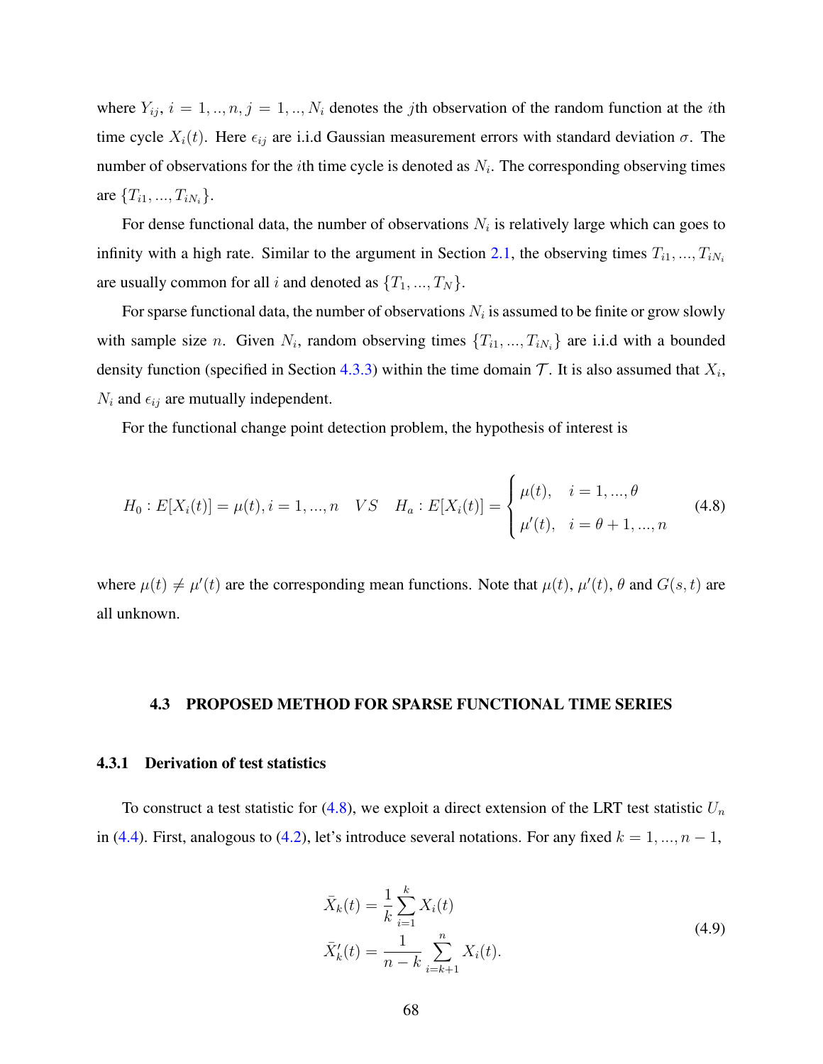where $Y_{ij}$, $i = 1, .., n, j = 1, .., N_i$ denotes the $j$th observation of the random function at the $i$th time cycle $X_i(t)$. Here $\epsilon_{ij}$ are i.i.d Gaussian measurement errors with standard deviation $\sigma$. The number of observations for the $i$th time cycle is denoted as $N_i$. The corresponding observing times are $\{T_{i1}, ..., T_{iN_i}\}$.

For dense functional data, the number of observations $N_i$ is relatively large which can goes to infinity with a high rate. Similar to the argument in Section 2.1, the observing times $T_{i1}, ..., T_{iN_i}$ are usually common for all $i$ and denoted as $\{T_1, ..., T_N\}$.

For sparse functional data, the number of observations $N_i$ is assumed to be finite or grow slowly with sample size $n$. Given $N_i$, random observing times $\{T_{i1}, ..., T_{iN_i}\}$ are i.i.d with a bounded density function (specified in Section 4.3.3) within the time domain $\mathcal{T}$. It is also assumed that $X_i$, $N_i$ and $\epsilon_{ij}$ are mutually independent.

For the functional change point detection problem, the hypothesis of interest is

$$H_0 : E[X_i(t)] = \mu(t), i = 1, ..., n \quad VS \quad H_a : E[X_i(t)] = \begin{cases} \mu(t), & i = 1, ..., \theta \\ \mu'(t), & i = \theta + 1, ..., n \end{cases} \tag{4.8}$$

where $\mu(t) \neq \mu'(t)$ are the corresponding mean functions. Note that $\mu(t)$, $\mu'(t)$, $\theta$ and $G(s, t)$ are all unknown.

## 4.3 PROPOSED METHOD FOR SPARSE FUNCTIONAL TIME SERIES

### 4.3.1 Derivation of test statistics

To construct a test statistic for (4.8), we exploit a direct extension of the LRT test statistic $U_n$ in (4.4). First, analogous to (4.2), let's introduce several notations. For any fixed $k = 1, ..., n - 1$,

$$\begin{aligned} \bar{X}_k(t) &= \frac{1}{k} \sum_{i=1}^{k} X_i(t) \\ \bar{X}'_k(t) &= \frac{1}{n-k} \sum_{i=k+1}^{n} X_i(t). \end{aligned} \tag{4.9}$$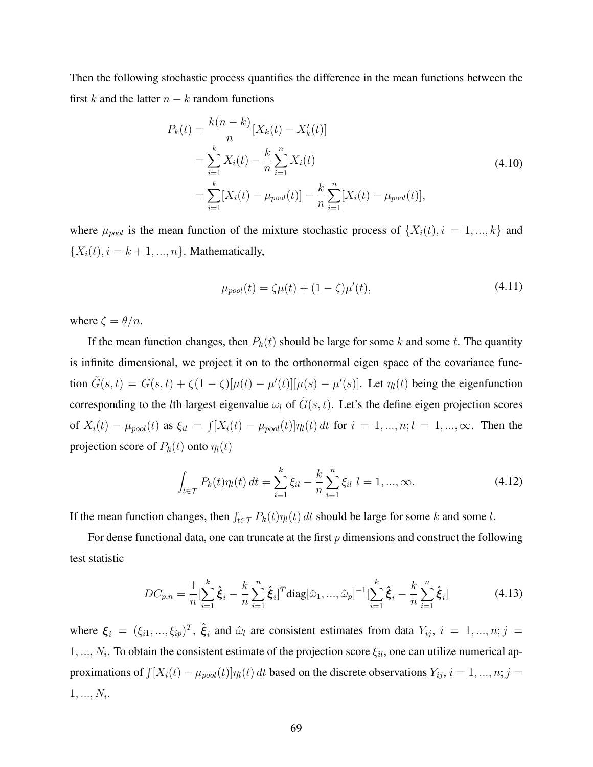Then the following stochastic process quantifies the difference in the mean functions between the first $k$ and the latter $n-k$ random functions

$$
\begin{aligned}
P_k(t) &= \frac{k(n-k)}{n}[\bar{X}_k(t) - \bar{X}'_k(t)] \\
&= \sum_{i=1}^{k} X_i(t) - \frac{k}{n}\sum_{i=1}^{n} X_i(t) \\
&= \sum_{i=1}^{k}[X_i(t) - \mu_{pool}(t)] - \frac{k}{n}\sum_{i=1}^{n}[X_i(t) - \mu_{pool}(t)],
\end{aligned}
\tag{4.10}
$$

where $\mu_{pool}$ is the mean function of the mixture stochastic process of $\{X_i(t), i = 1, ..., k\}$ and $\{X_i(t), i = k+1, ..., n\}$. Mathematically,

$$
\mu_{pool}(t) = \zeta\mu(t) + (1-\zeta)\mu'(t), \tag{4.11}
$$

where $\zeta = \theta/n$.

If the mean function changes, then $P_k(t)$ should be large for some $k$ and some $t$. The quantity is infinite dimensional, we project it on to the orthonormal eigen space of the covariance function $\tilde{G}(s,t) = G(s,t) + \zeta(1-\zeta)[\mu(t) - \mu'(t)][\mu(s) - \mu'(s)]$. Let $\eta_l(t)$ being the eigenfunction corresponding to the $l$th largest eigenvalue $\omega_l$ of $\tilde{G}(s,t)$. Let's the define eigen projection scores of $X_i(t) - \mu_{pool}(t)$ as $\xi_{il} = \int[X_i(t) - \mu_{pool}(t)]\eta_l(t)\,dt$ for $i = 1, ..., n; l = 1, ..., \infty$. Then the projection score of $P_k(t)$ onto $\eta_l(t)$

$$
\int_{t\in\mathcal{T}} P_k(t)\eta_l(t)\,dt = \sum_{i=1}^{k}\xi_{il} - \frac{k}{n}\sum_{i=1}^{n}\xi_{il} \;\; l = 1, ..., \infty. \tag{4.12}
$$

If the mean function changes, then $\int_{t\in\mathcal{T}} P_k(t)\eta_l(t)\,dt$ should be large for some $k$ and some $l$.

For dense functional data, one can truncate at the first $p$ dimensions and construct the following test statistic

$$
DC_{p,n} = \frac{1}{n}[\sum_{i=1}^{k}\hat{\boldsymbol{\xi}}_i - \frac{k}{n}\sum_{i=1}^{n}\hat{\boldsymbol{\xi}}_i]^T \text{diag}[\hat{\omega}_1, ..., \hat{\omega}_p]^{-1}[\sum_{i=1}^{k}\hat{\boldsymbol{\xi}}_i - \frac{k}{n}\sum_{i=1}^{n}\hat{\boldsymbol{\xi}}_i] \tag{4.13}
$$

where $\boldsymbol{\xi}_i = (\xi_{i1}, ..., \xi_{ip})^T$, $\hat{\boldsymbol{\xi}}_i$ and $\hat{\omega}_l$ are consistent estimates from data $Y_{ij}$, $i = 1, ..., n; j = 1, ..., N_i$. To obtain the consistent estimate of the projection score $\xi_{il}$, one can utilize numerical approximations of $\int[X_i(t) - \mu_{pool}(t)]\eta_l(t)\,dt$ based on the discrete observations $Y_{ij}$, $i = 1, ..., n; j = 1, ..., N_i$.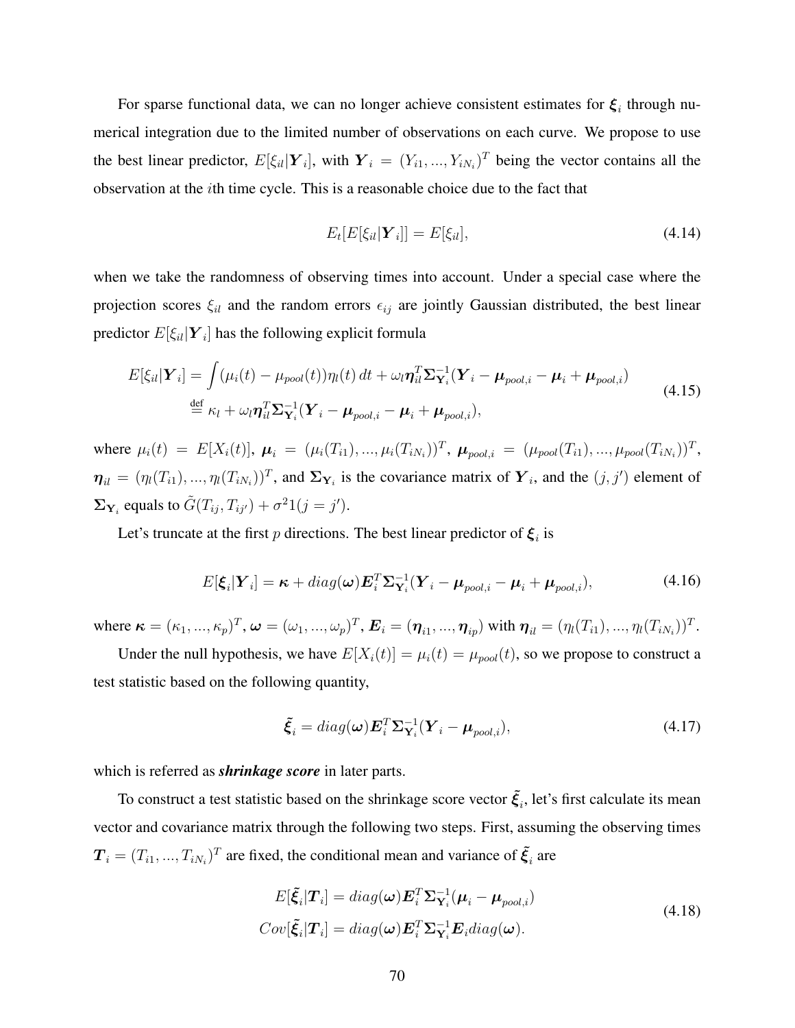For sparse functional data, we can no longer achieve consistent estimates for $\boldsymbol{\xi}_i$ through numerical integration due to the limited number of observations on each curve. We propose to use the best linear predictor, $E[\xi_{il}|\boldsymbol{Y}_i]$, with $\boldsymbol{Y}_i = (Y_{i1}, ..., Y_{iN_i})^T$ being the vector contains all the observation at the $i$th time cycle. This is a reasonable choice due to the fact that

$$E_t[E[\xi_{il}|\boldsymbol{Y}_i]] = E[\xi_{il}], \tag{4.14}$$

when we take the randomness of observing times into account. Under a special case where the projection scores $\xi_{il}$ and the random errors $\epsilon_{ij}$ are jointly Gaussian distributed, the best linear predictor $E[\xi_{il}|\boldsymbol{Y}_i]$ has the following explicit formula

$$\begin{aligned}
E[\xi_{il}|\boldsymbol{Y}_i] &= \int (\mu_i(t) - \mu_{pool}(t))\eta_l(t)\,dt + \omega_l \boldsymbol{\eta}_{il}^T \boldsymbol{\Sigma}_{\mathbf{Y}_i}^{-1}(\boldsymbol{Y}_i - \boldsymbol{\mu}_{pool,i} - \boldsymbol{\mu}_i + \boldsymbol{\mu}_{pool,i}) \\
&\overset{\text{def}}{=} \kappa_l + \omega_l \boldsymbol{\eta}_{il}^T \boldsymbol{\Sigma}_{\mathbf{Y}_i}^{-1}(\boldsymbol{Y}_i - \boldsymbol{\mu}_{pool,i} - \boldsymbol{\mu}_i + \boldsymbol{\mu}_{pool,i}),
\end{aligned} \tag{4.15}$$

where $\mu_i(t) = E[X_i(t)]$, $\boldsymbol{\mu}_i = (\mu_i(T_{i1}), ..., \mu_i(T_{iN_i}))^T$, $\boldsymbol{\mu}_{pool,i} = (\mu_{pool}(T_{i1}), ..., \mu_{pool}(T_{iN_i}))^T$, $\boldsymbol{\eta}_{il} = (\eta_l(T_{i1}), ..., \eta_l(T_{iN_i}))^T$, and $\boldsymbol{\Sigma}_{\mathbf{Y}_i}$ is the covariance matrix of $\boldsymbol{Y}_i$, and the $(j, j')$ element of $\boldsymbol{\Sigma}_{\mathbf{Y}_i}$ equals to $\tilde{G}(T_{ij}, T_{ij'}) + \sigma^2 1(j = j')$.

Let's truncate at the first $p$ directions. The best linear predictor of $\boldsymbol{\xi}_i$ is

$$E[\boldsymbol{\xi}_i|\boldsymbol{Y}_i] = \boldsymbol{\kappa} + diag(\boldsymbol{\omega})\boldsymbol{E}_i^T \boldsymbol{\Sigma}_{\mathbf{Y}_i}^{-1}(\boldsymbol{Y}_i - \boldsymbol{\mu}_{pool,i} - \boldsymbol{\mu}_i + \boldsymbol{\mu}_{pool,i}), \tag{4.16}$$

where $\boldsymbol{\kappa} = (\kappa_1, ..., \kappa_p)^T$, $\boldsymbol{\omega} = (\omega_1, ..., \omega_p)^T$, $\boldsymbol{E}_i = (\boldsymbol{\eta}_{i1}, ..., \boldsymbol{\eta}_{ip})$ with $\boldsymbol{\eta}_{il} = (\eta_l(T_{i1}), ..., \eta_l(T_{iN_i}))^T$.

Under the null hypothesis, we have $E[X_i(t)] = \mu_i(t) = \mu_{pool}(t)$, so we propose to construct a test statistic based on the following quantity,

$$\tilde{\boldsymbol{\xi}}_i = diag(\boldsymbol{\omega})\boldsymbol{E}_i^T \boldsymbol{\Sigma}_{\mathbf{Y}_i}^{-1}(\boldsymbol{Y}_i - \boldsymbol{\mu}_{pool,i}), \tag{4.17}$$

which is referred as ***shrinkage score*** in later parts.

To construct a test statistic based on the shrinkage score vector $\tilde{\boldsymbol{\xi}}_i$, let's first calculate its mean vector and covariance matrix through the following two steps. First, assuming the observing times $\boldsymbol{T}_i = (T_{i1}, ..., T_{iN_i})^T$ are fixed, the conditional mean and variance of $\tilde{\boldsymbol{\xi}}_i$ are

$$\begin{aligned}
E[\tilde{\boldsymbol{\xi}}_i|\boldsymbol{T}_i] &= diag(\boldsymbol{\omega})\boldsymbol{E}_i^T \boldsymbol{\Sigma}_{\mathbf{Y}_i}^{-1}(\boldsymbol{\mu}_i - \boldsymbol{\mu}_{pool,i}) \\
Cov[\tilde{\boldsymbol{\xi}}_i|\boldsymbol{T}_i] &= diag(\boldsymbol{\omega})\boldsymbol{E}_i^T \boldsymbol{\Sigma}_{\mathbf{Y}_i}^{-1}\boldsymbol{E}_i diag(\boldsymbol{\omega}).
\end{aligned} \tag{4.18}$$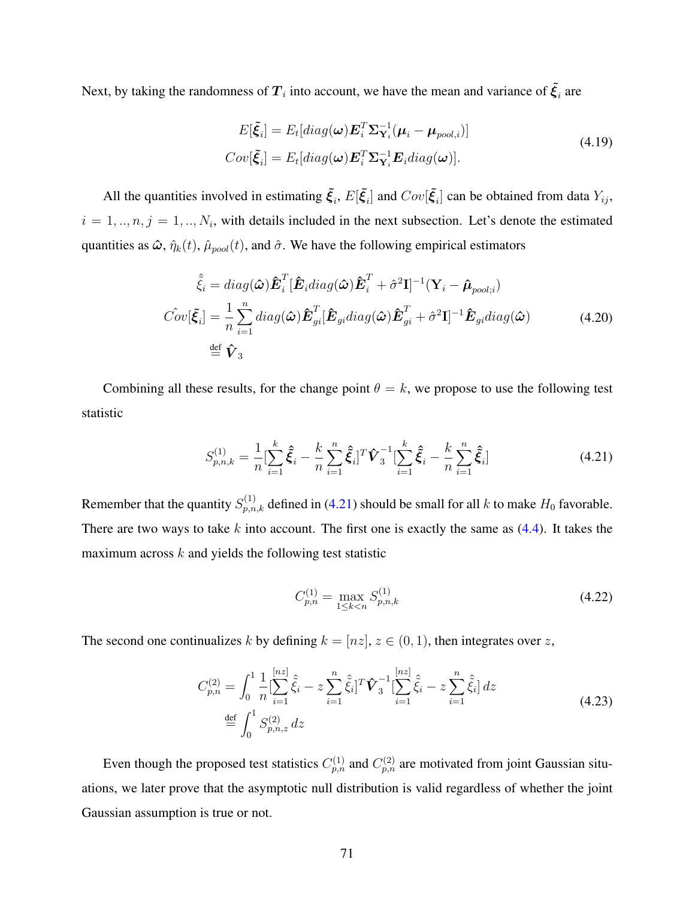Next, by taking the randomness of $\boldsymbol{T}_i$ into account, we have the mean and variance of $\tilde{\boldsymbol{\xi}}_i$ are

$$
\begin{aligned}
E[\tilde{\boldsymbol{\xi}}_i] &= E_t[diag(\boldsymbol{\omega})\boldsymbol{E}_i^T \boldsymbol{\Sigma}_{\mathbf{Y}_i}^{-1}(\boldsymbol{\mu}_i - \boldsymbol{\mu}_{pool,i})] \\
Cov[\tilde{\boldsymbol{\xi}}_i] &= E_t[diag(\boldsymbol{\omega})\boldsymbol{E}_i^T \boldsymbol{\Sigma}_{\mathbf{Y}_i}^{-1}\boldsymbol{E}_i diag(\boldsymbol{\omega})].
\end{aligned}
\tag{4.19}
$$

All the quantities involved in estimating $\tilde{\boldsymbol{\xi}}_i$, $E[\tilde{\boldsymbol{\xi}}_i]$ and $Cov[\tilde{\boldsymbol{\xi}}_i]$ can be obtained from data $Y_{ij}$, $i = 1, .., n, j = 1, .., N_i$, with details included in the next subsection. Let's denote the estimated quantities as $\hat{\boldsymbol{\omega}}$, $\hat{\eta}_k(t)$, $\hat{\mu}_{pool}(t)$, and $\hat{\sigma}$. We have the following empirical estimators

$$
\begin{aligned}
\hat{\tilde{\xi}}_i &= diag(\hat{\boldsymbol{\omega}})\hat{\boldsymbol{E}}_i^T[\hat{\boldsymbol{E}}_i diag(\hat{\boldsymbol{\omega}})\hat{\boldsymbol{E}}_i^T + \hat{\sigma}^2\mathbf{I}]^{-1}(\mathbf{Y}_i - \hat{\boldsymbol{\mu}}_{pool;i}) \\
\hat{Cov}[\tilde{\boldsymbol{\xi}}_i] &= \frac{1}{n}\sum_{i=1}^{n} diag(\hat{\boldsymbol{\omega}})\hat{\boldsymbol{E}}_{gi}^T[\hat{\boldsymbol{E}}_{gi} diag(\hat{\boldsymbol{\omega}})\hat{\boldsymbol{E}}_{gi}^T + \hat{\sigma}^2\mathbf{I}]^{-1}\hat{\boldsymbol{E}}_{gi} diag(\hat{\boldsymbol{\omega}}) \\
&\stackrel{\text{def}}{=} \hat{\boldsymbol{V}}_3
\end{aligned}
\tag{4.20}
$$

Combining all these results, for the change point $\theta = k$, we propose to use the following test statistic

$$
S_{p,n,k}^{(1)} = \frac{1}{n}[\sum_{i=1}^{k}\hat{\tilde{\boldsymbol{\xi}}}_i - \frac{k}{n}\sum_{i=1}^{n}\hat{\tilde{\boldsymbol{\xi}}}_i]^T \hat{\boldsymbol{V}}_3^{-1}[\sum_{i=1}^{k}\hat{\tilde{\boldsymbol{\xi}}}_i - \frac{k}{n}\sum_{i=1}^{n}\hat{\tilde{\boldsymbol{\xi}}}_i]
\tag{4.21}
$$

Remember that the quantity $S_{p,n,k}^{(1)}$ defined in (4.21) should be small for all $k$ to make $H_0$ favorable. There are two ways to take $k$ into account. The first one is exactly the same as (4.4). It takes the maximum across $k$ and yields the following test statistic

$$
C_{p,n}^{(1)} = \max_{1 \le k < n} S_{p,n,k}^{(1)}
\tag{4.22}
$$

The second one continualizes $k$ by defining $k = [nz]$, $z \in (0, 1)$, then integrates over $z$,

$$
\begin{aligned}
C_{p,n}^{(2)} &= \int_0^1 \frac{1}{n}[\sum_{i=1}^{[nz]}\hat{\tilde{\xi}}_i - z\sum_{i=1}^{n}\hat{\tilde{\xi}}_i]^T \hat{\boldsymbol{V}}_3^{-1}[\sum_{i=1}^{[nz]}\hat{\tilde{\xi}}_i - z\sum_{i=1}^{n}\hat{\tilde{\xi}}_i]\,dz \\
&\stackrel{\text{def}}{=} \int_0^1 S_{p,n,z}^{(2)}\,dz
\end{aligned}
\tag{4.23}
$$

Even though the proposed test statistics $C_{p,n}^{(1)}$ and $C_{p,n}^{(2)}$ are motivated from joint Gaussian situations, we later prove that the asymptotic null distribution is valid regardless of whether the joint Gaussian assumption is true or not.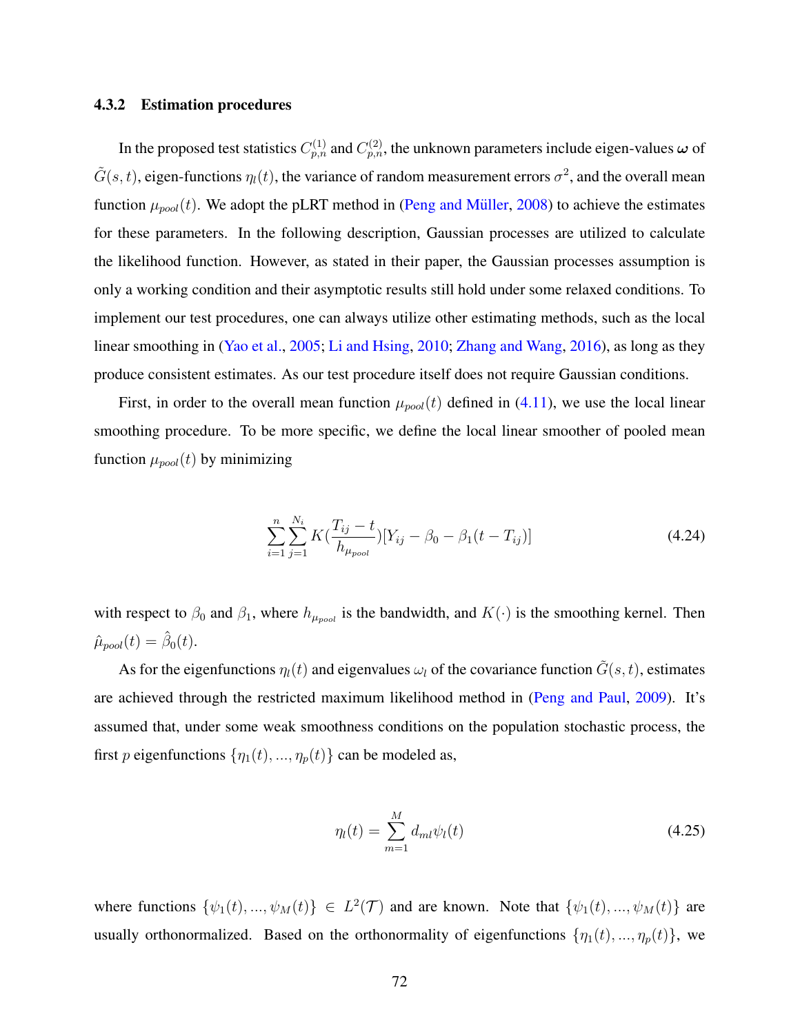### 4.3.2 Estimation procedures

In the proposed test statistics $C_{p,n}^{(1)}$ and $C_{p,n}^{(2)}$, the unknown parameters include eigen-values $\boldsymbol{\omega}$ of $\tilde{G}(s,t)$, eigen-functions $\eta_l(t)$, the variance of random measurement errors $\sigma^2$, and the overall mean function $\mu_{pool}(t)$. We adopt the pLRT method in (Peng and Müller, 2008) to achieve the estimates for these parameters. In the following description, Gaussian processes are utilized to calculate the likelihood function. However, as stated in their paper, the Gaussian processes assumption is only a working condition and their asymptotic results still hold under some relaxed conditions. To implement our test procedures, one can always utilize other estimating methods, such as the local linear smoothing in (Yao et al., 2005; Li and Hsing, 2010; Zhang and Wang, 2016), as long as they produce consistent estimates. As our test procedure itself does not require Gaussian conditions.

First, in order to the overall mean function $\mu_{pool}(t)$ defined in (4.11), we use the local linear smoothing procedure. To be more specific, we define the local linear smoother of pooled mean function $\mu_{pool}(t)$ by minimizing

$$\sum_{i=1}^{n}\sum_{j=1}^{N_i} K\left(\frac{T_{ij}-t}{h_{\mu_{pool}}}\right)[Y_{ij}-\beta_0-\beta_1(t-T_{ij})] \tag{4.24}$$

with respect to $\beta_0$ and $\beta_1$, where $h_{\mu_{pool}}$ is the bandwidth, and $K(\cdot)$ is the smoothing kernel. Then $\hat{\mu}_{pool}(t)=\hat{\beta}_0(t)$.

As for the eigenfunctions $\eta_l(t)$ and eigenvalues $\omega_l$ of the covariance function $\tilde{G}(s,t)$, estimates are achieved through the restricted maximum likelihood method in (Peng and Paul, 2009). It's assumed that, under some weak smoothness conditions on the population stochastic process, the first $p$ eigenfunctions $\{\eta_1(t),...,\eta_p(t)\}$ can be modeled as,

$$\eta_l(t)=\sum_{m=1}^{M} d_{ml}\psi_l(t) \tag{4.25}$$

where functions $\{\psi_1(t),...,\psi_M(t)\}\in L^2(\mathcal{T})$ and are known. Note that $\{\psi_1(t),...,\psi_M(t)\}$ are usually orthonormalized. Based on the orthonormality of eigenfunctions $\{\eta_1(t),...,\eta_p(t)\}$, we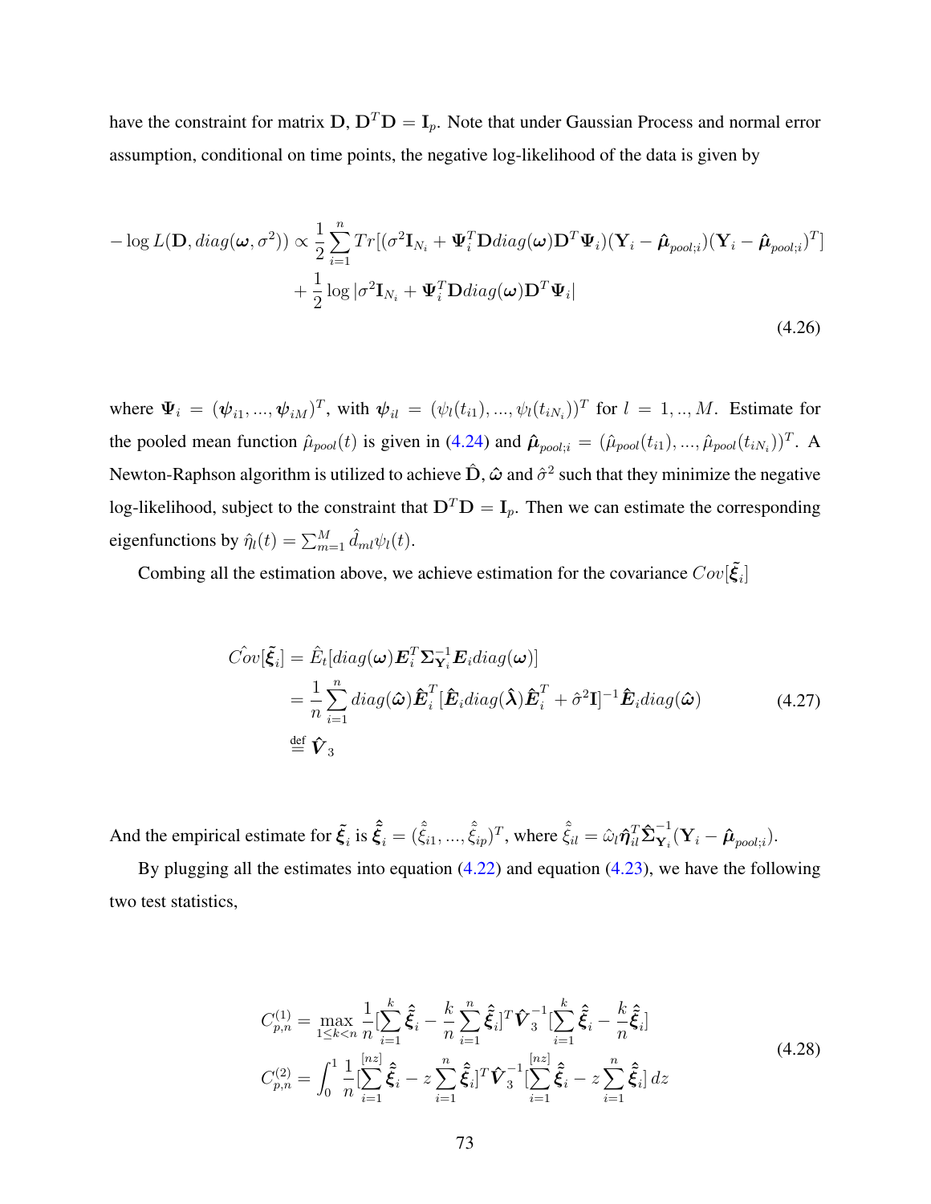have the constraint for matrix $\mathbf{D}$, $\mathbf{D}^T\mathbf{D} = \mathbf{I}_p$. Note that under Gaussian Process and normal error assumption, conditional on time points, the negative log-likelihood of the data is given by

$$
\begin{aligned}
-\log L(\mathbf{D}, diag(\boldsymbol{\omega}, \sigma^2)) \propto & \frac{1}{2}\sum_{i=1}^{n} Tr[(\sigma^2\mathbf{I}_{N_i} + \boldsymbol{\Psi}_i^T\mathbf{D}diag(\boldsymbol{\omega})\mathbf{D}^T\boldsymbol{\Psi}_i)(\mathbf{Y}_i - \hat{\boldsymbol{\mu}}_{pool;i})(\mathbf{Y}_i - \hat{\boldsymbol{\mu}}_{pool;i})^T] \\
& + \frac{1}{2}\log|\sigma^2\mathbf{I}_{N_i} + \boldsymbol{\Psi}_i^T\mathbf{D}diag(\boldsymbol{\omega})\mathbf{D}^T\boldsymbol{\Psi}_i|
\end{aligned}
\tag{4.26}
$$

where $\boldsymbol{\Psi}_i = (\boldsymbol{\psi}_{i1}, ..., \boldsymbol{\psi}_{iM})^T$, with $\boldsymbol{\psi}_{il} = (\psi_l(t_{i1}), ..., \psi_l(t_{iN_i}))^T$ for $l = 1, .., M$. Estimate for the pooled mean function $\hat{\mu}_{pool}(t)$ is given in (4.24) and $\hat{\boldsymbol{\mu}}_{pool;i} = (\hat{\mu}_{pool}(t_{i1}), ..., \hat{\mu}_{pool}(t_{iN_i}))^T$. A Newton-Raphson algorithm is utilized to achieve $\hat{\mathbf{D}}$, $\hat{\boldsymbol{\omega}}$ and $\hat{\sigma}^2$ such that they minimize the negative log-likelihood, subject to the constraint that $\mathbf{D}^T\mathbf{D} = \mathbf{I}_p$. Then we can estimate the corresponding eigenfunctions by $\hat{\eta}_l(t) = \sum_{m=1}^{M} \hat{d}_{ml}\psi_l(t)$.

Combing all the estimation above, we achieve estimation for the covariance $Cov[\tilde{\boldsymbol{\xi}}_i]$

$$
\begin{aligned}
\hat{Cov}[\tilde{\boldsymbol{\xi}}_i] &= \hat{E}_t[diag(\boldsymbol{\omega})\boldsymbol{E}_i^T\boldsymbol{\Sigma}_{\mathbf{Y}_i}^{-1}\boldsymbol{E}_i diag(\boldsymbol{\omega})] \\
&= \frac{1}{n}\sum_{i=1}^{n} diag(\hat{\boldsymbol{\omega}})\hat{\boldsymbol{E}}_i^T[\hat{\boldsymbol{E}}_i diag(\hat{\boldsymbol{\lambda}})\hat{\boldsymbol{E}}_i^T + \hat{\sigma}^2\mathbf{I}]^{-1}\hat{\boldsymbol{E}}_i diag(\hat{\boldsymbol{\omega}}) \\
&\stackrel{\text{def}}{=} \hat{\boldsymbol{V}}_3
\end{aligned}
\tag{4.27}
$$

And the empirical estimate for $\tilde{\boldsymbol{\xi}}_i$ is $\hat{\tilde{\boldsymbol{\xi}}}_i = (\hat{\tilde{\xi}}_{i1}, ..., \hat{\tilde{\xi}}_{ip})^T$, where $\hat{\tilde{\xi}}_{il} = \hat{\omega}_l\hat{\boldsymbol{\eta}}_{il}^T\hat{\boldsymbol{\Sigma}}_{\mathbf{Y}_i}^{-1}(\mathbf{Y}_i - \hat{\boldsymbol{\mu}}_{pool;i})$.

By plugging all the estimates into equation (4.22) and equation (4.23), we have the following two test statistics,

$$
\begin{aligned}
C_{p,n}^{(1)} &= \max_{1 \le k < n} \frac{1}{n}[\sum_{i=1}^{k}\hat{\tilde{\boldsymbol{\xi}}}_i - \frac{k}{n}\sum_{i=1}^{n}\hat{\tilde{\boldsymbol{\xi}}}_i]^T\hat{\boldsymbol{V}}_3^{-1}[\sum_{i=1}^{k}\hat{\tilde{\boldsymbol{\xi}}}_i - \frac{k}{n}\hat{\tilde{\boldsymbol{\xi}}}_i] \\
C_{p,n}^{(2)} &= \int_0^1 \frac{1}{n}[\sum_{i=1}^{[nz]}\hat{\tilde{\boldsymbol{\xi}}}_i - z\sum_{i=1}^{n}\hat{\tilde{\boldsymbol{\xi}}}_i]^T\hat{\boldsymbol{V}}_3^{-1}[\sum_{i=1}^{[nz]}\hat{\tilde{\boldsymbol{\xi}}}_i - z\sum_{i=1}^{n}\hat{\tilde{\boldsymbol{\xi}}}_i]\,dz
\end{aligned}
\tag{4.28}
$$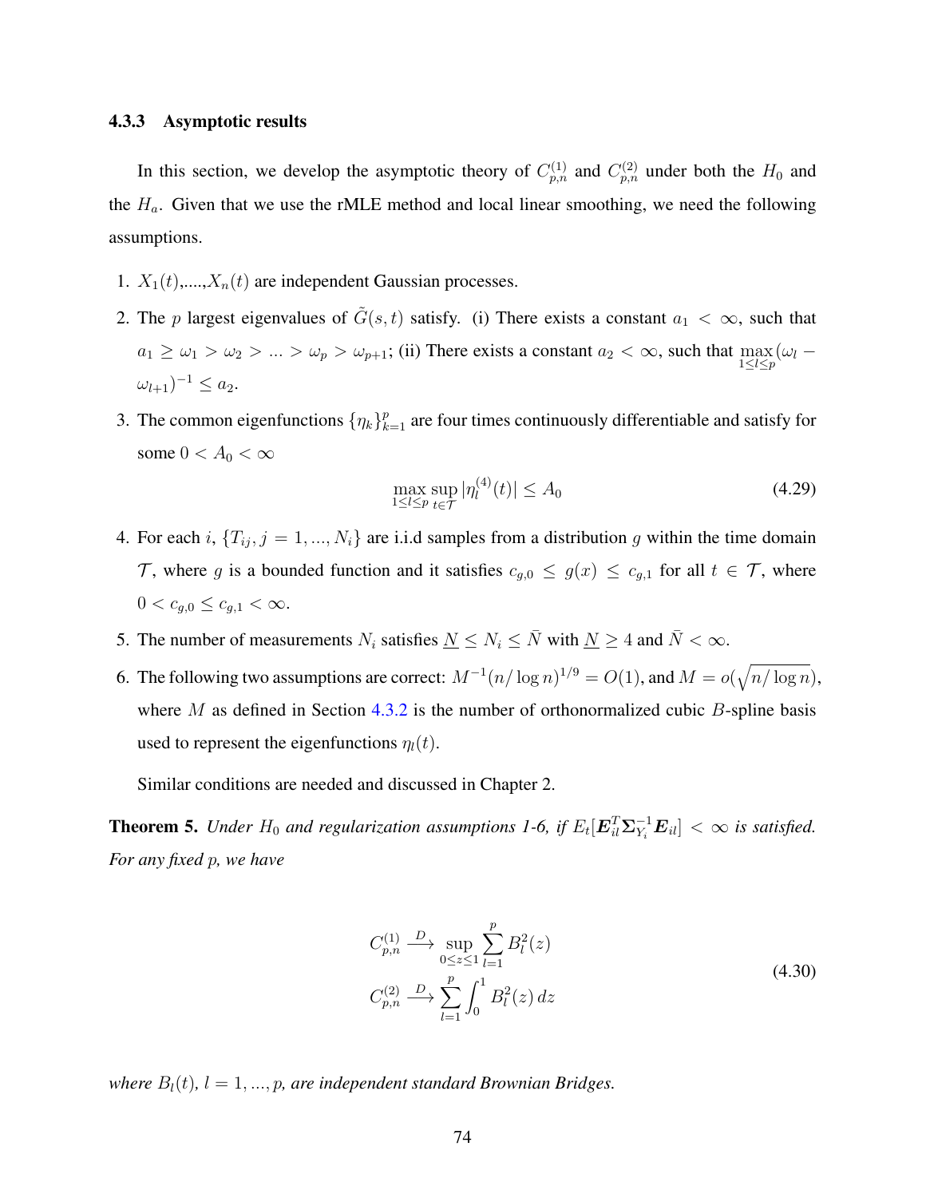### 4.3.3 Asymptotic results

In this section, we develop the asymptotic theory of $C_{p,n}^{(1)}$ and $C_{p,n}^{(2)}$ under both the $H_0$ and the $H_a$. Given that we use the rMLE method and local linear smoothing, we need the following assumptions.

1. $X_1(t)$,....,$X_n(t)$ are independent Gaussian processes.
2. The $p$ largest eigenvalues of $\tilde{G}(s,t)$ satisfy. (i) There exists a constant $a_1 < \infty$, such that $a_1 \geq \omega_1 > \omega_2 > ... > \omega_p > \omega_{p+1}$; (ii) There exists a constant $a_2 < \infty$, such that $\max_{1 \leq l \leq p}(\omega_l - \omega_{l+1})^{-1} \leq a_2$.
3. The common eigenfunctions $\{\eta_k\}_{k=1}^p$ are four times continuously differentiable and satisfy for some $0 < A_0 < \infty$

$$\max_{1 \leq l \leq p} \sup_{t \in \mathcal{T}} |\eta_l^{(4)}(t)| \leq A_0 \tag{4.29}$$

4. For each $i$, $\{T_{ij}, j = 1, ..., N_i\}$ are i.i.d samples from a distribution $g$ within the time domain $\mathcal{T}$, where $g$ is a bounded function and it satisfies $c_{g,0} \leq g(x) \leq c_{g,1}$ for all $t \in \mathcal{T}$, where $0 < c_{g,0} \leq c_{g,1} < \infty$.
5. The number of measurements $N_i$ satisfies $\underline{N} \leq N_i \leq \bar{N}$ with $\underline{N} \geq 4$ and $\bar{N} < \infty$.
6. The following two assumptions are correct: $M^{-1}(n/\log n)^{1/9} = O(1)$, and $M = o(\sqrt{n/\log n})$, where $M$ as defined in Section 4.3.2 is the number of orthonormalized cubic $B$-spline basis used to represent the eigenfunctions $\eta_l(t)$.

Similar conditions are needed and discussed in Chapter 2.

**Theorem 5.** *Under $H_0$ and regularization assumptions 1-6, if $E_t[\boldsymbol{E}_{il}^T \boldsymbol{\Sigma}_{Y_i}^{-1} \boldsymbol{E}_{il}] < \infty$ is satisfied. For any fixed $p$, we have*

$$\begin{aligned}
C_{p,n}^{(1)} &\xrightarrow{D} \sup_{0 \leq z \leq 1} \sum_{l=1}^{p} B_l^2(z) \\
C_{p,n}^{(2)} &\xrightarrow{D} \sum_{l=1}^{p} \int_0^1 B_l^2(z)\, dz
\end{aligned} \tag{4.30}$$

*where $B_l(t)$, $l = 1, ..., p$, are independent standard Brownian Bridges.*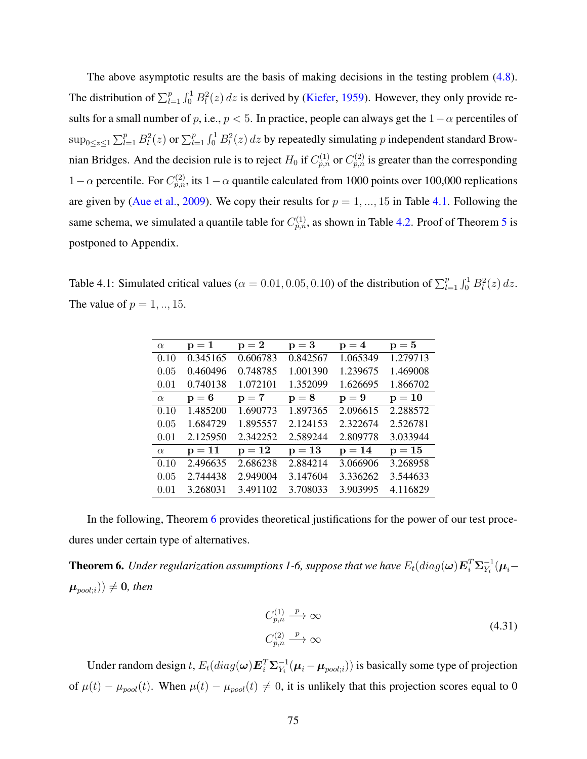The above asymptotic results are the basis of making decisions in the testing problem (4.8). The distribution of $\sum_{l=1}^{p}\int_0^1 B_l^2(z)\,dz$ is derived by (Kiefer, 1959). However, they only provide results for a small number of $p$, i.e., $p < 5$. In practice, people can always get the $1-\alpha$ percentiles of $\sup_{0\le z\le 1}\sum_{l=1}^{p} B_l^2(z)$ or $\sum_{l=1}^{p}\int_0^1 B_l^2(z)\,dz$ by repeatedly simulating $p$ independent standard Brownian Bridges. And the decision rule is to reject $H_0$ if $C_{p,n}^{(1)}$ or $C_{p,n}^{(2)}$ is greater than the corresponding $1-\alpha$ percentile. For $C_{p,n}^{(2)}$, its $1-\alpha$ quantile calculated from 1000 points over 100,000 replications are given by (Aue et al., 2009). We copy their results for $p = 1, ..., 15$ in Table 4.1. Following the same schema, we simulated a quantile table for $C_{p,n}^{(1)}$, as shown in Table 4.2. Proof of Theorem 5 is postponed to Appendix.

Table 4.1: Simulated critical values ($\alpha = 0.01, 0.05, 0.10$) of the distribution of $\sum_{l=1}^{p}\int_0^1 B_l^2(z)\,dz$. The value of $p = 1, .., 15$.

| $\alpha$ | $\mathbf{p=1}$ | $\mathbf{p=2}$ | $\mathbf{p=3}$ | $\mathbf{p=4}$ | $\mathbf{p=5}$ |
|---|---|---|---|---|---|
| 0.10 | 0.345165 | 0.606783 | 0.842567 | 1.065349 | 1.279713 |
| 0.05 | 0.460496 | 0.748785 | 1.001390 | 1.239675 | 1.469008 |
| 0.01 | 0.740138 | 1.072101 | 1.352099 | 1.626695 | 1.866702 |
| $\alpha$ | $\mathbf{p=6}$ | $\mathbf{p=7}$ | $\mathbf{p=8}$ | $\mathbf{p=9}$ | $\mathbf{p=10}$ |
| 0.10 | 1.485200 | 1.690773 | 1.897365 | 2.096615 | 2.288572 |
| 0.05 | 1.684729 | 1.895557 | 2.124153 | 2.322674 | 2.526781 |
| 0.01 | 2.125950 | 2.342252 | 2.589244 | 2.809778 | 3.033944 |
| $\alpha$ | $\mathbf{p=11}$ | $\mathbf{p=12}$ | $\mathbf{p=13}$ | $\mathbf{p=14}$ | $\mathbf{p=15}$ |
| 0.10 | 2.496635 | 2.686238 | 2.884214 | 3.066906 | 3.268958 |
| 0.05 | 2.744438 | 2.949004 | 3.147604 | 3.336262 | 3.544633 |
| 0.01 | 3.268031 | 3.491102 | 3.708033 | 3.903995 | 4.116829 |

In the following, Theorem 6 provides theoretical justifications for the power of our test procedures under certain type of alternatives.

**Theorem 6.** *Under regularization assumptions 1-6, suppose that we have $E_t(diag(\boldsymbol{\omega})\boldsymbol{E}_i^T\boldsymbol{\Sigma}_{Y_i}^{-1}(\boldsymbol{\mu}_i - \boldsymbol{\mu}_{pool;i})) \neq \mathbf{0}$, then*

$$C_{p,n}^{(1)} \xrightarrow{p} \infty$$
$$C_{p,n}^{(2)} \xrightarrow{p} \infty \tag{4.31}$$

Under random design $t$, $E_t(diag(\boldsymbol{\omega})\boldsymbol{E}_i^T\boldsymbol{\Sigma}_{Y_i}^{-1}(\boldsymbol{\mu}_i - \boldsymbol{\mu}_{pool;i}))$ is basically some type of projection of $\mu(t) - \mu_{pool}(t)$. When $\mu(t) - \mu_{pool}(t) \neq 0$, it is unlikely that this projection scores equal to 0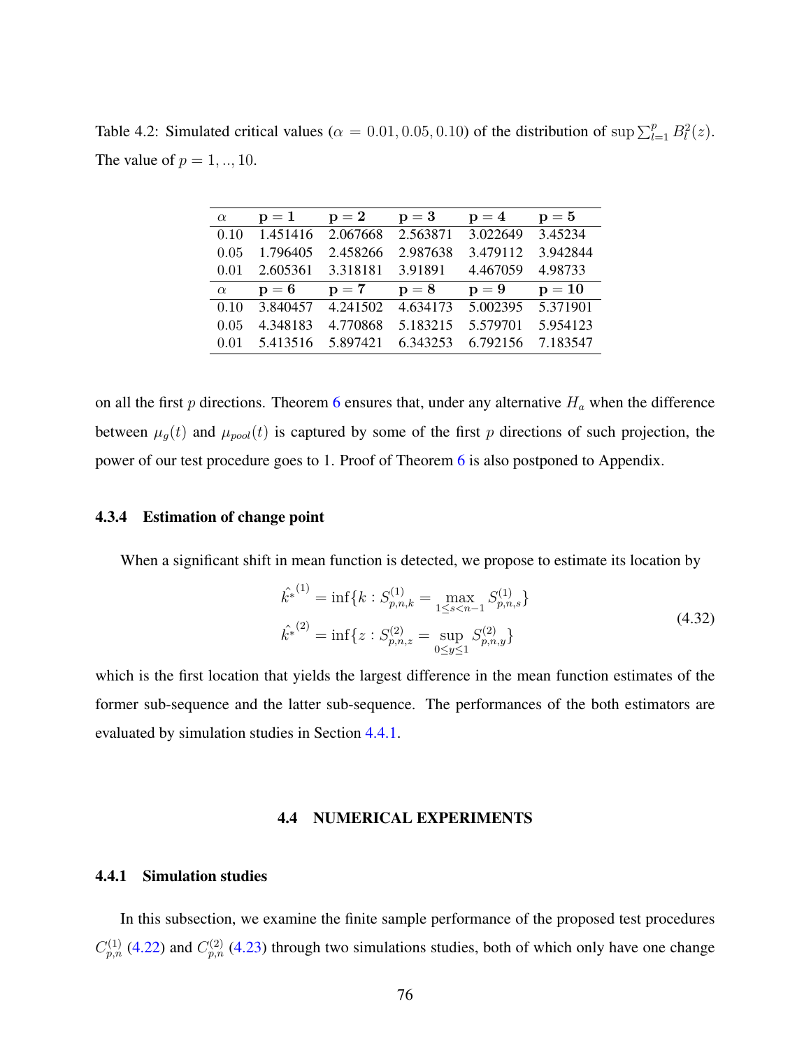Table 4.2: Simulated critical values ($\alpha = 0.01, 0.05, 0.10$) of the distribution of $\sup \sum_{l=1}^{p} B_l^2(z)$. The value of $p = 1, .., 10$.

| $\alpha$ | $\mathbf{p=1}$ | $\mathbf{p=2}$ | $\mathbf{p=3}$ | $\mathbf{p=4}$ | $\mathbf{p=5}$ |
|---|---|---|---|---|---|
| 0.10 | 1.451416 | 2.067668 | 2.563871 | 3.022649 | 3.45234 |
| 0.05 | 1.796405 | 2.458266 | 2.987638 | 3.479112 | 3.942844 |
| 0.01 | 2.605361 | 3.318181 | 3.91891 | 4.467059 | 4.98733 |
| $\alpha$ | $\mathbf{p=6}$ | $\mathbf{p=7}$ | $\mathbf{p=8}$ | $\mathbf{p=9}$ | $\mathbf{p=10}$ |
| 0.10 | 3.840457 | 4.241502 | 4.634173 | 5.002395 | 5.371901 |
| 0.05 | 4.348183 | 4.770868 | 5.183215 | 5.579701 | 5.954123 |
| 0.01 | 5.413516 | 5.897421 | 6.343253 | 6.792156 | 7.183547 |

on all the first $p$ directions. Theorem 6 ensures that, under any alternative $H_a$ when the difference between $\mu_g(t)$ and $\mu_{pool}(t)$ is captured by some of the first $p$ directions of such projection, the power of our test procedure goes to 1. Proof of Theorem 6 is also postponed to Appendix.

### 4.3.4 Estimation of change point

When a significant shift in mean function is detected, we propose to estimate its location by

$$
\begin{aligned}
\hat{k^*}^{(1)} &= \inf\{k : S^{(1)}_{p,n,k} = \max_{1 \le s < n-1} S^{(1)}_{p,n,s}\} \\
\hat{k^*}^{(2)} &= \inf\{z : S^{(2)}_{p,n,z} = \sup_{0 \le y \le 1} S^{(2)}_{p,n,y}\}
\end{aligned}
\tag{4.32}
$$

which is the first location that yields the largest difference in the mean function estimates of the former sub-sequence and the latter sub-sequence. The performances of the both estimators are evaluated by simulation studies in Section 4.4.1.

## 4.4 NUMERICAL EXPERIMENTS

### 4.4.1 Simulation studies

In this subsection, we examine the finite sample performance of the proposed test procedures $C^{(1)}_{p,n}$ (4.22) and $C^{(2)}_{p,n}$ (4.23) through two simulations studies, both of which only have one change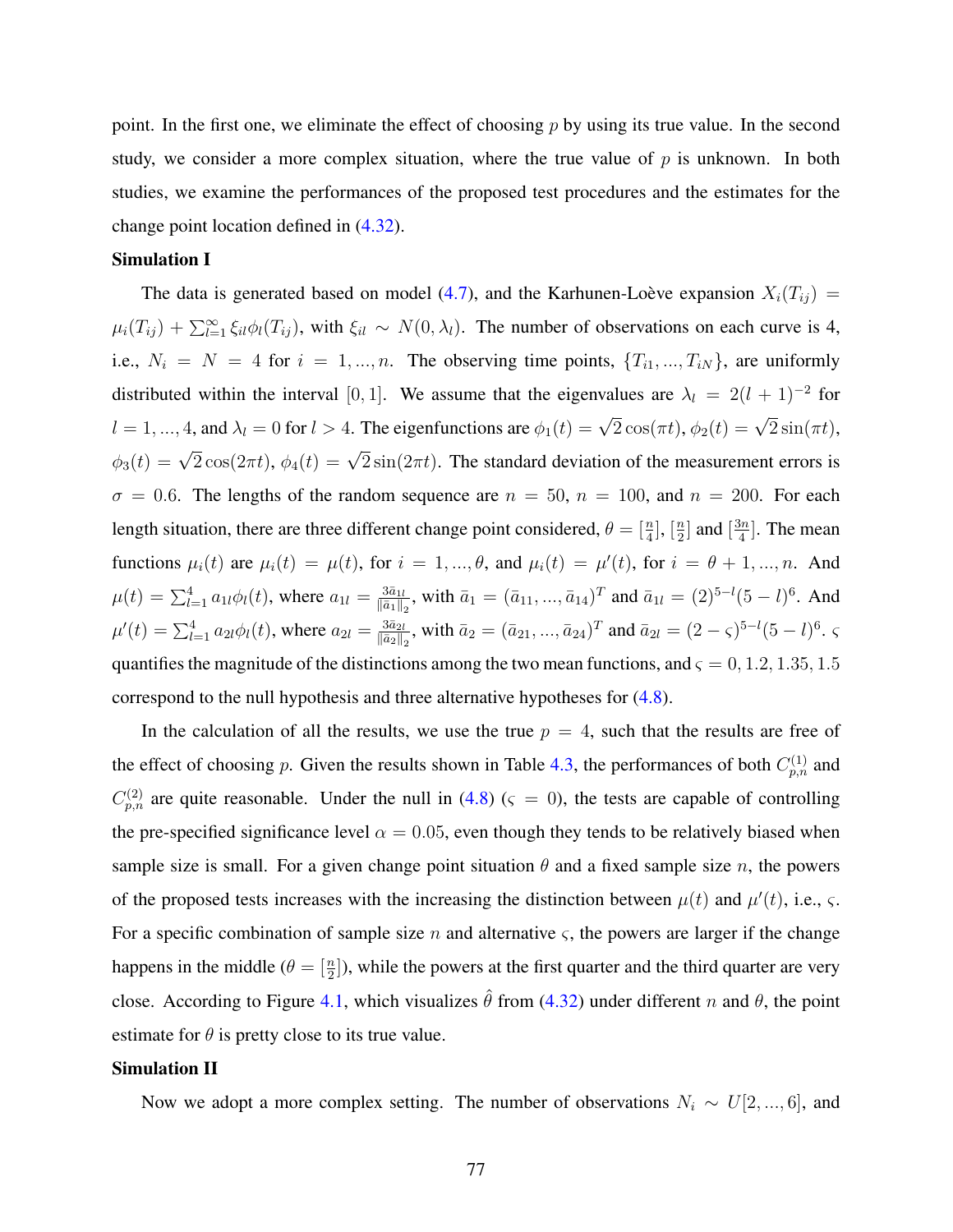point. In the first one, we eliminate the effect of choosing $p$ by using its true value. In the second study, we consider a more complex situation, where the true value of $p$ is unknown. In both studies, we examine the performances of the proposed test procedures and the estimates for the change point location defined in (4.32).

**Simulation I**

The data is generated based on model (4.7), and the Karhunen-Loève expansion $X_i(T_{ij}) = \mu_i(T_{ij}) + \sum_{l=1}^{\infty} \xi_{il}\phi_l(T_{ij})$, with $\xi_{il} \sim N(0, \lambda_l)$. The number of observations on each curve is 4, i.e., $N_i = N = 4$ for $i = 1, ..., n$. The observing time points, $\{T_{i1}, ..., T_{iN}\}$, are uniformly distributed within the interval $[0, 1]$. We assume that the eigenvalues are $\lambda_l = 2(l+1)^{-2}$ for $l = 1, ..., 4$, and $\lambda_l = 0$ for $l > 4$. The eigenfunctions are $\phi_1(t) = \sqrt{2}\cos(\pi t)$, $\phi_2(t) = \sqrt{2}\sin(\pi t)$, $\phi_3(t) = \sqrt{2}\cos(2\pi t)$, $\phi_4(t) = \sqrt{2}\sin(2\pi t)$. The standard deviation of the measurement errors is $\sigma = 0.6$. The lengths of the random sequence are $n = 50$, $n = 100$, and $n = 200$. For each length situation, there are three different change point considered, $\theta = [\frac{n}{4}]$, $[\frac{n}{2}]$ and $[\frac{3n}{4}]$. The mean functions $\mu_i(t)$ are $\mu_i(t) = \mu(t)$, for $i = 1, ..., \theta$, and $\mu_i(t) = \mu'(t)$, for $i = \theta + 1, ..., n$. And $\mu(t) = \sum_{l=1}^{4} a_{1l}\phi_l(t)$, where $a_{1l} = \frac{3\bar{a}_{1l}}{\|\bar{a}_1\|_2}$, with $\bar{a}_1 = (\bar{a}_{11}, ..., \bar{a}_{14})^T$ and $\bar{a}_{1l} = (2)^{5-l}(5-l)^6$. And $\mu'(t) = \sum_{l=1}^{4} a_{2l}\phi_l(t)$, where $a_{2l} = \frac{3\bar{a}_{2l}}{\|\bar{a}_2\|_2}$, with $\bar{a}_2 = (\bar{a}_{21}, ..., \bar{a}_{24})^T$ and $\bar{a}_{2l} = (2-\varsigma)^{5-l}(5-l)^6$. $\varsigma$ quantifies the magnitude of the distinctions among the two mean functions, and $\varsigma = 0, 1.2, 1.35, 1.5$ correspond to the null hypothesis and three alternative hypotheses for (4.8).

In the calculation of all the results, we use the true $p = 4$, such that the results are free of the effect of choosing $p$. Given the results shown in Table 4.3, the performances of both $C_{p,n}^{(1)}$ and $C_{p,n}^{(2)}$ are quite reasonable. Under the null in (4.8) ($\varsigma = 0$), the tests are capable of controlling the pre-specified significance level $\alpha = 0.05$, even though they tends to be relatively biased when sample size is small. For a given change point situation $\theta$ and a fixed sample size $n$, the powers of the proposed tests increases with the increasing the distinction between $\mu(t)$ and $\mu'(t)$, i.e., $\varsigma$. For a specific combination of sample size $n$ and alternative $\varsigma$, the powers are larger if the change happens in the middle ($\theta = [\frac{n}{2}]$), while the powers at the first quarter and the third quarter are very close. According to Figure 4.1, which visualizes $\hat{\theta}$ from (4.32) under different $n$ and $\theta$, the point estimate for $\theta$ is pretty close to its true value.

**Simulation II**

Now we adopt a more complex setting. The number of observations $N_i \sim U[2, ..., 6]$, and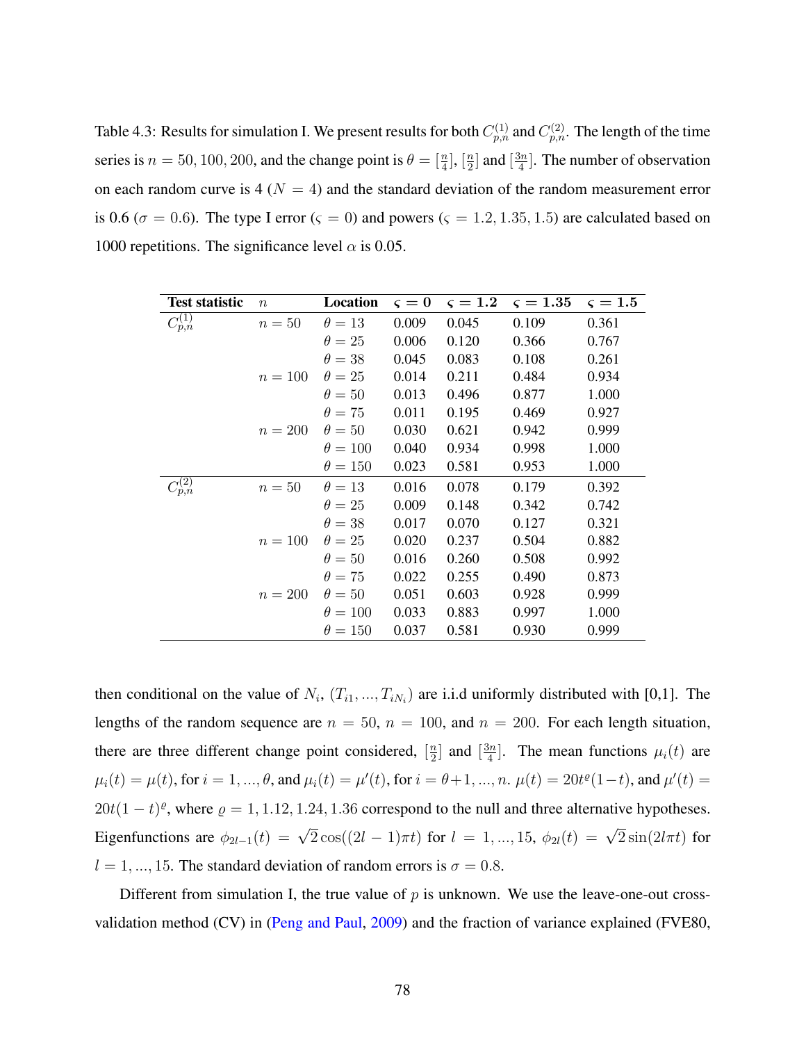Table 4.3: Results for simulation I. We present results for both $C_{p,n}^{(1)}$ and $C_{p,n}^{(2)}$. The length of the time series is $n = 50, 100, 200$, and the change point is $\theta = [\frac{n}{4}]$, $[\frac{n}{2}]$ and $[\frac{3n}{4}]$. The number of observation on each random curve is 4 ($N = 4$) and the standard deviation of the random measurement error is 0.6 ($\sigma = 0.6$). The type I error ($\varsigma = 0$) and powers ($\varsigma = 1.2, 1.35, 1.5$) are calculated based on 1000 repetitions. The significance level $\alpha$ is 0.05.

| **Test statistic** | $n$ | **Location** | $\varsigma = 0$ | $\varsigma = 1.2$ | $\varsigma = 1.35$ | $\varsigma = 1.5$ |
|---|---|---|---|---|---|---|
| $C_{p,n}^{(1)}$ | $n = 50$ | $\theta = 13$ | 0.009 | 0.045 | 0.109 | 0.361 |
| | | $\theta = 25$ | 0.006 | 0.120 | 0.366 | 0.767 |
| | | $\theta = 38$ | 0.045 | 0.083 | 0.108 | 0.261 |
| | $n = 100$ | $\theta = 25$ | 0.014 | 0.211 | 0.484 | 0.934 |
| | | $\theta = 50$ | 0.013 | 0.496 | 0.877 | 1.000 |
| | | $\theta = 75$ | 0.011 | 0.195 | 0.469 | 0.927 |
| | $n = 200$ | $\theta = 50$ | 0.030 | 0.621 | 0.942 | 0.999 |
| | | $\theta = 100$ | 0.040 | 0.934 | 0.998 | 1.000 |
| | | $\theta = 150$ | 0.023 | 0.581 | 0.953 | 1.000 |
| $C_{p,n}^{(2)}$ | $n = 50$ | $\theta = 13$ | 0.016 | 0.078 | 0.179 | 0.392 |
| | | $\theta = 25$ | 0.009 | 0.148 | 0.342 | 0.742 |
| | | $\theta = 38$ | 0.017 | 0.070 | 0.127 | 0.321 |
| | $n = 100$ | $\theta = 25$ | 0.020 | 0.237 | 0.504 | 0.882 |
| | | $\theta = 50$ | 0.016 | 0.260 | 0.508 | 0.992 |
| | | $\theta = 75$ | 0.022 | 0.255 | 0.490 | 0.873 |
| | $n = 200$ | $\theta = 50$ | 0.051 | 0.603 | 0.928 | 0.999 |
| | | $\theta = 100$ | 0.033 | 0.883 | 0.997 | 1.000 |
| | | $\theta = 150$ | 0.037 | 0.581 | 0.930 | 0.999 |

then conditional on the value of $N_i$, $(T_{i1}, ..., T_{iN_i})$ are i.i.d uniformly distributed with [0,1]. The lengths of the random sequence are $n = 50$, $n = 100$, and $n = 200$. For each length situation, there are three different change point considered, $[\frac{n}{2}]$ and $[\frac{3n}{4}]$. The mean functions $\mu_i(t)$ are $\mu_i(t) = \mu(t)$, for $i = 1, ..., \theta$, and $\mu_i(t) = \mu'(t)$, for $i = \theta+1, ..., n$. $\mu(t) = 20t^{\varrho}(1-t)$, and $\mu'(t) = 20t(1-t)^{\varrho}$, where $\varrho = 1, 1.12, 1.24, 1.36$ correspond to the null and three alternative hypotheses. Eigenfunctions are $\phi_{2l-1}(t) = \sqrt{2}\cos((2l-1)\pi t)$ for $l = 1, ..., 15$, $\phi_{2l}(t) = \sqrt{2}\sin(2l\pi t)$ for $l = 1, ..., 15$. The standard deviation of random errors is $\sigma = 0.8$.

Different from simulation I, the true value of $p$ is unknown. We use the leave-one-out cross-validation method (CV) in (Peng and Paul, 2009) and the fraction of variance explained (FVE80,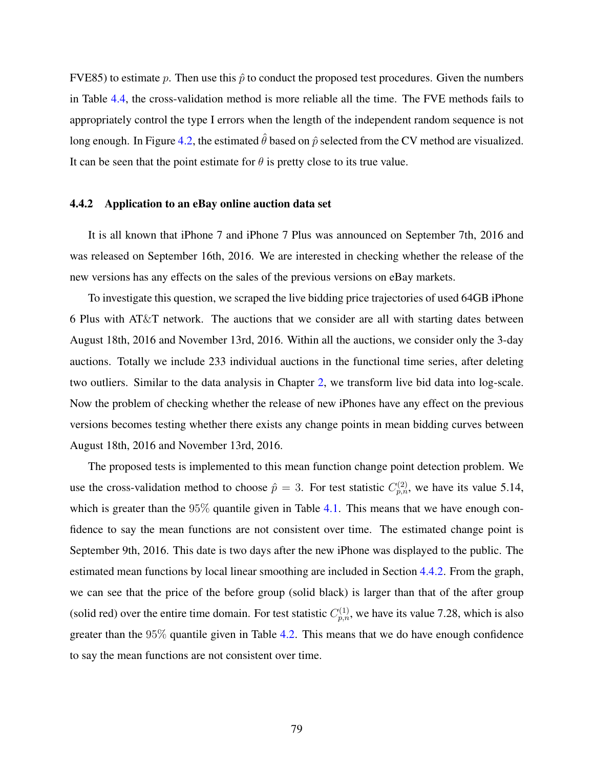FVE85) to estimate $p$. Then use this $\hat{p}$ to conduct the proposed test procedures. Given the numbers in Table 4.4, the cross-validation method is more reliable all the time. The FVE methods fails to appropriately control the type I errors when the length of the independent random sequence is not long enough. In Figure 4.2, the estimated $\hat{\theta}$ based on $\hat{p}$ selected from the CV method are visualized. It can be seen that the point estimate for $\theta$ is pretty close to its true value.

### 4.4.2 Application to an eBay online auction data set

It is all known that iPhone 7 and iPhone 7 Plus was announced on September 7th, 2016 and was released on September 16th, 2016. We are interested in checking whether the release of the new versions has any effects on the sales of the previous versions on eBay markets.

To investigate this question, we scraped the live bidding price trajectories of used 64GB iPhone 6 Plus with AT&T network. The auctions that we consider are all with starting dates between August 18th, 2016 and November 13rd, 2016. Within all the auctions, we consider only the 3-day auctions. Totally we include 233 individual auctions in the functional time series, after deleting two outliers. Similar to the data analysis in Chapter 2, we transform live bid data into log-scale. Now the problem of checking whether the release of new iPhones have any effect on the previous versions becomes testing whether there exists any change points in mean bidding curves between August 18th, 2016 and November 13rd, 2016.

The proposed tests is implemented to this mean function change point detection problem. We use the cross-validation method to choose $\hat{p} = 3$. For test statistic $C_{p,n}^{(2)}$, we have its value 5.14, which is greater than the $95\%$ quantile given in Table 4.1. This means that we have enough confidence to say the mean functions are not consistent over time. The estimated change point is September 9th, 2016. This date is two days after the new iPhone was displayed to the public. The estimated mean functions by local linear smoothing are included in Section 4.4.2. From the graph, we can see that the price of the before group (solid black) is larger than that of the after group (solid red) over the entire time domain. For test statistic $C_{p,n}^{(1)}$, we have its value 7.28, which is also greater than the $95\%$ quantile given in Table 4.2. This means that we do have enough confidence to say the mean functions are not consistent over time.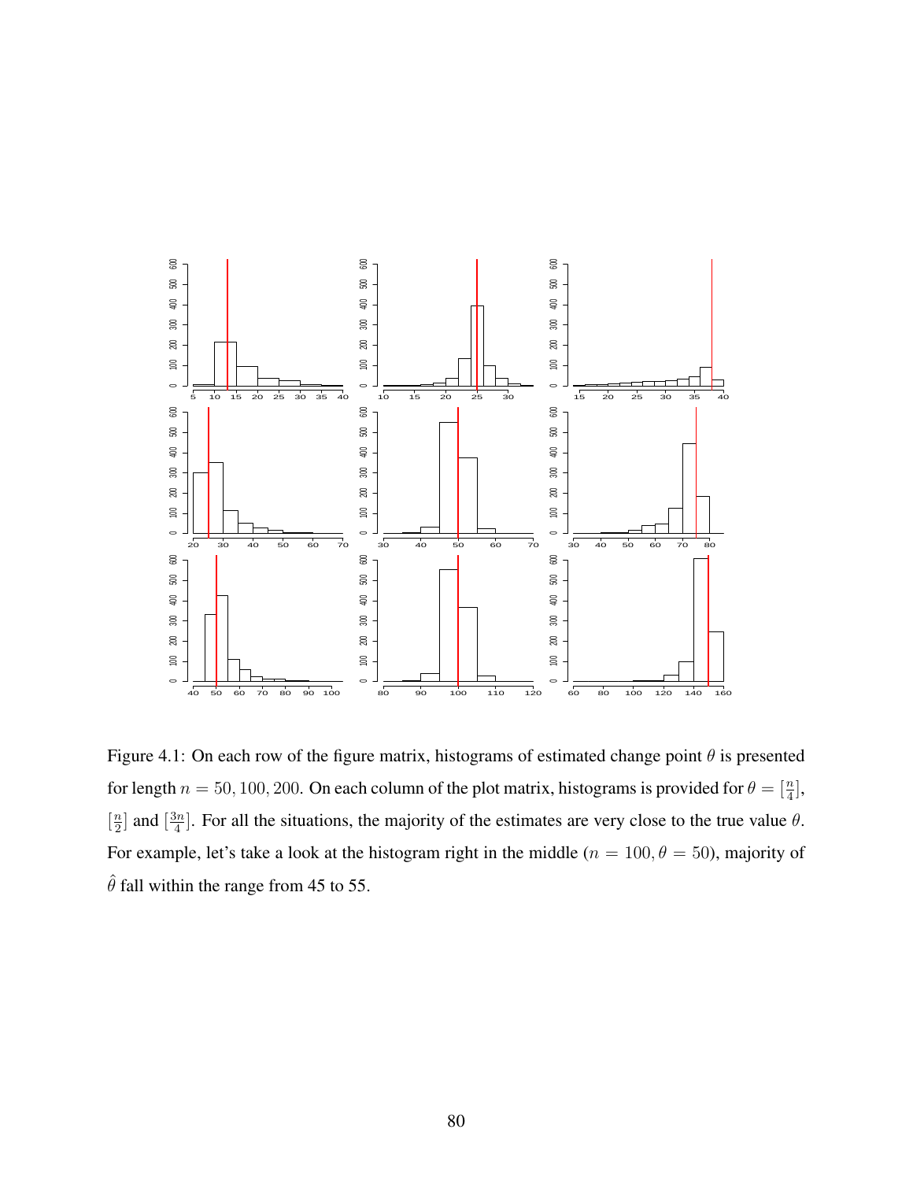Figure 4.1: On each row of the figure matrix, histograms of estimated change point $\theta$ is presented for length $n = 50, 100, 200$. On each column of the plot matrix, histograms is provided for $\theta = [\frac{n}{4}]$, $[\frac{n}{2}]$ and $[\frac{3n}{4}]$. For all the situations, the majority of the estimates are very close to the true value $\theta$. For example, let's take a look at the histogram right in the middle ($n = 100, \theta = 50$), majority of $\hat{\theta}$ fall within the range from 45 to 55.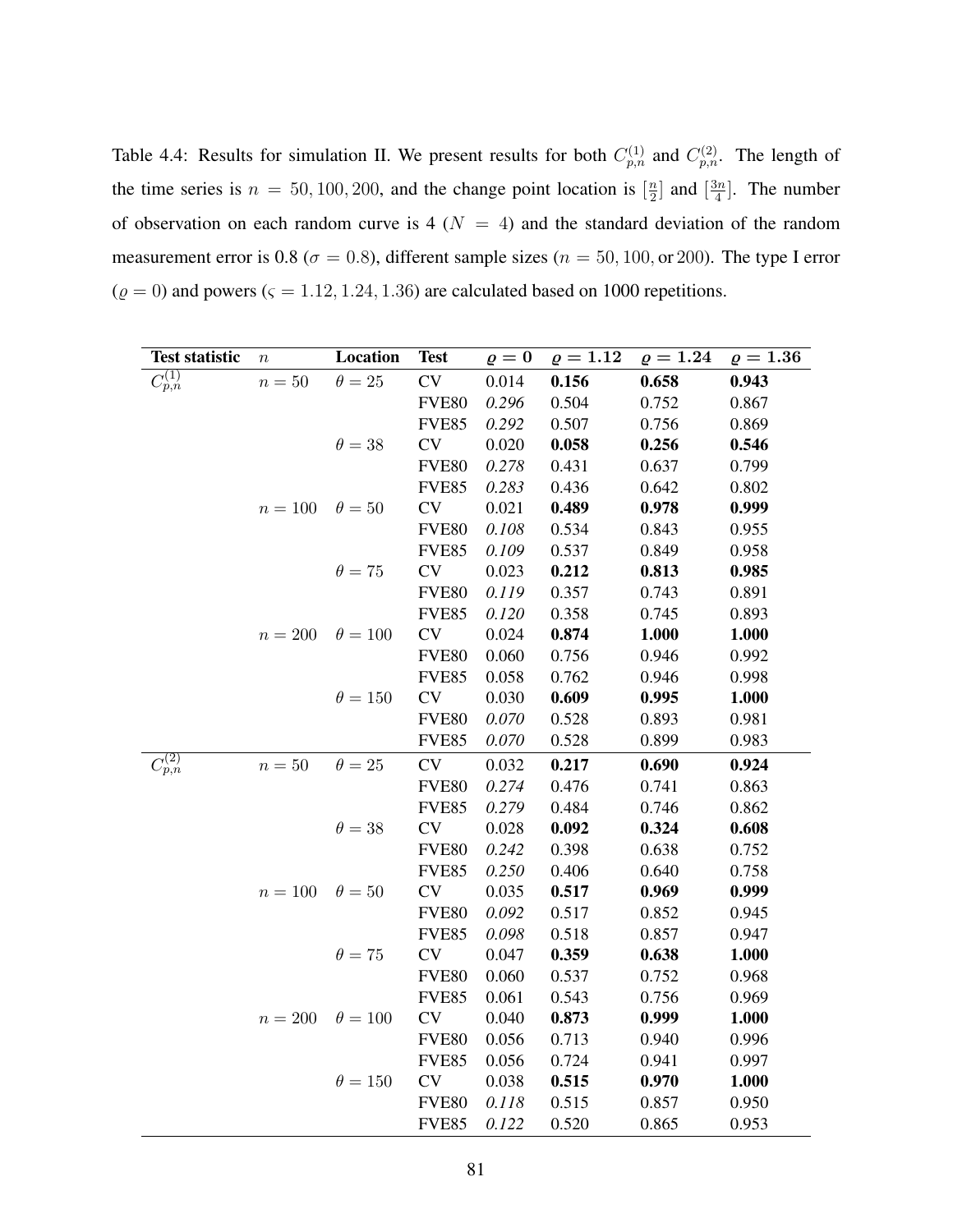Table 4.4: Results for simulation II. We present results for both $C_{p,n}^{(1)}$ and $C_{p,n}^{(2)}$. The length of the time series is $n = 50, 100, 200$, and the change point location is $[\frac{n}{2}]$ and $[\frac{3n}{4}]$. The number of observation on each random curve is 4 ($N = 4$) and the standard deviation of the random measurement error is 0.8 ($\sigma = 0.8$), different sample sizes ($n = 50, 100, \text{or } 200$). The type I error ($\varrho = 0$) and powers ($\varsigma = 1.12, 1.24, 1.36$) are calculated based on 1000 repetitions.

| Test statistic | $n$ | Location | Test | $\varrho = 0$ | $\varrho = 1.12$ | $\varrho = 1.24$ | $\varrho = 1.36$ |
|---|---|---|---|---|---|---|---|
| $C_{p,n}^{(1)}$ | $n = 50$ | $\theta = 25$ | CV | 0.014 | **0.156** | **0.658** | **0.943** |
| | | | FVE80 | *0.296* | 0.504 | 0.752 | 0.867 |
| | | | FVE85 | *0.292* | 0.507 | 0.756 | 0.869 |
| | | $\theta = 38$ | CV | 0.020 | **0.058** | **0.256** | **0.546** |
| | | | FVE80 | *0.278* | 0.431 | 0.637 | 0.799 |
| | | | FVE85 | *0.283* | 0.436 | 0.642 | 0.802 |
| | $n = 100$ | $\theta = 50$ | CV | 0.021 | **0.489** | **0.978** | **0.999** |
| | | | FVE80 | *0.108* | 0.534 | 0.843 | 0.955 |
| | | | FVE85 | *0.109* | 0.537 | 0.849 | 0.958 |
| | | $\theta = 75$ | CV | 0.023 | **0.212** | **0.813** | **0.985** |
| | | | FVE80 | *0.119* | 0.357 | 0.743 | 0.891 |
| | | | FVE85 | *0.120* | 0.358 | 0.745 | 0.893 |
| | $n = 200$ | $\theta = 100$ | CV | 0.024 | **0.874** | **1.000** | **1.000** |
| | | | FVE80 | 0.060 | 0.756 | 0.946 | 0.992 |
| | | | FVE85 | 0.058 | 0.762 | 0.946 | 0.998 |
| | | $\theta = 150$ | CV | 0.030 | **0.609** | **0.995** | **1.000** |
| | | | FVE80 | *0.070* | 0.528 | 0.893 | 0.981 |
| | | | FVE85 | *0.070* | 0.528 | 0.899 | 0.983 |
| $C_{p,n}^{(2)}$ | $n = 50$ | $\theta = 25$ | CV | 0.032 | **0.217** | **0.690** | **0.924** |
| | | | FVE80 | *0.274* | 0.476 | 0.741 | 0.863 |
| | | | FVE85 | *0.279* | 0.484 | 0.746 | 0.862 |
| | | $\theta = 38$ | CV | 0.028 | **0.092** | **0.324** | **0.608** |
| | | | FVE80 | *0.242* | 0.398 | 0.638 | 0.752 |
| | | | FVE85 | *0.250* | 0.406 | 0.640 | 0.758 |
| | $n = 100$ | $\theta = 50$ | CV | 0.035 | **0.517** | **0.969** | **0.999** |
| | | | FVE80 | *0.092* | 0.517 | 0.852 | 0.945 |
| | | | FVE85 | *0.098* | 0.518 | 0.857 | 0.947 |
| | | $\theta = 75$ | CV | 0.047 | **0.359** | **0.638** | **1.000** |
| | | | FVE80 | 0.060 | 0.537 | 0.752 | 0.968 |
| | | | FVE85 | 0.061 | 0.543 | 0.756 | 0.969 |
| | $n = 200$ | $\theta = 100$ | CV | 0.040 | **0.873** | **0.999** | **1.000** |
| | | | FVE80 | 0.056 | 0.713 | 0.940 | 0.996 |
| | | | FVE85 | 0.056 | 0.724 | 0.941 | 0.997 |
| | | $\theta = 150$ | CV | 0.038 | **0.515** | **0.970** | **1.000** |
| | | | FVE80 | *0.118* | 0.515 | 0.857 | 0.950 |
| | | | FVE85 | *0.122* | 0.520 | 0.865 | 0.953 |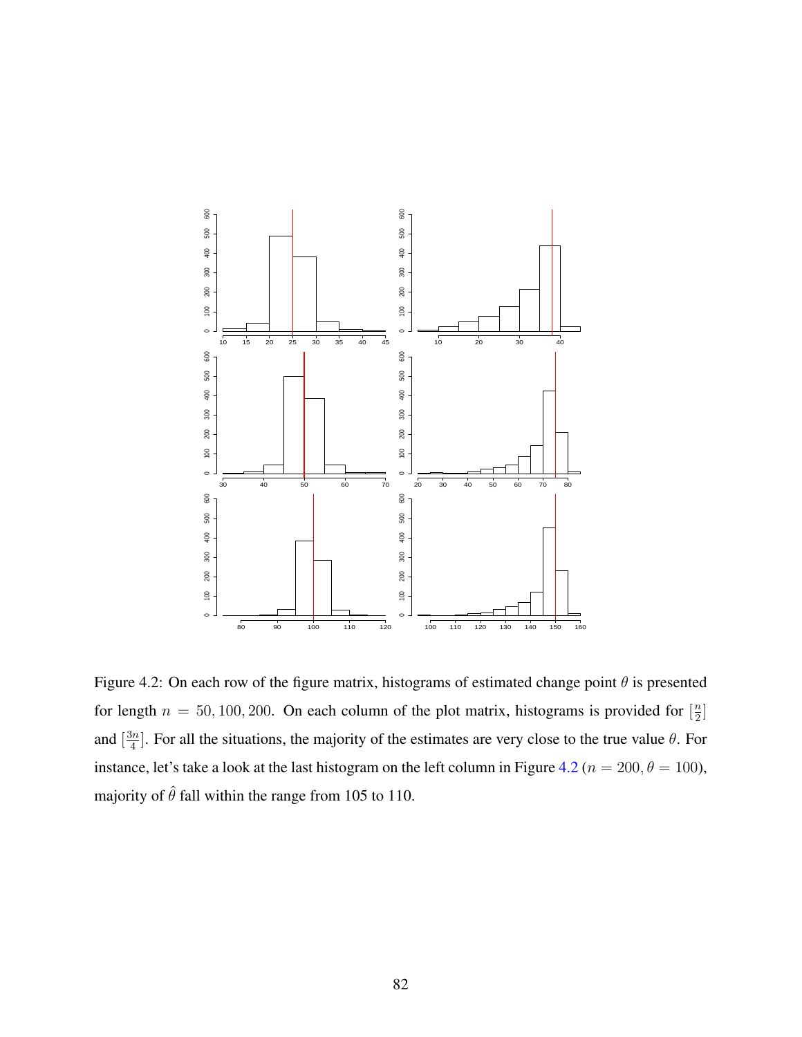Figure 4.2: On each row of the figure matrix, histograms of estimated change point $\theta$ is presented for length $n = 50, 100, 200$. On each column of the plot matrix, histograms is provided for $[\frac{n}{2}]$ and $[\frac{3n}{4}]$. For all the situations, the majority of the estimates are very close to the true value $\theta$. For instance, let's take a look at the last histogram on the left column in Figure 4.2 ($n = 200, \theta = 100$), majority of $\hat{\theta}$ fall within the range from 105 to 110.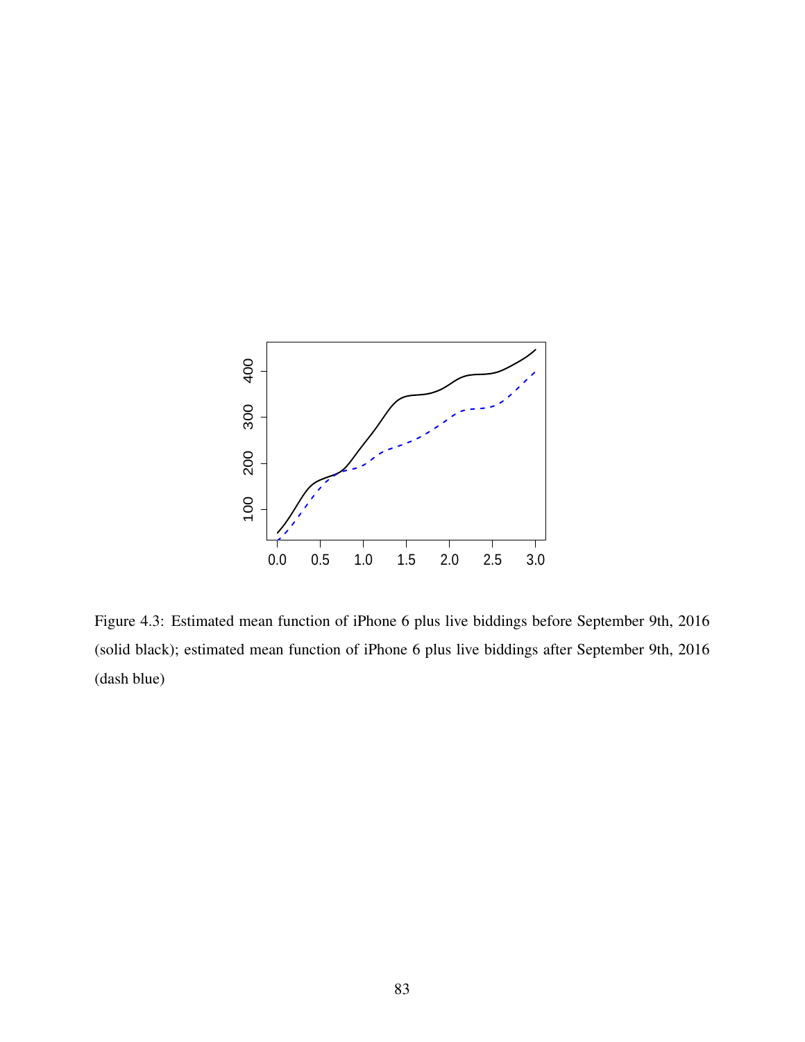Figure 4.3: Estimated mean function of iPhone 6 plus live biddings before September 9th, 2016 (solid black); estimated mean function of iPhone 6 plus live biddings after September 9th, 2016 (dash blue)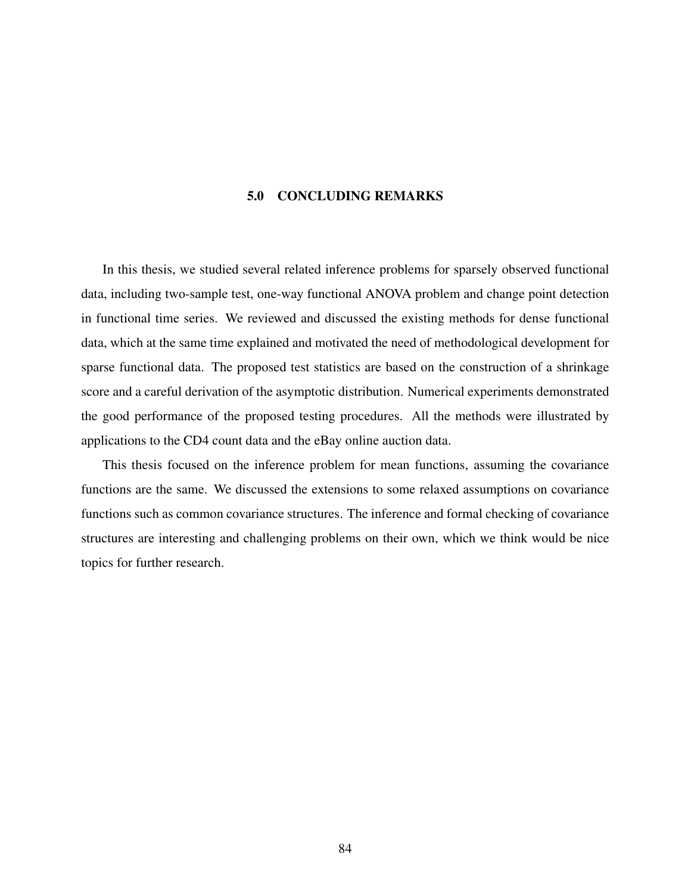# 5.0 CONCLUDING REMARKS

In this thesis, we studied several related inference problems for sparsely observed functional data, including two-sample test, one-way functional ANOVA problem and change point detection in functional time series. We reviewed and discussed the existing methods for dense functional data, which at the same time explained and motivated the need of methodological development for sparse functional data. The proposed test statistics are based on the construction of a shrinkage score and a careful derivation of the asymptotic distribution. Numerical experiments demonstrated the good performance of the proposed testing procedures. All the methods were illustrated by applications to the CD4 count data and the eBay online auction data.

This thesis focused on the inference problem for mean functions, assuming the covariance functions are the same. We discussed the extensions to some relaxed assumptions on covariance functions such as common covariance structures. The inference and formal checking of covariance structures are interesting and challenging problems on their own, which we think would be nice topics for further research.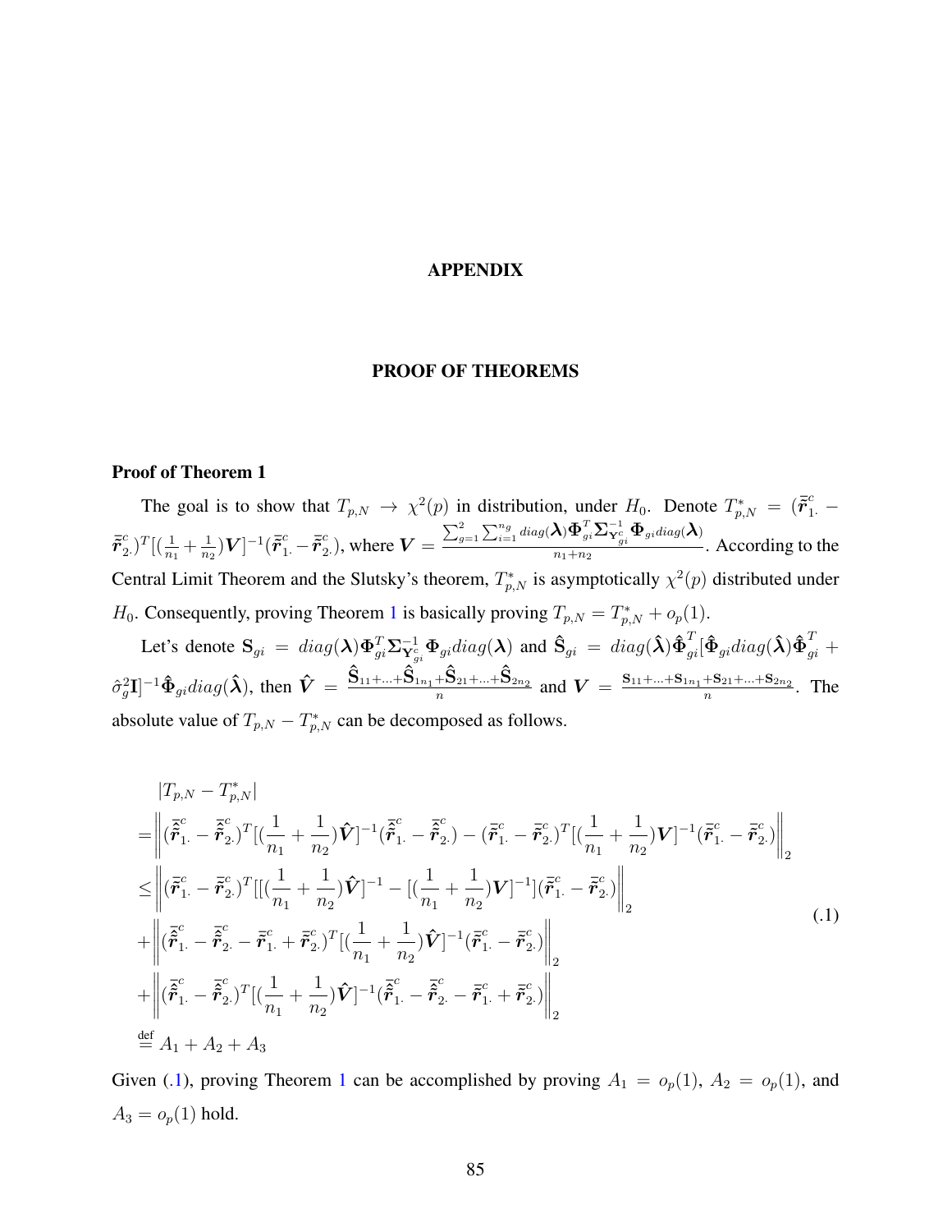# APPENDIX

## PROOF OF THEOREMS

**Proof of Theorem 1**

The goal is to show that $T_{p,N} \to \chi^2(p)$ in distribution, under $H_0$. Denote $T^*_{p,N} = (\bar{\tilde{\boldsymbol{r}}}^c_{1\cdot} - \bar{\tilde{\boldsymbol{r}}}^c_{2\cdot})^T[(\frac{1}{n_1}+\frac{1}{n_2})\boldsymbol{V}]^{-1}(\bar{\tilde{\boldsymbol{r}}}^c_{1\cdot} - \bar{\tilde{\boldsymbol{r}}}^c_{2\cdot})$, where $\boldsymbol{V} = \frac{\sum_{g=1}^{2}\sum_{i=1}^{n_g} diag(\boldsymbol{\lambda})\boldsymbol{\Phi}_{gi}^T\boldsymbol{\Sigma}^{-1}_{\mathbf{Y}^c_{gi}}\boldsymbol{\Phi}_{gi}diag(\boldsymbol{\lambda})}{n_1+n_2}$. According to the Central Limit Theorem and the Slutsky's theorem, $T^*_{p,N}$ is asymptotically $\chi^2(p)$ distributed under $H_0$. Consequently, proving Theorem 1 is basically proving $T_{p,N} = T^*_{p,N} + o_p(1)$.

Let's denote $\mathbf{S}_{gi} = diag(\boldsymbol{\lambda})\boldsymbol{\Phi}^T_{gi}\boldsymbol{\Sigma}^{-1}_{\mathbf{Y}^c_{gi}}\boldsymbol{\Phi}_{gi}diag(\boldsymbol{\lambda})$ and $\hat{\mathbf{S}}_{gi} = diag(\hat{\boldsymbol{\lambda}})\hat{\boldsymbol{\Phi}}^T_{gi}[\hat{\boldsymbol{\Phi}}_{gi}diag(\hat{\boldsymbol{\lambda}})\hat{\boldsymbol{\Phi}}^T_{gi} + \hat{\sigma}^2_g\mathbf{I}]^{-1}\hat{\boldsymbol{\Phi}}_{gi}diag(\hat{\boldsymbol{\lambda}})$, then $\hat{\boldsymbol{V}} = \frac{\hat{\mathbf{S}}_{11}+\ldots+\hat{\mathbf{S}}_{1n_1}+\hat{\mathbf{S}}_{21}+\ldots+\hat{\mathbf{S}}_{2n_2}}{n}$ and $\boldsymbol{V} = \frac{\mathbf{S}_{11}+\ldots+\mathbf{S}_{1n_1}+\mathbf{S}_{21}+\ldots+\mathbf{S}_{2n_2}}{n}$. The absolute value of $T_{p,N} - T^*_{p,N}$ can be decomposed as follows.

$$
\begin{aligned}
&|T_{p,N} - T^*_{p,N}| \\
=&\left\|(\hat{\bar{\tilde{\boldsymbol{r}}}}^c_{1\cdot} - \hat{\bar{\tilde{\boldsymbol{r}}}}^c_{2\cdot})^T[(\frac{1}{n_1}+\frac{1}{n_2})\hat{\boldsymbol{V}}]^{-1}(\hat{\bar{\tilde{\boldsymbol{r}}}}^c_{1\cdot} - \hat{\bar{\tilde{\boldsymbol{r}}}}^c_{2\cdot}) - (\bar{\tilde{\boldsymbol{r}}}^c_{1\cdot} - \bar{\tilde{\boldsymbol{r}}}^c_{2\cdot})^T[(\frac{1}{n_1}+\frac{1}{n_2})\boldsymbol{V}]^{-1}(\bar{\tilde{\boldsymbol{r}}}^c_{1\cdot} - \bar{\tilde{\boldsymbol{r}}}^c_{2\cdot})\right\|_2 \\
\le&\left\|(\bar{\tilde{\boldsymbol{r}}}^c_{1\cdot} - \bar{\tilde{\boldsymbol{r}}}^c_{2\cdot})^T[[(\frac{1}{n_1}+\frac{1}{n_2})\hat{\boldsymbol{V}}]^{-1} - [(\frac{1}{n_1}+\frac{1}{n_2})\boldsymbol{V}]^{-1}](\bar{\tilde{\boldsymbol{r}}}^c_{1\cdot} - \bar{\tilde{\boldsymbol{r}}}^c_{2\cdot})\right\|_2 \\
+&\left\|(\hat{\bar{\tilde{\boldsymbol{r}}}}^c_{1\cdot} - \hat{\bar{\tilde{\boldsymbol{r}}}}^c_{2\cdot} - \bar{\tilde{\boldsymbol{r}}}^c_{1\cdot} + \bar{\tilde{\boldsymbol{r}}}^c_{2\cdot})^T[(\frac{1}{n_1}+\frac{1}{n_2})\hat{\boldsymbol{V}}]^{-1}(\bar{\tilde{\boldsymbol{r}}}^c_{1\cdot} - \bar{\tilde{\boldsymbol{r}}}^c_{2\cdot})\right\|_2 \\
+&\left\|(\hat{\bar{\tilde{\boldsymbol{r}}}}^c_{1\cdot} - \hat{\bar{\tilde{\boldsymbol{r}}}}^c_{2\cdot})^T[(\frac{1}{n_1}+\frac{1}{n_2})\hat{\boldsymbol{V}}]^{-1}(\hat{\bar{\tilde{\boldsymbol{r}}}}^c_{1\cdot} - \hat{\bar{\tilde{\boldsymbol{r}}}}^c_{2\cdot} - \bar{\tilde{\boldsymbol{r}}}^c_{1\cdot} + \bar{\tilde{\boldsymbol{r}}}^c_{2\cdot})\right\|_2 \\
\stackrel{\text{def}}{=}& A_1 + A_2 + A_3
\end{aligned}
\tag{.1}
$$

Given (.1), proving Theorem 1 can be accomplished by proving $A_1 = o_p(1)$, $A_2 = o_p(1)$, and $A_3 = o_p(1)$ hold.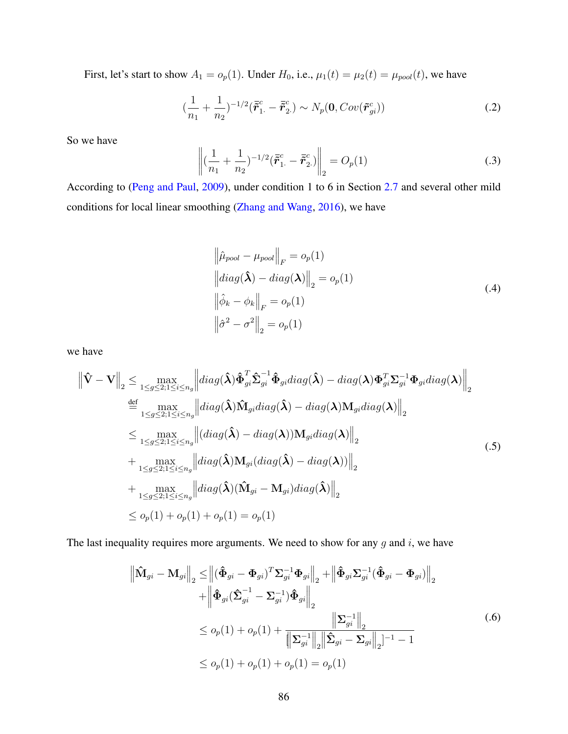First, let's start to show $A_1 = o_p(1)$. Under $H_0$, i.e., $\mu_1(t) = \mu_2(t) = \mu_{pool}(t)$, we have

$$(\frac{1}{n_1} + \frac{1}{n_2})^{-1/2}(\bar{\tilde{\boldsymbol{r}}}^c_{1.} - \bar{\tilde{\boldsymbol{r}}}^c_{2.}) \sim N_p(\mathbf{0}, Cov(\tilde{\boldsymbol{r}}^c_{gi})) \tag{.2}$$

So we have

$$\left\| (\frac{1}{n_1} + \frac{1}{n_2})^{-1/2}(\bar{\tilde{\boldsymbol{r}}}^c_{1.} - \bar{\tilde{\boldsymbol{r}}}^c_{2.}) \right\|_2 = O_p(1) \tag{.3}$$

According to (Peng and Paul, 2009), under condition 1 to 6 in Section 2.7 and several other mild conditions for local linear smoothing (Zhang and Wang, 2016), we have

$$\begin{aligned}
&\left\| \hat{\mu}_{pool} - \mu_{pool} \right\|_F = o_p(1) \\
&\left\| diag(\hat{\boldsymbol{\lambda}}) - diag(\boldsymbol{\lambda}) \right\|_2 = o_p(1) \\
&\left\| \hat{\phi}_k - \phi_k \right\|_F = o_p(1) \\
&\left\| \hat{\sigma}^2 - \sigma^2 \right\|_2 = o_p(1)
\end{aligned} \tag{.4}$$

we have

$$\begin{aligned}
\left\| \hat{\mathbf{V}} - \mathbf{V} \right\|_2 &\leq \max_{1 \leq g \leq 2; 1 \leq i \leq n_g} \left\| diag(\hat{\boldsymbol{\lambda}}) \hat{\boldsymbol{\Phi}}_{gi}^T \hat{\boldsymbol{\Sigma}}_{gi}^{-1} \hat{\boldsymbol{\Phi}}_{gi} diag(\hat{\boldsymbol{\lambda}}) - diag(\boldsymbol{\lambda}) \boldsymbol{\Phi}_{gi}^T \boldsymbol{\Sigma}_{gi}^{-1} \boldsymbol{\Phi}_{gi} diag(\boldsymbol{\lambda}) \right\|_2 \\
&\overset{\text{def}}{=} \max_{1 \leq g \leq 2; 1 \leq i \leq n_g} \left\| diag(\hat{\boldsymbol{\lambda}}) \hat{\mathbf{M}}_{gi} diag(\hat{\boldsymbol{\lambda}}) - diag(\boldsymbol{\lambda}) \mathbf{M}_{gi} diag(\boldsymbol{\lambda}) \right\|_2 \\
&\leq \max_{1 \leq g \leq 2; 1 \leq i \leq n_g} \left\| (diag(\hat{\boldsymbol{\lambda}}) - diag(\boldsymbol{\lambda})) \mathbf{M}_{gi} diag(\boldsymbol{\lambda}) \right\|_2 \\
&+ \max_{1 \leq g \leq 2; 1 \leq i \leq n_g} \left\| diag(\hat{\boldsymbol{\lambda}}) \mathbf{M}_{gi} (diag(\hat{\boldsymbol{\lambda}}) - diag(\boldsymbol{\lambda})) \right\|_2 \\
&+ \max_{1 \leq g \leq 2; 1 \leq i \leq n_g} \left\| diag(\hat{\boldsymbol{\lambda}}) (\hat{\mathbf{M}}_{gi} - \mathbf{M}_{gi}) diag(\hat{\boldsymbol{\lambda}}) \right\|_2 \\
&\leq o_p(1) + o_p(1) + o_p(1) = o_p(1)
\end{aligned} \tag{.5}$$

The last inequality requires more arguments. We need to show for any $g$ and $i$, we have

$$\begin{aligned}
\left\| \hat{\mathbf{M}}_{gi} - \mathbf{M}_{gi} \right\|_2 &\leq \left\| (\hat{\boldsymbol{\Phi}}_{gi} - \boldsymbol{\Phi}_{gi})^T \boldsymbol{\Sigma}_{gi}^{-1} \boldsymbol{\Phi}_{gi} \right\|_2 + \left\| \hat{\boldsymbol{\Phi}}_{gi} \boldsymbol{\Sigma}_{gi}^{-1} (\hat{\boldsymbol{\Phi}}_{gi} - \boldsymbol{\Phi}_{gi}) \right\|_2 \\
&+ \left\| \hat{\boldsymbol{\Phi}}_{gi} (\hat{\boldsymbol{\Sigma}}_{gi}^{-1} - \boldsymbol{\Sigma}_{gi}^{-1}) \hat{\boldsymbol{\Phi}}_{gi} \right\|_2 \\
&\leq o_p(1) + o_p(1) + \frac{\left\| \boldsymbol{\Sigma}_{gi}^{-1} \right\|_2}{\left[ \left\| \boldsymbol{\Sigma}_{gi}^{-1} \right\|_2 \left\| \hat{\boldsymbol{\Sigma}}_{gi} - \boldsymbol{\Sigma}_{gi} \right\|_2 \right]^{-1} - 1} \\
&\leq o_p(1) + o_p(1) + o_p(1) = o_p(1)
\end{aligned} \tag{.6}$$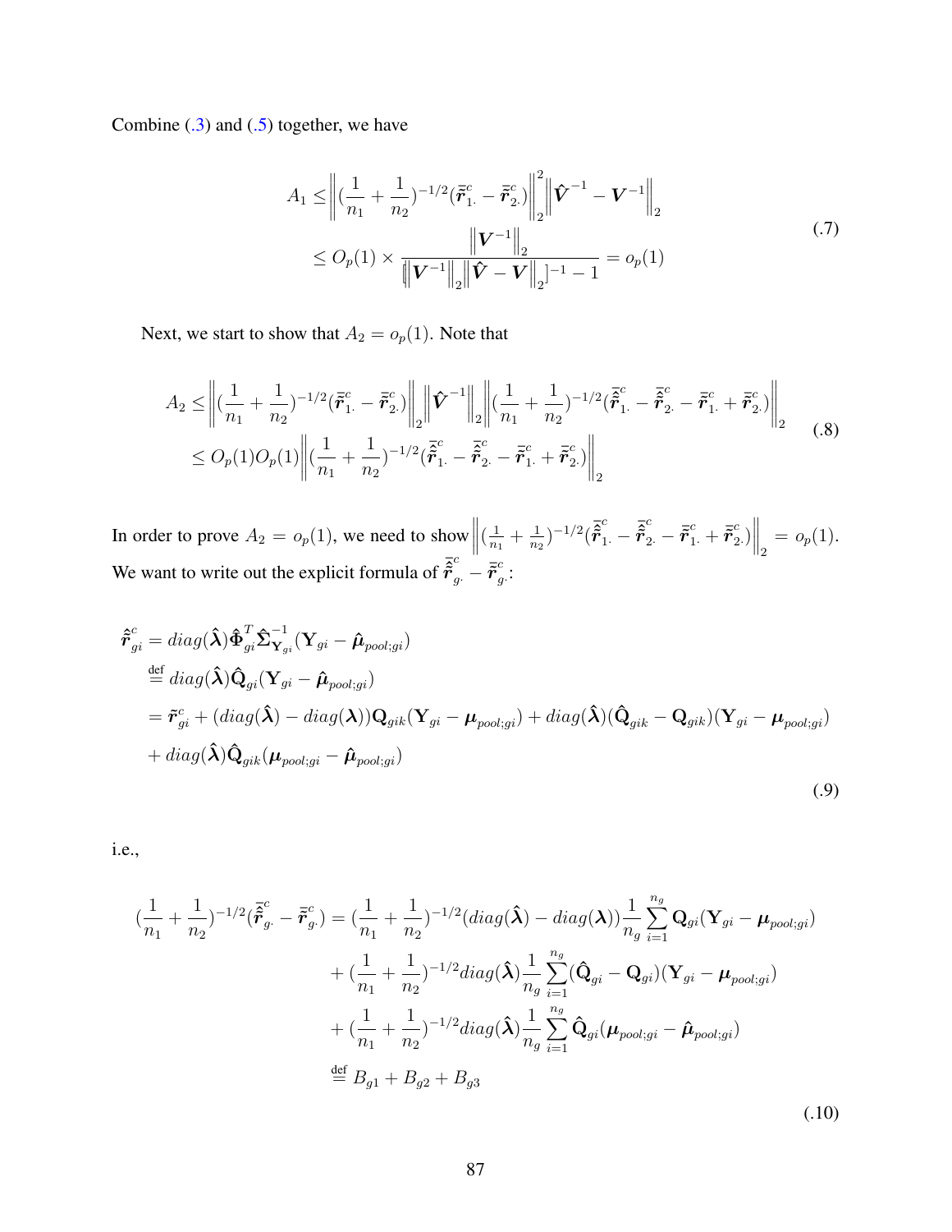Combine (.3) and (.5) together, we have

$$
\begin{aligned}
A_1 &\leq \left\| (\frac{1}{n_1} + \frac{1}{n_2})^{-1/2} (\bar{\tilde{\boldsymbol{r}}}^c_{1\cdot} - \bar{\tilde{\boldsymbol{r}}}^c_{2\cdot}) \right\|_2^2 \left\| \hat{\boldsymbol{V}}^{-1} - \boldsymbol{V}^{-1} \right\|_2 \\
&\leq O_p(1) \times \frac{\left\| \boldsymbol{V}^{-1} \right\|_2}{[\left\| \boldsymbol{V}^{-1} \right\|_2 \left\| \hat{\boldsymbol{V}} - \boldsymbol{V} \right\|_2]^{-1} - 1} = o_p(1)
\end{aligned} \tag{.7}
$$

Next, we start to show that $A_2 = o_p(1)$. Note that

$$
\begin{aligned}
A_2 &\leq \left\| (\frac{1}{n_1} + \frac{1}{n_2})^{-1/2} (\bar{\tilde{\boldsymbol{r}}}^c_{1\cdot} - \bar{\tilde{\boldsymbol{r}}}^c_{2\cdot}) \right\|_2 \left\| \hat{\boldsymbol{V}}^{-1} \right\|_2 \left\| (\frac{1}{n_1} + \frac{1}{n_2})^{-1/2} (\bar{\hat{\tilde{\boldsymbol{r}}}}^c_{1\cdot} - \bar{\hat{\tilde{\boldsymbol{r}}}}^c_{2\cdot} - \bar{\tilde{\boldsymbol{r}}}^c_{1\cdot} + \bar{\tilde{\boldsymbol{r}}}^c_{2\cdot}) \right\|_2 \\
&\leq O_p(1) O_p(1) \left\| (\frac{1}{n_1} + \frac{1}{n_2})^{-1/2} (\bar{\hat{\tilde{\boldsymbol{r}}}}^c_{1\cdot} - \bar{\hat{\tilde{\boldsymbol{r}}}}^c_{2\cdot} - \bar{\tilde{\boldsymbol{r}}}^c_{1\cdot} + \bar{\tilde{\boldsymbol{r}}}^c_{2\cdot}) \right\|_2
\end{aligned} \tag{.8}
$$

In order to prove $A_2 = o_p(1)$, we need to show $\left\| (\frac{1}{n_1} + \frac{1}{n_2})^{-1/2} (\bar{\hat{\tilde{\boldsymbol{r}}}}^c_{1\cdot} - \bar{\hat{\tilde{\boldsymbol{r}}}}^c_{2\cdot} - \bar{\tilde{\boldsymbol{r}}}^c_{1\cdot} + \bar{\tilde{\boldsymbol{r}}}^c_{2\cdot}) \right\|_2 = o_p(1)$. We want to write out the explicit formula of $\bar{\hat{\tilde{\boldsymbol{r}}}}^c_{g\cdot} - \bar{\tilde{\boldsymbol{r}}}^c_{g\cdot}$:

$$
\begin{aligned}
\hat{\tilde{\boldsymbol{r}}}^c_{gi} &= diag(\hat{\boldsymbol{\lambda}}) \hat{\boldsymbol{\Phi}}^T_{gi} \hat{\boldsymbol{\Sigma}}^{-1}_{\mathbf{Y}_{gi}} (\mathbf{Y}_{gi} - \hat{\boldsymbol{\mu}}_{pool;gi}) \\
&\overset{\text{def}}{=} diag(\hat{\boldsymbol{\lambda}}) \hat{\mathbf{Q}}_{gi} (\mathbf{Y}_{gi} - \hat{\boldsymbol{\mu}}_{pool;gi}) \\
&= \tilde{\boldsymbol{r}}^c_{gi} + (diag(\hat{\boldsymbol{\lambda}}) - diag(\boldsymbol{\lambda})) \mathbf{Q}_{gik} (\mathbf{Y}_{gi} - \boldsymbol{\mu}_{pool;gi}) + diag(\hat{\boldsymbol{\lambda}}) (\hat{\mathbf{Q}}_{gik} - \mathbf{Q}_{gik}) (\mathbf{Y}_{gi} - \boldsymbol{\mu}_{pool;gi}) \\
&\quad + diag(\hat{\boldsymbol{\lambda}}) \hat{\mathbf{Q}}_{gik} (\boldsymbol{\mu}_{pool;gi} - \hat{\boldsymbol{\mu}}_{pool;gi})
\end{aligned} \tag{.9}
$$

i.e.,

$$
\begin{aligned}
(\frac{1}{n_1} + \frac{1}{n_2})^{-1/2} (\bar{\hat{\tilde{\boldsymbol{r}}}}^c_{g\cdot} - \bar{\tilde{\boldsymbol{r}}}^c_{g\cdot}) &= (\frac{1}{n_1} + \frac{1}{n_2})^{-1/2} (diag(\hat{\boldsymbol{\lambda}}) - diag(\boldsymbol{\lambda})) \frac{1}{n_g} \sum_{i=1}^{n_g} \mathbf{Q}_{gi} (\mathbf{Y}_{gi} - \boldsymbol{\mu}_{pool;gi}) \\
&\quad + (\frac{1}{n_1} + \frac{1}{n_2})^{-1/2} diag(\hat{\boldsymbol{\lambda}}) \frac{1}{n_g} \sum_{i=1}^{n_g} (\hat{\mathbf{Q}}_{gi} - \mathbf{Q}_{gi}) (\mathbf{Y}_{gi} - \boldsymbol{\mu}_{pool;gi}) \\
&\quad + (\frac{1}{n_1} + \frac{1}{n_2})^{-1/2} diag(\hat{\boldsymbol{\lambda}}) \frac{1}{n_g} \sum_{i=1}^{n_g} \hat{\mathbf{Q}}_{gi} (\boldsymbol{\mu}_{pool;gi} - \hat{\boldsymbol{\mu}}_{pool;gi}) \\
&\overset{\text{def}}{=} B_{g1} + B_{g2} + B_{g3}
\end{aligned} \tag{.10}
$$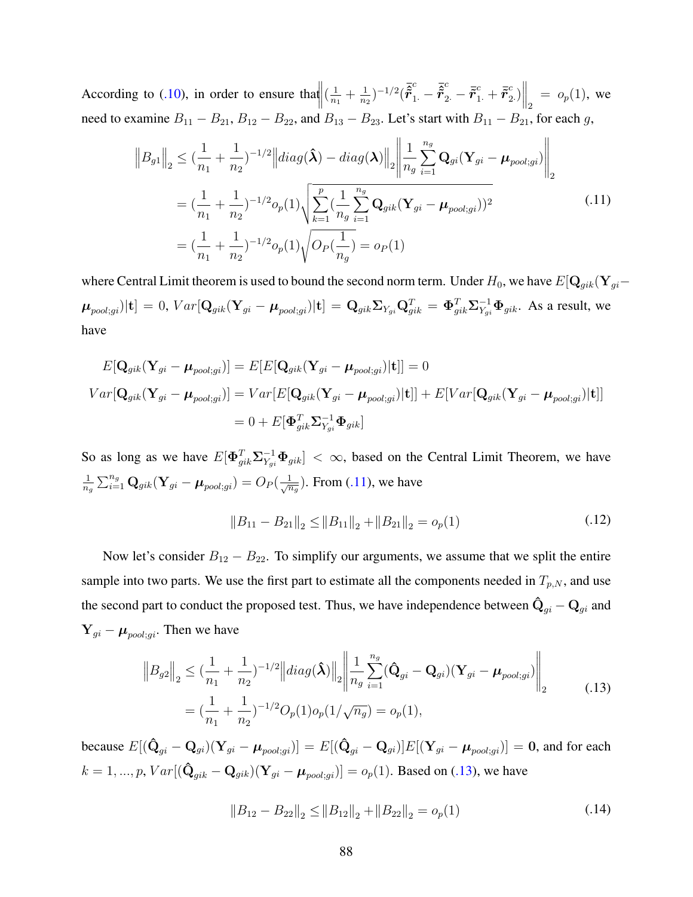According to (.10), in order to ensure that $\left\|(\frac{1}{n_1}+\frac{1}{n_2})^{-1/2}(\hat{\bar{\bar{\boldsymbol{r}}}}^c_{1\cdot}-\hat{\bar{\bar{\boldsymbol{r}}}}^c_{2\cdot}-\bar{\bar{\boldsymbol{r}}}^c_{1\cdot}+\bar{\bar{\boldsymbol{r}}}^c_{2\cdot})\right\|_2 = o_p(1)$, we need to examine $B_{11}-B_{21}$, $B_{12}-B_{22}$, and $B_{13}-B_{23}$. Let's start with $B_{11}-B_{21}$, for each $g$,

$$
\begin{aligned}
\left\|B_{g1}\right\|_2 &\leq (\frac{1}{n_1}+\frac{1}{n_2})^{-1/2}\left\|diag(\hat{\boldsymbol{\lambda}})-diag(\boldsymbol{\lambda})\right\|_2\left\|\frac{1}{n_g}\sum_{i=1}^{n_g}\mathbf{Q}_{gi}(\mathbf{Y}_{gi}-\boldsymbol{\mu}_{pool;gi})\right\|_2 \\
&= (\frac{1}{n_1}+\frac{1}{n_2})^{-1/2}o_p(1)\sqrt{\sum_{k=1}^{p}(\frac{1}{n_g}\sum_{i=1}^{n_g}\mathbf{Q}_{gik}(\mathbf{Y}_{gi}-\boldsymbol{\mu}_{pool;gi}))^2} \\
&= (\frac{1}{n_1}+\frac{1}{n_2})^{-1/2}o_p(1)\sqrt{O_P(\frac{1}{n_g})} = o_P(1)
\end{aligned}
\tag{.11}
$$

where Central Limit theorem is used to bound the second norm term. Under $H_0$, we have $E[\mathbf{Q}_{gik}(\mathbf{Y}_{gi}-\boldsymbol{\mu}_{pool;gi})|\mathbf{t}]=0$, $Var[\mathbf{Q}_{gik}(\mathbf{Y}_{gi}-\boldsymbol{\mu}_{pool;gi})|\mathbf{t}]=\mathbf{Q}_{gik}\boldsymbol{\Sigma}_{Y_{gi}}\mathbf{Q}_{gik}^T=\boldsymbol{\Phi}_{gik}^T\boldsymbol{\Sigma}_{Y_{gi}}^{-1}\boldsymbol{\Phi}_{gik}$. As a result, we have

$$
\begin{aligned}
E[\mathbf{Q}_{gik}(\mathbf{Y}_{gi}-\boldsymbol{\mu}_{pool;gi})] &= E[E[\mathbf{Q}_{gik}(\mathbf{Y}_{gi}-\boldsymbol{\mu}_{pool;gi})|\mathbf{t}]]=0 \\
Var[\mathbf{Q}_{gik}(\mathbf{Y}_{gi}-\boldsymbol{\mu}_{pool;gi})] &= Var[E[\mathbf{Q}_{gik}(\mathbf{Y}_{gi}-\boldsymbol{\mu}_{pool;gi})|\mathbf{t}]]+E[Var[\mathbf{Q}_{gik}(\mathbf{Y}_{gi}-\boldsymbol{\mu}_{pool;gi})|\mathbf{t}]] \\
&= 0+E[\boldsymbol{\Phi}_{gik}^T\boldsymbol{\Sigma}_{Y_{gi}}^{-1}\boldsymbol{\Phi}_{gik}]
\end{aligned}
$$

So as long as we have $E[\boldsymbol{\Phi}_{gik}^T\boldsymbol{\Sigma}_{Y_{gi}}^{-1}\boldsymbol{\Phi}_{gik}]<\infty$, based on the Central Limit Theorem, we have $\frac{1}{n_g}\sum_{i=1}^{n_g}\mathbf{Q}_{gik}(\mathbf{Y}_{gi}-\boldsymbol{\mu}_{pool;gi})=O_P(\frac{1}{\sqrt{n_g}})$. From (.11), we have

$$
\left\|B_{11}-B_{21}\right\|_2 \leq \left\|B_{11}\right\|_2+\left\|B_{21}\right\|_2 = o_p(1) \tag{.12}
$$

Now let's consider $B_{12}-B_{22}$. To simplify our arguments, we assume that we split the entire sample into two parts. We use the first part to estimate all the components needed in $T_{p,N}$, and use the second part to conduct the proposed test. Thus, we have independence between $\hat{\mathbf{Q}}_{gi}-\mathbf{Q}_{gi}$ and $\mathbf{Y}_{gi}-\boldsymbol{\mu}_{pool;gi}$. Then we have

$$
\begin{aligned}
\left\|B_{g2}\right\|_2 &\leq (\frac{1}{n_1}+\frac{1}{n_2})^{-1/2}\left\|diag(\hat{\boldsymbol{\lambda}})\right\|_2\left\|\frac{1}{n_g}\sum_{i=1}^{n_g}(\hat{\mathbf{Q}}_{gi}-\mathbf{Q}_{gi})(\mathbf{Y}_{gi}-\boldsymbol{\mu}_{pool;gi})\right\|_2 \\
&= (\frac{1}{n_1}+\frac{1}{n_2})^{-1/2}O_p(1)o_p(1/\sqrt{n_g}) = o_p(1),
\end{aligned}
\tag{.13}
$$

because $E[(\hat{\mathbf{Q}}_{gi}-\mathbf{Q}_{gi})(\mathbf{Y}_{gi}-\boldsymbol{\mu}_{pool;gi})]=E[(\hat{\mathbf{Q}}_{gi}-\mathbf{Q}_{gi})]E[(\mathbf{Y}_{gi}-\boldsymbol{\mu}_{pool;gi})]=\mathbf{0}$, and for each $k=1,...,p$, $Var[(\hat{\mathbf{Q}}_{gik}-\mathbf{Q}_{gik})(\mathbf{Y}_{gi}-\boldsymbol{\mu}_{pool;gi})]=o_p(1)$. Based on (.13), we have

$$
\left\|B_{12}-B_{22}\right\|_2 \leq \left\|B_{12}\right\|_2+\left\|B_{22}\right\|_2 = o_p(1) \tag{.14}
$$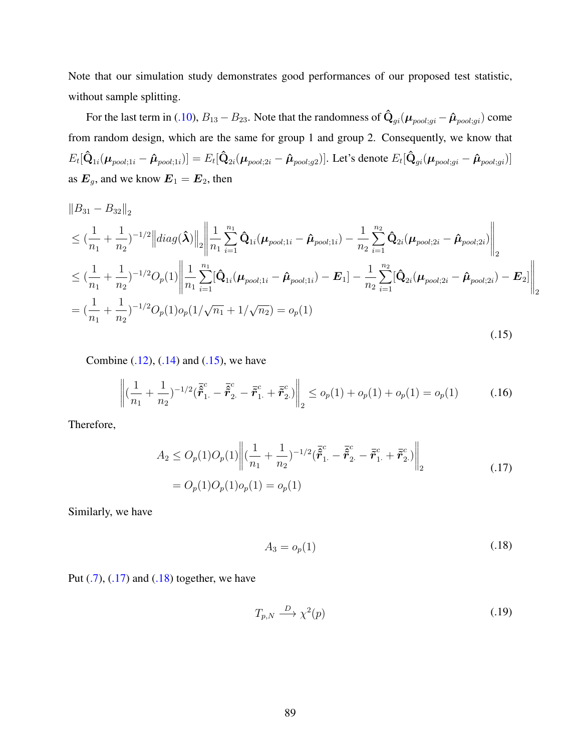Note that our simulation study demonstrates good performances of our proposed test statistic, without sample splitting.

For the last term in (.10), $B_{13} - B_{23}$. Note that the randomness of $\hat{\mathbf{Q}}_{gi}(\boldsymbol{\mu}_{pool;gi} - \hat{\boldsymbol{\mu}}_{pool;gi})$ come from random design, which are the same for group 1 and group 2. Consequently, we know that $E_t[\hat{\mathbf{Q}}_{1i}(\boldsymbol{\mu}_{pool;1i} - \hat{\boldsymbol{\mu}}_{pool;1i})] = E_t[\hat{\mathbf{Q}}_{2i}(\boldsymbol{\mu}_{pool;2i} - \hat{\boldsymbol{\mu}}_{pool;g2})]$. Let's denote $E_t[\hat{\mathbf{Q}}_{gi}(\boldsymbol{\mu}_{pool;gi} - \hat{\boldsymbol{\mu}}_{pool;gi})]$ as $\boldsymbol{E}_g$, and we know $\boldsymbol{E}_1 = \boldsymbol{E}_2$, then

$$
\begin{aligned}
&\|B_{31} - B_{32}\|_2 \\
&\leq (\frac{1}{n_1} + \frac{1}{n_2})^{-1/2} \Big\| diag(\hat{\boldsymbol{\lambda}}) \Big\|_2 \left\| \frac{1}{n_1} \sum_{i=1}^{n_1} \hat{\mathbf{Q}}_{1i}(\boldsymbol{\mu}_{pool;1i} - \hat{\boldsymbol{\mu}}_{pool;1i}) - \frac{1}{n_2} \sum_{i=1}^{n_2} \hat{\mathbf{Q}}_{2i}(\boldsymbol{\mu}_{pool;2i} - \hat{\boldsymbol{\mu}}_{pool;2i}) \right\|_2 \\
&\leq (\frac{1}{n_1} + \frac{1}{n_2})^{-1/2} O_p(1) \left\| \frac{1}{n_1} \sum_{i=1}^{n_1} [\hat{\mathbf{Q}}_{1i}(\boldsymbol{\mu}_{pool;1i} - \hat{\boldsymbol{\mu}}_{pool;1i}) - \boldsymbol{E}_1] - \frac{1}{n_2} \sum_{i=1}^{n_2} [\hat{\mathbf{Q}}_{2i}(\boldsymbol{\mu}_{pool;2i} - \hat{\boldsymbol{\mu}}_{pool;2i}) - \boldsymbol{E}_2] \right\|_2 \\
&= (\frac{1}{n_1} + \frac{1}{n_2})^{-1/2} O_p(1) o_p(1/\sqrt{n_1} + 1/\sqrt{n_2}) = o_p(1)
\end{aligned}
\tag{.15}
$$

Combine (.12), (.14) and (.15), we have

$$
\left\| (\frac{1}{n_1} + \frac{1}{n_2})^{-1/2} (\bar{\hat{\boldsymbol{r}}}^c_{1.} - \bar{\hat{\boldsymbol{r}}}^c_{2.} - \bar{\boldsymbol{r}}^c_{1.} + \bar{\boldsymbol{r}}^c_{2.}) \right\|_2 \leq o_p(1) + o_p(1) + o_p(1) = o_p(1) \tag{.16}
$$

Therefore,

$$
\begin{aligned}
A_2 &\leq O_p(1) O_p(1) \left\| (\frac{1}{n_1} + \frac{1}{n_2})^{-1/2} (\bar{\hat{\boldsymbol{r}}}^c_{1.} - \bar{\hat{\boldsymbol{r}}}^c_{2.} - \bar{\boldsymbol{r}}^c_{1.} + \bar{\boldsymbol{r}}^c_{2.}) \right\|_2 \\
&= O_p(1) O_p(1) o_p(1) = o_p(1)
\end{aligned}
\tag{.17}
$$

Similarly, we have

$$
A_3 = o_p(1) \tag{.18}
$$

Put (.7), (.17) and (.18) together, we have

$$
T_{p,N} \xrightarrow{D} \chi^2(p) \tag{.19}
$$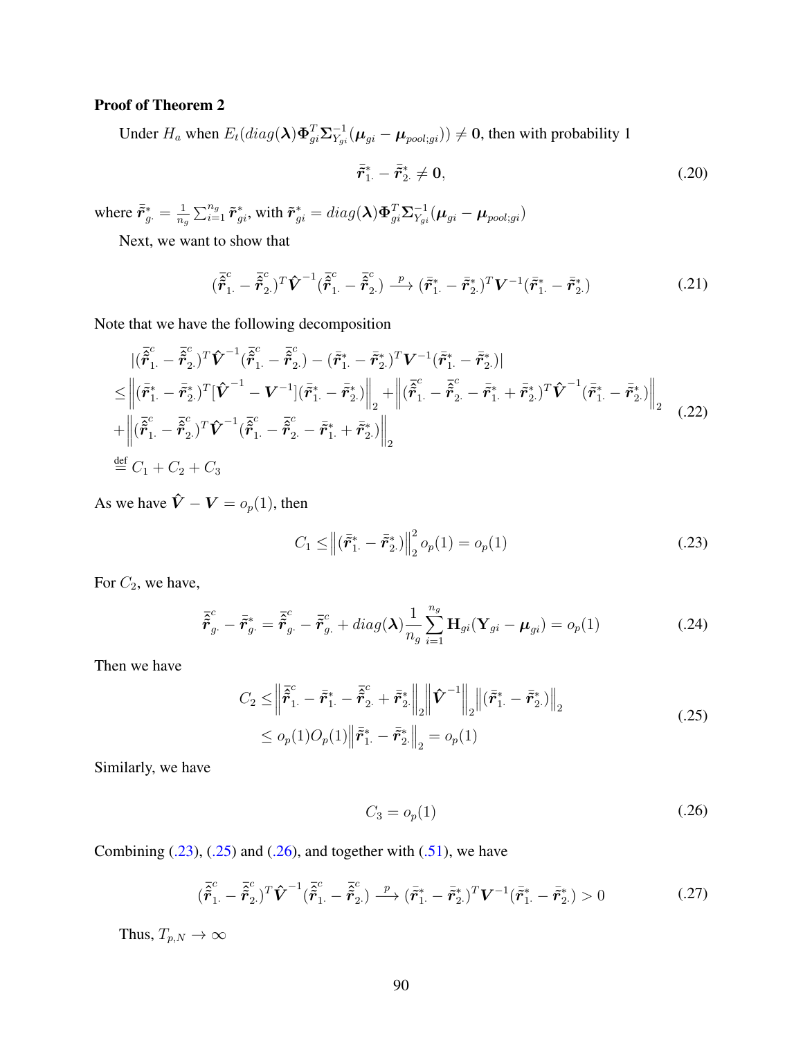**Proof of Theorem 2**

Under $H_a$ when $E_t(diag(\boldsymbol{\lambda})\boldsymbol{\Phi}_{gi}^T\boldsymbol{\Sigma}_{Y_{gi}}^{-1}(\boldsymbol{\mu}_{gi} - \boldsymbol{\mu}_{pool;gi})) \neq \mathbf{0}$, then with probability 1

$$\bar{\tilde{\boldsymbol{r}}}_{1\cdot}^{*} - \bar{\tilde{\boldsymbol{r}}}_{2\cdot}^{*} \neq \mathbf{0}, \tag{.20}$$

where $\bar{\tilde{\boldsymbol{r}}}_{g\cdot}^{*} = \frac{1}{n_g}\sum_{i=1}^{n_g}\tilde{\boldsymbol{r}}_{gi}^{*}$, with $\tilde{\boldsymbol{r}}_{gi}^{*} = diag(\boldsymbol{\lambda})\boldsymbol{\Phi}_{gi}^T\boldsymbol{\Sigma}_{Y_{gi}}^{-1}(\boldsymbol{\mu}_{gi} - \boldsymbol{\mu}_{pool;gi})$

Next, we want to show that

$$(\bar{\hat{\tilde{\boldsymbol{r}}}}_{1\cdot}^{c} - \bar{\hat{\tilde{\boldsymbol{r}}}}_{2\cdot}^{c})^T\hat{\boldsymbol{V}}^{-1}(\bar{\hat{\tilde{\boldsymbol{r}}}}_{1\cdot}^{c} - \bar{\hat{\tilde{\boldsymbol{r}}}}_{2\cdot}^{c}) \xrightarrow{p} (\bar{\tilde{\boldsymbol{r}}}_{1\cdot}^{*} - \bar{\tilde{\boldsymbol{r}}}_{2\cdot}^{*})^T\boldsymbol{V}^{-1}(\bar{\tilde{\boldsymbol{r}}}_{1\cdot}^{*} - \bar{\tilde{\boldsymbol{r}}}_{2\cdot}^{*}) \tag{.21}$$

Note that we have the following decomposition

$$\begin{aligned}
&|(\bar{\hat{\tilde{\boldsymbol{r}}}}_{1\cdot}^{c} - \bar{\hat{\tilde{\boldsymbol{r}}}}_{2\cdot}^{c})^T\hat{\boldsymbol{V}}^{-1}(\bar{\hat{\tilde{\boldsymbol{r}}}}_{1\cdot}^{c} - \bar{\hat{\tilde{\boldsymbol{r}}}}_{2\cdot}^{c}) - (\bar{\tilde{\boldsymbol{r}}}_{1\cdot}^{*} - \bar{\tilde{\boldsymbol{r}}}_{2\cdot}^{*})^T\boldsymbol{V}^{-1}(\bar{\tilde{\boldsymbol{r}}}_{1\cdot}^{*} - \bar{\tilde{\boldsymbol{r}}}_{2\cdot}^{*})| \\
\leq &\left\|(\bar{\tilde{\boldsymbol{r}}}_{1\cdot}^{*} - \bar{\tilde{\boldsymbol{r}}}_{2\cdot}^{*})^T[\hat{\boldsymbol{V}}^{-1} - \boldsymbol{V}^{-1}](\bar{\tilde{\boldsymbol{r}}}_{1\cdot}^{*} - \bar{\tilde{\boldsymbol{r}}}_{2\cdot}^{*})\right\|_2 + \left\|(\bar{\hat{\tilde{\boldsymbol{r}}}}_{1\cdot}^{c} - \bar{\hat{\tilde{\boldsymbol{r}}}}_{2\cdot}^{c} - \bar{\tilde{\boldsymbol{r}}}_{1\cdot}^{*} + \bar{\tilde{\boldsymbol{r}}}_{2\cdot}^{*})^T\hat{\boldsymbol{V}}^{-1}(\bar{\tilde{\boldsymbol{r}}}_{1\cdot}^{*} - \bar{\tilde{\boldsymbol{r}}}_{2\cdot}^{*})\right\|_2 \\
+ &\left\|(\bar{\hat{\tilde{\boldsymbol{r}}}}_{1\cdot}^{c} - \bar{\hat{\tilde{\boldsymbol{r}}}}_{2\cdot}^{c})^T\hat{\boldsymbol{V}}^{-1}(\bar{\hat{\tilde{\boldsymbol{r}}}}_{1\cdot}^{c} - \bar{\hat{\tilde{\boldsymbol{r}}}}_{2\cdot}^{c} - \bar{\tilde{\boldsymbol{r}}}_{1\cdot}^{*} + \bar{\tilde{\boldsymbol{r}}}_{2\cdot}^{*})\right\|_2 \\
\stackrel{\text{def}}{=} &\, C_1 + C_2 + C_3
\end{aligned} \tag{.22}$$

As we have $\hat{\boldsymbol{V}} - \boldsymbol{V} = o_p(1)$, then

$$C_1 \leq \left\|(\bar{\tilde{\boldsymbol{r}}}_{1\cdot}^{*} - \bar{\tilde{\boldsymbol{r}}}_{2\cdot}^{*})\right\|_2^2 o_p(1) = o_p(1) \tag{.23}$$

For $C_2$, we have,

$$\bar{\hat{\tilde{\boldsymbol{r}}}}_{g\cdot}^{c} - \bar{\tilde{\boldsymbol{r}}}_{g\cdot}^{*} = \bar{\hat{\tilde{\boldsymbol{r}}}}_{g\cdot}^{c} - \bar{\tilde{\boldsymbol{r}}}_{g\cdot}^{c} + diag(\boldsymbol{\lambda})\frac{1}{n_g}\sum_{i=1}^{n_g}\mathbf{H}_{gi}(\mathbf{Y}_{gi} - \boldsymbol{\mu}_{gi}) = o_p(1) \tag{.24}$$

Then we have

$$\begin{aligned}
C_2 &\leq \left\|\bar{\hat{\tilde{\boldsymbol{r}}}}_{1\cdot}^{c} - \bar{\tilde{\boldsymbol{r}}}_{1\cdot}^{*} - \bar{\hat{\tilde{\boldsymbol{r}}}}_{2\cdot}^{c} + \bar{\tilde{\boldsymbol{r}}}_{2\cdot}^{*}\right\|_2 \left\|\hat{\boldsymbol{V}}^{-1}\right\|_2 \left\|(\bar{\tilde{\boldsymbol{r}}}_{1\cdot}^{*} - \bar{\tilde{\boldsymbol{r}}}_{2\cdot}^{*})\right\|_2 \\
&\leq o_p(1)O_p(1)\left\|\bar{\tilde{\boldsymbol{r}}}_{1\cdot}^{*} - \bar{\tilde{\boldsymbol{r}}}_{2\cdot}^{*}\right\|_2 = o_p(1)
\end{aligned} \tag{.25}$$

Similarly, we have

$$C_3 = o_p(1) \tag{.26}$$

Combining (.23), (.25) and (.26), and together with (.51), we have

$$(\bar{\hat{\tilde{\boldsymbol{r}}}}_{1\cdot}^{c} - \bar{\hat{\tilde{\boldsymbol{r}}}}_{2\cdot}^{c})^T\hat{\boldsymbol{V}}^{-1}(\bar{\hat{\tilde{\boldsymbol{r}}}}_{1\cdot}^{c} - \bar{\hat{\tilde{\boldsymbol{r}}}}_{2\cdot}^{c}) \xrightarrow{p} (\bar{\tilde{\boldsymbol{r}}}_{1\cdot}^{*} - \bar{\tilde{\boldsymbol{r}}}_{2\cdot}^{*})^T\boldsymbol{V}^{-1}(\bar{\tilde{\boldsymbol{r}}}_{1\cdot}^{*} - \bar{\tilde{\boldsymbol{r}}}_{2\cdot}^{*}) > 0 \tag{.27}$$

Thus, $T_{p,N} \to \infty$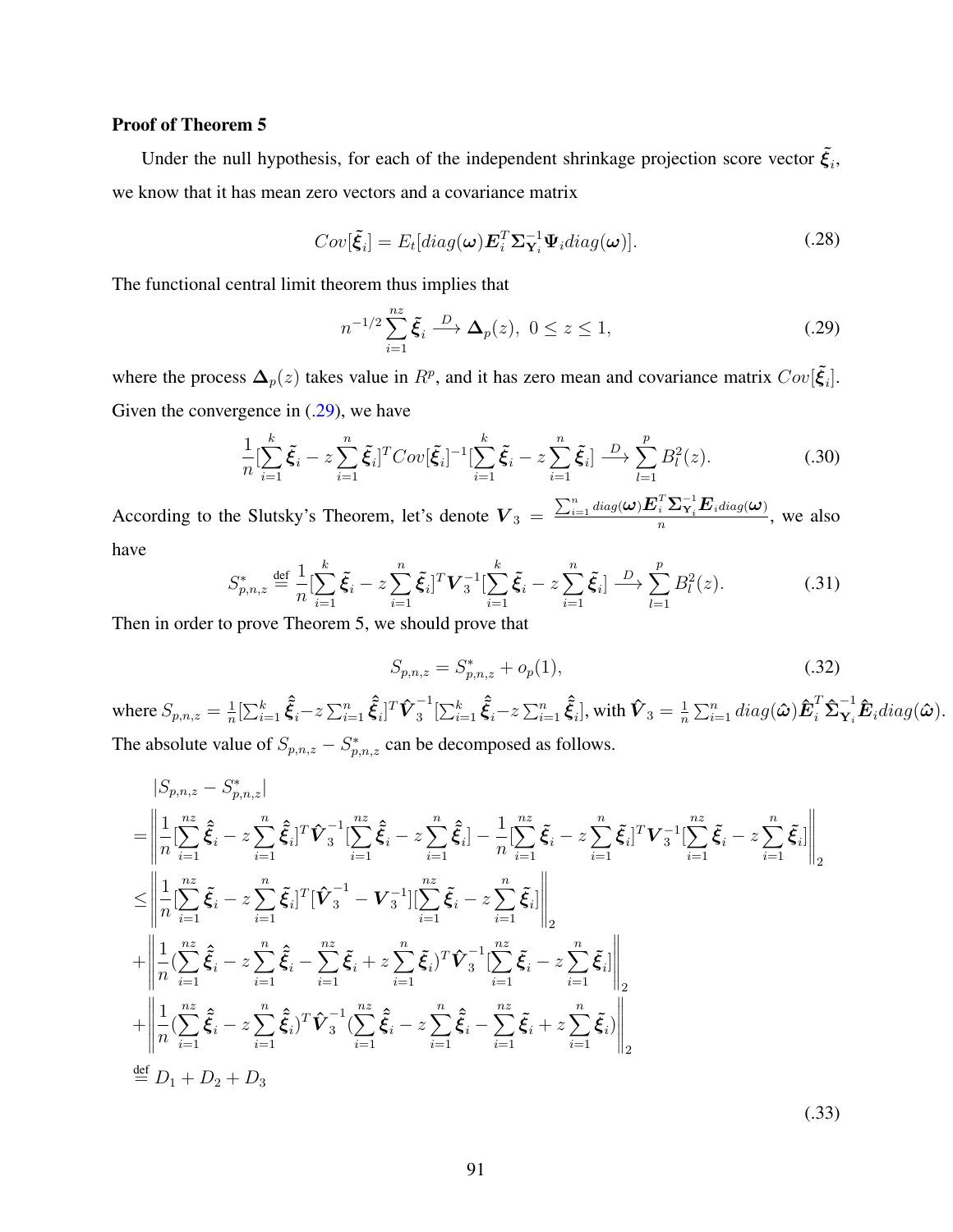**Proof of Theorem 5**

Under the null hypothesis, for each of the independent shrinkage projection score vector $\tilde{\boldsymbol{\xi}}_i$, we know that it has mean zero vectors and a covariance matrix

$$Cov[\tilde{\boldsymbol{\xi}}_i] = E_t[diag(\boldsymbol{\omega})\boldsymbol{E}_i^T\boldsymbol{\Sigma}_{\mathbf{Y}_i}^{-1}\boldsymbol{\Psi}_i diag(\boldsymbol{\omega})]. \tag{.28}$$

The functional central limit theorem thus implies that

$$n^{-1/2}\sum_{i=1}^{nz}\tilde{\boldsymbol{\xi}}_i \xrightarrow{D} \boldsymbol{\Delta}_p(z),\ 0 \le z \le 1, \tag{.29}$$

where the process $\boldsymbol{\Delta}_p(z)$ takes value in $R^p$, and it has zero mean and covariance matrix $Cov[\tilde{\boldsymbol{\xi}}_i]$. Given the convergence in (.29), we have

$$\frac{1}{n}[\sum_{i=1}^{k}\tilde{\boldsymbol{\xi}}_i - z\sum_{i=1}^{n}\tilde{\boldsymbol{\xi}}_i]^T Cov[\tilde{\boldsymbol{\xi}}_i]^{-1}[\sum_{i=1}^{k}\tilde{\boldsymbol{\xi}}_i - z\sum_{i=1}^{n}\tilde{\boldsymbol{\xi}}_i] \xrightarrow{D} \sum_{l=1}^{p}B_l^2(z). \tag{.30}$$

According to the Slutsky's Theorem, let's denote $\boldsymbol{V}_3 = \frac{\sum_{i=1}^{n} diag(\boldsymbol{\omega})\boldsymbol{E}_i^T\boldsymbol{\Sigma}_{\mathbf{Y}_i}^{-1}\boldsymbol{E}_i diag(\boldsymbol{\omega})}{n}$, we also have

$$S_{p,n,z}^* \stackrel{\text{def}}{=} \frac{1}{n}[\sum_{i=1}^{k}\tilde{\boldsymbol{\xi}}_i - z\sum_{i=1}^{n}\tilde{\boldsymbol{\xi}}_i]^T \boldsymbol{V}_3^{-1}[\sum_{i=1}^{k}\tilde{\boldsymbol{\xi}}_i - z\sum_{i=1}^{n}\tilde{\boldsymbol{\xi}}_i] \xrightarrow{D} \sum_{l=1}^{p}B_l^2(z). \tag{.31}$$

Then in order to prove Theorem 5, we should prove that

$$S_{p,n,z} = S_{p,n,z}^* + o_p(1), \tag{.32}$$

where $S_{p,n,z} = \frac{1}{n}[\sum_{i=1}^{k}\hat{\tilde{\boldsymbol{\xi}}}_i - z\sum_{i=1}^{n}\hat{\tilde{\boldsymbol{\xi}}}_i]^T\hat{\boldsymbol{V}}_3^{-1}[\sum_{i=1}^{k}\hat{\tilde{\boldsymbol{\xi}}}_i - z\sum_{i=1}^{n}\hat{\tilde{\boldsymbol{\xi}}}_i]$, with $\hat{\boldsymbol{V}}_3 = \frac{1}{n}\sum_{i=1}^{n} diag(\hat{\boldsymbol{\omega}})\hat{\boldsymbol{E}}_i^T\hat{\boldsymbol{\Sigma}}_{\mathbf{Y}_i}^{-1}\hat{\boldsymbol{E}}_i diag(\hat{\boldsymbol{\omega}})$. The absolute value of $S_{p,n,z} - S_{p,n,z}^*$ can be decomposed as follows.

$$\begin{aligned}
&|S_{p,n,z} - S_{p,n,z}^*| \\
=&\left\| \frac{1}{n}[\sum_{i=1}^{nz}\hat{\tilde{\boldsymbol{\xi}}}_i - z\sum_{i=1}^{n}\hat{\tilde{\boldsymbol{\xi}}}_i]^T\hat{\boldsymbol{V}}_3^{-1}[\sum_{i=1}^{nz}\hat{\tilde{\boldsymbol{\xi}}}_i - z\sum_{i=1}^{n}\hat{\tilde{\boldsymbol{\xi}}}_i] - \frac{1}{n}[\sum_{i=1}^{nz}\tilde{\boldsymbol{\xi}}_i - z\sum_{i=1}^{n}\tilde{\boldsymbol{\xi}}_i]^T\boldsymbol{V}_3^{-1}[\sum_{i=1}^{nz}\tilde{\boldsymbol{\xi}}_i - z\sum_{i=1}^{n}\tilde{\boldsymbol{\xi}}_i] \right\|_2 \\
\le&\left\| \frac{1}{n}[\sum_{i=1}^{nz}\tilde{\boldsymbol{\xi}}_i - z\sum_{i=1}^{n}\tilde{\boldsymbol{\xi}}_i]^T[\hat{\boldsymbol{V}}_3^{-1} - \boldsymbol{V}_3^{-1}][\sum_{i=1}^{nz}\tilde{\boldsymbol{\xi}}_i - z\sum_{i=1}^{n}\tilde{\boldsymbol{\xi}}_i] \right\|_2 \\
+&\left\| \frac{1}{n}(\sum_{i=1}^{nz}\hat{\tilde{\boldsymbol{\xi}}}_i - z\sum_{i=1}^{n}\hat{\tilde{\boldsymbol{\xi}}}_i - \sum_{i=1}^{nz}\tilde{\boldsymbol{\xi}}_i + z\sum_{i=1}^{n}\tilde{\boldsymbol{\xi}}_i)^T\hat{\boldsymbol{V}}_3^{-1}[\sum_{i=1}^{nz}\tilde{\boldsymbol{\xi}}_i - z\sum_{i=1}^{n}\tilde{\boldsymbol{\xi}}_i] \right\|_2 \\
+&\left\| \frac{1}{n}(\sum_{i=1}^{nz}\hat{\tilde{\boldsymbol{\xi}}}_i - z\sum_{i=1}^{n}\hat{\tilde{\boldsymbol{\xi}}}_i)^T\hat{\boldsymbol{V}}_3^{-1}(\sum_{i=1}^{nz}\hat{\tilde{\boldsymbol{\xi}}}_i - z\sum_{i=1}^{n}\hat{\tilde{\boldsymbol{\xi}}}_i - \sum_{i=1}^{nz}\tilde{\boldsymbol{\xi}}_i + z\sum_{i=1}^{n}\tilde{\boldsymbol{\xi}}_i) \right\|_2 \\
\stackrel{\text{def}}{=}& D_1 + D_2 + D_3
\end{aligned} \tag{.33}$$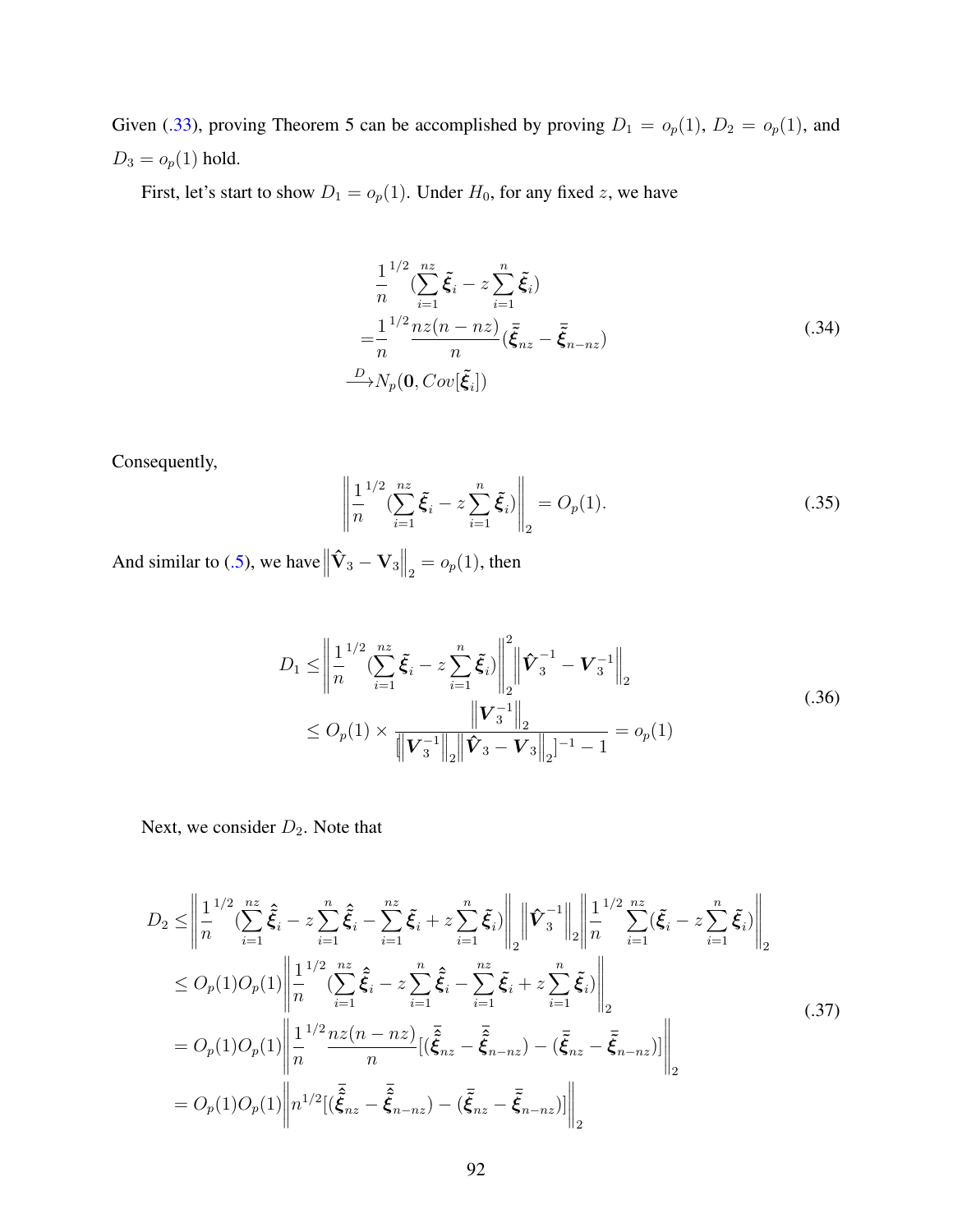Given (.33), proving Theorem 5 can be accomplished by proving $D_1 = o_p(1)$, $D_2 = o_p(1)$, and $D_3 = o_p(1)$ hold.

First, let's start to show $D_1 = o_p(1)$. Under $H_0$, for any fixed $z$, we have

$$
\begin{aligned}
&\frac{1}{n}^{1/2}(\sum_{i=1}^{nz}\tilde{\boldsymbol{\xi}}_i - z\sum_{i=1}^{n}\tilde{\boldsymbol{\xi}}_i) \\
=&\frac{1}{n}^{1/2}\frac{nz(n-nz)}{n}(\bar{\tilde{\boldsymbol{\xi}}}_{nz} - \bar{\tilde{\boldsymbol{\xi}}}_{n-nz}) \\
\xrightarrow{D}& N_p(\mathbf{0}, Cov[\tilde{\boldsymbol{\xi}}_i])
\end{aligned} \tag{.34}
$$

Consequently,

$$
\left\| \frac{1}{n}^{1/2}(\sum_{i=1}^{nz}\tilde{\boldsymbol{\xi}}_i - z\sum_{i=1}^{n}\tilde{\boldsymbol{\xi}}_i) \right\|_2 = O_p(1). \tag{.35}
$$

And similar to (.5), we have $\left\|\hat{\mathbf{V}}_3 - \mathbf{V}_3\right\|_2 = o_p(1)$, then

$$
\begin{aligned}
D_1 \leq& \left\| \frac{1}{n}^{1/2}(\sum_{i=1}^{nz}\tilde{\boldsymbol{\xi}}_i - z\sum_{i=1}^{n}\tilde{\boldsymbol{\xi}}_i) \right\|_2^2 \left\| \hat{\boldsymbol{V}}_3^{-1} - \boldsymbol{V}_3^{-1} \right\|_2 \\
\leq& O_p(1) \times \frac{\left\|\boldsymbol{V}_3^{-1}\right\|_2}{[\left\|\boldsymbol{V}_3^{-1}\right\|_2 \left\|\hat{\boldsymbol{V}}_3 - \boldsymbol{V}_3\right\|_2]^{-1} - 1} = o_p(1)
\end{aligned} \tag{.36}
$$

Next, we consider $D_2$. Note that

$$
\begin{aligned}
D_2 \leq& \left\| \frac{1}{n}^{1/2}(\sum_{i=1}^{nz}\hat{\tilde{\boldsymbol{\xi}}}_i - z\sum_{i=1}^{n}\hat{\tilde{\boldsymbol{\xi}}}_i - \sum_{i=1}^{nz}\tilde{\boldsymbol{\xi}}_i + z\sum_{i=1}^{n}\tilde{\boldsymbol{\xi}}_i) \right\|_2 \left\| \hat{\boldsymbol{V}}_3^{-1} \right\|_2 \left\| \frac{1}{n}^{1/2}\sum_{i=1}^{nz}(\tilde{\boldsymbol{\xi}}_i - z\sum_{i=1}^{n}\tilde{\boldsymbol{\xi}}_i) \right\|_2 \\
\leq& O_p(1)O_p(1)\left\| \frac{1}{n}^{1/2}(\sum_{i=1}^{nz}\hat{\tilde{\boldsymbol{\xi}}}_i - z\sum_{i=1}^{n}\hat{\tilde{\boldsymbol{\xi}}}_i - \sum_{i=1}^{nz}\tilde{\boldsymbol{\xi}}_i + z\sum_{i=1}^{n}\tilde{\boldsymbol{\xi}}_i) \right\|_2 \\
=& O_p(1)O_p(1)\left\| \frac{1}{n}^{1/2}\frac{nz(n-nz)}{n}[(\bar{\hat{\tilde{\boldsymbol{\xi}}}}_{nz} - \bar{\hat{\tilde{\boldsymbol{\xi}}}}_{n-nz}) - (\bar{\tilde{\boldsymbol{\xi}}}_{nz} - \bar{\tilde{\boldsymbol{\xi}}}_{n-nz})] \right\|_2 \\
=& O_p(1)O_p(1)\left\| n^{1/2}[(\bar{\hat{\tilde{\boldsymbol{\xi}}}}_{nz} - \bar{\hat{\tilde{\boldsymbol{\xi}}}}_{n-nz}) - (\bar{\tilde{\boldsymbol{\xi}}}_{nz} - \bar{\tilde{\boldsymbol{\xi}}}_{n-nz})] \right\|_2
\end{aligned} \tag{.37}
$$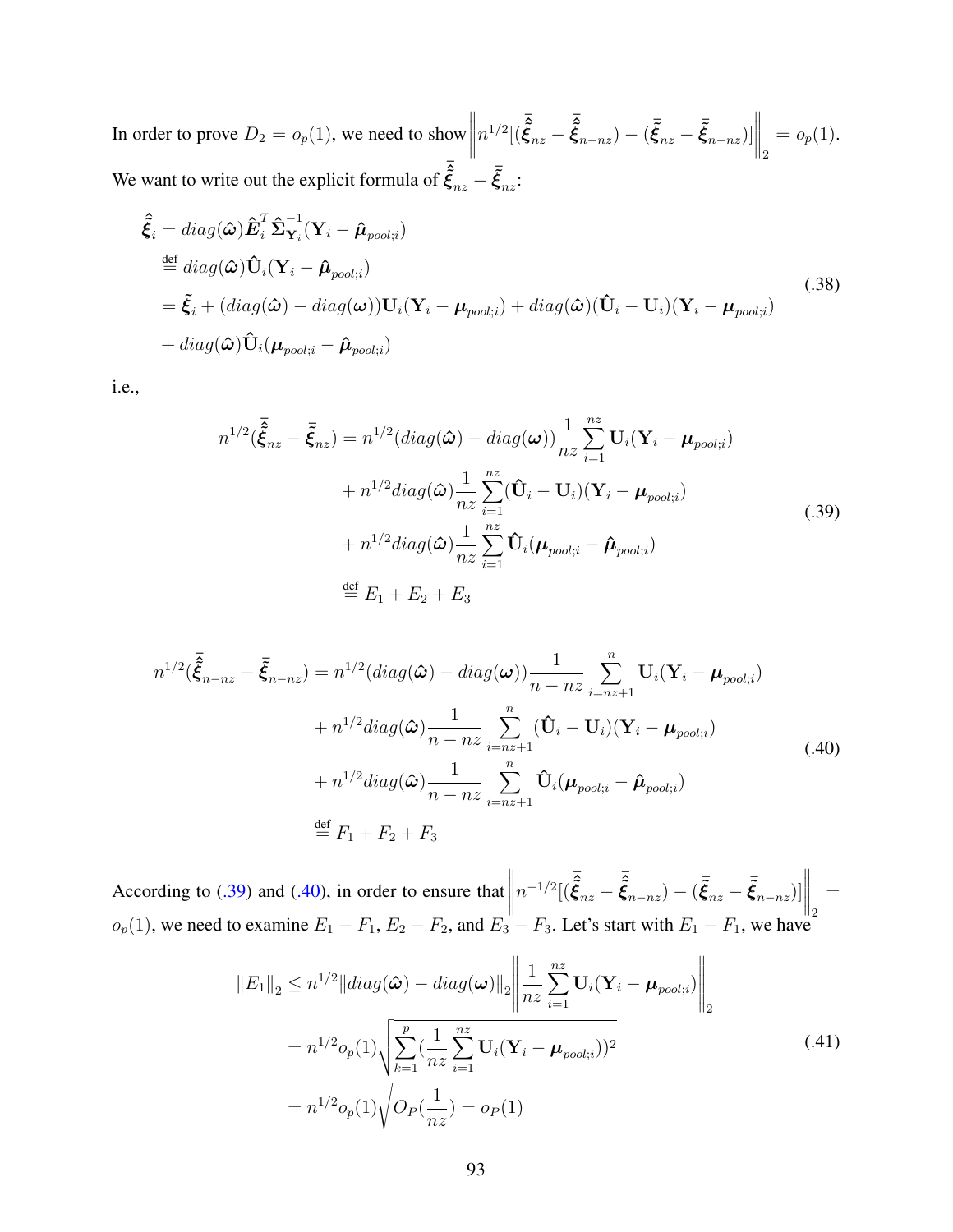In order to prove $D_2 = o_p(1)$, we need to show $\left\| n^{1/2}[(\bar{\hat{\tilde{\boldsymbol{\xi}}}}_{nz} - \bar{\hat{\tilde{\boldsymbol{\xi}}}}_{n-nz}) - (\bar{\tilde{\boldsymbol{\xi}}}_{nz} - \bar{\tilde{\boldsymbol{\xi}}}_{n-nz})] \right\|_2 = o_p(1)$. We want to write out the explicit formula of $\bar{\hat{\tilde{\boldsymbol{\xi}}}}_{nz} - \bar{\tilde{\boldsymbol{\xi}}}_{nz}$:

$$
\begin{aligned}
\hat{\tilde{\boldsymbol{\xi}}}_i &= diag(\hat{\boldsymbol{\omega}})\hat{\boldsymbol{E}}_i^T \hat{\boldsymbol{\Sigma}}_{\mathbf{Y}_i}^{-1}(\mathbf{Y}_i - \hat{\boldsymbol{\mu}}_{pool;i}) \\
&\stackrel{\text{def}}{=} diag(\hat{\boldsymbol{\omega}})\hat{\mathbf{U}}_i(\mathbf{Y}_i - \hat{\boldsymbol{\mu}}_{pool;i}) \\
&= \tilde{\boldsymbol{\xi}}_i + (diag(\hat{\boldsymbol{\omega}}) - diag(\boldsymbol{\omega}))\mathbf{U}_i(\mathbf{Y}_i - \boldsymbol{\mu}_{pool;i}) + diag(\hat{\boldsymbol{\omega}})(\hat{\mathbf{U}}_i - \mathbf{U}_i)(\mathbf{Y}_i - \boldsymbol{\mu}_{pool;i}) \\
&\quad + diag(\hat{\boldsymbol{\omega}})\hat{\mathbf{U}}_i(\boldsymbol{\mu}_{pool;i} - \hat{\boldsymbol{\mu}}_{pool;i})
\end{aligned} \tag{.38}
$$

i.e.,

$$
\begin{aligned}
n^{1/2}(\bar{\hat{\tilde{\boldsymbol{\xi}}}}_{nz} - \bar{\tilde{\boldsymbol{\xi}}}_{nz}) &= n^{1/2}(diag(\hat{\boldsymbol{\omega}}) - diag(\boldsymbol{\omega}))\frac{1}{nz}\sum_{i=1}^{nz}\mathbf{U}_i(\mathbf{Y}_i - \boldsymbol{\mu}_{pool;i}) \\
&\quad + n^{1/2}diag(\hat{\boldsymbol{\omega}})\frac{1}{nz}\sum_{i=1}^{nz}(\hat{\mathbf{U}}_i - \mathbf{U}_i)(\mathbf{Y}_i - \boldsymbol{\mu}_{pool;i}) \\
&\quad + n^{1/2}diag(\hat{\boldsymbol{\omega}})\frac{1}{nz}\sum_{i=1}^{nz}\hat{\mathbf{U}}_i(\boldsymbol{\mu}_{pool;i} - \hat{\boldsymbol{\mu}}_{pool;i}) \\
&\stackrel{\text{def}}{=} E_1 + E_2 + E_3
\end{aligned} \tag{.39}
$$

$$
\begin{aligned}
n^{1/2}(\bar{\hat{\tilde{\boldsymbol{\xi}}}}_{n-nz} - \bar{\tilde{\boldsymbol{\xi}}}_{n-nz}) &= n^{1/2}(diag(\hat{\boldsymbol{\omega}}) - diag(\boldsymbol{\omega}))\frac{1}{n-nz}\sum_{i=nz+1}^{n}\mathbf{U}_i(\mathbf{Y}_i - \boldsymbol{\mu}_{pool;i}) \\
&\quad + n^{1/2}diag(\hat{\boldsymbol{\omega}})\frac{1}{n-nz}\sum_{i=nz+1}^{n}(\hat{\mathbf{U}}_i - \mathbf{U}_i)(\mathbf{Y}_i - \boldsymbol{\mu}_{pool;i}) \\
&\quad + n^{1/2}diag(\hat{\boldsymbol{\omega}})\frac{1}{n-nz}\sum_{i=nz+1}^{n}\hat{\mathbf{U}}_i(\boldsymbol{\mu}_{pool;i} - \hat{\boldsymbol{\mu}}_{pool;i}) \\
&\stackrel{\text{def}}{=} F_1 + F_2 + F_3
\end{aligned} \tag{.40}
$$

According to (.39) and (.40), in order to ensure that $\left\| n^{-1/2}[(\bar{\hat{\tilde{\boldsymbol{\xi}}}}_{nz} - \bar{\hat{\tilde{\boldsymbol{\xi}}}}_{n-nz}) - (\bar{\tilde{\boldsymbol{\xi}}}_{nz} - \bar{\tilde{\boldsymbol{\xi}}}_{n-nz})] \right\|_2 = o_p(1)$, we need to examine $E_1 - F_1$, $E_2 - F_2$, and $E_3 - F_3$. Let's start with $E_1 - F_1$, we have

$$
\begin{aligned}
\|E_1\|_2 &\leq n^{1/2}\|diag(\hat{\boldsymbol{\omega}}) - diag(\boldsymbol{\omega})\|_2 \left\| \frac{1}{nz}\sum_{i=1}^{nz}\mathbf{U}_i(\mathbf{Y}_i - \boldsymbol{\mu}_{pool;i}) \right\|_2 \\
&= n^{1/2}o_p(1)\sqrt{\sum_{k=1}^{p}\left(\frac{1}{nz}\sum_{i=1}^{nz}\mathbf{U}_i(\mathbf{Y}_i - \boldsymbol{\mu}_{pool;i})\right)^2} \\
&= n^{1/2}o_p(1)\sqrt{O_P\left(\frac{1}{nz}\right)} = o_P(1)
\end{aligned} \tag{.41}
$$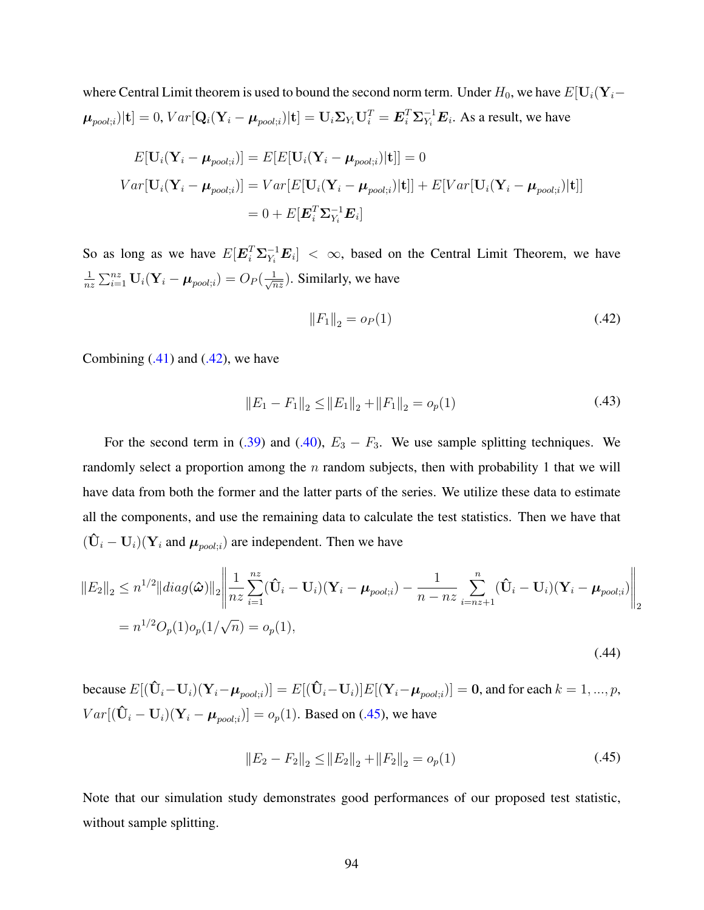where Central Limit theorem is used to bound the second norm term. Under $H_0$, we have $E[\mathbf{U}_i(\mathbf{Y}_i - \boldsymbol{\mu}_{pool;i})|\mathbf{t}] = 0$, $Var[\mathbf{Q}_i(\mathbf{Y}_i - \boldsymbol{\mu}_{pool;i})|\mathbf{t}] = \mathbf{U}_i\boldsymbol{\Sigma}_{Y_i}\mathbf{U}_i^T = \boldsymbol{E}_i^T\boldsymbol{\Sigma}_{Y_i}^{-1}\boldsymbol{E}_i$. As a result, we have

$$
\begin{aligned}
E[\mathbf{U}_i(\mathbf{Y}_i - \boldsymbol{\mu}_{pool;i})] &= E[E[\mathbf{U}_i(\mathbf{Y}_i - \boldsymbol{\mu}_{pool;i})|\mathbf{t}]] = 0 \\
Var[\mathbf{U}_i(\mathbf{Y}_i - \boldsymbol{\mu}_{pool;i})] &= Var[E[\mathbf{U}_i(\mathbf{Y}_i - \boldsymbol{\mu}_{pool;i})|\mathbf{t}]] + E[Var[\mathbf{U}_i(\mathbf{Y}_i - \boldsymbol{\mu}_{pool;i})|\mathbf{t}]] \\
&= 0 + E[\boldsymbol{E}_i^T\boldsymbol{\Sigma}_{Y_i}^{-1}\boldsymbol{E}_i]
\end{aligned}
$$

So as long as we have $E[\boldsymbol{E}_i^T\boldsymbol{\Sigma}_{Y_i}^{-1}\boldsymbol{E}_i] < \infty$, based on the Central Limit Theorem, we have $\frac{1}{nz}\sum_{i=1}^{nz}\mathbf{U}_i(\mathbf{Y}_i - \boldsymbol{\mu}_{pool;i}) = O_P(\frac{1}{\sqrt{nz}})$. Similarly, we have

$$
\|F_1\|_2 = o_P(1) \tag{.42}
$$

Combining (.41) and (.42), we have

$$
\|E_1 - F_1\|_2 \leq \|E_1\|_2 + \|F_1\|_2 = o_p(1) \tag{.43}
$$

For the second term in (.39) and (.40), $E_3 - F_3$. We use sample splitting techniques. We randomly select a proportion among the $n$ random subjects, then with probability 1 that we will have data from both the former and the latter parts of the series. We utilize these data to estimate all the components, and use the remaining data to calculate the test statistics. Then we have that $(\hat{\mathbf{U}}_i - \mathbf{U}_i)(\mathbf{Y}_i$ and $\boldsymbol{\mu}_{pool;i})$ are independent. Then we have

$$
\begin{aligned}
\|E_2\|_2 &\leq n^{1/2}\|diag(\hat{\boldsymbol{\omega}})\|_2 \left\| \frac{1}{nz}\sum_{i=1}^{nz}(\hat{\mathbf{U}}_i - \mathbf{U}_i)(\mathbf{Y}_i - \boldsymbol{\mu}_{pool;i}) - \frac{1}{n-nz}\sum_{i=nz+1}^{n}(\hat{\mathbf{U}}_i - \mathbf{U}_i)(\mathbf{Y}_i - \boldsymbol{\mu}_{pool;i}) \right\|_2 \\
&= n^{1/2}O_p(1)o_p(1/\sqrt{n}) = o_p(1),
\end{aligned}
\tag{.44}
$$

because $E[(\hat{\mathbf{U}}_i - \mathbf{U}_i)(\mathbf{Y}_i - \boldsymbol{\mu}_{pool;i})] = E[(\hat{\mathbf{U}}_i - \mathbf{U}_i)]E[(\mathbf{Y}_i - \boldsymbol{\mu}_{pool;i})] = \mathbf{0}$, and for each $k = 1, ..., p$, $Var[(\hat{\mathbf{U}}_i - \mathbf{U}_i)(\mathbf{Y}_i - \boldsymbol{\mu}_{pool;i})] = o_p(1)$. Based on (.45), we have

$$
\|E_2 - F_2\|_2 \leq \|E_2\|_2 + \|F_2\|_2 = o_p(1) \tag{.45}
$$

Note that our simulation study demonstrates good performances of our proposed test statistic, without sample splitting.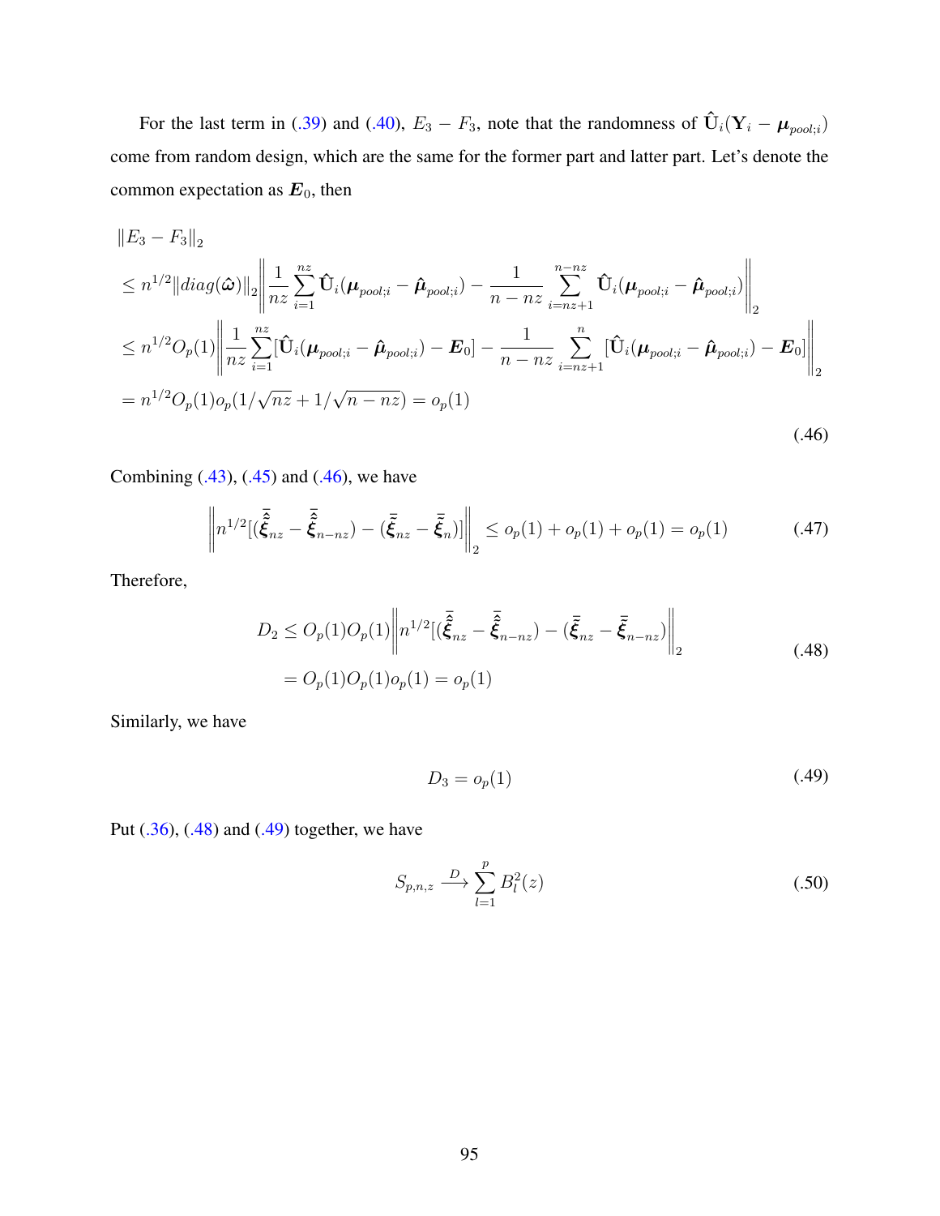For the last term in (.39) and (.40), $E_3 - F_3$, note that the randomness of $\hat{\mathbf{U}}_i(\mathbf{Y}_i - \boldsymbol{\mu}_{pool;i})$ come from random design, which are the same for the former part and latter part. Let's denote the common expectation as $\boldsymbol{E}_0$, then

$$
\begin{aligned}
&\|E_3 - F_3\|_2 \\
&\leq n^{1/2}\|diag(\hat{\boldsymbol{\omega}})\|_2 \left\| \frac{1}{nz}\sum_{i=1}^{nz} \hat{\mathbf{U}}_i(\boldsymbol{\mu}_{pool;i} - \hat{\boldsymbol{\mu}}_{pool;i}) - \frac{1}{n-nz}\sum_{i=nz+1}^{n-nz} \hat{\mathbf{U}}_i(\boldsymbol{\mu}_{pool;i} - \hat{\boldsymbol{\mu}}_{pool;i}) \right\|_2 \\
&\leq n^{1/2}O_p(1) \left\| \frac{1}{nz}\sum_{i=1}^{nz} [\hat{\mathbf{U}}_i(\boldsymbol{\mu}_{pool;i} - \hat{\boldsymbol{\mu}}_{pool;i}) - \boldsymbol{E}_0] - \frac{1}{n-nz}\sum_{i=nz+1}^{n} [\hat{\mathbf{U}}_i(\boldsymbol{\mu}_{pool;i} - \hat{\boldsymbol{\mu}}_{pool;i}) - \boldsymbol{E}_0] \right\|_2 \\
&= n^{1/2}O_p(1)o_p(1/\sqrt{nz} + 1/\sqrt{n-nz}) = o_p(1)
\end{aligned}
\tag{.46}
$$

Combining (.43), (.45) and (.46), we have

$$
\left\| n^{1/2}[(\bar{\hat{\bar{\boldsymbol{\xi}}}}_{nz} - \bar{\hat{\bar{\boldsymbol{\xi}}}}_{n-nz}) - (\bar{\bar{\boldsymbol{\xi}}}_{nz} - \bar{\bar{\boldsymbol{\xi}}}_{n})] \right\|_2 \leq o_p(1) + o_p(1) + o_p(1) = o_p(1) \tag{.47}
$$

Therefore,

$$
\begin{aligned}
D_2 &\leq O_p(1)O_p(1) \left\| n^{1/2}[(\bar{\hat{\bar{\boldsymbol{\xi}}}}_{nz} - \bar{\hat{\bar{\boldsymbol{\xi}}}}_{n-nz}) - (\bar{\bar{\boldsymbol{\xi}}}_{nz} - \bar{\bar{\boldsymbol{\xi}}}_{n-nz})] \right\|_2 \\
&= O_p(1)O_p(1)o_p(1) = o_p(1)
\end{aligned}
\tag{.48}
$$

Similarly, we have

$$
D_3 = o_p(1) \tag{.49}
$$

Put (.36), (.48) and (.49) together, we have

$$
S_{p,n,z} \xrightarrow{D} \sum_{l=1}^{p} B_l^2(z) \tag{.50}
$$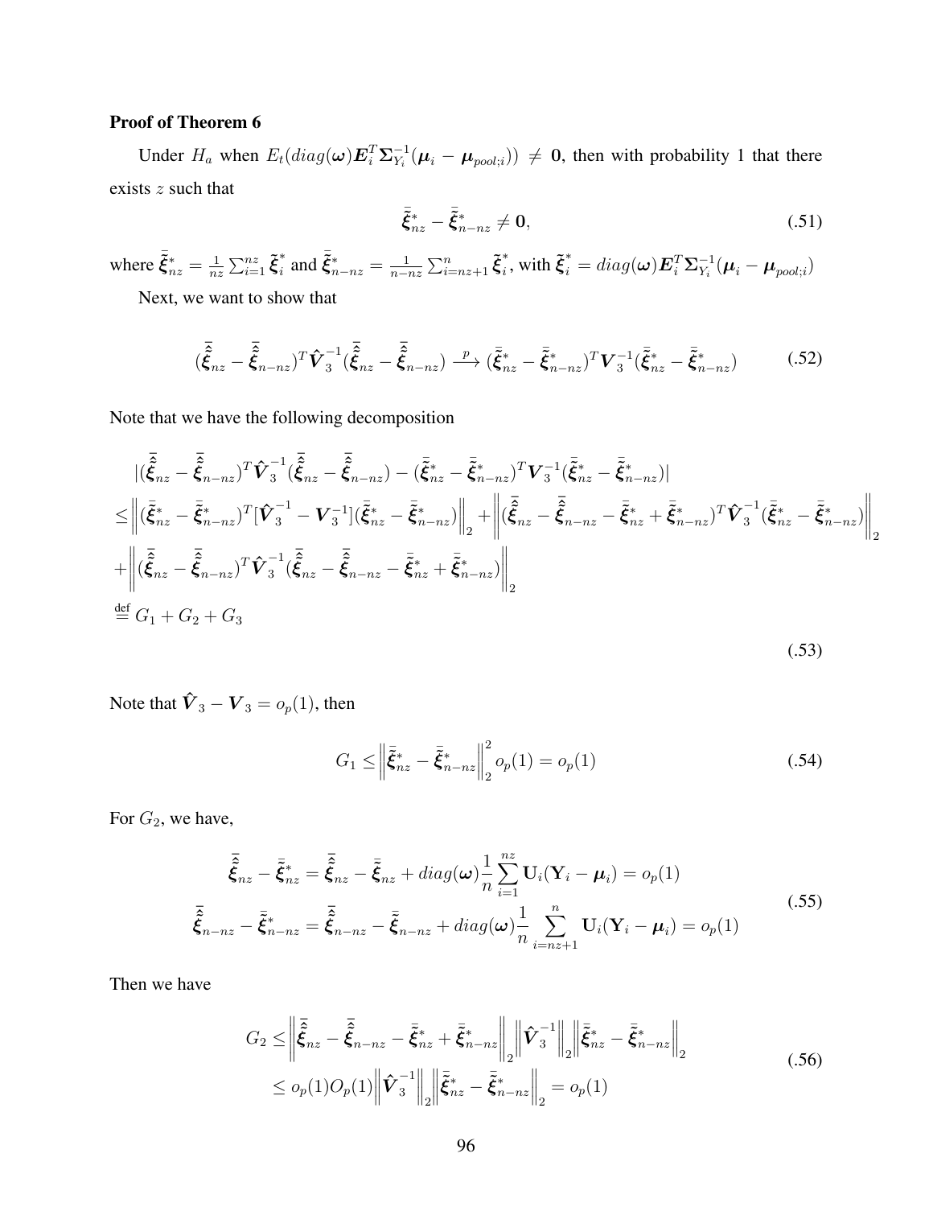**Proof of Theorem 6**

Under $H_a$ when $E_t(diag(\boldsymbol{\omega})\boldsymbol{E}_i^T\boldsymbol{\Sigma}_{Y_i}^{-1}(\boldsymbol{\mu}_i - \boldsymbol{\mu}_{pool;i})) \neq \mathbf{0}$, then with probability 1 that there exists $z$ such that

$$\bar{\tilde{\boldsymbol{\xi}}}^*_{nz} - \bar{\tilde{\boldsymbol{\xi}}}^*_{n-nz} \neq \mathbf{0}, \tag{.51}$$

where $\bar{\tilde{\boldsymbol{\xi}}}^*_{nz} = \frac{1}{nz}\sum_{i=1}^{nz}\tilde{\boldsymbol{\xi}}_i^*$ and $\bar{\tilde{\boldsymbol{\xi}}}^*_{n-nz} = \frac{1}{n-nz}\sum_{i=nz+1}^{n}\tilde{\boldsymbol{\xi}}_i^*$, with $\tilde{\boldsymbol{\xi}}_i^* = diag(\boldsymbol{\omega})\boldsymbol{E}_i^T\boldsymbol{\Sigma}_{Y_i}^{-1}(\boldsymbol{\mu}_i - \boldsymbol{\mu}_{pool;i})$

Next, we want to show that

$$(\bar{\hat{\tilde{\boldsymbol{\xi}}}}_{nz} - \bar{\hat{\tilde{\boldsymbol{\xi}}}}_{n-nz})^T\hat{\boldsymbol{V}}_3^{-1}(\bar{\hat{\tilde{\boldsymbol{\xi}}}}_{nz} - \bar{\hat{\tilde{\boldsymbol{\xi}}}}_{n-nz}) \xrightarrow{p} (\bar{\tilde{\boldsymbol{\xi}}}^*_{nz} - \bar{\tilde{\boldsymbol{\xi}}}^*_{n-nz})^T\boldsymbol{V}_3^{-1}(\bar{\tilde{\boldsymbol{\xi}}}^*_{nz} - \bar{\tilde{\boldsymbol{\xi}}}^*_{n-nz}) \tag{.52}$$

Note that we have the following decomposition

$$\begin{aligned}
&|(\bar{\hat{\tilde{\boldsymbol{\xi}}}}_{nz} - \bar{\hat{\tilde{\boldsymbol{\xi}}}}_{n-nz})^T\hat{\boldsymbol{V}}_3^{-1}(\bar{\hat{\tilde{\boldsymbol{\xi}}}}_{nz} - \bar{\hat{\tilde{\boldsymbol{\xi}}}}_{n-nz}) - (\bar{\tilde{\boldsymbol{\xi}}}^*_{nz} - \bar{\tilde{\boldsymbol{\xi}}}^*_{n-nz})^T\boldsymbol{V}_3^{-1}(\bar{\tilde{\boldsymbol{\xi}}}^*_{nz} - \bar{\tilde{\boldsymbol{\xi}}}^*_{n-nz})| \\
\leq& \left\|(\bar{\tilde{\boldsymbol{\xi}}}^*_{nz} - \bar{\tilde{\boldsymbol{\xi}}}^*_{n-nz})^T[\hat{\boldsymbol{V}}_3^{-1} - \boldsymbol{V}_3^{-1}](\bar{\tilde{\boldsymbol{\xi}}}^*_{nz} - \bar{\tilde{\boldsymbol{\xi}}}^*_{n-nz})\right\|_2 + \left\|(\bar{\hat{\tilde{\boldsymbol{\xi}}}}_{nz} - \bar{\hat{\tilde{\boldsymbol{\xi}}}}_{n-nz} - \bar{\tilde{\boldsymbol{\xi}}}^*_{nz} + \bar{\tilde{\boldsymbol{\xi}}}^*_{n-nz})^T\hat{\boldsymbol{V}}_3^{-1}(\bar{\tilde{\boldsymbol{\xi}}}^*_{nz} - \bar{\tilde{\boldsymbol{\xi}}}^*_{n-nz})\right\|_2 \\
&+ \left\|(\bar{\hat{\tilde{\boldsymbol{\xi}}}}_{nz} - \bar{\hat{\tilde{\boldsymbol{\xi}}}}_{n-nz})^T\hat{\boldsymbol{V}}_3^{-1}(\bar{\hat{\tilde{\boldsymbol{\xi}}}}_{nz} - \bar{\hat{\tilde{\boldsymbol{\xi}}}}_{n-nz} - \bar{\tilde{\boldsymbol{\xi}}}^*_{nz} + \bar{\tilde{\boldsymbol{\xi}}}^*_{n-nz})\right\|_2 \\
\stackrel{\text{def}}{=}& G_1 + G_2 + G_3
\end{aligned} \tag{.53}$$

Note that $\hat{\boldsymbol{V}}_3 - \boldsymbol{V}_3 = o_p(1)$, then

$$G_1 \leq \left\|\bar{\tilde{\boldsymbol{\xi}}}^*_{nz} - \bar{\tilde{\boldsymbol{\xi}}}^*_{n-nz}\right\|_2^2 o_p(1) = o_p(1) \tag{.54}$$

For $G_2$, we have,

$$\begin{aligned}
\bar{\hat{\tilde{\boldsymbol{\xi}}}}_{nz} - \bar{\tilde{\boldsymbol{\xi}}}^*_{nz} &= \bar{\hat{\tilde{\boldsymbol{\xi}}}}_{nz} - \bar{\tilde{\boldsymbol{\xi}}}_{nz} + diag(\boldsymbol{\omega})\frac{1}{n}\sum_{i=1}^{nz}\mathbf{U}_i(\mathbf{Y}_i - \boldsymbol{\mu}_i) = o_p(1) \\
\bar{\hat{\tilde{\boldsymbol{\xi}}}}_{n-nz} - \bar{\tilde{\boldsymbol{\xi}}}^*_{n-nz} &= \bar{\hat{\tilde{\boldsymbol{\xi}}}}_{n-nz} - \bar{\tilde{\boldsymbol{\xi}}}_{n-nz} + diag(\boldsymbol{\omega})\frac{1}{n}\sum_{i=nz+1}^{n}\mathbf{U}_i(\mathbf{Y}_i - \boldsymbol{\mu}_i) = o_p(1)
\end{aligned} \tag{.55}$$

Then we have

$$\begin{aligned}
G_2 &\leq \left\|\bar{\hat{\tilde{\boldsymbol{\xi}}}}_{nz} - \bar{\hat{\tilde{\boldsymbol{\xi}}}}_{n-nz} - \bar{\tilde{\boldsymbol{\xi}}}^*_{nz} + \bar{\tilde{\boldsymbol{\xi}}}^*_{n-nz}\right\|_2 \left\|\hat{\boldsymbol{V}}_3^{-1}\right\|_2 \left\|\bar{\tilde{\boldsymbol{\xi}}}^*_{nz} - \bar{\tilde{\boldsymbol{\xi}}}^*_{n-nz}\right\|_2 \\
&\leq o_p(1)O_p(1)\left\|\hat{\boldsymbol{V}}_3^{-1}\right\|_2 \left\|\bar{\tilde{\boldsymbol{\xi}}}^*_{nz} - \bar{\tilde{\boldsymbol{\xi}}}^*_{n-nz}\right\|_2 = o_p(1)
\end{aligned} \tag{.56}$$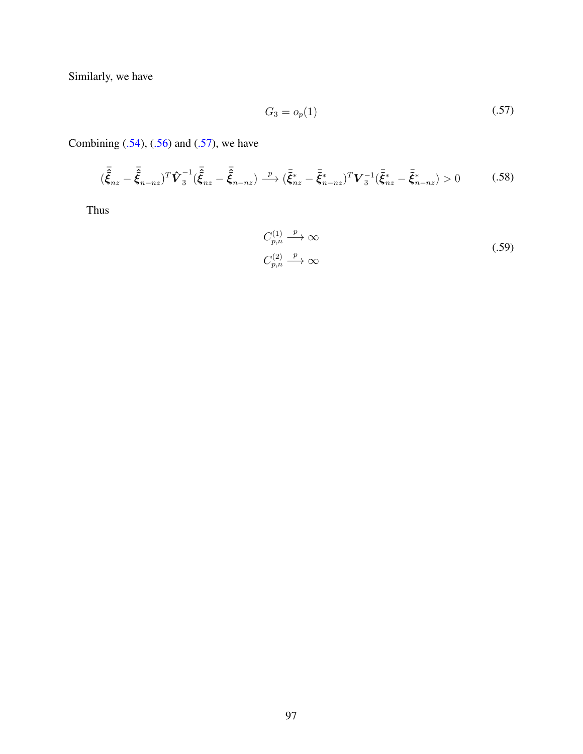Similarly, we have

$$G_3 = o_p(1) \tag{.57}$$

Combining (.54), (.56) and (.57), we have

$$(\hat{\bar{\bar{\boldsymbol{\xi}}}}_{nz} - \hat{\bar{\bar{\boldsymbol{\xi}}}}_{n-nz})^T \hat{\boldsymbol{V}}_3^{-1} (\hat{\bar{\bar{\boldsymbol{\xi}}}}_{nz} - \hat{\bar{\bar{\boldsymbol{\xi}}}}_{n-nz}) \xrightarrow{p} (\bar{\bar{\boldsymbol{\xi}}}^*_{nz} - \bar{\bar{\boldsymbol{\xi}}}^*_{n-nz})^T \boldsymbol{V}_3^{-1} (\bar{\bar{\boldsymbol{\xi}}}^*_{nz} - \bar{\bar{\boldsymbol{\xi}}}^*_{n-nz}) > 0 \tag{.58}$$

Thus

$$\begin{aligned} C_{p,n}^{(1)} &\xrightarrow{p} \infty \\ C_{p,n}^{(2)} &\xrightarrow{p} \infty \end{aligned} \tag{.59}$$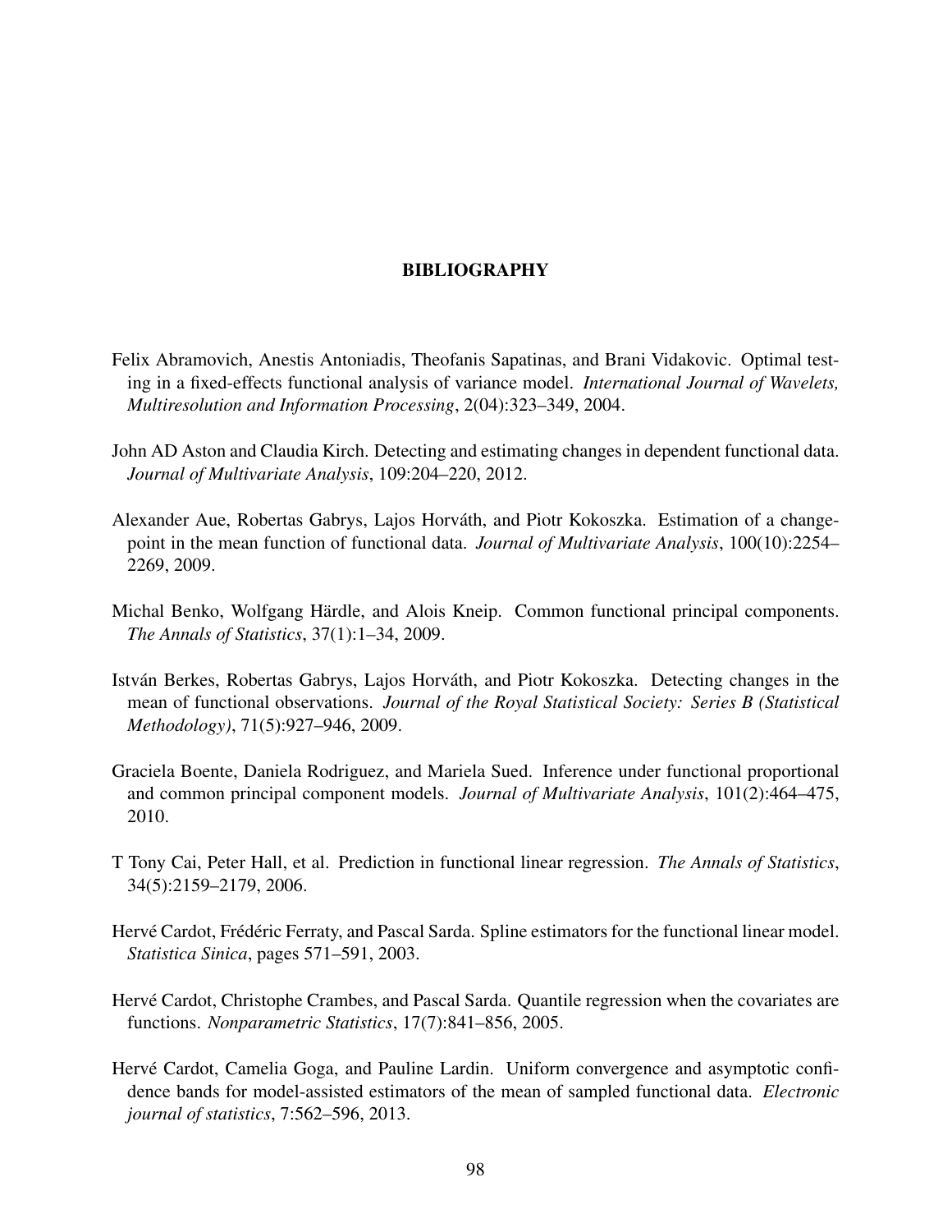# BIBLIOGRAPHY

Felix Abramovich, Anestis Antoniadis, Theofanis Sapatinas, and Brani Vidakovic. Optimal testing in a fixed-effects functional analysis of variance model. *International Journal of Wavelets, Multiresolution and Information Processing*, 2(04):323–349, 2004.

John AD Aston and Claudia Kirch. Detecting and estimating changes in dependent functional data. *Journal of Multivariate Analysis*, 109:204–220, 2012.

Alexander Aue, Robertas Gabrys, Lajos Horváth, and Piotr Kokoszka. Estimation of a change-point in the mean function of functional data. *Journal of Multivariate Analysis*, 100(10):2254–2269, 2009.

Michal Benko, Wolfgang Härdle, and Alois Kneip. Common functional principal components. *The Annals of Statistics*, 37(1):1–34, 2009.

István Berkes, Robertas Gabrys, Lajos Horváth, and Piotr Kokoszka. Detecting changes in the mean of functional observations. *Journal of the Royal Statistical Society: Series B (Statistical Methodology)*, 71(5):927–946, 2009.

Graciela Boente, Daniela Rodriguez, and Mariela Sued. Inference under functional proportional and common principal component models. *Journal of Multivariate Analysis*, 101(2):464–475, 2010.

T Tony Cai, Peter Hall, et al. Prediction in functional linear regression. *The Annals of Statistics*, 34(5):2159–2179, 2006.

Hervé Cardot, Frédéric Ferraty, and Pascal Sarda. Spline estimators for the functional linear model. *Statistica Sinica*, pages 571–591, 2003.

Hervé Cardot, Christophe Crambes, and Pascal Sarda. Quantile regression when the covariates are functions. *Nonparametric Statistics*, 17(7):841–856, 2005.

Hervé Cardot, Camelia Goga, and Pauline Lardin. Uniform convergence and asymptotic confidence bands for model-assisted estimators of the mean of sampled functional data. *Electronic journal of statistics*, 7:562–596, 2013.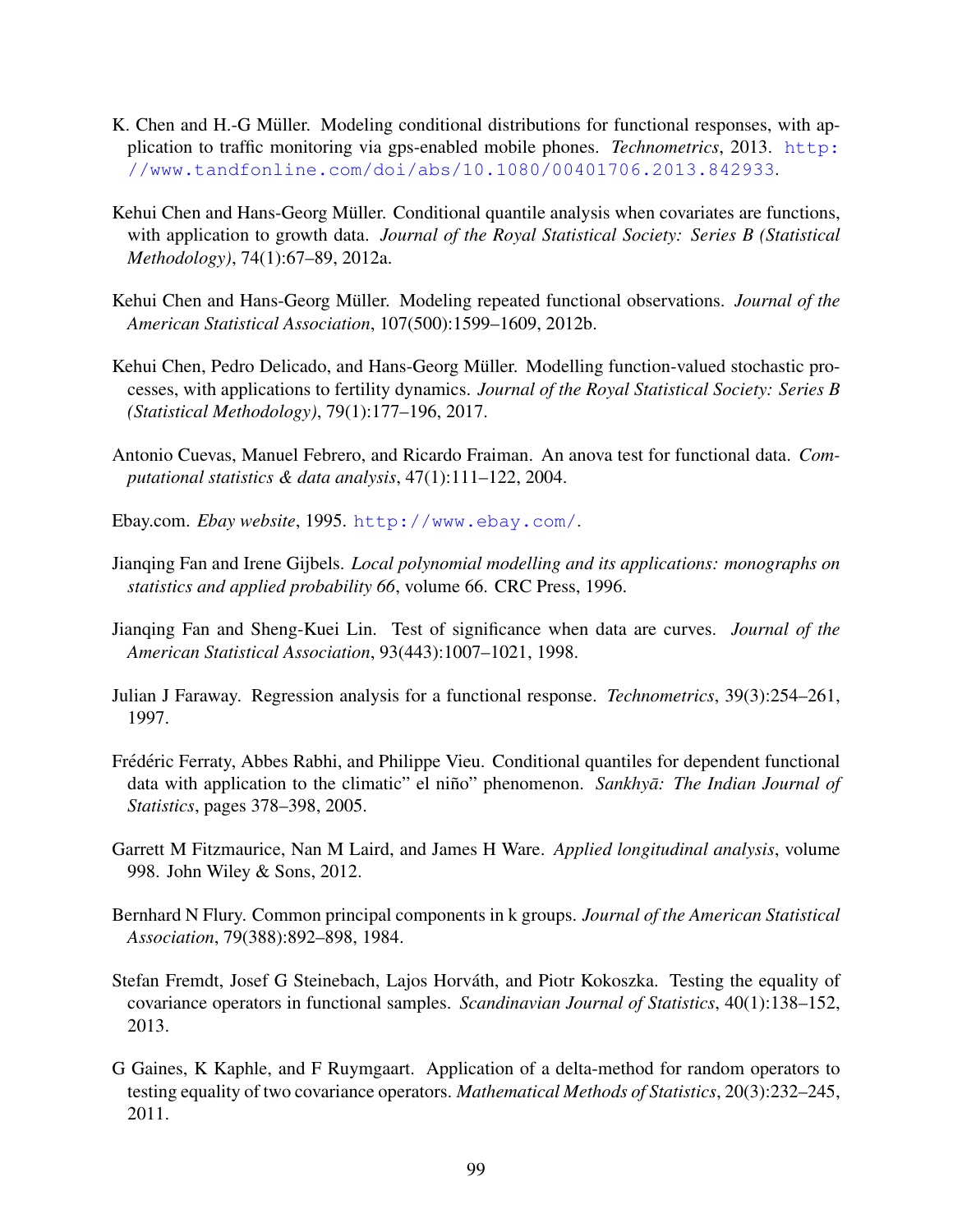K. Chen and H.-G Müller. Modeling conditional distributions for functional responses, with application to traffic monitoring via gps-enabled mobile phones. *Technometrics*, 2013. http://www.tandfonline.com/doi/abs/10.1080/00401706.2013.842933.

Kehui Chen and Hans-Georg Müller. Conditional quantile analysis when covariates are functions, with application to growth data. *Journal of the Royal Statistical Society: Series B (Statistical Methodology)*, 74(1):67–89, 2012a.

Kehui Chen and Hans-Georg Müller. Modeling repeated functional observations. *Journal of the American Statistical Association*, 107(500):1599–1609, 2012b.

Kehui Chen, Pedro Delicado, and Hans-Georg Müller. Modelling function-valued stochastic processes, with applications to fertility dynamics. *Journal of the Royal Statistical Society: Series B (Statistical Methodology)*, 79(1):177–196, 2017.

Antonio Cuevas, Manuel Febrero, and Ricardo Fraiman. An anova test for functional data. *Computational statistics & data analysis*, 47(1):111–122, 2004.

Ebay.com. *Ebay website*, 1995. http://www.ebay.com/.

Jianqing Fan and Irene Gijbels. *Local polynomial modelling and its applications: monographs on statistics and applied probability 66*, volume 66. CRC Press, 1996.

Jianqing Fan and Sheng-Kuei Lin. Test of significance when data are curves. *Journal of the American Statistical Association*, 93(443):1007–1021, 1998.

Julian J Faraway. Regression analysis for a functional response. *Technometrics*, 39(3):254–261, 1997.

Frédéric Ferraty, Abbes Rabhi, and Philippe Vieu. Conditional quantiles for dependent functional data with application to the climatic" el niño" phenomenon. *Sankhyā: The Indian Journal of Statistics*, pages 378–398, 2005.

Garrett M Fitzmaurice, Nan M Laird, and James H Ware. *Applied longitudinal analysis*, volume 998. John Wiley & Sons, 2012.

Bernhard N Flury. Common principal components in k groups. *Journal of the American Statistical Association*, 79(388):892–898, 1984.

Stefan Fremdt, Josef G Steinebach, Lajos Horváth, and Piotr Kokoszka. Testing the equality of covariance operators in functional samples. *Scandinavian Journal of Statistics*, 40(1):138–152, 2013.

G Gaines, K Kaphle, and F Ruymgaart. Application of a delta-method for random operators to testing equality of two covariance operators. *Mathematical Methods of Statistics*, 20(3):232–245, 2011.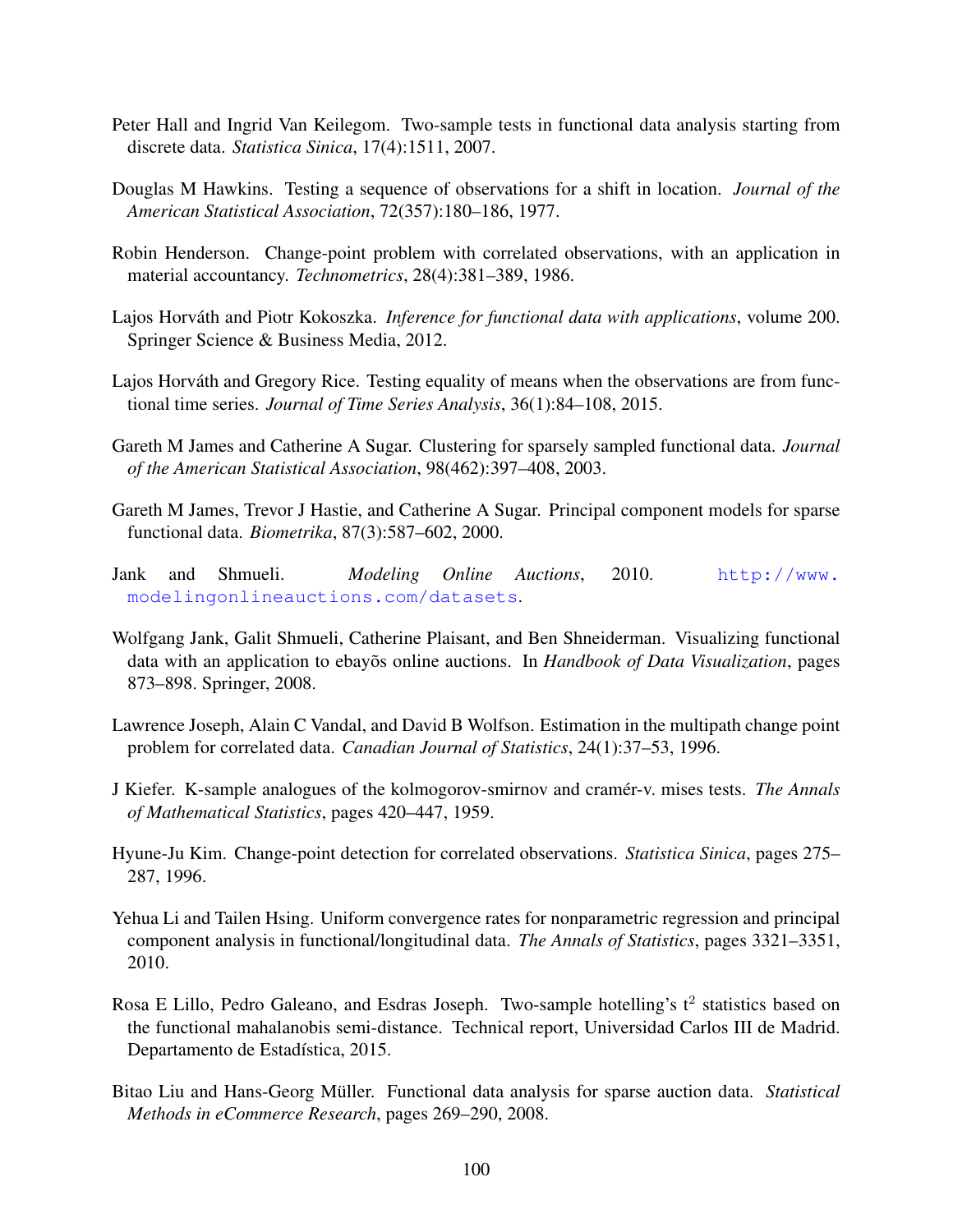Peter Hall and Ingrid Van Keilegom. Two-sample tests in functional data analysis starting from discrete data. *Statistica Sinica*, 17(4):1511, 2007.

Douglas M Hawkins. Testing a sequence of observations for a shift in location. *Journal of the American Statistical Association*, 72(357):180–186, 1977.

Robin Henderson. Change-point problem with correlated observations, with an application in material accountancy. *Technometrics*, 28(4):381–389, 1986.

Lajos Horváth and Piotr Kokoszka. *Inference for functional data with applications*, volume 200. Springer Science & Business Media, 2012.

Lajos Horváth and Gregory Rice. Testing equality of means when the observations are from functional time series. *Journal of Time Series Analysis*, 36(1):84–108, 2015.

Gareth M James and Catherine A Sugar. Clustering for sparsely sampled functional data. *Journal of the American Statistical Association*, 98(462):397–408, 2003.

Gareth M James, Trevor J Hastie, and Catherine A Sugar. Principal component models for sparse functional data. *Biometrika*, 87(3):587–602, 2000.

Jank and Shmueli. *Modeling Online Auctions*, 2010. http://www.modelingonlineauctions.com/datasets.

Wolfgang Jank, Galit Shmueli, Catherine Plaisant, and Ben Shneiderman. Visualizing functional data with an application to ebayõs online auctions. In *Handbook of Data Visualization*, pages 873–898. Springer, 2008.

Lawrence Joseph, Alain C Vandal, and David B Wolfson. Estimation in the multipath change point problem for correlated data. *Canadian Journal of Statistics*, 24(1):37–53, 1996.

J Kiefer. K-sample analogues of the kolmogorov-smirnov and cramér-v. mises tests. *The Annals of Mathematical Statistics*, pages 420–447, 1959.

Hyune-Ju Kim. Change-point detection for correlated observations. *Statistica Sinica*, pages 275–287, 1996.

Yehua Li and Tailen Hsing. Uniform convergence rates for nonparametric regression and principal component analysis in functional/longitudinal data. *The Annals of Statistics*, pages 3321–3351, 2010.

Rosa E Lillo, Pedro Galeano, and Esdras Joseph. Two-sample hotelling's $t^2$ statistics based on the functional mahalanobis semi-distance. Technical report, Universidad Carlos III de Madrid. Departamento de Estadística, 2015.

Bitao Liu and Hans-Georg Müller. Functional data analysis for sparse auction data. *Statistical Methods in eCommerce Research*, pages 269–290, 2008.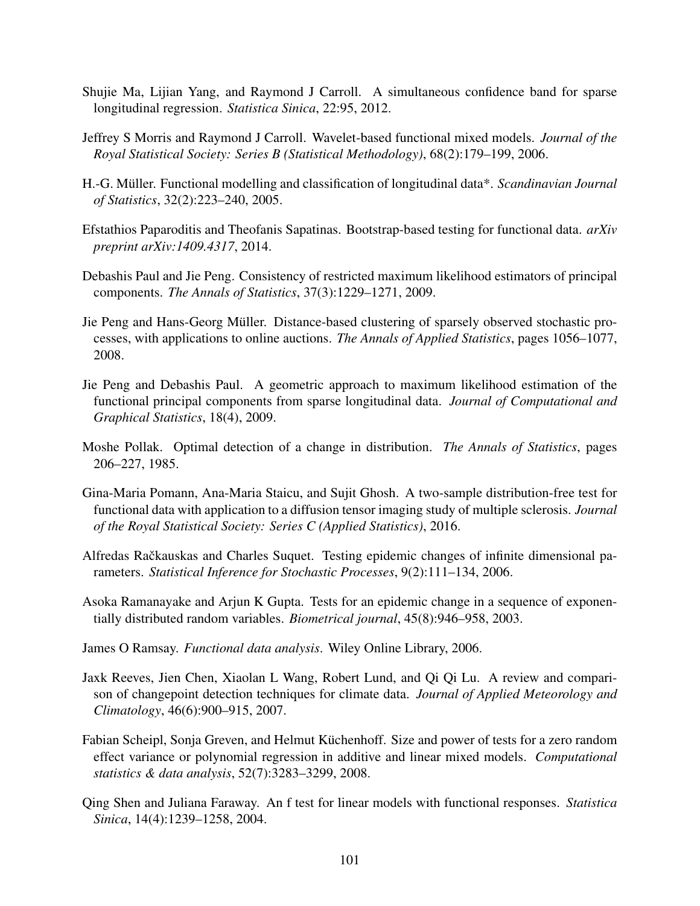Shujie Ma, Lijian Yang, and Raymond J Carroll. A simultaneous confidence band for sparse longitudinal regression. *Statistica Sinica*, 22:95, 2012.

Jeffrey S Morris and Raymond J Carroll. Wavelet-based functional mixed models. *Journal of the Royal Statistical Society: Series B (Statistical Methodology)*, 68(2):179–199, 2006.

H.-G. Müller. Functional modelling and classification of longitudinal data*. *Scandinavian Journal of Statistics*, 32(2):223–240, 2005.

Efstathios Paparoditis and Theofanis Sapatinas. Bootstrap-based testing for functional data. *arXiv preprint arXiv:1409.4317*, 2014.

Debashis Paul and Jie Peng. Consistency of restricted maximum likelihood estimators of principal components. *The Annals of Statistics*, 37(3):1229–1271, 2009.

Jie Peng and Hans-Georg Müller. Distance-based clustering of sparsely observed stochastic processes, with applications to online auctions. *The Annals of Applied Statistics*, pages 1056–1077, 2008.

Jie Peng and Debashis Paul. A geometric approach to maximum likelihood estimation of the functional principal components from sparse longitudinal data. *Journal of Computational and Graphical Statistics*, 18(4), 2009.

Moshe Pollak. Optimal detection of a change in distribution. *The Annals of Statistics*, pages 206–227, 1985.

Gina-Maria Pomann, Ana-Maria Staicu, and Sujit Ghosh. A two-sample distribution-free test for functional data with application to a diffusion tensor imaging study of multiple sclerosis. *Journal of the Royal Statistical Society: Series C (Applied Statistics)*, 2016.

Alfredas Račkauskas and Charles Suquet. Testing epidemic changes of infinite dimensional parameters. *Statistical Inference for Stochastic Processes*, 9(2):111–134, 2006.

Asoka Ramanayake and Arjun K Gupta. Tests for an epidemic change in a sequence of exponentially distributed random variables. *Biometrical journal*, 45(8):946–958, 2003.

James O Ramsay. *Functional data analysis*. Wiley Online Library, 2006.

Jaxk Reeves, Jien Chen, Xiaolan L Wang, Robert Lund, and Qi Qi Lu. A review and comparison of changepoint detection techniques for climate data. *Journal of Applied Meteorology and Climatology*, 46(6):900–915, 2007.

Fabian Scheipl, Sonja Greven, and Helmut Küchenhoff. Size and power of tests for a zero random effect variance or polynomial regression in additive and linear mixed models. *Computational statistics & data analysis*, 52(7):3283–3299, 2008.

Qing Shen and Juliana Faraway. An f test for linear models with functional responses. *Statistica Sinica*, 14(4):1239–1258, 2004.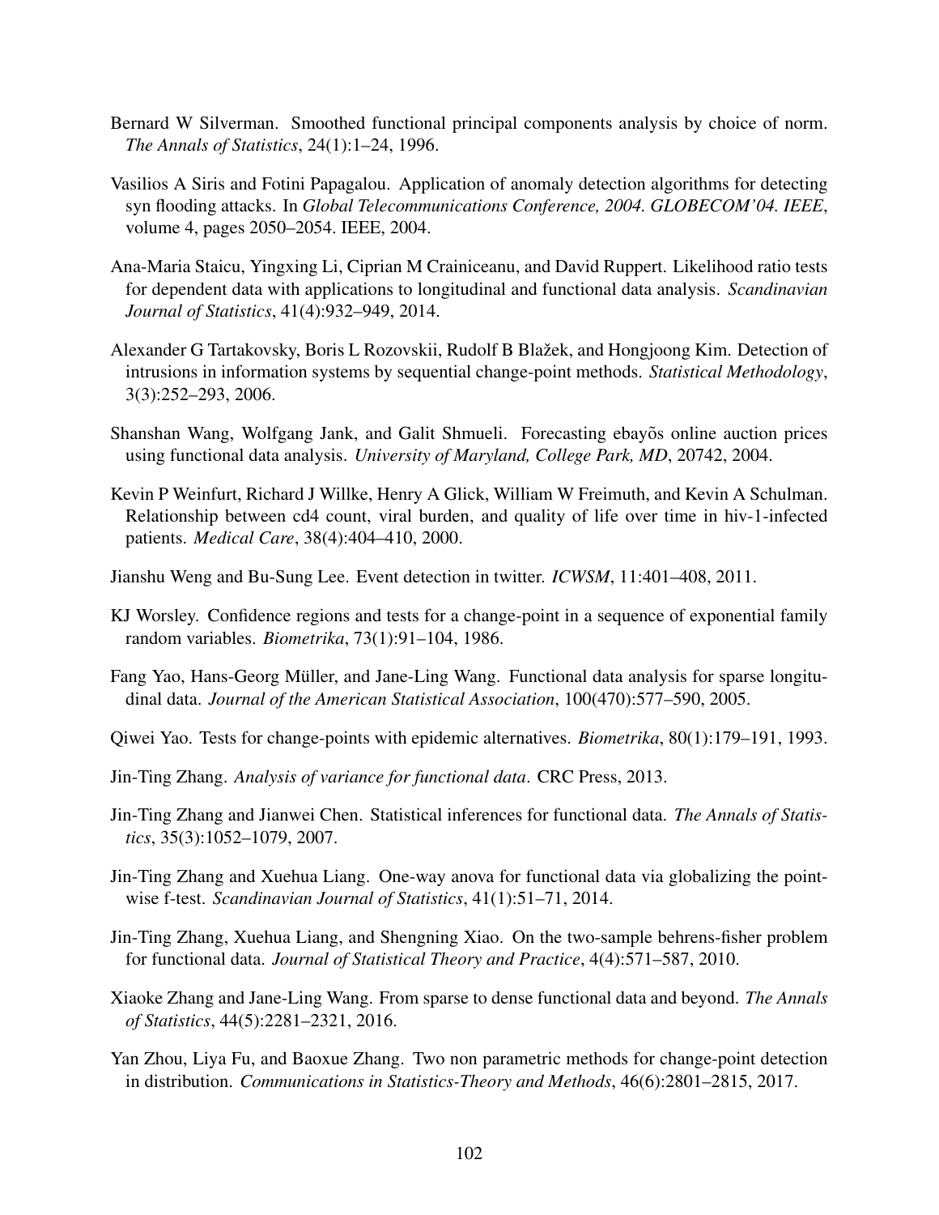Bernard W Silverman. Smoothed functional principal components analysis by choice of norm. *The Annals of Statistics*, 24(1):1–24, 1996.

Vasilios A Siris and Fotini Papagalou. Application of anomaly detection algorithms for detecting syn flooding attacks. In *Global Telecommunications Conference, 2004. GLOBECOM'04. IEEE*, volume 4, pages 2050–2054. IEEE, 2004.

Ana-Maria Staicu, Yingxing Li, Ciprian M Crainiceanu, and David Ruppert. Likelihood ratio tests for dependent data with applications to longitudinal and functional data analysis. *Scandinavian Journal of Statistics*, 41(4):932–949, 2014.

Alexander G Tartakovsky, Boris L Rozovskii, Rudolf B Blažek, and Hongjoong Kim. Detection of intrusions in information systems by sequential change-point methods. *Statistical Methodology*, 3(3):252–293, 2006.

Shanshan Wang, Wolfgang Jank, and Galit Shmueli. Forecasting ebayõs online auction prices using functional data analysis. *University of Maryland, College Park, MD*, 20742, 2004.

Kevin P Weinfurt, Richard J Willke, Henry A Glick, William W Freimuth, and Kevin A Schulman. Relationship between cd4 count, viral burden, and quality of life over time in hiv-1-infected patients. *Medical Care*, 38(4):404–410, 2000.

Jianshu Weng and Bu-Sung Lee. Event detection in twitter. *ICWSM*, 11:401–408, 2011.

KJ Worsley. Confidence regions and tests for a change-point in a sequence of exponential family random variables. *Biometrika*, 73(1):91–104, 1986.

Fang Yao, Hans-Georg Müller, and Jane-Ling Wang. Functional data analysis for sparse longitudinal data. *Journal of the American Statistical Association*, 100(470):577–590, 2005.

Qiwei Yao. Tests for change-points with epidemic alternatives. *Biometrika*, 80(1):179–191, 1993.

Jin-Ting Zhang. *Analysis of variance for functional data*. CRC Press, 2013.

Jin-Ting Zhang and Jianwei Chen. Statistical inferences for functional data. *The Annals of Statistics*, 35(3):1052–1079, 2007.

Jin-Ting Zhang and Xuehua Liang. One-way anova for functional data via globalizing the pointwise f-test. *Scandinavian Journal of Statistics*, 41(1):51–71, 2014.

Jin-Ting Zhang, Xuehua Liang, and Shengning Xiao. On the two-sample behrens-fisher problem for functional data. *Journal of Statistical Theory and Practice*, 4(4):571–587, 2010.

Xiaoke Zhang and Jane-Ling Wang. From sparse to dense functional data and beyond. *The Annals of Statistics*, 44(5):2281–2321, 2016.

Yan Zhou, Liya Fu, and Baoxue Zhang. Two non parametric methods for change-point detection in distribution. *Communications in Statistics-Theory and Methods*, 46(6):2801–2815, 2017.